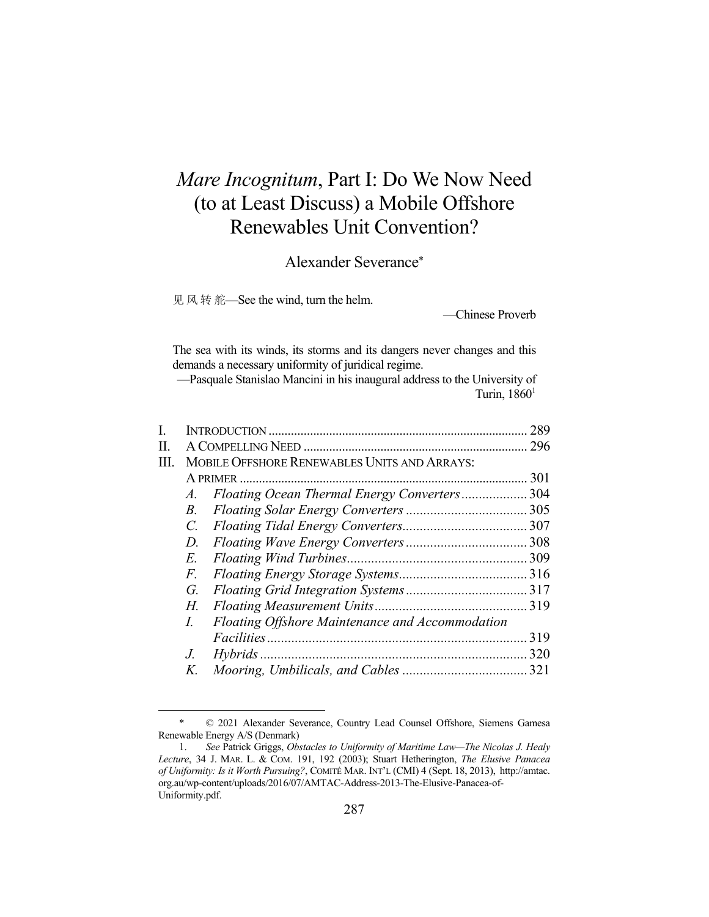# *Mare Incognitum*, Part I: Do We Now Need (to at Least Discuss) a Mobile Offshore Renewables Unit Convention?

Alexander Severance*

见风转舵—See the wind, turn the helm.

—Chinese Proverb

The sea with its winds, its storms and its dangers never changes and this demands a necessary uniformity of juridical regime.

—Pasquale Stanislao Mancini in his inaugural address to the University of Turin, 1860[1]

| | | |
|---|---|---|
| I. | INTRODUCTION | 289 |
| II. | A COMPELLING NEED | 296 |
| III. | MOBILE OFFSHORE RENEWABLES UNITS AND ARRAYS: A PRIMER | 301 |
| | *A. Floating Ocean Thermal Energy Converters* | 304 |
| | *B. Floating Solar Energy Converters* | 305 |
| | *C. Floating Tidal Energy Converters* | 307 |
| | *D. Floating Wave Energy Converters* | 308 |
| | *E. Floating Wind Turbines* | 309 |
| | *F. Floating Energy Storage Systems* | 316 |
| | *G. Floating Grid Integration Systems* | 317 |
| | *H. Floating Measurement Units* | 319 |
| | *I. Floating Offshore Maintenance and Accommodation Facilities* | 319 |
| | *J. Hybrids* | 320 |
| | *K. Mooring, Umbilicals, and Cables* | 321 |

\* © 2021 Alexander Severance, Country Lead Counsel Offshore, Siemens Gamesa Renewable Energy A/S (Denmark)

1. *See* Patrick Griggs, *Obstacles to Uniformity of Maritime Law—The Nicolas J. Healy Lecture*, 34 J. MAR. L. & COM. 191, 192 (2003); Stuart Hetherington, *The Elusive Panacea of Uniformity: Is it Worth Pursuing?*, COMITÉ MAR. INT'L (CMI) 4 (Sept. 18, 2013), http://amtac.org.au/wp-content/uploads/2016/07/AMTAC-Address-2013-The-Elusive-Panacea-of-Uniformity.pdf.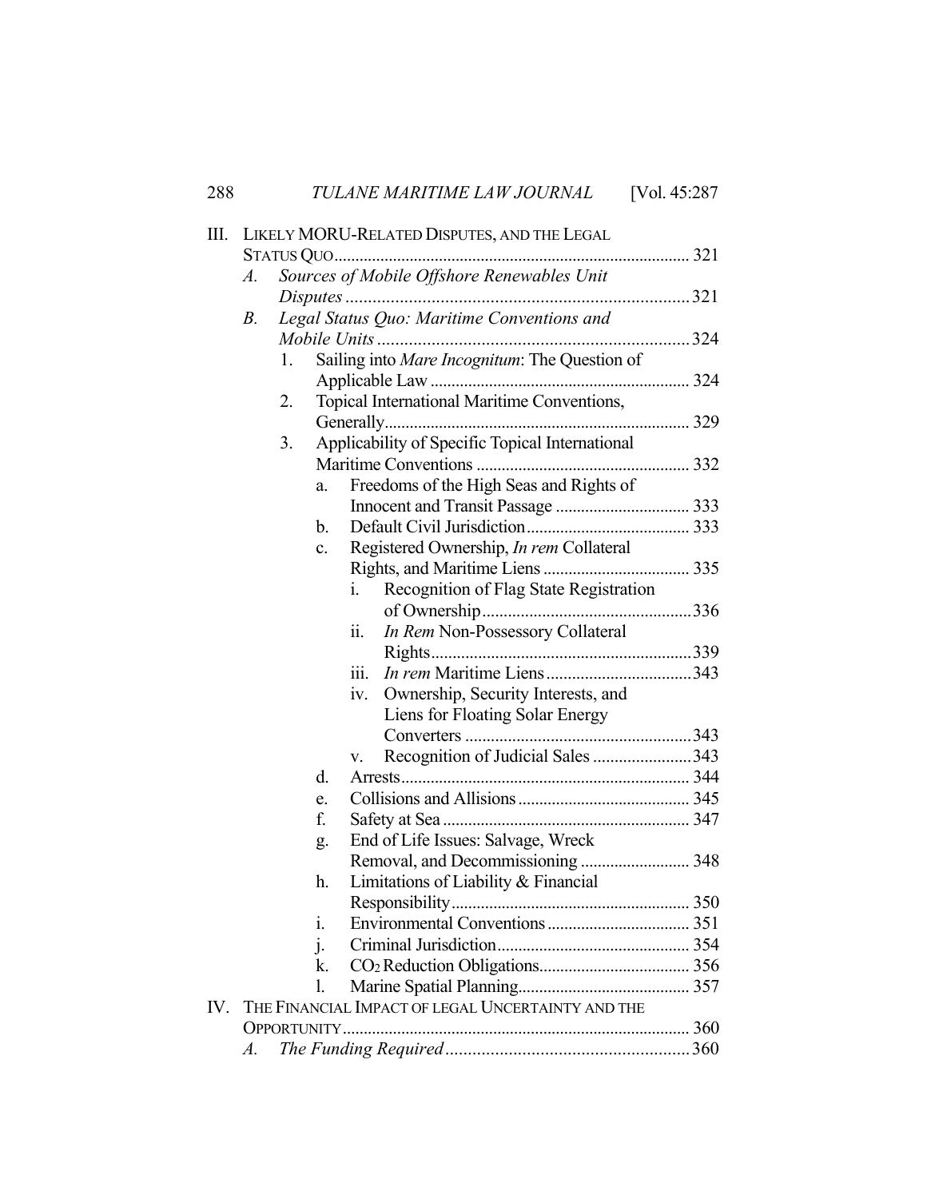III. LIKELY MORU-RELATED DISPUTES, AND THE LEGAL STATUS QUO ........ 321
   A. *Sources of Mobile Offshore Renewables Unit Disputes* ........ 321
   B. *Legal Status Quo: Maritime Conventions and Mobile Units* ........ 324
      1. Sailing into *Mare Incognitum*: The Question of Applicable Law ........ 324
      2. Topical International Maritime Conventions, Generally ........ 329
      3. Applicability of Specific Topical International Maritime Conventions ........ 332
         a. Freedoms of the High Seas and Rights of Innocent and Transit Passage ........ 333
         b. Default Civil Jurisdiction ........ 333
         c. Registered Ownership, *In rem* Collateral Rights, and Maritime Liens ........ 335
            i. Recognition of Flag State Registration of Ownership ........ 336
            ii. *In Rem* Non-Possessory Collateral Rights ........ 339
            iii. *In rem* Maritime Liens ........ 343
            iv. Ownership, Security Interests, and Liens for Floating Solar Energy Converters ........ 343
            v. Recognition of Judicial Sales ........ 343
         d. Arrests ........ 344
         e. Collisions and Allisions ........ 345
         f. Safety at Sea ........ 347
         g. End of Life Issues: Salvage, Wreck Removal, and Decommissioning ........ 348
         h. Limitations of Liability & Financial Responsibility ........ 350
         i. Environmental Conventions ........ 351
         j. Criminal Jurisdiction ........ 354
         k. $CO_2$ Reduction Obligations ........ 356
         l. Marine Spatial Planning ........ 357
IV. THE FINANCIAL IMPACT OF LEGAL UNCERTAINTY AND THE OPPORTUNITY ........ 360
   A. *The Funding Required* ........ 360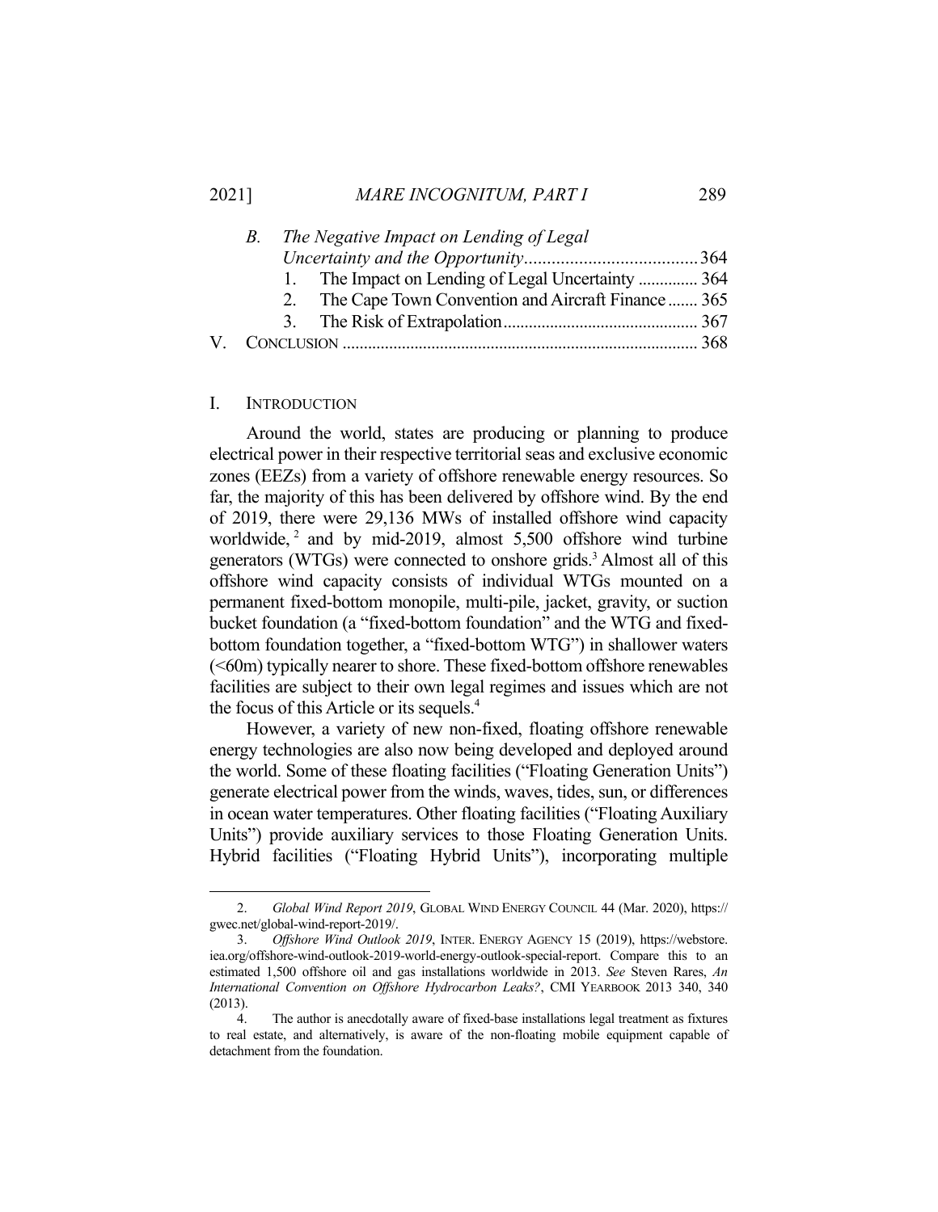*B. The Negative Impact on Lending of Legal Uncertainty and the Opportunity* ...................................... 364

1. The Impact on Lending of Legal Uncertainty .............. 364
2. The Cape Town Convention and Aircraft Finance ....... 365
3. The Risk of Extrapolation ............................................. 367

V. CONCLUSION .................................................................................. 368

## I. INTRODUCTION

Around the world, states are producing or planning to produce electrical power in their respective territorial seas and exclusive economic zones (EEZs) from a variety of offshore renewable energy resources. So far, the majority of this has been delivered by offshore wind. By the end of 2019, there were 29,136 MWs of installed offshore wind capacity worldwide,[2] and by mid-2019, almost 5,500 offshore wind turbine generators (WTGs) were connected to onshore grids.[3] Almost all of this offshore wind capacity consists of individual WTGs mounted on a permanent fixed-bottom monopile, multi-pile, jacket, gravity, or suction bucket foundation (a "fixed-bottom foundation" and the WTG and fixed-bottom foundation together, a "fixed-bottom WTG") in shallower waters (<60m) typically nearer to shore. These fixed-bottom offshore renewables facilities are subject to their own legal regimes and issues which are not the focus of this Article or its sequels.[4]

However, a variety of new non-fixed, floating offshore renewable energy technologies are also now being developed and deployed around the world. Some of these floating facilities ("Floating Generation Units") generate electrical power from the winds, waves, tides, sun, or differences in ocean water temperatures. Other floating facilities ("Floating Auxiliary Units") provide auxiliary services to those Floating Generation Units. Hybrid facilities ("Floating Hybrid Units"), incorporating multiple

2. *Global Wind Report 2019*, GLOBAL WIND ENERGY COUNCIL 44 (Mar. 2020), https://gwec.net/global-wind-report-2019/.

3. *Offshore Wind Outlook 2019*, INTER. ENERGY AGENCY 15 (2019), https://webstore.iea.org/offshore-wind-outlook-2019-world-energy-outlook-special-report. Compare this to an estimated 1,500 offshore oil and gas installations worldwide in 2013. *See* Steven Rares, *An International Convention on Offshore Hydrocarbon Leaks?*, CMI YEARBOOK 2013 340, 340 (2013).

4. The author is anecdotally aware of fixed-base installations legal treatment as fixtures to real estate, and alternatively, is aware of the non-floating mobile equipment capable of detachment from the foundation.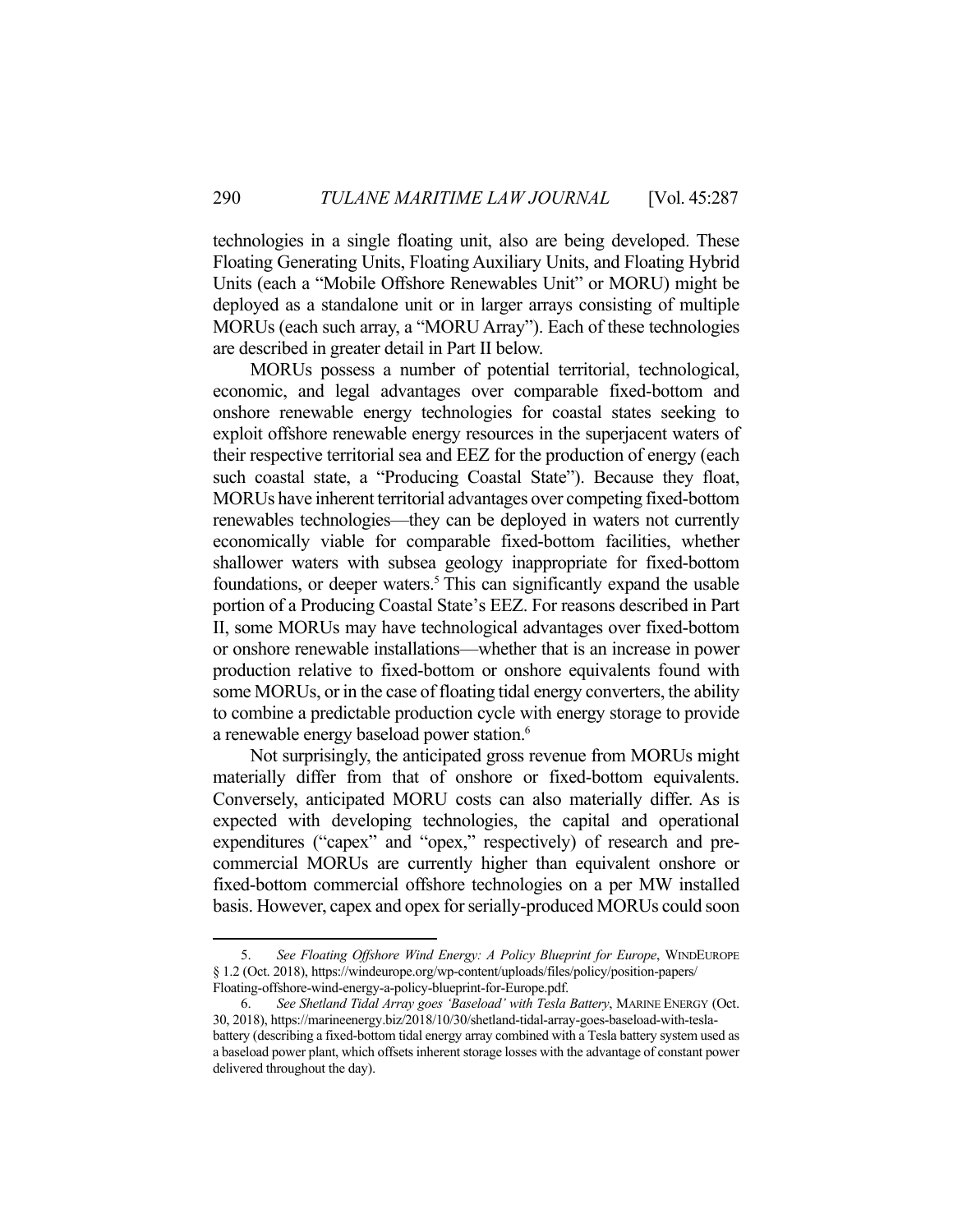technologies in a single floating unit, also are being developed. These Floating Generating Units, Floating Auxiliary Units, and Floating Hybrid Units (each a "Mobile Offshore Renewables Unit" or MORU) might be deployed as a standalone unit or in larger arrays consisting of multiple MORUs (each such array, a "MORU Array"). Each of these technologies are described in greater detail in Part II below.

MORUs possess a number of potential territorial, technological, economic, and legal advantages over comparable fixed-bottom and onshore renewable energy technologies for coastal states seeking to exploit offshore renewable energy resources in the superjacent waters of their respective territorial sea and EEZ for the production of energy (each such coastal state, a "Producing Coastal State"). Because they float, MORUs have inherent territorial advantages over competing fixed-bottom renewables technologies—they can be deployed in waters not currently economically viable for comparable fixed-bottom facilities, whether shallower waters with subsea geology inappropriate for fixed-bottom foundations, or deeper waters.[5] This can significantly expand the usable portion of a Producing Coastal State's EEZ. For reasons described in Part II, some MORUs may have technological advantages over fixed-bottom or onshore renewable installations—whether that is an increase in power production relative to fixed-bottom or onshore equivalents found with some MORUs, or in the case of floating tidal energy converters, the ability to combine a predictable production cycle with energy storage to provide a renewable energy baseload power station.[6]

Not surprisingly, the anticipated gross revenue from MORUs might materially differ from that of onshore or fixed-bottom equivalents. Conversely, anticipated MORU costs can also materially differ. As is expected with developing technologies, the capital and operational expenditures ("capex" and "opex," respectively) of research and pre-commercial MORUs are currently higher than equivalent onshore or fixed-bottom commercial offshore technologies on a per MW installed basis. However, capex and opex for serially-produced MORUs could soon

---

5. *See Floating Offshore Wind Energy: A Policy Blueprint for Europe*, WINDEUROPE § 1.2 (Oct. 2018), https://windeurope.org/wp-content/uploads/files/policy/position-papers/Floating-offshore-wind-energy-a-policy-blueprint-for-Europe.pdf.

6. *See Shetland Tidal Array goes 'Baseload' with Tesla Battery*, MARINE ENERGY (Oct. 30, 2018), https://marineenergy.biz/2018/10/30/shetland-tidal-array-goes-baseload-with-tesla-battery (describing a fixed-bottom tidal energy array combined with a Tesla battery system used as a baseload power plant, which offsets inherent storage losses with the advantage of constant power delivered throughout the day).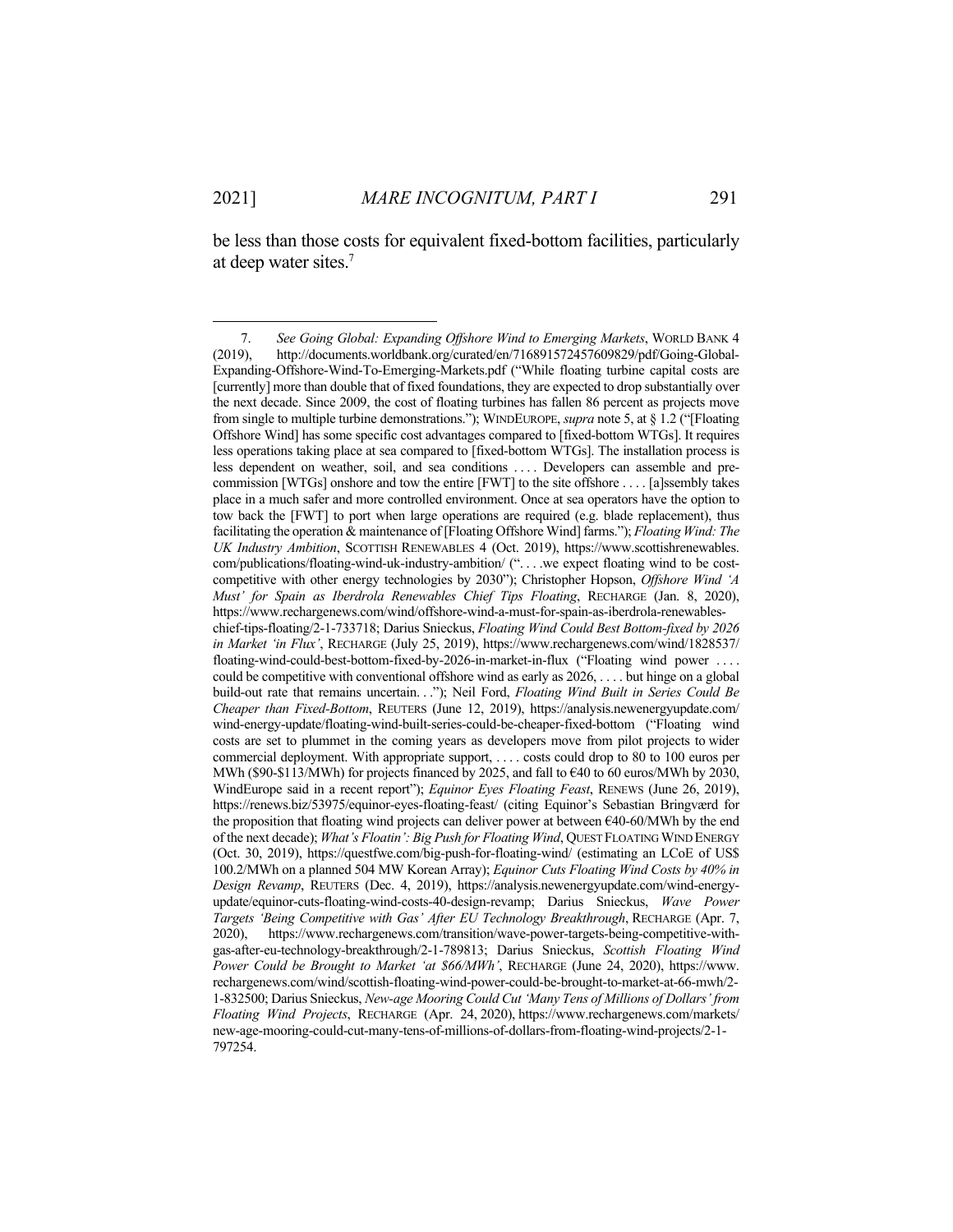be less than those costs for equivalent fixed-bottom facilities, particularly at deep water sites.[7]

---

7. *See Going Global: Expanding Offshore Wind to Emerging Markets*, WORLD BANK 4 (2019), http://documents.worldbank.org/curated/en/716891572457609829/pdf/Going-Global-Expanding-Offshore-Wind-To-Emerging-Markets.pdf ("While floating turbine capital costs are [currently] more than double that of fixed foundations, they are expected to drop substantially over the next decade. Since 2009, the cost of floating turbines has fallen 86 percent as projects move from single to multiple turbine demonstrations."); WINDEUROPE, *supra* note 5, at § 1.2 ("[Floating Offshore Wind] has some specific cost advantages compared to [fixed-bottom WTGs]. It requires less operations taking place at sea compared to [fixed-bottom WTGs]. The installation process is less dependent on weather, soil, and sea conditions . . . . Developers can assemble and pre-commission [WTGs] onshore and tow the entire [FWT] to the site offshore . . . . [a]ssembly takes place in a much safer and more controlled environment. Once at sea operators have the option to tow back the [FWT] to port when large operations are required (e.g. blade replacement), thus facilitating the operation & maintenance of [Floating Offshore Wind] farms."); *Floating Wind: The UK Industry Ambition*, SCOTTISH RENEWABLES 4 (Oct. 2019), https://www.scottishrenewables.com/publications/floating-wind-uk-industry-ambition/ (". . . .we expect floating wind to be cost-competitive with other energy technologies by 2030"); Christopher Hopson, *Offshore Wind 'A Must' for Spain as Iberdrola Renewables Chief Tips Floating*, RECHARGE (Jan. 8, 2020), https://www.rechargenews.com/wind/offshore-wind-a-must-for-spain-as-iberdrola-renewables-chief-tips-floating/2-1-733718; Darius Snieckus, *Floating Wind Could Best Bottom-fixed by 2026 in Market 'in Flux'*, RECHARGE (July 25, 2019), https://www.rechargenews.com/wind/1828537/floating-wind-could-best-bottom-fixed-by-2026-in-market-in-flux ("Floating wind power . . . . could be competitive with conventional offshore wind as early as 2026, . . . . but hinge on a global build-out rate that remains uncertain. . ."); Neil Ford, *Floating Wind Built in Series Could Be Cheaper than Fixed-Bottom*, REUTERS (June 12, 2019), https://analysis.newenergyupdate.com/wind-energy-update/floating-wind-built-series-could-be-cheaper-fixed-bottom ("Floating wind costs are set to plummet in the coming years as developers move from pilot projects to wider commercial deployment. With appropriate support, . . . . costs could drop to 80 to 100 euros per MWh ($90-$113/MWh) for projects financed by 2025, and fall to €40 to 60 euros/MWh by 2030, WindEurope said in a recent report"); *Equinor Eyes Floating Feast*, RENEWS (June 26, 2019), https://renews.biz/53975/equinor-eyes-floating-feast/ (citing Equinor's Sebastian Bringværd for the proposition that floating wind projects can deliver power at between €40-60/MWh by the end of the next decade); *What's Floatin': Big Push for Floating Wind*, QUEST FLOATING WIND ENERGY (Oct. 30, 2019), https://questfwe.com/big-push-for-floating-wind/ (estimating an LCoE of US$ 100.2/MWh on a planned 504 MW Korean Array); *Equinor Cuts Floating Wind Costs by 40% in Design Revamp*, REUTERS (Dec. 4, 2019), https://analysis.newenergyupdate.com/wind-energy-update/equinor-cuts-floating-wind-costs-40-design-revamp; Darius Snieckus, *Wave Power Targets 'Being Competitive with Gas' After EU Technology Breakthrough*, RECHARGE (Apr. 7, 2020), https://www.rechargenews.com/transition/wave-power-targets-being-competitive-with-gas-after-eu-technology-breakthrough/2-1-789813; Darius Snieckus, *Scottish Floating Wind Power Could be Brought to Market 'at $66/MWh'*, RECHARGE (June 24, 2020), https://www.rechargenews.com/wind/scottish-floating-wind-power-could-be-brought-to-market-at-66-mwh/2-1-832500; Darius Snieckus, *New-age Mooring Could Cut 'Many Tens of Millions of Dollars' from Floating Wind Projects*, RECHARGE (Apr. 24, 2020), https://www.rechargenews.com/markets/new-age-mooring-could-cut-many-tens-of-millions-of-dollars-from-floating-wind-projects/2-1-797254.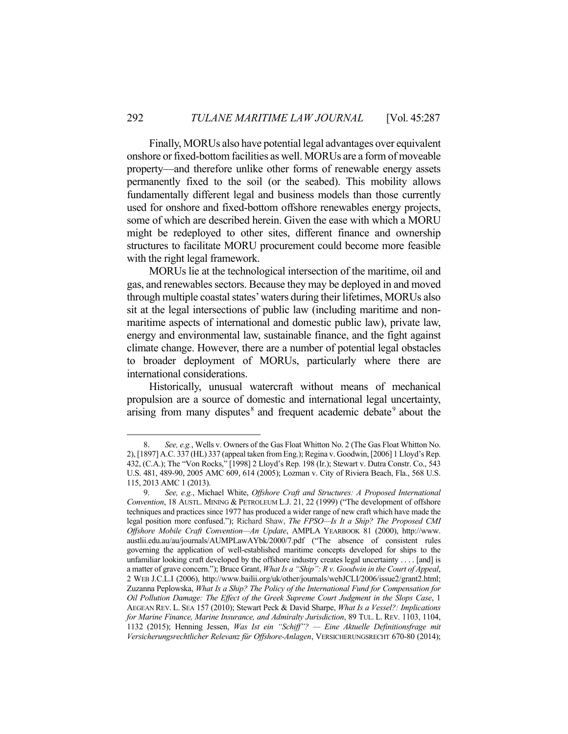Finally, MORUs also have potential legal advantages over equivalent onshore or fixed-bottom facilities as well. MORUs are a form of moveable property—and therefore unlike other forms of renewable energy assets permanently fixed to the soil (or the seabed). This mobility allows fundamentally different legal and business models than those currently used for onshore and fixed-bottom offshore renewables energy projects, some of which are described herein. Given the ease with which a MORU might be redeployed to other sites, different finance and ownership structures to facilitate MORU procurement could become more feasible with the right legal framework.

MORUs lie at the technological intersection of the maritime, oil and gas, and renewables sectors. Because they may be deployed in and moved through multiple coastal states' waters during their lifetimes, MORUs also sit at the legal intersections of public law (including maritime and non-maritime aspects of international and domestic public law), private law, energy and environmental law, sustainable finance, and the fight against climate change. However, there are a number of potential legal obstacles to broader deployment of MORUs, particularly where there are international considerations.

Historically, unusual watercraft without means of mechanical propulsion are a source of domestic and international legal uncertainty, arising from many disputes[8] and frequent academic debate[9] about the

---

8. *See, e.g.*, Wells v. Owners of the Gas Float Whitton No. 2 (The Gas Float Whitton No. 2), [1897] A.C. 337 (HL) 337 (appeal taken from Eng.); Regina v. Goodwin, [2006] 1 Lloyd's Rep. 432, (C.A.); The "Von Rocks," [1998] 2 Lloyd's Rep. 198 (Ir.); Stewart v. Dutra Constr. Co., 543 U.S. 481, 489-90, 2005 AMC 609, 614 (2005); Lozman v. City of Riviera Beach, Fla., 568 U.S. 115, 2013 AMC 1 (2013).

9. *See, e.g.*, Michael White, *Offshore Craft and Structures: A Proposed International Convention*, 18 AUSTL. MINING & PETROLEUM L.J. 21, 22 (1999) ("The development of offshore techniques and practices since 1977 has produced a wider range of new craft which have made the legal position more confused."); Richard Shaw, *The FPSO—Is It a Ship? The Proposed CMI Offshore Mobile Craft Convention—An Update*, AMPLA YEARBOOK 81 (2000), http://www.austlii.edu.au/au/journals/AUMPLawAYbk/2000/7.pdf ("The absence of consistent rules governing the application of well-established maritime concepts developed for ships to the unfamiliar looking craft developed by the offshore industry creates legal uncertainty . . . . [and] is a matter of grave concern."); Bruce Grant, *What Is a "Ship": R v. Goodwin in the Court of Appeal*, 2 WEB J.C.L.I (2006), http://www.bailii.org/uk/other/journals/webJCLI/2006/issue2/grant2.html; Zuzanna Peplowska, *What Is a Ship? The Policy of the International Fund for Compensation for Oil Pollution Damage: The Effect of the Greek Supreme Court Judgment in the Slops Case*, 1 AEGEAN REV. L. SEA 157 (2010); Stewart Peck & David Sharpe, *What Is a Vessel?: Implications for Marine Finance, Marine Insurance, and Admiralty Jurisdiction*, 89 TUL. L. REV. 1103, 1104, 1132 (2015); Henning Jessen, *Was Ist ein "Schiff"? — Eine Aktuelle Definitionsfrage mit Versicherungsrechtlicher Relevanz für Offshore-Anlagen*, VERSICHERUNGSRECHT 670-80 (2014);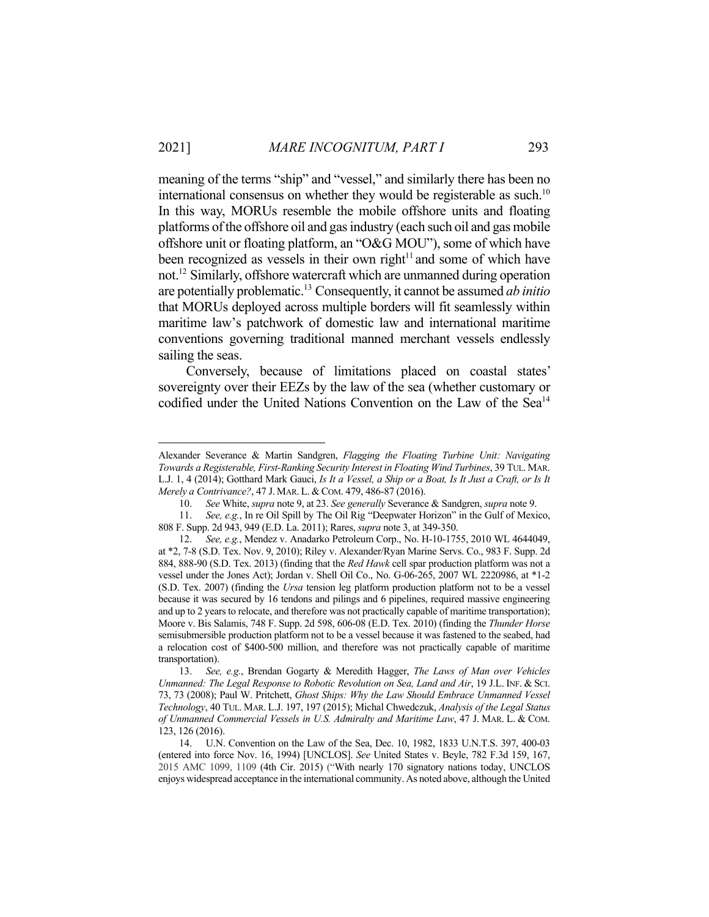meaning of the terms "ship" and "vessel," and similarly there has been no international consensus on whether they would be registerable as such.[10] In this way, MORUs resemble the mobile offshore units and floating platforms of the offshore oil and gas industry (each such oil and gas mobile offshore unit or floating platform, an "O&G MOU"), some of which have been recognized as vessels in their own right[11] and some of which have not.[12] Similarly, offshore watercraft which are unmanned during operation are potentially problematic.[13] Consequently, it cannot be assumed *ab initio* that MORUs deployed across multiple borders will fit seamlessly within maritime law's patchwork of domestic law and international maritime conventions governing traditional manned merchant vessels endlessly sailing the seas.

Conversely, because of limitations placed on coastal states' sovereignty over their EEZs by the law of the sea (whether customary or codified under the United Nations Convention on the Law of the Sea[14]

---

Alexander Severance & Martin Sandgren, *Flagging the Floating Turbine Unit: Navigating Towards a Registerable, First-Ranking Security Interest in Floating Wind Turbines*, 39 TUL. MAR. L.J. 1, 4 (2014); Gotthard Mark Gauci, *Is It a Vessel, a Ship or a Boat, Is It Just a Craft, or Is It Merely a Contrivance?*, 47 J. MAR. L. & COM. 479, 486-87 (2016).

10. *See* White, *supra* note 9, at 23. *See generally* Severance & Sandgren, *supra* note 9.

11. *See, e.g.*, In re Oil Spill by The Oil Rig "Deepwater Horizon" in the Gulf of Mexico, 808 F. Supp. 2d 943, 949 (E.D. La. 2011); Rares, *supra* note 3, at 349-350.

12. *See, e.g.*, Mendez v. Anadarko Petroleum Corp., No. H-10-1755, 2010 WL 4644049, at *2, 7-8 (S.D. Tex. Nov. 9, 2010); Riley v. Alexander/Ryan Marine Servs. Co., 983 F. Supp. 2d 884, 888-90 (S.D. Tex. 2013) (finding that the *Red Hawk* cell spar production platform was not a vessel under the Jones Act); Jordan v. Shell Oil Co., No. G-06-265, 2007 WL 2220986, at *1-2 (S.D. Tex. 2007) (finding the *Ursa* tension leg platform production platform not to be a vessel because it was secured by 16 tendons and pilings and 6 pipelines, required massive engineering and up to 2 years to relocate, and therefore was not practically capable of maritime transportation); Moore v. Bis Salamis, 748 F. Supp. 2d 598, 606-08 (E.D. Tex. 2010) (finding the *Thunder Horse* semisubmersible production platform not to be a vessel because it was fastened to the seabed, had a relocation cost of $400-500 million, and therefore was not practically capable of maritime transportation).

13. *See, e.g.*, Brendan Gogarty & Meredith Hagger, *The Laws of Man over Vehicles Unmanned: The Legal Response to Robotic Revolution on Sea, Land and Air*, 19 J.L. INF. & SCI. 73, 73 (2008); Paul W. Pritchett, *Ghost Ships: Why the Law Should Embrace Unmanned Vessel Technology*, 40 TUL. MAR. L.J. 197, 197 (2015); Michal Chwedczuk, *Analysis of the Legal Status of Unmanned Commercial Vessels in U.S. Admiralty and Maritime Law*, 47 J. MAR. L. & COM. 123, 126 (2016).

14. U.N. Convention on the Law of the Sea, Dec. 10, 1982, 1833 U.N.T.S. 397, 400-03 (entered into force Nov. 16, 1994) [UNCLOS]. *See* United States v. Beyle, 782 F.3d 159, 167, 2015 AMC 1099, 1109 (4th Cir. 2015) ("With nearly 170 signatory nations today, UNCLOS enjoys widespread acceptance in the international community. As noted above, although the United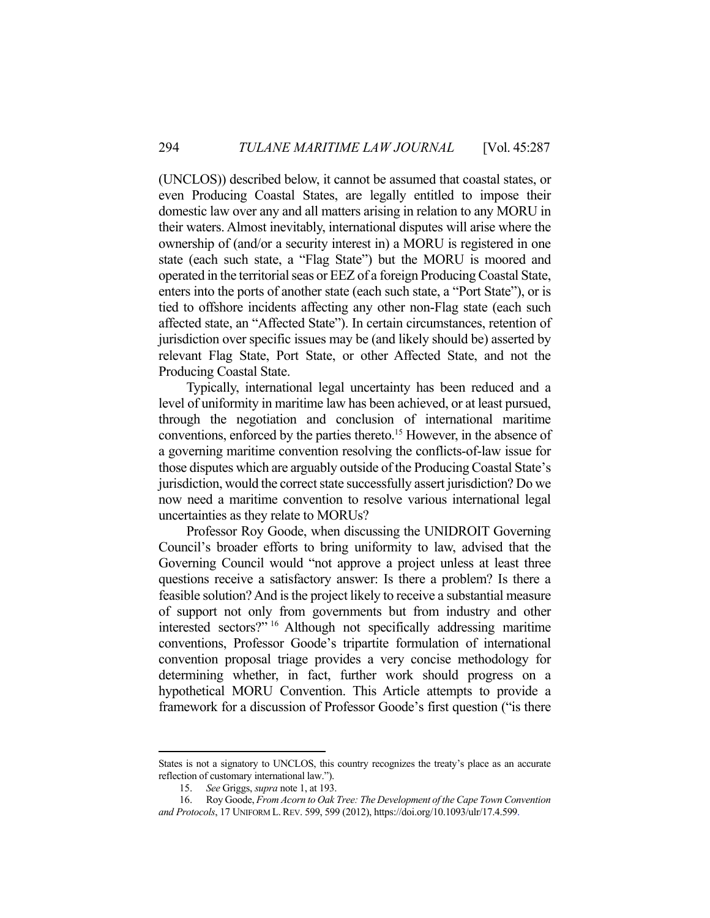(UNCLOS)) described below, it cannot be assumed that coastal states, or even Producing Coastal States, are legally entitled to impose their domestic law over any and all matters arising in relation to any MORU in their waters. Almost inevitably, international disputes will arise where the ownership of (and/or a security interest in) a MORU is registered in one state (each such state, a "Flag State") but the MORU is moored and operated in the territorial seas or EEZ of a foreign Producing Coastal State, enters into the ports of another state (each such state, a "Port State"), or is tied to offshore incidents affecting any other non-Flag state (each such affected state, an "Affected State"). In certain circumstances, retention of jurisdiction over specific issues may be (and likely should be) asserted by relevant Flag State, Port State, or other Affected State, and not the Producing Coastal State.

Typically, international legal uncertainty has been reduced and a level of uniformity in maritime law has been achieved, or at least pursued, through the negotiation and conclusion of international maritime conventions, enforced by the parties thereto.[15] However, in the absence of a governing maritime convention resolving the conflicts-of-law issue for those disputes which are arguably outside of the Producing Coastal State's jurisdiction, would the correct state successfully assert jurisdiction? Do we now need a maritime convention to resolve various international legal uncertainties as they relate to MORUs?

Professor Roy Goode, when discussing the UNIDROIT Governing Council's broader efforts to bring uniformity to law, advised that the Governing Council would "not approve a project unless at least three questions receive a satisfactory answer: Is there a problem? Is there a feasible solution? And is the project likely to receive a substantial measure of support not only from governments but from industry and other interested sectors?"[16] Although not specifically addressing maritime conventions, Professor Goode's tripartite formulation of international convention proposal triage provides a very concise methodology for determining whether, in fact, further work should progress on a hypothetical MORU Convention. This Article attempts to provide a framework for a discussion of Professor Goode's first question ("is there

---

States is not a signatory to UNCLOS, this country recognizes the treaty's place as an accurate reflection of customary international law.").

15. *See* Griggs, *supra* note 1, at 193.

16. Roy Goode, *From Acorn to Oak Tree: The Development of the Cape Town Convention and Protocols*, 17 UNIFORM L. REV. 599, 599 (2012), https://doi.org/10.1093/ulr/17.4.599.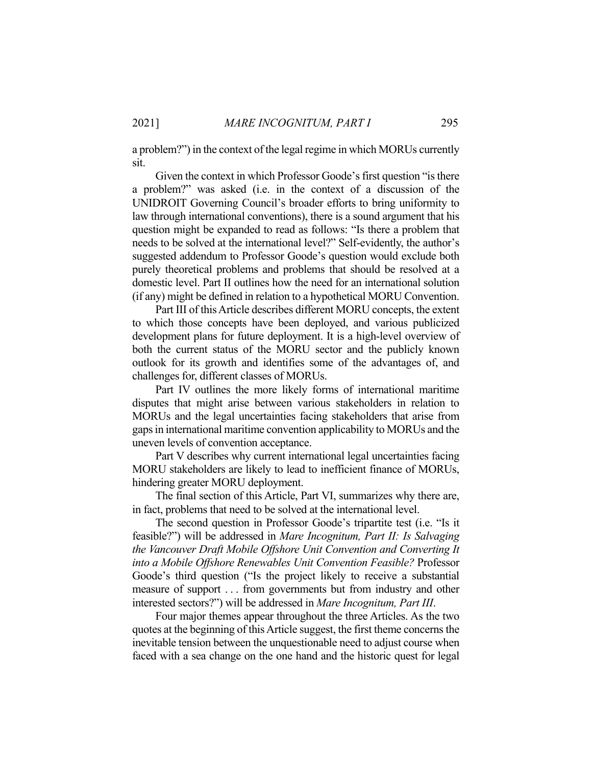a problem?") in the context of the legal regime in which MORUs currently sit.

Given the context in which Professor Goode's first question "is there a problem?" was asked (i.e. in the context of a discussion of the UNIDROIT Governing Council's broader efforts to bring uniformity to law through international conventions), there is a sound argument that his question might be expanded to read as follows: "Is there a problem that needs to be solved at the international level?" Self-evidently, the author's suggested addendum to Professor Goode's question would exclude both purely theoretical problems and problems that should be resolved at a domestic level. Part II outlines how the need for an international solution (if any) might be defined in relation to a hypothetical MORU Convention.

Part III of this Article describes different MORU concepts, the extent to which those concepts have been deployed, and various publicized development plans for future deployment. It is a high-level overview of both the current status of the MORU sector and the publicly known outlook for its growth and identifies some of the advantages of, and challenges for, different classes of MORUs.

Part IV outlines the more likely forms of international maritime disputes that might arise between various stakeholders in relation to MORUs and the legal uncertainties facing stakeholders that arise from gaps in international maritime convention applicability to MORUs and the uneven levels of convention acceptance.

Part V describes why current international legal uncertainties facing MORU stakeholders are likely to lead to inefficient finance of MORUs, hindering greater MORU deployment.

The final section of this Article, Part VI, summarizes why there are, in fact, problems that need to be solved at the international level.

The second question in Professor Goode's tripartite test (i.e. "Is it feasible?") will be addressed in *Mare Incognitum, Part II: Is Salvaging the Vancouver Draft Mobile Offshore Unit Convention and Converting It into a Mobile Offshore Renewables Unit Convention Feasible?* Professor Goode's third question ("Is the project likely to receive a substantial measure of support . . . from governments but from industry and other interested sectors?") will be addressed in *Mare Incognitum, Part III*.

Four major themes appear throughout the three Articles. As the two quotes at the beginning of this Article suggest, the first theme concerns the inevitable tension between the unquestionable need to adjust course when faced with a sea change on the one hand and the historic quest for legal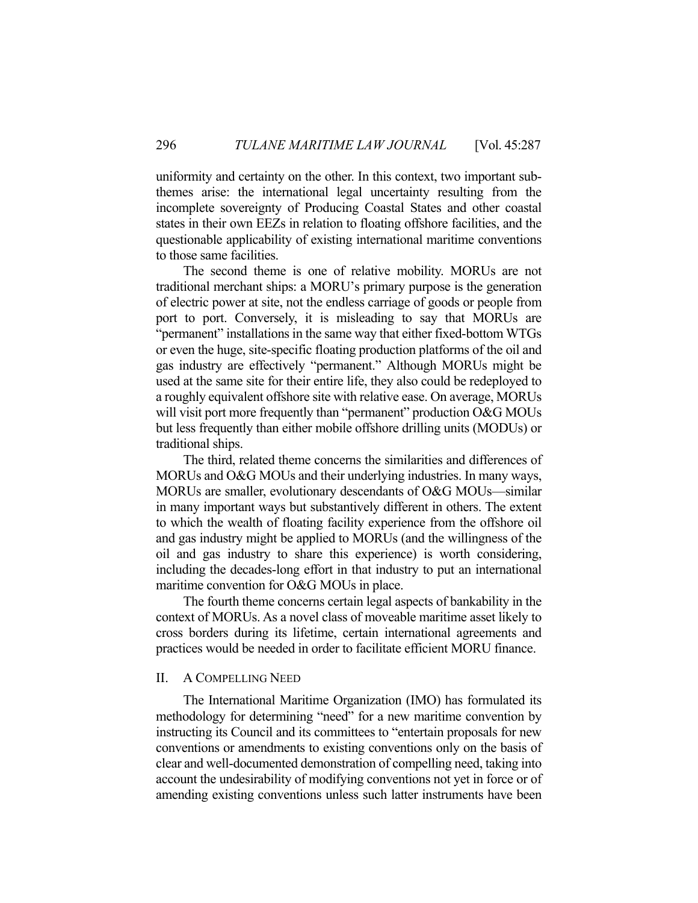uniformity and certainty on the other. In this context, two important sub-themes arise: the international legal uncertainty resulting from the incomplete sovereignty of Producing Coastal States and other coastal states in their own EEZs in relation to floating offshore facilities, and the questionable applicability of existing international maritime conventions to those same facilities.

The second theme is one of relative mobility. MORUs are not traditional merchant ships: a MORU's primary purpose is the generation of electric power at site, not the endless carriage of goods or people from port to port. Conversely, it is misleading to say that MORUs are "permanent" installations in the same way that either fixed-bottom WTGs or even the huge, site-specific floating production platforms of the oil and gas industry are effectively "permanent." Although MORUs might be used at the same site for their entire life, they also could be redeployed to a roughly equivalent offshore site with relative ease. On average, MORUs will visit port more frequently than "permanent" production O&G MOUs but less frequently than either mobile offshore drilling units (MODUs) or traditional ships.

The third, related theme concerns the similarities and differences of MORUs and O&G MOUs and their underlying industries. In many ways, MORUs are smaller, evolutionary descendants of O&G MOUs—similar in many important ways but substantively different in others. The extent to which the wealth of floating facility experience from the offshore oil and gas industry might be applied to MORUs (and the willingness of the oil and gas industry to share this experience) is worth considering, including the decades-long effort in that industry to put an international maritime convention for O&G MOUs in place.

The fourth theme concerns certain legal aspects of bankability in the context of MORUs. As a novel class of moveable maritime asset likely to cross borders during its lifetime, certain international agreements and practices would be needed in order to facilitate efficient MORU finance.

## II. A COMPELLING NEED

The International Maritime Organization (IMO) has formulated its methodology for determining "need" for a new maritime convention by instructing its Council and its committees to "entertain proposals for new conventions or amendments to existing conventions only on the basis of clear and well-documented demonstration of compelling need, taking into account the undesirability of modifying conventions not yet in force or of amending existing conventions unless such latter instruments have been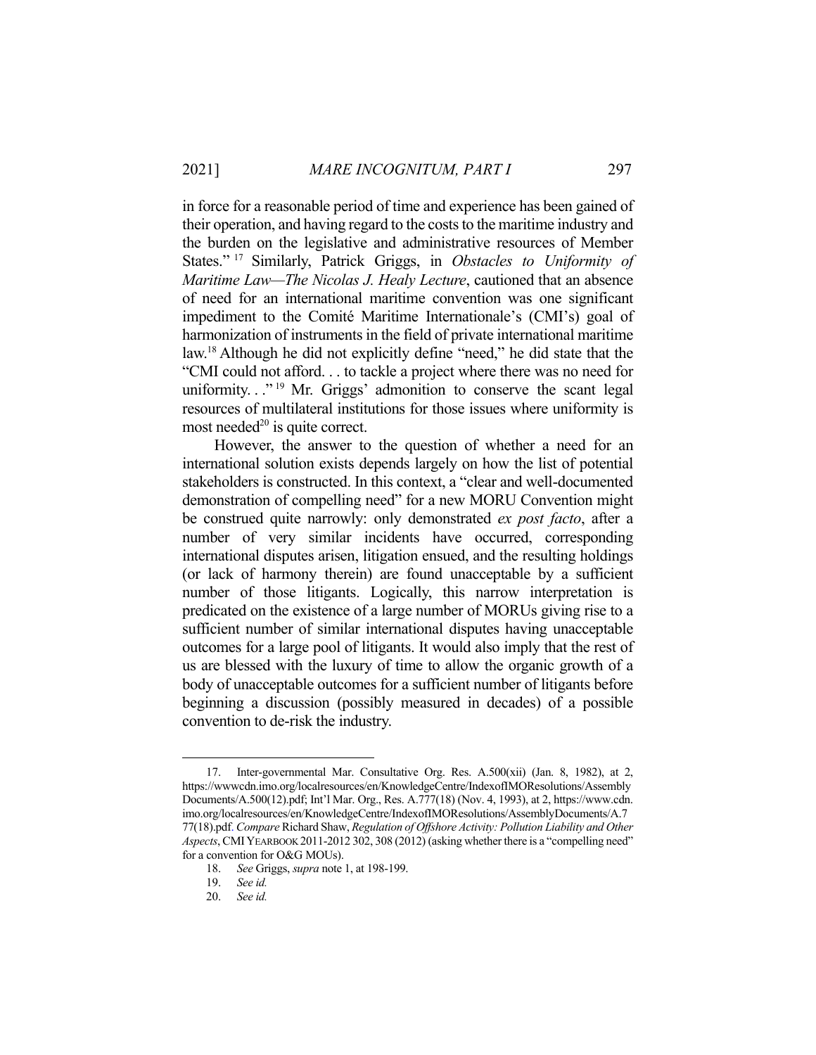in force for a reasonable period of time and experience has been gained of their operation, and having regard to the costs to the maritime industry and the burden on the legislative and administrative resources of Member States."[17] Similarly, Patrick Griggs, in *Obstacles to Uniformity of Maritime Law—The Nicolas J. Healy Lecture*, cautioned that an absence of need for an international maritime convention was one significant impediment to the Comité Maritime Internationale's (CMI's) goal of harmonization of instruments in the field of private international maritime law.[18] Although he did not explicitly define "need," he did state that the "CMI could not afford. . . to tackle a project where there was no need for uniformity. . ."[19] Mr. Griggs' admonition to conserve the scant legal resources of multilateral institutions for those issues where uniformity is most needed[20] is quite correct.

However, the answer to the question of whether a need for an international solution exists depends largely on how the list of potential stakeholders is constructed. In this context, a "clear and well-documented demonstration of compelling need" for a new MORU Convention might be construed quite narrowly: only demonstrated *ex post facto*, after a number of very similar incidents have occurred, corresponding international disputes arisen, litigation ensued, and the resulting holdings (or lack of harmony therein) are found unacceptable by a sufficient number of those litigants. Logically, this narrow interpretation is predicated on the existence of a large number of MORUs giving rise to a sufficient number of similar international disputes having unacceptable outcomes for a large pool of litigants. It would also imply that the rest of us are blessed with the luxury of time to allow the organic growth of a body of unacceptable outcomes for a sufficient number of litigants before beginning a discussion (possibly measured in decades) of a possible convention to de-risk the industry.

---

17. Inter-governmental Mar. Consultative Org. Res. A.500(xii) (Jan. 8, 1982), at 2, https://wwwcdn.imo.org/localresources/en/KnowledgeCentre/IndexofIMOResolutions/AssemblyDocuments/A.500(12).pdf; Int'l Mar. Org., Res. A.777(18) (Nov. 4, 1993), at 2, https://www.cdn.imo.org/localresources/en/KnowledgeCentre/IndexofIMOResolutions/AssemblyDocuments/A.777(18).pdf. *Compare* Richard Shaw, *Regulation of Offshore Activity: Pollution Liability and Other Aspects*, CMI YEARBOOK 2011-2012 302, 308 (2012) (asking whether there is a "compelling need" for a convention for O&G MOUs).

18. *See* Griggs, *supra* note 1, at 198-199.

19. *See id.*

20. *See id.*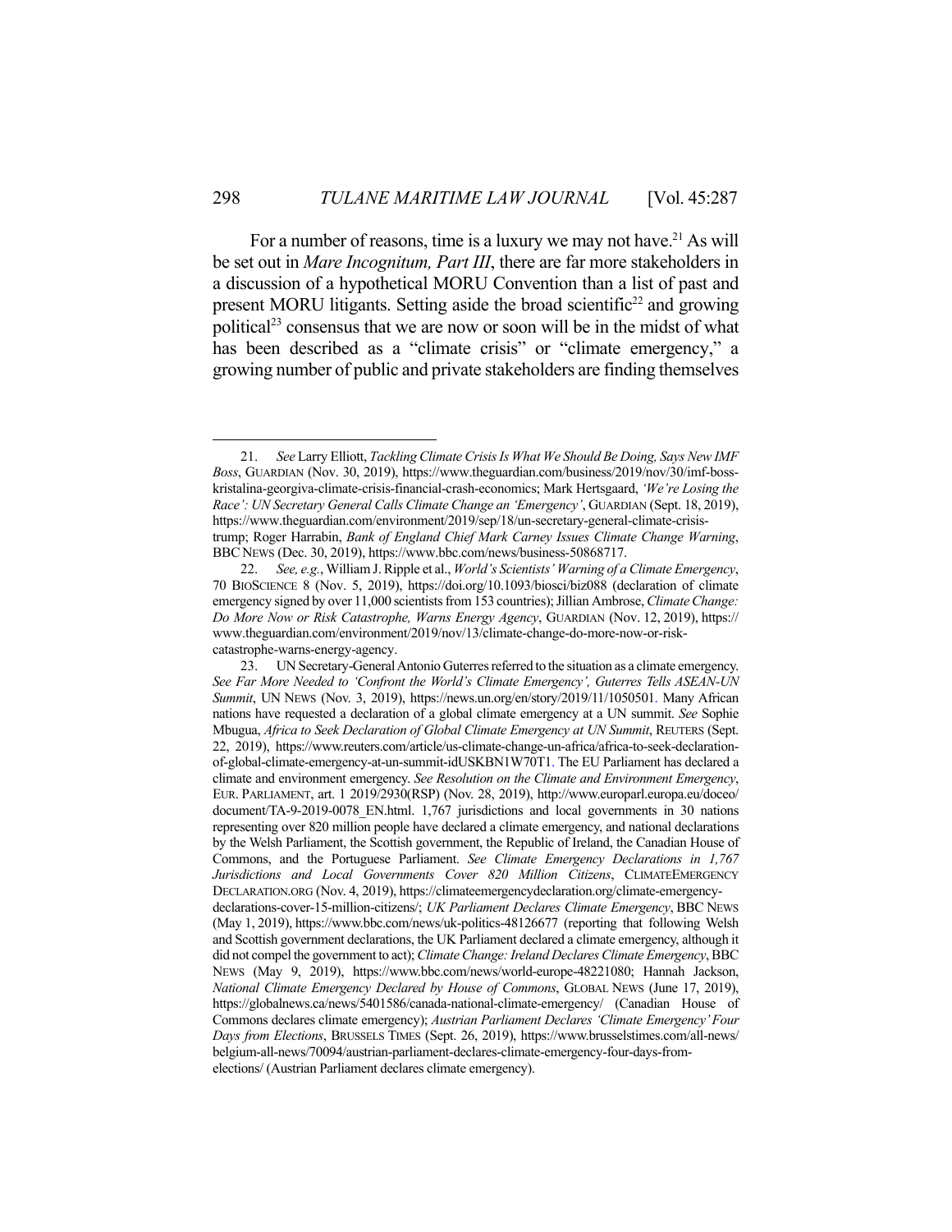For a number of reasons, time is a luxury we may not have.[21] As will be set out in *Mare Incognitum, Part III*, there are far more stakeholders in a discussion of a hypothetical MORU Convention than a list of past and present MORU litigants. Setting aside the broad scientific[22] and growing political[23] consensus that we are now or soon will be in the midst of what has been described as a "climate crisis" or "climate emergency," a growing number of public and private stakeholders are finding themselves

---

21. *See* Larry Elliott, *Tackling Climate Crisis Is What We Should Be Doing, Says New IMF Boss*, GUARDIAN (Nov. 30, 2019), https://www.theguardian.com/business/2019/nov/30/imf-boss-kristalina-georgiva-climate-crisis-financial-crash-economics; Mark Hertsgaard, *'We're Losing the Race': UN Secretary General Calls Climate Change an 'Emergency'*, GUARDIAN (Sept. 18, 2019), https://www.theguardian.com/environment/2019/sep/18/un-secretary-general-climate-crisis-trump; Roger Harrabin, *Bank of England Chief Mark Carney Issues Climate Change Warning*, BBC NEWS (Dec. 30, 2019), https://www.bbc.com/news/business-50868717.

22. *See, e.g.*, William J. Ripple et al., *World's Scientists' Warning of a Climate Emergency*, 70 BIOSCIENCE 8 (Nov. 5, 2019), https://doi.org/10.1093/biosci/biz088 (declaration of climate emergency signed by over 11,000 scientists from 153 countries); Jillian Ambrose, *Climate Change: Do More Now or Risk Catastrophe, Warns Energy Agency*, GUARDIAN (Nov. 12, 2019), https://www.theguardian.com/environment/2019/nov/13/climate-change-do-more-now-or-risk-catastrophe-warns-energy-agency.

23. UN Secretary-General Antonio Guterres referred to the situation as a climate emergency. *See Far More Needed to 'Confront the World's Climate Emergency', Guterres Tells ASEAN-UN Summit*, UN NEWS (Nov. 3, 2019), https://news.un.org/en/story/2019/11/1050501. Many African nations have requested a declaration of a global climate emergency at a UN summit. *See* Sophie Mbugua, *Africa to Seek Declaration of Global Climate Emergency at UN Summit*, REUTERS (Sept. 22, 2019), https://www.reuters.com/article/us-climate-change-un-africa/africa-to-seek-declaration-of-global-climate-emergency-at-un-summit-idUSKBN1W70T1. The EU Parliament has declared a climate and environment emergency. *See Resolution on the Climate and Environment Emergency*, EUR. PARLIAMENT, art. 1 2019/2930(RSP) (Nov. 28, 2019), http://www.europarl.europa.eu/doceo/document/TA-9-2019-0078_EN.html. 1,767 jurisdictions and local governments in 30 nations representing over 820 million people have declared a climate emergency, and national declarations by the Welsh Parliament, the Scottish government, the Republic of Ireland, the Canadian House of Commons, and the Portuguese Parliament. *See Climate Emergency Declarations in 1,767 Jurisdictions and Local Governments Cover 820 Million Citizens*, CLIMATEEMERGENCYDECLARATION.ORG (Nov. 4, 2019), https://climateemergencydeclaration.org/climate-emergency-declarations-cover-15-million-citizens/; *UK Parliament Declares Climate Emergency*, BBC NEWS (May 1, 2019), https://www.bbc.com/news/uk-politics-48126677 (reporting that following Welsh and Scottish government declarations, the UK Parliament declared a climate emergency, although it did not compel the government to act); *Climate Change: Ireland Declares Climate Emergency*, BBC NEWS (May 9, 2019), https://www.bbc.com/news/world-europe-48221080; Hannah Jackson, *National Climate Emergency Declared by House of Commons*, GLOBAL NEWS (June 17, 2019), https://globalnews.ca/news/5401586/canada-national-climate-emergency/ (Canadian House of Commons declares climate emergency); *Austrian Parliament Declares 'Climate Emergency' Four Days from Elections*, BRUSSELS TIMES (Sept. 26, 2019), https://www.brusselstimes.com/all-news/belgium-all-news/70094/austrian-parliament-declares-climate-emergency-four-days-from-elections/ (Austrian Parliament declares climate emergency).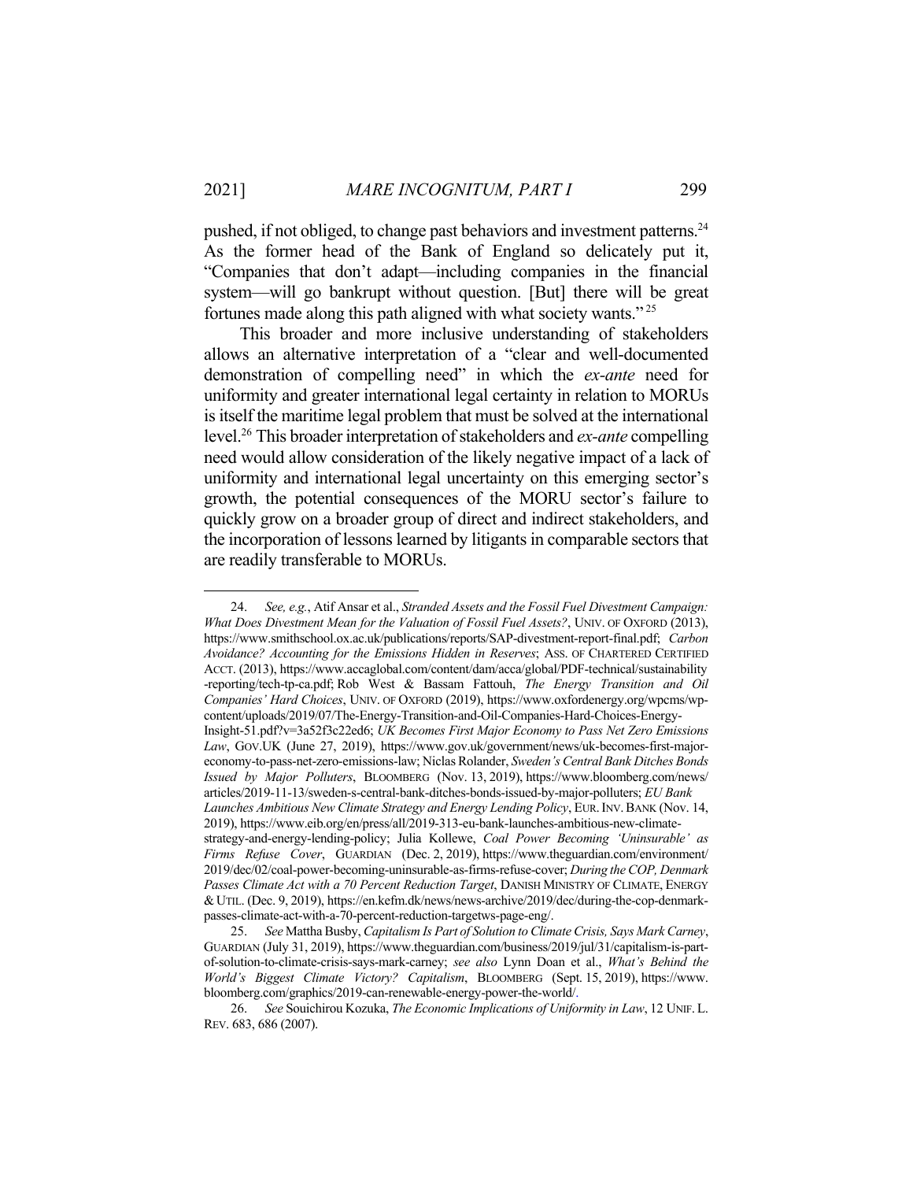pushed, if not obliged, to change past behaviors and investment patterns.[24] As the former head of the Bank of England so delicately put it, "Companies that don't adapt—including companies in the financial system—will go bankrupt without question. [But] there will be great fortunes made along this path aligned with what society wants."[25]

This broader and more inclusive understanding of stakeholders allows an alternative interpretation of a "clear and well-documented demonstration of compelling need" in which the *ex-ante* need for uniformity and greater international legal certainty in relation to MORUs is itself the maritime legal problem that must be solved at the international level.[26] This broader interpretation of stakeholders and *ex-ante* compelling need would allow consideration of the likely negative impact of a lack of uniformity and international legal uncertainty on this emerging sector's growth, the potential consequences of the MORU sector's failure to quickly grow on a broader group of direct and indirect stakeholders, and the incorporation of lessons learned by litigants in comparable sectors that are readily transferable to MORUs.

---

24. *See, e.g.*, Atif Ansar et al., *Stranded Assets and the Fossil Fuel Divestment Campaign: What Does Divestment Mean for the Valuation of Fossil Fuel Assets?*, UNIV. OF OXFORD (2013), https://www.smithschool.ox.ac.uk/publications/reports/SAP-divestment-report-final.pdf; *Carbon Avoidance? Accounting for the Emissions Hidden in Reserves*; ASS. OF CHARTERED CERTIFIED ACCT. (2013), https://www.accaglobal.com/content/dam/acca/global/PDF-technical/sustainability-reporting/tech-tp-ca.pdf; Rob West & Bassam Fattouh, *The Energy Transition and Oil Companies' Hard Choices*, UNIV. OF OXFORD (2019), https://www.oxfordenergy.org/wpcms/wp-content/uploads/2019/07/The-Energy-Transition-and-Oil-Companies-Hard-Choices-Energy-Insight-51.pdf?v=3a52f3c22ed6; *UK Becomes First Major Economy to Pass Net Zero Emissions Law*, GOV.UK (June 27, 2019), https://www.gov.uk/government/news/uk-becomes-first-major-economy-to-pass-net-zero-emissions-law; Niclas Rolander, *Sweden's Central Bank Ditches Bonds Issued by Major Polluters*, BLOOMBERG (Nov. 13, 2019), https://www.bloomberg.com/news/articles/2019-11-13/sweden-s-central-bank-ditches-bonds-issued-by-major-polluters; *EU Bank Launches Ambitious New Climate Strategy and Energy Lending Policy*, EUR. INV. BANK (Nov. 14, 2019), https://www.eib.org/en/press/all/2019-313-eu-bank-launches-ambitious-new-climate-strategy-and-energy-lending-policy; Julia Kollewe, *Coal Power Becoming 'Uninsurable' as Firms Refuse Cover*, GUARDIAN (Dec. 2, 2019), https://www.theguardian.com/environment/2019/dec/02/coal-power-becoming-uninsurable-as-firms-refuse-cover; *During the COP, Denmark Passes Climate Act with a 70 Percent Reduction Target*, DANISH MINISTRY OF CLIMATE, ENERGY & UTIL. (Dec. 9, 2019), https://en.kefm.dk/news/news-archive/2019/dec/during-the-cop-denmark-passes-climate-act-with-a-70-percent-reduction-targetws-page-eng/.

25. *See* Mattha Busby, *Capitalism Is Part of Solution to Climate Crisis, Says Mark Carney*, GUARDIAN (July 31, 2019), https://www.theguardian.com/business/2019/jul/31/capitalism-is-part-of-solution-to-climate-crisis-says-mark-carney; *see also* Lynn Doan et al., *What's Behind the World's Biggest Climate Victory? Capitalism*, BLOOMBERG (Sept. 15, 2019), https://www.bloomberg.com/graphics/2019-can-renewable-energy-power-the-world/.

26. *See* Souichirou Kozuka, *The Economic Implications of Uniformity in Law*, 12 UNIF. L. REV. 683, 686 (2007).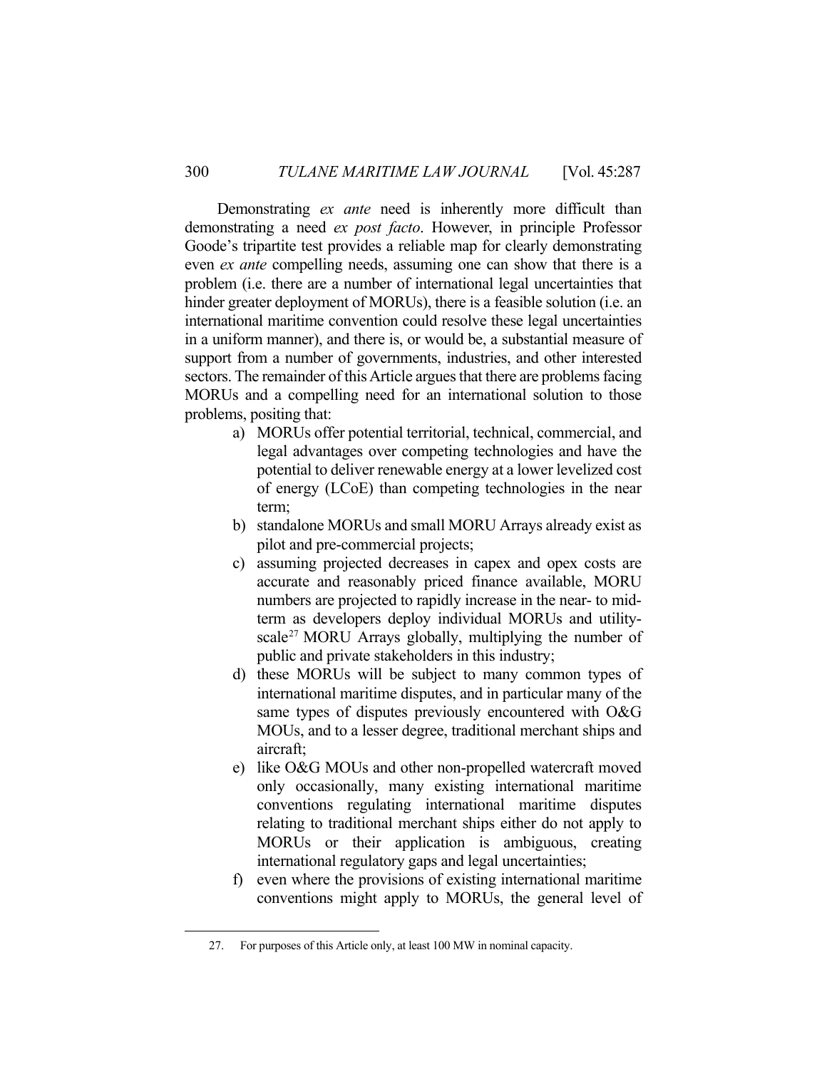Demonstrating *ex ante* need is inherently more difficult than demonstrating a need *ex post facto*. However, in principle Professor Goode's tripartite test provides a reliable map for clearly demonstrating even *ex ante* compelling needs, assuming one can show that there is a problem (i.e. there are a number of international legal uncertainties that hinder greater deployment of MORUs), there is a feasible solution (i.e. an international maritime convention could resolve these legal uncertainties in a uniform manner), and there is, or would be, a substantial measure of support from a number of governments, industries, and other interested sectors. The remainder of this Article argues that there are problems facing MORUs and a compelling need for an international solution to those problems, positing that:

a) MORUs offer potential territorial, technical, commercial, and legal advantages over competing technologies and have the potential to deliver renewable energy at a lower levelized cost of energy (LCoE) than competing technologies in the near term;
b) standalone MORUs and small MORU Arrays already exist as pilot and pre-commercial projects;
c) assuming projected decreases in capex and opex costs are accurate and reasonably priced finance available, MORU numbers are projected to rapidly increase in the near- to mid-term as developers deploy individual MORUs and utility-scale[27] MORU Arrays globally, multiplying the number of public and private stakeholders in this industry;
d) these MORUs will be subject to many common types of international maritime disputes, and in particular many of the same types of disputes previously encountered with O&G MOUs, and to a lesser degree, traditional merchant ships and aircraft;
e) like O&G MOUs and other non-propelled watercraft moved only occasionally, many existing international maritime conventions regulating international maritime disputes relating to traditional merchant ships either do not apply to MORUs or their application is ambiguous, creating international regulatory gaps and legal uncertainties;
f) even where the provisions of existing international maritime conventions might apply to MORUs, the general level of

27. For purposes of this Article only, at least 100 MW in nominal capacity.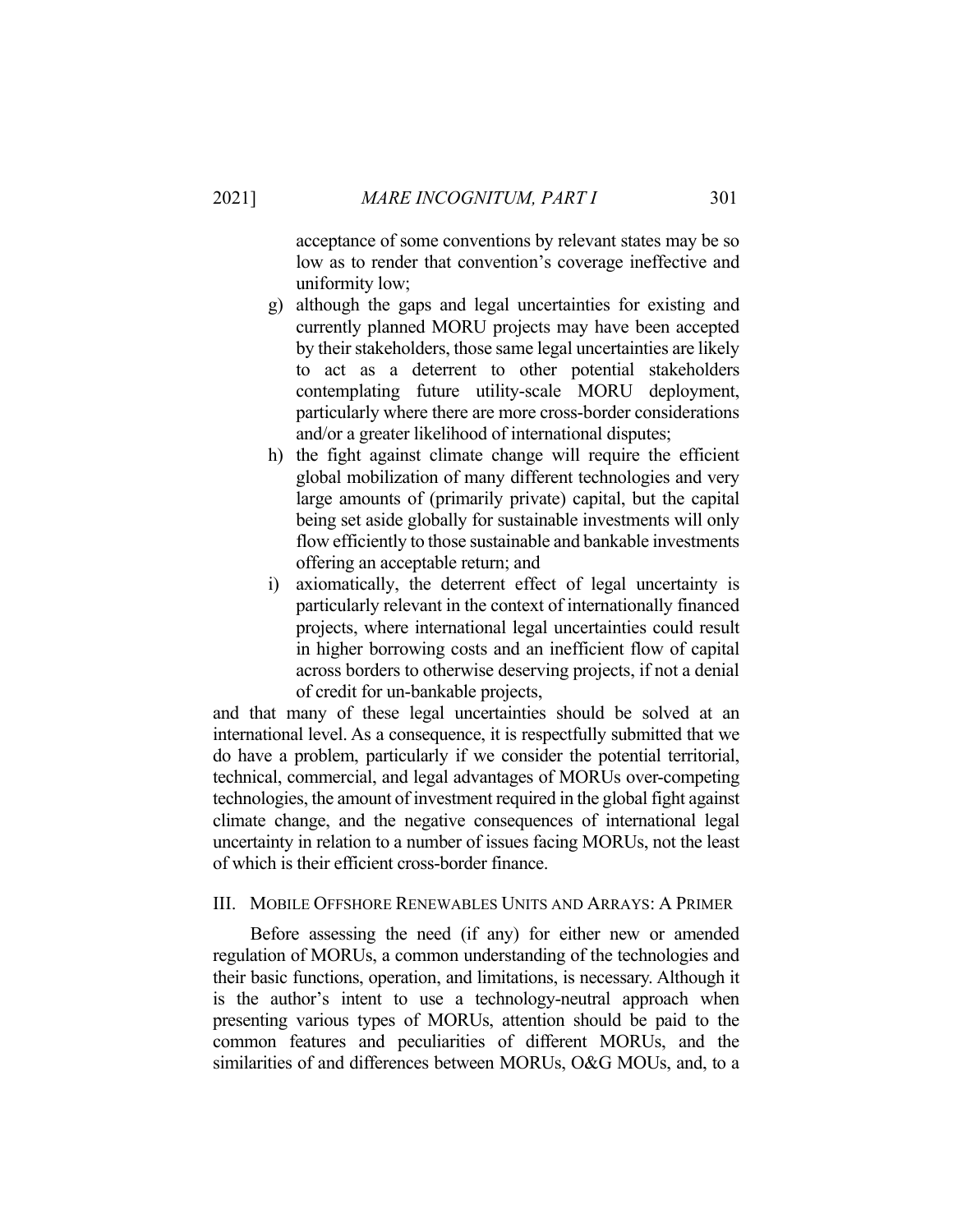acceptance of some conventions by relevant states may be so low as to render that convention's coverage ineffective and uniformity low;

g) although the gaps and legal uncertainties for existing and currently planned MORU projects may have been accepted by their stakeholders, those same legal uncertainties are likely to act as a deterrent to other potential stakeholders contemplating future utility-scale MORU deployment, particularly where there are more cross-border considerations and/or a greater likelihood of international disputes;

h) the fight against climate change will require the efficient global mobilization of many different technologies and very large amounts of (primarily private) capital, but the capital being set aside globally for sustainable investments will only flow efficiently to those sustainable and bankable investments offering an acceptable return; and

i) axiomatically, the deterrent effect of legal uncertainty is particularly relevant in the context of internationally financed projects, where international legal uncertainties could result in higher borrowing costs and an inefficient flow of capital across borders to otherwise deserving projects, if not a denial of credit for un-bankable projects,

and that many of these legal uncertainties should be solved at an international level. As a consequence, it is respectfully submitted that we do have a problem, particularly if we consider the potential territorial, technical, commercial, and legal advantages of MORUs over-competing technologies, the amount of investment required in the global fight against climate change, and the negative consequences of international legal uncertainty in relation to a number of issues facing MORUs, not the least of which is their efficient cross-border finance.

## III. Mobile Offshore Renewables Units and Arrays: A Primer

Before assessing the need (if any) for either new or amended regulation of MORUs, a common understanding of the technologies and their basic functions, operation, and limitations, is necessary. Although it is the author's intent to use a technology-neutral approach when presenting various types of MORUs, attention should be paid to the common features and peculiarities of different MORUs, and the similarities of and differences between MORUs, O&G MOUs, and, to a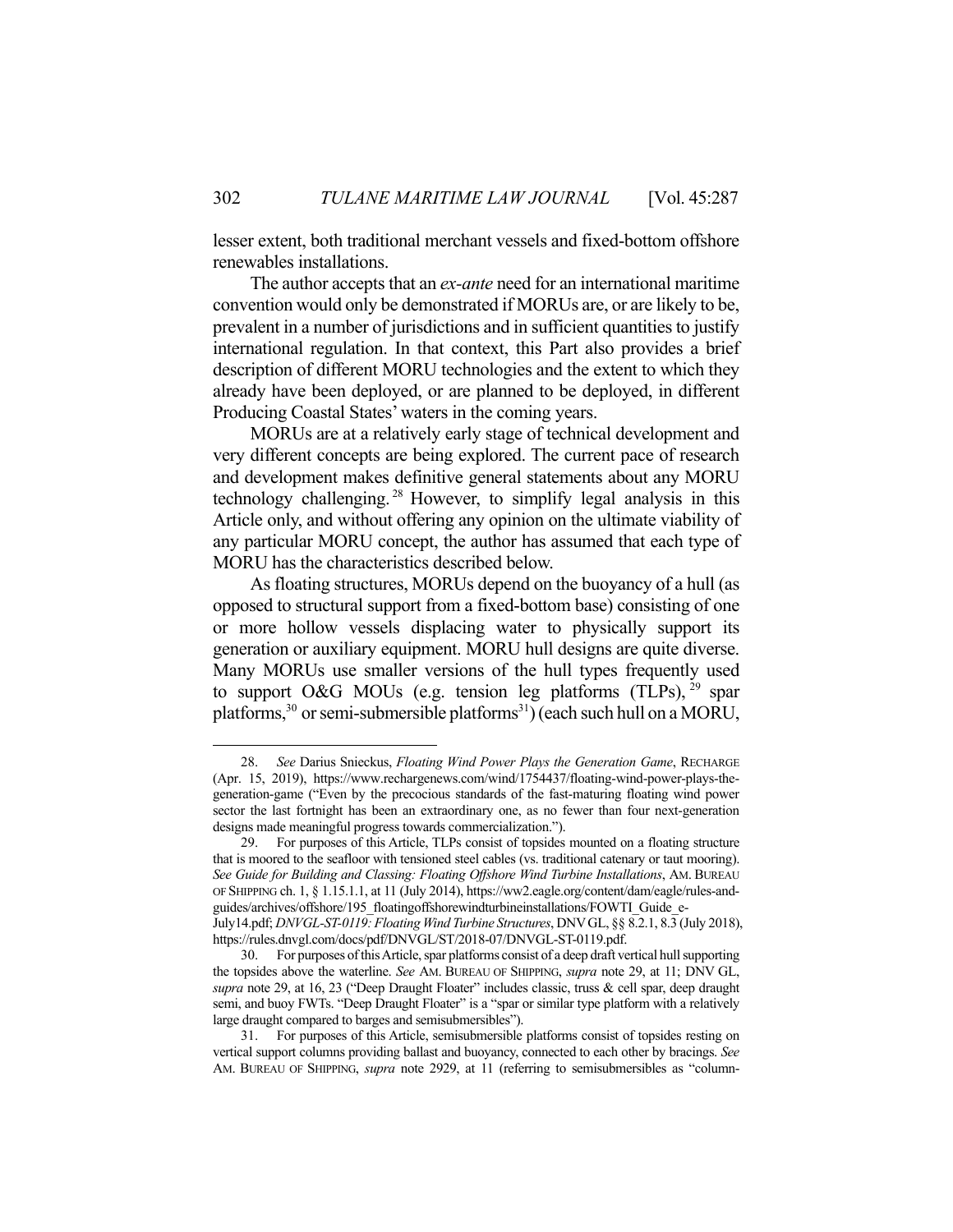lesser extent, both traditional merchant vessels and fixed-bottom offshore renewables installations.

The author accepts that an *ex-ante* need for an international maritime convention would only be demonstrated if MORUs are, or are likely to be, prevalent in a number of jurisdictions and in sufficient quantities to justify international regulation. In that context, this Part also provides a brief description of different MORU technologies and the extent to which they already have been deployed, or are planned to be deployed, in different Producing Coastal States' waters in the coming years.

MORUs are at a relatively early stage of technical development and very different concepts are being explored. The current pace of research and development makes definitive general statements about any MORU technology challenging.[28] However, to simplify legal analysis in this Article only, and without offering any opinion on the ultimate viability of any particular MORU concept, the author has assumed that each type of MORU has the characteristics described below.

As floating structures, MORUs depend on the buoyancy of a hull (as opposed to structural support from a fixed-bottom base) consisting of one or more hollow vessels displacing water to physically support its generation or auxiliary equipment. MORU hull designs are quite diverse. Many MORUs use smaller versions of the hull types frequently used to support O&G MOUs (e.g. tension leg platforms (TLPs),[29] spar platforms,[30] or semi-submersible platforms[31]) (each such hull on a MORU,

---

28. *See* Darius Snieckus, *Floating Wind Power Plays the Generation Game*, RECHARGE (Apr. 15, 2019), https://www.rechargenews.com/wind/1754437/floating-wind-power-plays-the-generation-game ("Even by the precocious standards of the fast-maturing floating wind power sector the last fortnight has been an extraordinary one, as no fewer than four next-generation designs made meaningful progress towards commercialization.").

29. For purposes of this Article, TLPs consist of topsides mounted on a floating structure that is moored to the seafloor with tensioned steel cables (vs. traditional catenary or taut mooring). *See Guide for Building and Classing: Floating Offshore Wind Turbine Installations*, AM. BUREAU OF SHIPPING ch. 1, § 1.15.1.1, at 11 (July 2014), https://ww2.eagle.org/content/dam/eagle/rules-and-guides/archives/offshore/195_floatingoffshorewindturbineinstallations/FOWTI_Guide_e-July14.pdf; *DNVGL-ST-0119: Floating Wind Turbine Structures*, DNV GL, §§ 8.2.1, 8.3 (July 2018), https://rules.dnvgl.com/docs/pdf/DNVGL/ST/2018-07/DNVGL-ST-0119.pdf.

30. For purposes of this Article, spar platforms consist of a deep draft vertical hull supporting the topsides above the waterline. *See* AM. BUREAU OF SHIPPING, *supra* note 29, at 11; DNV GL, *supra* note 29, at 16, 23 ("Deep Draught Floater" includes classic, truss & cell spar, deep draught semi, and buoy FWTs. "Deep Draught Floater" is a "spar or similar type platform with a relatively large draught compared to barges and semisubmersibles").

31. For purposes of this Article, semisubmersible platforms consist of topsides resting on vertical support columns providing ballast and buoyancy, connected to each other by bracings. *See* AM. BUREAU OF SHIPPING, *supra* note 2929, at 11 (referring to semisubmersibles as "column-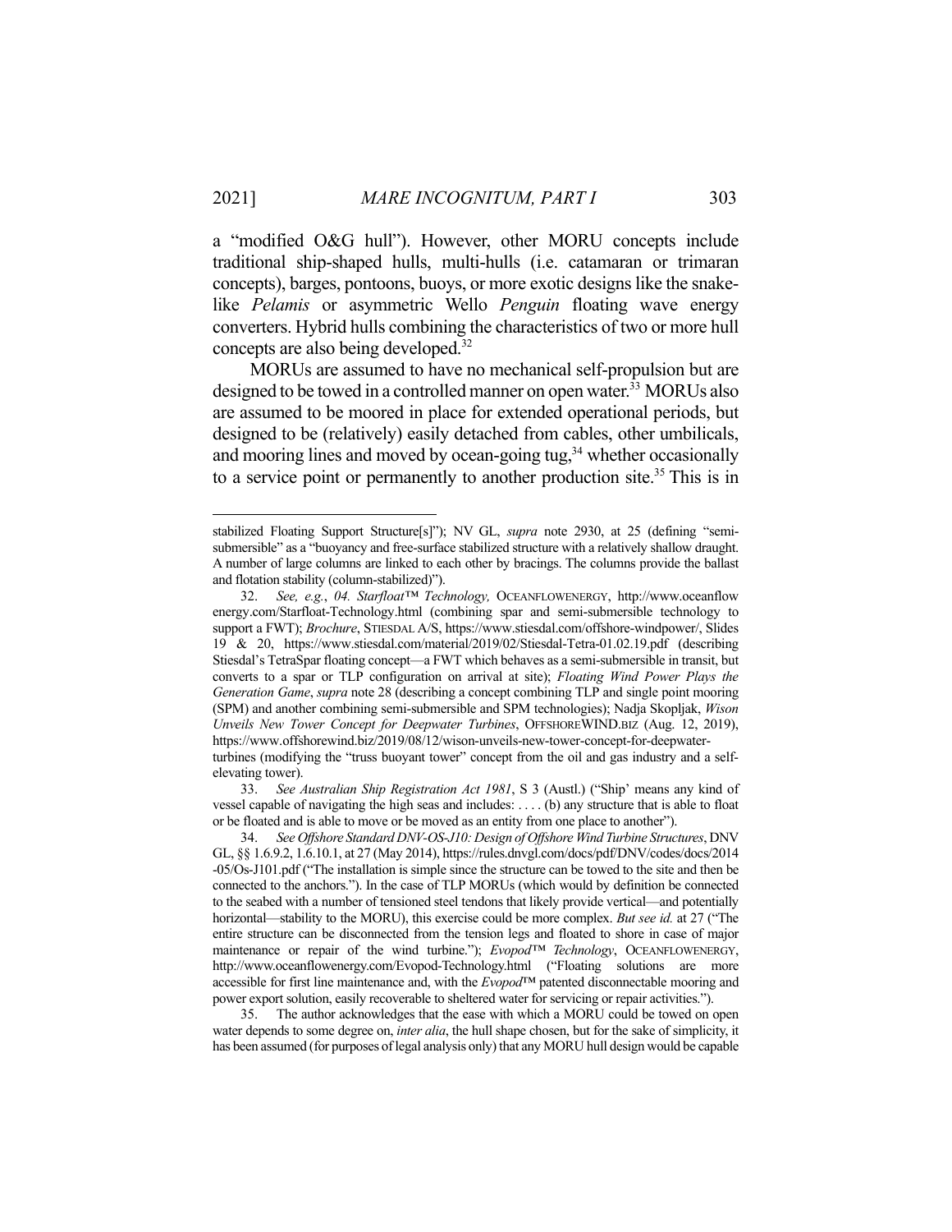a "modified O&G hull"). However, other MORU concepts include traditional ship-shaped hulls, multi-hulls (i.e. catamaran or trimaran concepts), barges, pontoons, buoys, or more exotic designs like the snake-like *Pelamis* or asymmetric Wello *Penguin* floating wave energy converters. Hybrid hulls combining the characteristics of two or more hull concepts are also being developed.[32]

MORUs are assumed to have no mechanical self-propulsion but are designed to be towed in a controlled manner on open water.[33] MORUs also are assumed to be moored in place for extended operational periods, but designed to be (relatively) easily detached from cables, other umbilicals, and mooring lines and moved by ocean-going tug,[34] whether occasionally to a service point or permanently to another production site.[35] This is in

---

stabilized Floating Support Structure[s]"); NV GL, *supra* note 2930, at 25 (defining "semi-submersible" as a "buoyancy and free-surface stabilized structure with a relatively shallow draught. A number of large columns are linked to each other by bracings. The columns provide the ballast and flotation stability (column-stabilized)").

32. *See, e.g.*, *04. Starfloat™ Technology,* OCEANFLOWENERGY, http://www.oceanflowenergy.com/Starfloat-Technology.html (combining spar and semi-submersible technology to support a FWT); *Brochure*, STIESDAL A/S, https://www.stiesdal.com/offshore-windpower/, Slides 19 & 20, https://www.stiesdal.com/material/2019/02/Stiesdal-Tetra-01.02.19.pdf (describing Stiesdal's TetraSpar floating concept—a FWT which behaves as a semi-submersible in transit, but converts to a spar or TLP configuration on arrival at site); *Floating Wind Power Plays the Generation Game*, *supra* note 28 (describing a concept combining TLP and single point mooring (SPM) and another combining semi-submersible and SPM technologies); Nadja Skopljak, *Wison Unveils New Tower Concept for Deepwater Turbines*, OFFSHOREWIND.BIZ (Aug. 12, 2019), https://www.offshorewind.biz/2019/08/12/wison-unveils-new-tower-concept-for-deepwater-turbines (modifying the "truss buoyant tower" concept from the oil and gas industry and a self-elevating tower).

33. *See Australian Ship Registration Act 1981*, S 3 (Austl.) ("'Ship' means any kind of vessel capable of navigating the high seas and includes: . . . . (b) any structure that is able to float or be floated and is able to move or be moved as an entity from one place to another").

34. *See Offshore Standard DNV-OS-J10: Design of Offshore Wind Turbine Structures*, DNV GL, §§ 1.6.9.2, 1.6.10.1, at 27 (May 2014), https://rules.dnvgl.com/docs/pdf/DNV/codes/docs/2014-05/Os-J101.pdf ("The installation is simple since the structure can be towed to the site and then be connected to the anchors."). In the case of TLP MORUs (which would by definition be connected to the seabed with a number of tensioned steel tendons that likely provide vertical—and potentially horizontal—stability to the MORU), this exercise could be more complex. *But see id.* at 27 ("The entire structure can be disconnected from the tension legs and floated to shore in case of major maintenance or repair of the wind turbine."); *Evopod™ Technology*, OCEANFLOWENERGY, http://www.oceanflowenergy.com/Evopod-Technology.html ("Floating solutions are more accessible for first line maintenance and, with the *Evopod*™ patented disconnectable mooring and power export solution, easily recoverable to sheltered water for servicing or repair activities.").

35. The author acknowledges that the ease with which a MORU could be towed on open water depends to some degree on, *inter alia*, the hull shape chosen, but for the sake of simplicity, it has been assumed (for purposes of legal analysis only) that any MORU hull design would be capable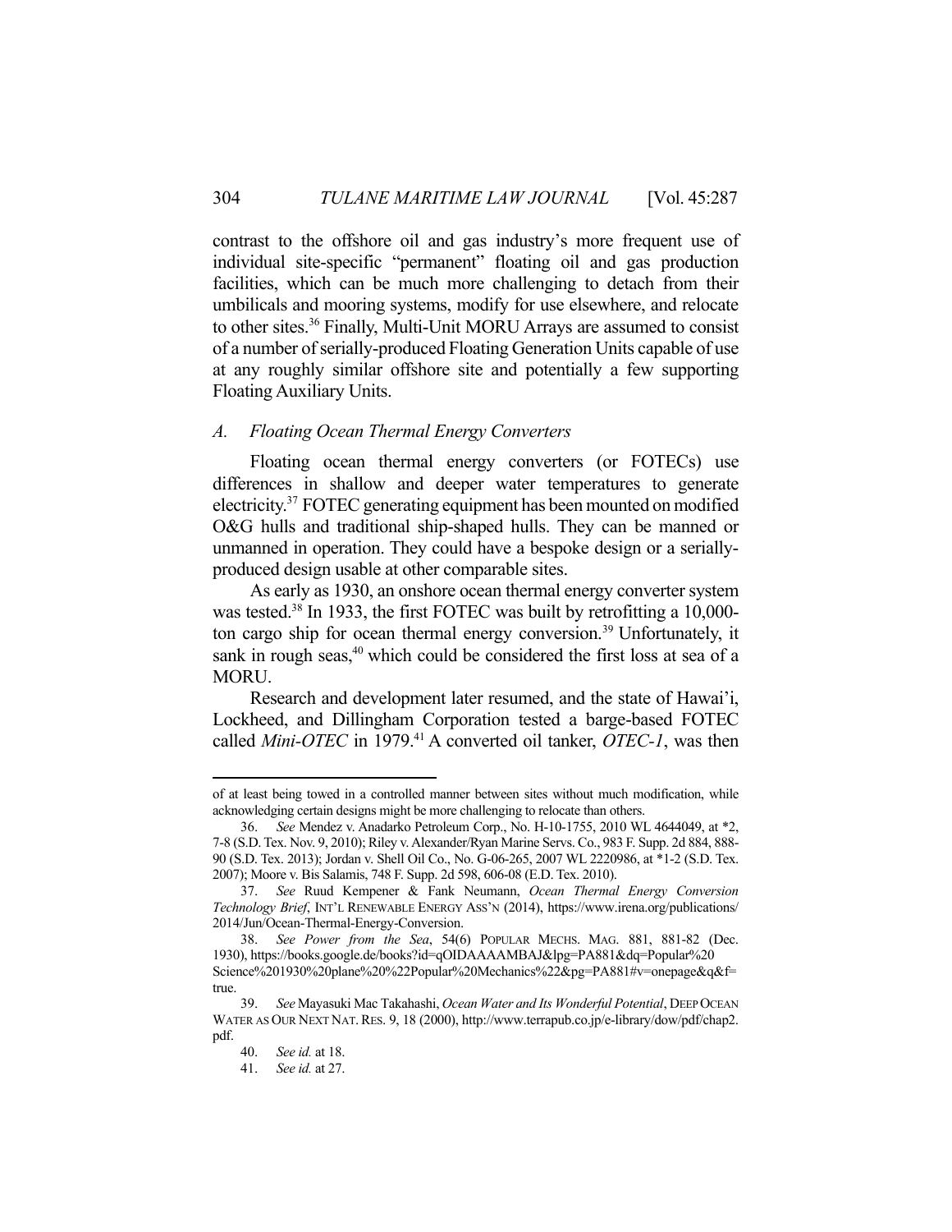contrast to the offshore oil and gas industry's more frequent use of individual site-specific "permanent" floating oil and gas production facilities, which can be much more challenging to detach from their umbilicals and mooring systems, modify for use elsewhere, and relocate to other sites.[36] Finally, Multi-Unit MORU Arrays are assumed to consist of a number of serially-produced Floating Generation Units capable of use at any roughly similar offshore site and potentially a few supporting Floating Auxiliary Units.

### *A. Floating Ocean Thermal Energy Converters*

Floating ocean thermal energy converters (or FOTECs) use differences in shallow and deeper water temperatures to generate electricity.[37] FOTEC generating equipment has been mounted on modified O&G hulls and traditional ship-shaped hulls. They can be manned or unmanned in operation. They could have a bespoke design or a serially-produced design usable at other comparable sites.

As early as 1930, an onshore ocean thermal energy converter system was tested.[38] In 1933, the first FOTEC was built by retrofitting a 10,000-ton cargo ship for ocean thermal energy conversion.[39] Unfortunately, it sank in rough seas,[40] which could be considered the first loss at sea of a MORU.

Research and development later resumed, and the state of Hawai'i, Lockheed, and Dillingham Corporation tested a barge-based FOTEC called *Mini-OTEC* in 1979.[41] A converted oil tanker, *OTEC-1*, was then

---

of at least being towed in a controlled manner between sites without much modification, while acknowledging certain designs might be more challenging to relocate than others.

36. *See* Mendez v. Anadarko Petroleum Corp., No. H-10-1755, 2010 WL 4644049, at *2, 7-8 (S.D. Tex. Nov. 9, 2010); Riley v. Alexander/Ryan Marine Servs. Co., 983 F. Supp. 2d 884, 888-90 (S.D. Tex. 2013); Jordan v. Shell Oil Co., No. G-06-265, 2007 WL 2220986, at *1-2 (S.D. Tex. 2007); Moore v. Bis Salamis, 748 F. Supp. 2d 598, 606-08 (E.D. Tex. 2010).

37. *See* Ruud Kempener & Fank Neumann, *Ocean Thermal Energy Conversion Technology Brief*, INT'L RENEWABLE ENERGY ASS'N (2014), https://www.irena.org/publications/2014/Jun/Ocean-Thermal-Energy-Conversion.

38. *See Power from the Sea*, 54(6) POPULAR MECHS. MAG. 881, 881-82 (Dec. 1930), https://books.google.de/books?id=qOIDAAAAMBAJ&lpg=PA881&dq=Popular%20Science%201930%20plane%20%22Popular%20Mechanics%22&pg=PA881#v=onepage&q&f=true.

39. *See* Mayasuki Mac Takahashi, *Ocean Water and Its Wonderful Potential*, DEEP OCEAN WATER AS OUR NEXT NAT. RES. 9, 18 (2000), http://www.terrapub.co.jp/e-library/dow/pdf/chap2.pdf.

40. *See id.* at 18.

41. *See id.* at 27.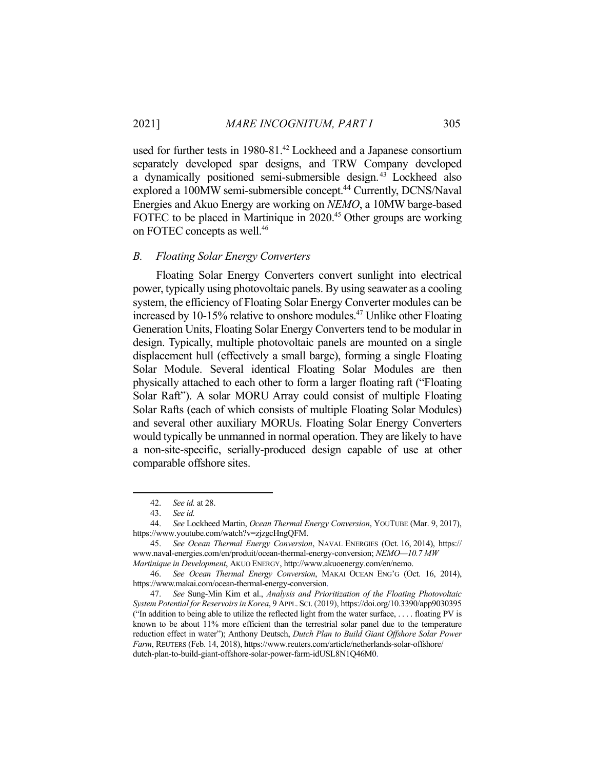used for further tests in 1980-81.[42] Lockheed and a Japanese consortium separately developed spar designs, and TRW Company developed a dynamically positioned semi-submersible design.[43] Lockheed also explored a 100MW semi-submersible concept.[44] Currently, DCNS/Naval Energies and Akuo Energy are working on *NEMO*, a 10MW barge-based FOTEC to be placed in Martinique in 2020.[45] Other groups are working on FOTEC concepts as well.[46]

### *B. Floating Solar Energy Converters*

Floating Solar Energy Converters convert sunlight into electrical power, typically using photovoltaic panels. By using seawater as a cooling system, the efficiency of Floating Solar Energy Converter modules can be increased by 10-15% relative to onshore modules.[47] Unlike other Floating Generation Units, Floating Solar Energy Converters tend to be modular in design. Typically, multiple photovoltaic panels are mounted on a single displacement hull (effectively a small barge), forming a single Floating Solar Module. Several identical Floating Solar Modules are then physically attached to each other to form a larger floating raft ("Floating Solar Raft"). A solar MORU Array could consist of multiple Floating Solar Rafts (each of which consists of multiple Floating Solar Modules) and several other auxiliary MORUs. Floating Solar Energy Converters would typically be unmanned in normal operation. They are likely to have a non-site-specific, serially-produced design capable of use at other comparable offshore sites.

---

42. *See id.* at 28.

43. *See id.*

44. *See* Lockheed Martin, *Ocean Thermal Energy Conversion*, YOUTUBE (Mar. 9, 2017), https://www.youtube.com/watch?v=zjzgcHngQFM.

45. *See Ocean Thermal Energy Conversion*, NAVAL ENERGIES (Oct. 16, 2014), https://www.naval-energies.com/en/produit/ocean-thermal-energy-conversion; *NEMO—10.7 MW Martinique in Development*, AKUO ENERGY, http://www.akuoenergy.com/en/nemo.

46. *See Ocean Thermal Energy Conversion*, MAKAI OCEAN ENG'G (Oct. 16, 2014), https://www.makai.com/ocean-thermal-energy-conversion.

47. *See* Sung-Min Kim et al., *Analysis and Prioritization of the Floating Photovoltaic System Potential for Reservoirs in Korea*, 9 APPL. SCI. (2019), https://doi.org/10.3390/app9030395 ("In addition to being able to utilize the reflected light from the water surface, . . . . floating PV is known to be about 11% more efficient than the terrestrial solar panel due to the temperature reduction effect in water"); Anthony Deutsch, *Dutch Plan to Build Giant Offshore Solar Power Farm*, REUTERS (Feb. 14, 2018), https://www.reuters.com/article/netherlands-solar-offshore/dutch-plan-to-build-giant-offshore-solar-power-farm-idUSL8N1Q46M0.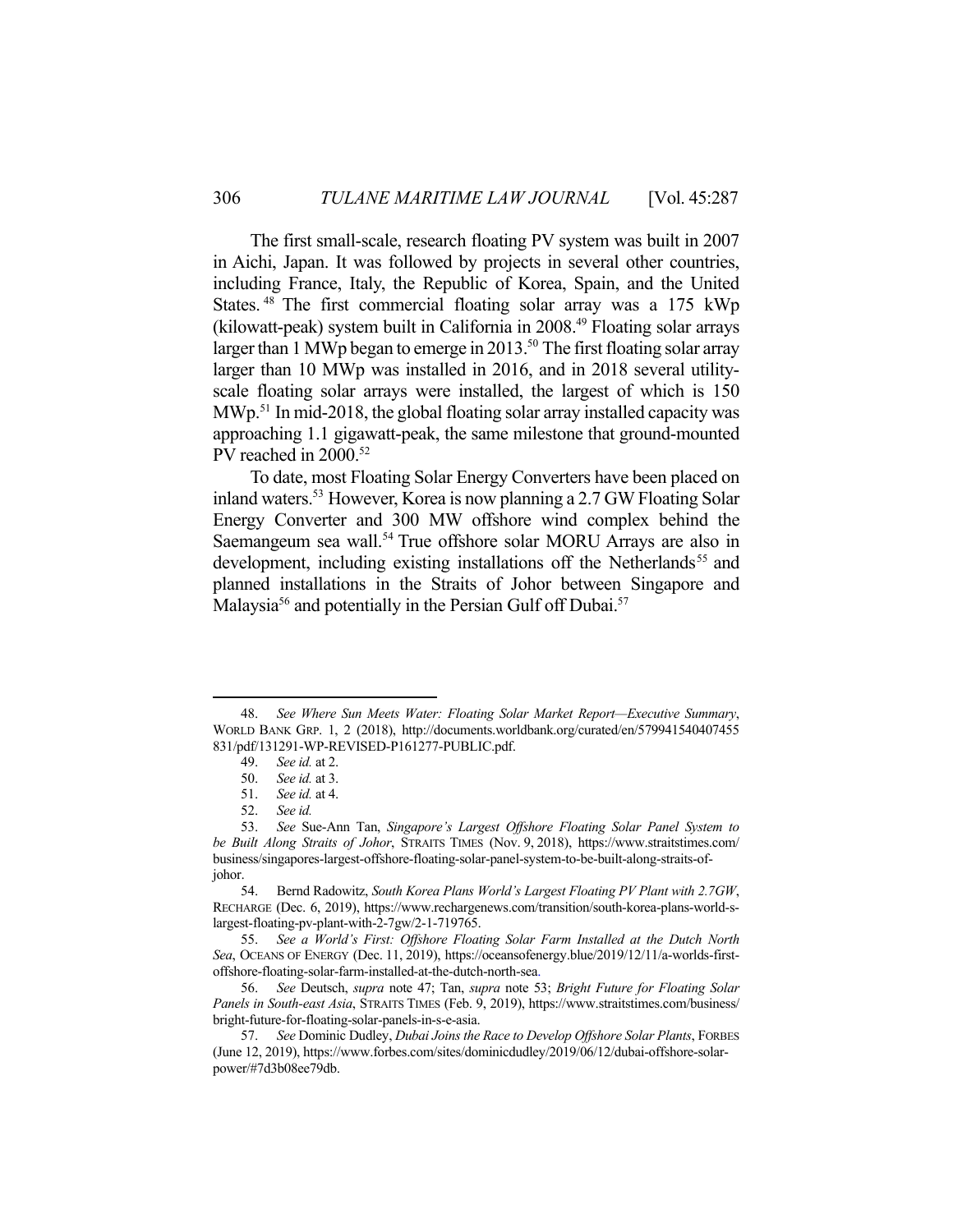The first small-scale, research floating PV system was built in 2007 in Aichi, Japan. It was followed by projects in several other countries, including France, Italy, the Republic of Korea, Spain, and the United States.[48] The first commercial floating solar array was a 175 kWp (kilowatt-peak) system built in California in 2008.[49] Floating solar arrays larger than 1 MWp began to emerge in 2013.[50] The first floating solar array larger than 10 MWp was installed in 2016, and in 2018 several utility-scale floating solar arrays were installed, the largest of which is 150 MWp.[51] In mid-2018, the global floating solar array installed capacity was approaching 1.1 gigawatt-peak, the same milestone that ground-mounted PV reached in 2000.[52]

To date, most Floating Solar Energy Converters have been placed on inland waters.[53] However, Korea is now planning a 2.7 GW Floating Solar Energy Converter and 300 MW offshore wind complex behind the Saemangeum sea wall.[54] True offshore solar MORU Arrays are also in development, including existing installations off the Netherlands[55] and planned installations in the Straits of Johor between Singapore and Malaysia[56] and potentially in the Persian Gulf off Dubai.[57]

---

48. *See Where Sun Meets Water: Floating Solar Market Report—Executive Summary*, WORLD BANK GRP. 1, 2 (2018), http://documents.worldbank.org/curated/en/579941540407455831/pdf/131291-WP-REVISED-P161277-PUBLIC.pdf.

49. *See id.* at 2.

50. *See id.* at 3.

51. *See id.* at 4.

52. *See id.*

53. *See* Sue-Ann Tan, *Singapore's Largest Offshore Floating Solar Panel System to be Built Along Straits of Johor*, STRAITS TIMES (Nov. 9, 2018), https://www.straitstimes.com/business/singapores-largest-offshore-floating-solar-panel-system-to-be-built-along-straits-of-johor.

54. Bernd Radowitz, *South Korea Plans World's Largest Floating PV Plant with 2.7GW*, RECHARGE (Dec. 6, 2019), https://www.rechargenews.com/transition/south-korea-plans-world-s-largest-floating-pv-plant-with-2-7gw/2-1-719765.

55. *See a World's First: Offshore Floating Solar Farm Installed at the Dutch North Sea*, OCEANS OF ENERGY (Dec. 11, 2019), https://oceansofenergy.blue/2019/12/11/a-worlds-first-offshore-floating-solar-farm-installed-at-the-dutch-north-sea.

56. *See* Deutsch, *supra* note 47; Tan, *supra* note 53; *Bright Future for Floating Solar Panels in South-east Asia*, STRAITS TIMES (Feb. 9, 2019), https://www.straitstimes.com/business/bright-future-for-floating-solar-panels-in-s-e-asia.

57. *See* Dominic Dudley, *Dubai Joins the Race to Develop Offshore Solar Plants*, FORBES (June 12, 2019), https://www.forbes.com/sites/dominicdudley/2019/06/12/dubai-offshore-solar-power/#7d3b08ee79db.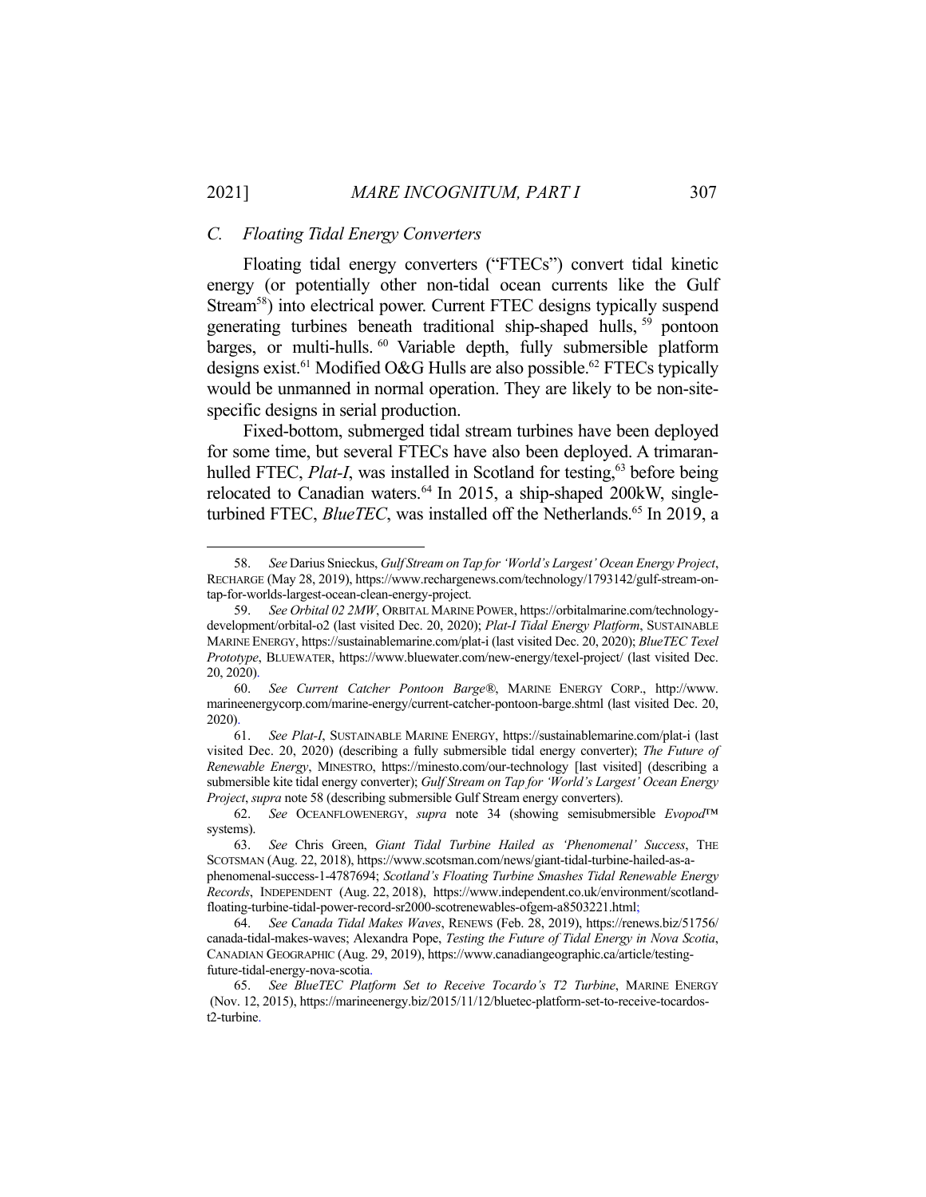### *C. Floating Tidal Energy Converters*

Floating tidal energy converters ("FTECs") convert tidal kinetic energy (or potentially other non-tidal ocean currents like the Gulf Stream[58]) into electrical power. Current FTEC designs typically suspend generating turbines beneath traditional ship-shaped hulls,[59] pontoon barges, or multi-hulls.[60] Variable depth, fully submersible platform designs exist.[61] Modified O&G Hulls are also possible.[62] FTECs typically would be unmanned in normal operation. They are likely to be non-site-specific designs in serial production.

Fixed-bottom, submerged tidal stream turbines have been deployed for some time, but several FTECs have also been deployed. A trimaran-hulled FTEC, *Plat-I*, was installed in Scotland for testing,[63] before being relocated to Canadian waters.[64] In 2015, a ship-shaped 200kW, single-turbined FTEC, *BlueTEC*, was installed off the Netherlands.[65] In 2019, a

---

58. *See* Darius Snieckus, *Gulf Stream on Tap for 'World's Largest' Ocean Energy Project*, RECHARGE (May 28, 2019), https://www.rechargenews.com/technology/1793142/gulf-stream-on-tap-for-worlds-largest-ocean-clean-energy-project.

59. *See Orbital 02 2MW*, ORBITAL MARINE POWER, https://orbitalmarine.com/technology-development/orbital-o2 (last visited Dec. 20, 2020); *Plat-I Tidal Energy Platform*, SUSTAINABLE MARINE ENERGY, https://sustainablemarine.com/plat-i (last visited Dec. 20, 2020); *BlueTEC Texel Prototype*, BLUEWATER, https://www.bluewater.com/new-energy/texel-project/ (last visited Dec. 20, 2020).

60. *See Current Catcher Pontoon Barge®*, MARINE ENERGY CORP., http://www.marineenergycorp.com/marine-energy/current-catcher-pontoon-barge.shtml (last visited Dec. 20, 2020).

61. *See Plat-I*, SUSTAINABLE MARINE ENERGY, https://sustainablemarine.com/plat-i (last visited Dec. 20, 2020) (describing a fully submersible tidal energy converter); *The Future of Renewable Energy*, MINESTRO, https://minesto.com/our-technology [last visited] (describing a submersible kite tidal energy converter); *Gulf Stream on Tap for 'World's Largest' Ocean Energy Project*, *supra* note 58 (describing submersible Gulf Stream energy converters).

62. *See* OCEANFLOWENERGY, *supra* note 34 (showing semisubmersible *Evopod*™ systems).

63. *See* Chris Green, *Giant Tidal Turbine Hailed as 'Phenomenal' Success*, THE SCOTSMAN (Aug. 22, 2018), https://www.scotsman.com/news/giant-tidal-turbine-hailed-as-a-phenomenal-success-1-4787694; *Scotland's Floating Turbine Smashes Tidal Renewable Energy Records*, INDEPENDENT (Aug. 22, 2018), https://www.independent.co.uk/environment/scotland-floating-turbine-tidal-power-record-sr2000-scotrenewables-ofgem-a8503221.html;

64. *See Canada Tidal Makes Waves*, RENEWS (Feb. 28, 2019), https://renews.biz/51756/canada-tidal-makes-waves; Alexandra Pope, *Testing the Future of Tidal Energy in Nova Scotia*, CANADIAN GEOGRAPHIC (Aug. 29, 2019), https://www.canadiangeographic.ca/article/testing-future-tidal-energy-nova-scotia.

65. *See BlueTEC Platform Set to Receive Tocardo's T2 Turbine*, MARINE ENERGY (Nov. 12, 2015), https://marineenergy.biz/2015/11/12/bluetec-platform-set-to-receive-tocardos-t2-turbine.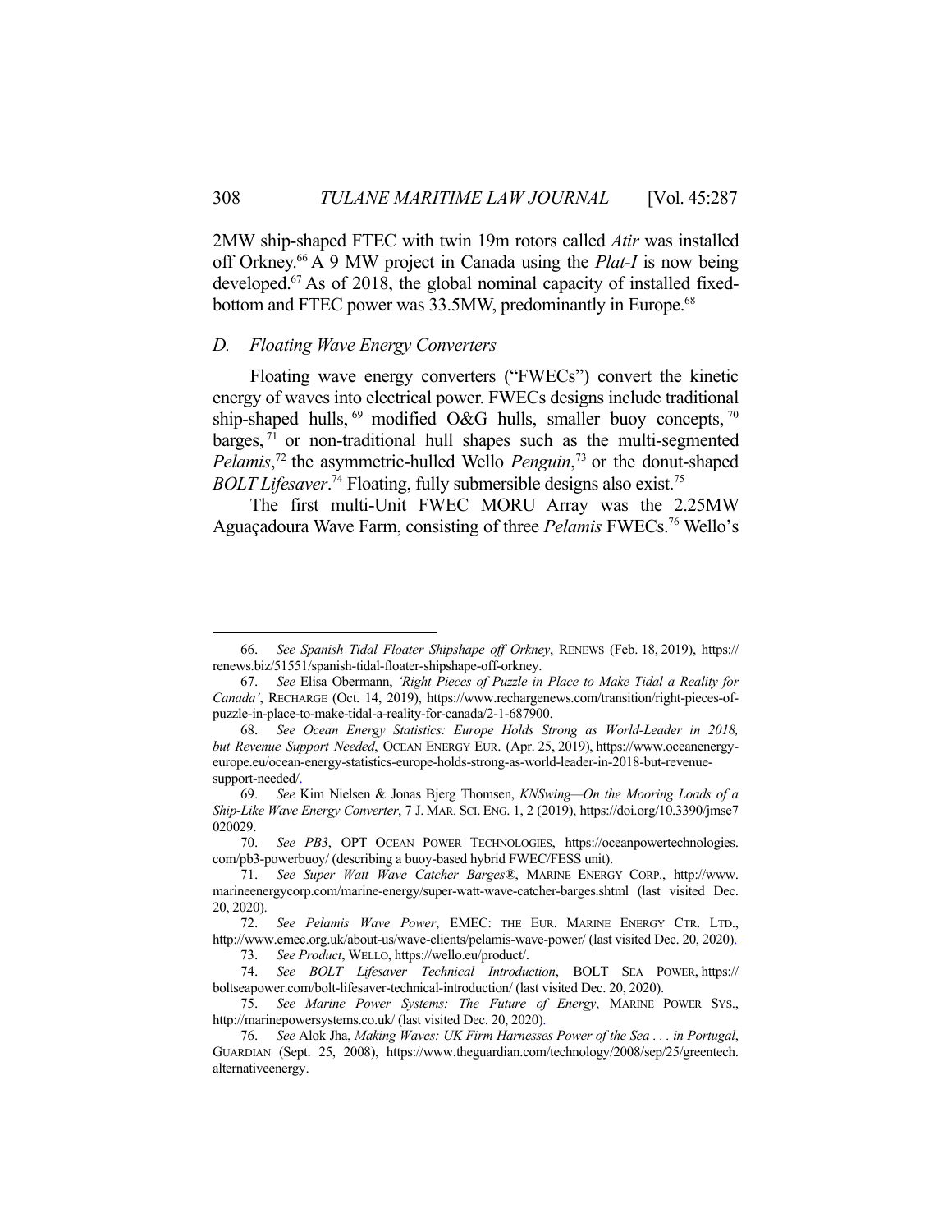2MW ship-shaped FTEC with twin 19m rotors called *Atir* was installed off Orkney.[66] A 9 MW project in Canada using the *Plat-I* is now being developed.[67] As of 2018, the global nominal capacity of installed fixed-bottom and FTEC power was 33.5MW, predominantly in Europe.[68]

### *D. Floating Wave Energy Converters*

Floating wave energy converters ("FWECs") convert the kinetic energy of waves into electrical power. FWECs designs include traditional ship-shaped hulls,[69] modified O&G hulls, smaller buoy concepts,[70] barges,[71] or non-traditional hull shapes such as the multi-segmented *Pelamis*,[72] the asymmetric-hulled Wello *Penguin*,[73] or the donut-shaped *BOLT Lifesaver*.[74] Floating, fully submersible designs also exist.[75]

The first multi-Unit FWEC MORU Array was the 2.25MW Aguaçadoura Wave Farm, consisting of three *Pelamis* FWECs.[76] Wello's

---

66. *See Spanish Tidal Floater Shipshape off Orkney*, RENEWS (Feb. 18, 2019), https://renews.biz/51551/spanish-tidal-floater-shipshape-off-orkney.

67. *See* Elisa Obermann, *'Right Pieces of Puzzle in Place to Make Tidal a Reality for Canada'*, RECHARGE (Oct. 14, 2019), https://www.rechargenews.com/transition/right-pieces-of-puzzle-in-place-to-make-tidal-a-reality-for-canada/2-1-687900.

68. *See Ocean Energy Statistics: Europe Holds Strong as World-Leader in 2018, but Revenue Support Needed*, OCEAN ENERGY EUR. (Apr. 25, 2019), https://www.oceanenergy-europe.eu/ocean-energy-statistics-europe-holds-strong-as-world-leader-in-2018-but-revenue-support-needed/.

69. *See* Kim Nielsen & Jonas Bjerg Thomsen, *KNSwing—On the Mooring Loads of a Ship-Like Wave Energy Converter*, 7 J. MAR. SCI. ENG. 1, 2 (2019), https://doi.org/10.3390/jmse7020029.

70. *See PB3*, OPT OCEAN POWER TECHNOLOGIES, https://oceanpowertechnologies.com/pb3-powerbuoy/ (describing a buoy-based hybrid FWEC/FESS unit).

71. *See Super Watt Wave Catcher Barges®*, MARINE ENERGY CORP., http://www.marineenergycorp.com/marine-energy/super-watt-wave-catcher-barges.shtml (last visited Dec. 20, 2020).

72. *See Pelamis Wave Power*, EMEC: THE EUR. MARINE ENERGY CTR. LTD., http://www.emec.org.uk/about-us/wave-clients/pelamis-wave-power/ (last visited Dec. 20, 2020).

73. *See Product*, WELLO, https://wello.eu/product/.

74. *See BOLT Lifesaver Technical Introduction*, BOLT SEA POWER, https://boltseapower.com/bolt-lifesaver-technical-introduction/ (last visited Dec. 20, 2020).

75. *See Marine Power Systems: The Future of Energy*, MARINE POWER SYS., http://marinepowersystems.co.uk/ (last visited Dec. 20, 2020).

76. *See* Alok Jha, *Making Waves: UK Firm Harnesses Power of the Sea . . . in Portugal*, GUARDIAN (Sept. 25, 2008), https://www.theguardian.com/technology/2008/sep/25/greentech.alternativeenergy.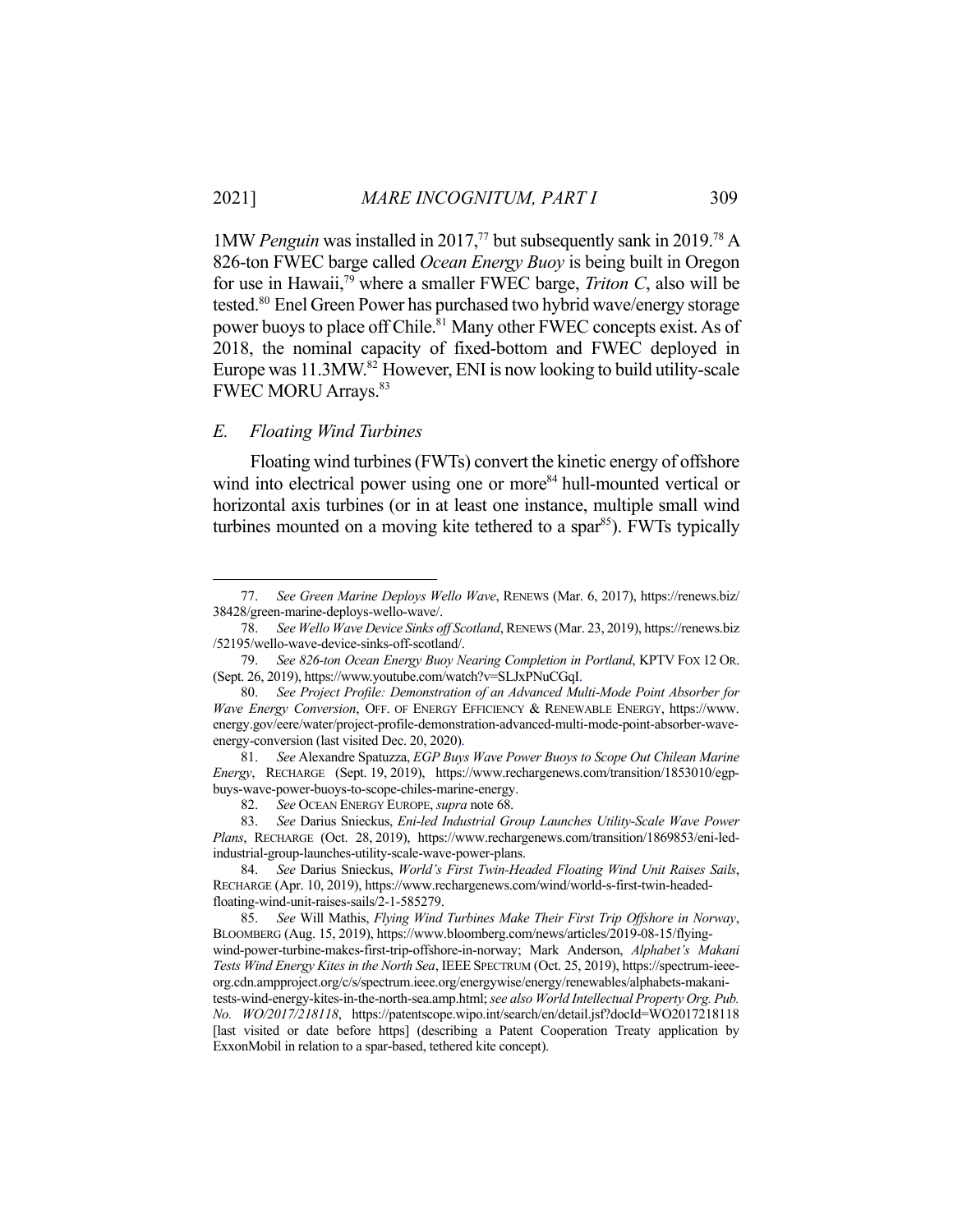1MW *Penguin* was installed in 2017,[77] but subsequently sank in 2019.[78] A 826-ton FWEC barge called *Ocean Energy Buoy* is being built in Oregon for use in Hawaii,[79] where a smaller FWEC barge, *Triton C*, also will be tested.[80] Enel Green Power has purchased two hybrid wave/energy storage power buoys to place off Chile.[81] Many other FWEC concepts exist. As of 2018, the nominal capacity of fixed-bottom and FWEC deployed in Europe was 11.3MW.[82] However, ENI is now looking to build utility-scale FWEC MORU Arrays.[83]

### *E. Floating Wind Turbines*

Floating wind turbines (FWTs) convert the kinetic energy of offshore wind into electrical power using one or more[84] hull-mounted vertical or horizontal axis turbines (or in at least one instance, multiple small wind turbines mounted on a moving kite tethered to a spar[85]). FWTs typically

---

77. *See Green Marine Deploys Wello Wave*, RENEWS (Mar. 6, 2017), https://renews.biz/38428/green-marine-deploys-wello-wave/.

78. *See Wello Wave Device Sinks off Scotland*, RENEWS (Mar. 23, 2019), https://renews.biz/52195/wello-wave-device-sinks-off-scotland/.

79. *See 826-ton Ocean Energy Buoy Nearing Completion in Portland*, KPTV FOX 12 OR. (Sept. 26, 2019), https://www.youtube.com/watch?v=SLJxPNuCGqI.

80. *See Project Profile: Demonstration of an Advanced Multi-Mode Point Absorber for Wave Energy Conversion*, OFF. OF ENERGY EFFICIENCY & RENEWABLE ENERGY, https://www.energy.gov/eere/water/project-profile-demonstration-advanced-multi-mode-point-absorber-wave-energy-conversion (last visited Dec. 20, 2020).

81. *See* Alexandre Spatuzza, *EGP Buys Wave Power Buoys to Scope Out Chilean Marine Energy*, RECHARGE (Sept. 19, 2019), https://www.rechargenews.com/transition/1853010/egp-buys-wave-power-buoys-to-scope-chiles-marine-energy.

82. *See* OCEAN ENERGY EUROPE, *supra* note 68.

83. *See* Darius Snieckus, *Eni-led Industrial Group Launches Utility-Scale Wave Power Plans*, RECHARGE (Oct. 28, 2019), https://www.rechargenews.com/transition/1869853/eni-led-industrial-group-launches-utility-scale-wave-power-plans.

84. *See* Darius Snieckus, *World's First Twin-Headed Floating Wind Unit Raises Sails*, RECHARGE (Apr. 10, 2019), https://www.rechargenews.com/wind/world-s-first-twin-headed-floating-wind-unit-raises-sails/2-1-585279.

85. *See* Will Mathis, *Flying Wind Turbines Make Their First Trip Offshore in Norway*, BLOOMBERG (Aug. 15, 2019), https://www.bloomberg.com/news/articles/2019-08-15/flying-wind-power-turbine-makes-first-trip-offshore-in-norway; Mark Anderson, *Alphabet's Makani Tests Wind Energy Kites in the North Sea*, IEEE SPECTRUM (Oct. 25, 2019), https://spectrum-ieee-org.cdn.ampproject.org/c/s/spectrum.ieee.org/energywise/energy/renewables/alphabets-makani-tests-wind-energy-kites-in-the-north-sea.amp.html; *see also World Intellectual Property Org. Pub. No. WO/2017/218118*, https://patentscope.wipo.int/search/en/detail.jsf?docId=WO2017218118 [last visited or date before https] (describing a Patent Cooperation Treaty application by ExxonMobil in relation to a spar-based, tethered kite concept).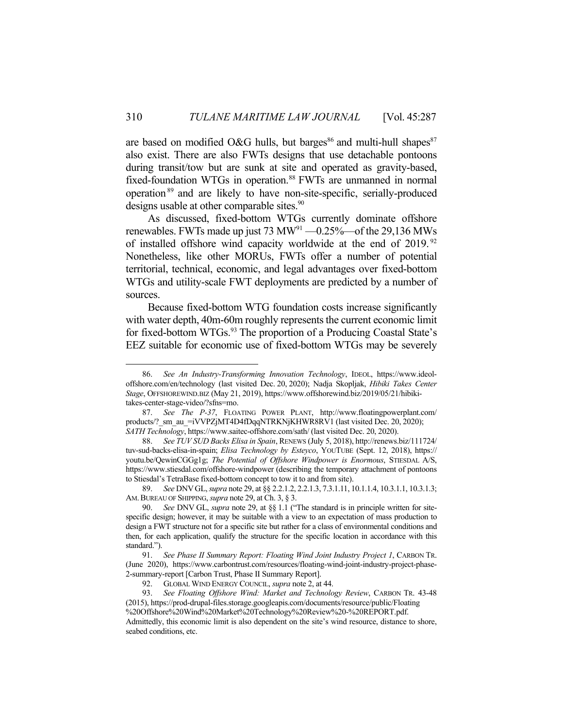are based on modified O&G hulls, but barges[86] and multi-hull shapes[87] also exist. There are also FWTs designs that use detachable pontoons during transit/tow but are sunk at site and operated as gravity-based, fixed-foundation WTGs in operation.[88] FWTs are unmanned in normal operation[89] and are likely to have non-site-specific, serially-produced designs usable at other comparable sites.[90]

As discussed, fixed-bottom WTGs currently dominate offshore renewables. FWTs made up just 73 MW[91] —0.25%—of the 29,136 MWs of installed offshore wind capacity worldwide at the end of 2019.[92] Nonetheless, like other MORUs, FWTs offer a number of potential territorial, technical, economic, and legal advantages over fixed-bottom WTGs and utility-scale FWT deployments are predicted by a number of sources.

Because fixed-bottom WTG foundation costs increase significantly with water depth, 40m-60m roughly represents the current economic limit for fixed-bottom WTGs.[93] The proportion of a Producing Coastal State's EEZ suitable for economic use of fixed-bottom WTGs may be severely

---

86. *See An Industry-Transforming Innovation Technology*, IDEOL, https://www.ideol-offshore.com/en/technology (last visited Dec. 20, 2020); Nadja Skopljak, *Hibiki Takes Center Stage*, OFFSHOREWIND.BIZ (May 21, 2019), https://www.offshorewind.biz/2019/05/21/hibiki-takes-center-stage-video/?sfns=mo.

87. *See The P-37*, FLOATING POWER PLANT, http://www.floatingpowerplant.com/products/?_sm_au_=iVVPZjMT4D4fDqqNTRKNjKHWR8RV1 (last visited Dec. 20, 2020); *SATH Technology*, https://www.saitec-offshore.com/sath/ (last visited Dec. 20, 2020).

88. *See TUV SUD Backs Elisa in Spain*, RENEWS (July 5, 2018), http://renews.biz/111724/tuv-sud-backs-elisa-in-spain; *Elisa Technology by Esteyco*, YOUTUBE (Sept. 12, 2018), https://youtu.be/QewinCGGg1g; *The Potential of Offshore Windpower is Enormous*, STIESDAL A/S, https://www.stiesdal.com/offshore-windpower (describing the temporary attachment of pontoons to Stiesdal's TetraBase fixed-bottom concept to tow it to and from site).

89. *See* DNV GL, *supra* note 29, at §§ 2.2.1.2, 2.2.1.3, 7.3.1.11, 10.1.1.4, 10.3.1.1, 10.3.1.3; AM. BUREAU OF SHIPPING, *supra* note 29, at Ch. 3, § 3.

90. *See* DNV GL, *supra* note 29, at §§ 1.1 ("The standard is in principle written for site-specific design; however, it may be suitable with a view to an expectation of mass production to design a FWT structure not for a specific site but rather for a class of environmental conditions and then, for each application, qualify the structure for the specific location in accordance with this standard.").

91. *See Phase II Summary Report: Floating Wind Joint Industry Project 1*, CARBON TR. (June 2020), https://www.carbontrust.com/resources/floating-wind-joint-industry-project-phase-2-summary-report [Carbon Trust, Phase II Summary Report].

92. GLOBAL WIND ENERGY COUNCIL, *supra* note 2, at 44.

93. *See Floating Offshore Wind: Market and Technology Review*, CARBON TR. 43-48 (2015), https://prod-drupal-files.storage.googleapis.com/documents/resource/public/Floating%20Offshore%20Wind%20Market%20Technology%20Review%20-%20REPORT.pdf. Admittedly, this economic limit is also dependent on the site's wind resource, distance to shore, seabed conditions, etc.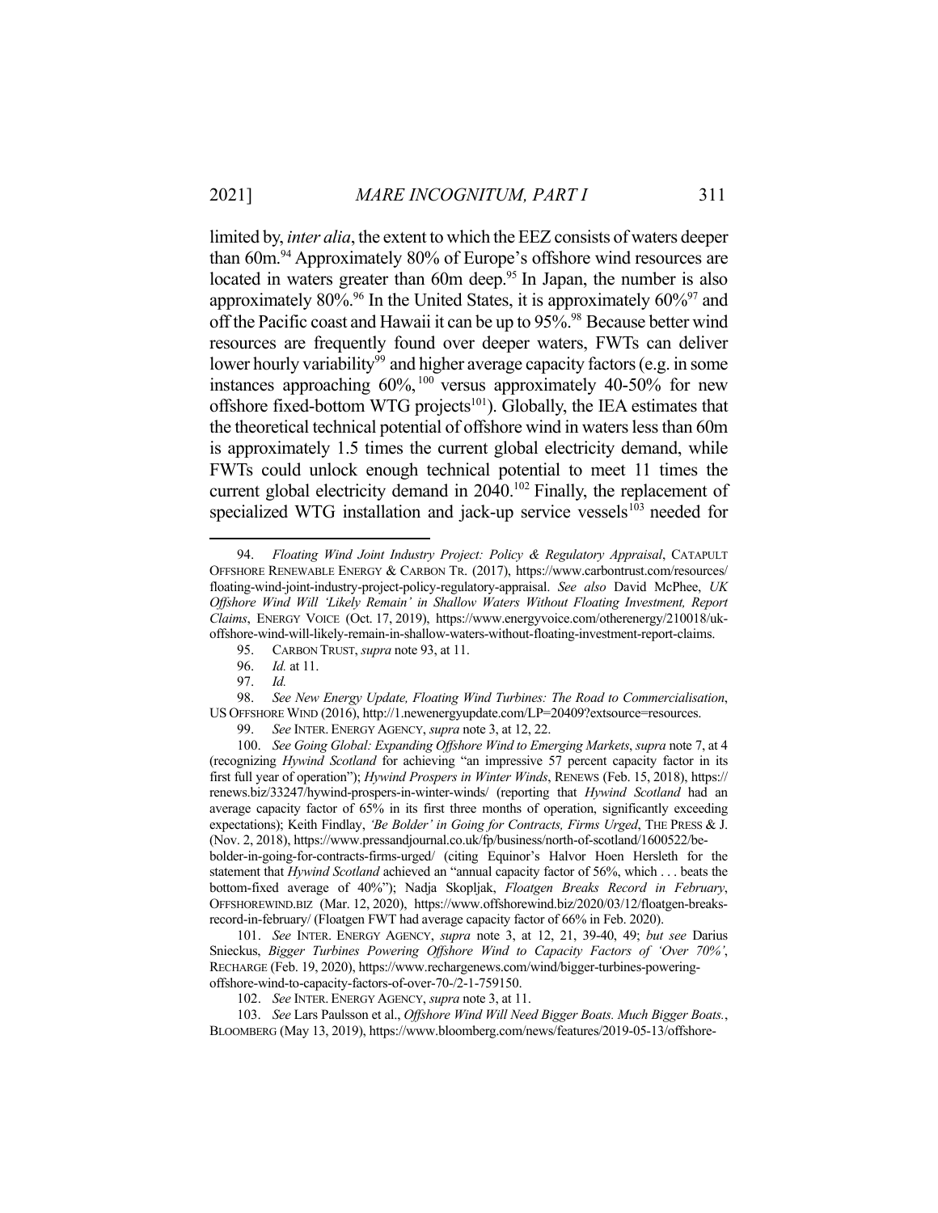limited by, *inter alia*, the extent to which the EEZ consists of waters deeper than 60m.[94] Approximately 80% of Europe's offshore wind resources are located in waters greater than 60m deep.[95] In Japan, the number is also approximately 80%.[96] In the United States, it is approximately 60%[97] and off the Pacific coast and Hawaii it can be up to 95%.[98] Because better wind resources are frequently found over deeper waters, FWTs can deliver lower hourly variability[99] and higher average capacity factors (e.g. in some instances approaching 60%,[100] versus approximately 40-50% for new offshore fixed-bottom WTG projects[101]). Globally, the IEA estimates that the theoretical technical potential of offshore wind in waters less than 60m is approximately 1.5 times the current global electricity demand, while FWTs could unlock enough technical potential to meet 11 times the current global electricity demand in 2040.[102] Finally, the replacement of specialized WTG installation and jack-up service vessels[103] needed for

---

94. *Floating Wind Joint Industry Project: Policy & Regulatory Appraisal*, CATAPULT OFFSHORE RENEWABLE ENERGY & CARBON TR. (2017), https://www.carbontrust.com/resources/floating-wind-joint-industry-project-policy-regulatory-appraisal. *See also* David McPhee, *UK Offshore Wind Will 'Likely Remain' in Shallow Waters Without Floating Investment, Report Claims*, ENERGY VOICE (Oct. 17, 2019), https://www.energyvoice.com/otherenergy/210018/uk-offshore-wind-will-likely-remain-in-shallow-waters-without-floating-investment-report-claims.

95. CARBON TRUST, *supra* note 93, at 11.

96. *Id.* at 11.

97. *Id.*

98. *See New Energy Update, Floating Wind Turbines: The Road to Commercialisation*, US OFFSHORE WIND (2016), http://1.newenergyupdate.com/LP=20409?extsource=resources.

99. *See* INTER. ENERGY AGENCY, *supra* note 3, at 12, 22.

100. *See Going Global: Expanding Offshore Wind to Emerging Markets*, *supra* note 7, at 4 (recognizing *Hywind Scotland* for achieving "an impressive 57 percent capacity factor in its first full year of operation"); *Hywind Prospers in Winter Winds*, RENEWS (Feb. 15, 2018), https://renews.biz/33247/hywind-prospers-in-winter-winds/ (reporting that *Hywind Scotland* had an average capacity factor of 65% in its first three months of operation, significantly exceeding expectations); Keith Findlay, *'Be Bolder' in Going for Contracts, Firms Urged*, THE PRESS & J. (Nov. 2, 2018), https://www.pressandjournal.co.uk/fp/business/north-of-scotland/1600522/be-bolder-in-going-for-contracts-firms-urged/ (citing Equinor's Halvor Hoen Hersleth for the statement that *Hywind Scotland* achieved an "annual capacity factor of 56%, which . . . beats the bottom-fixed average of 40%"); Nadja Skopljak, *Floatgen Breaks Record in February*, OFFSHOREWIND.BIZ (Mar. 12, 2020), https://www.offshorewind.biz/2020/03/12/floatgen-breaks-record-in-february/ (Floatgen FWT had average capacity factor of 66% in Feb. 2020).

101. *See* INTER. ENERGY AGENCY, *supra* note 3, at 12, 21, 39-40, 49; *but see* Darius Snieckus, *Bigger Turbines Powering Offshore Wind to Capacity Factors of 'Over 70%'*, RECHARGE (Feb. 19, 2020), https://www.rechargenews.com/wind/bigger-turbines-powering-offshore-wind-to-capacity-factors-of-over-70-/2-1-759150.

102. *See* INTER. ENERGY AGENCY, *supra* note 3, at 11.

103. *See* Lars Paulsson et al., *Offshore Wind Will Need Bigger Boats. Much Bigger Boats.*, BLOOMBERG (May 13, 2019), https://www.bloomberg.com/news/features/2019-05-13/offshore-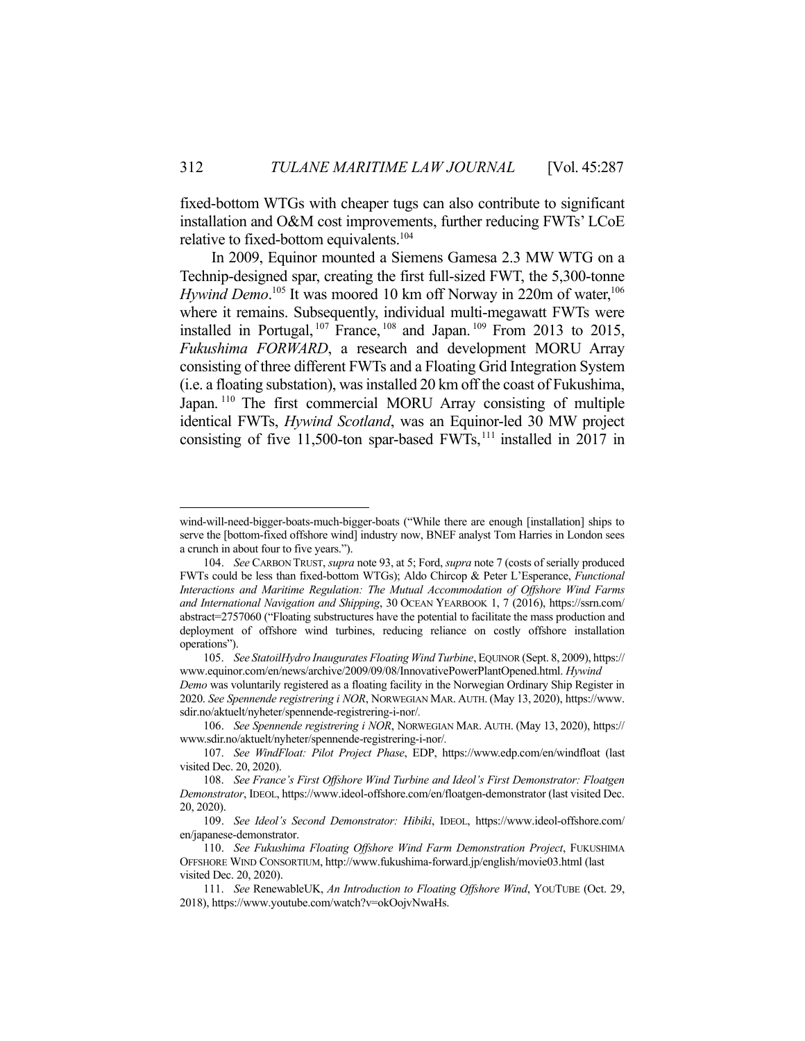fixed-bottom WTGs with cheaper tugs can also contribute to significant installation and O&M cost improvements, further reducing FWTs' LCoE relative to fixed-bottom equivalents.[104]

In 2009, Equinor mounted a Siemens Gamesa 2.3 MW WTG on a Technip-designed spar, creating the first full-sized FWT, the 5,300-tonne *Hywind Demo*.[105] It was moored 10 km off Norway in 220m of water,[106] where it remains. Subsequently, individual multi-megawatt FWTs were installed in Portugal,[107] France,[108] and Japan.[109] From 2013 to 2015, *Fukushima FORWARD*, a research and development MORU Array consisting of three different FWTs and a Floating Grid Integration System (i.e. a floating substation), was installed 20 km off the coast of Fukushima, Japan.[110] The first commercial MORU Array consisting of multiple identical FWTs, *Hywind Scotland*, was an Equinor-led 30 MW project consisting of five 11,500-ton spar-based FWTs,[111] installed in 2017 in

---

wind-will-need-bigger-boats-much-bigger-boats ("While there are enough [installation] ships to serve the [bottom-fixed offshore wind] industry now, BNEF analyst Tom Harries in London sees a crunch in about four to five years.").

104. *See* CARBON TRUST, *supra* note 93, at 5; Ford, *supra* note 7 (costs of serially produced FWTs could be less than fixed-bottom WTGs); Aldo Chircop & Peter L'Esperance, *Functional Interactions and Maritime Regulation: The Mutual Accommodation of Offshore Wind Farms and International Navigation and Shipping*, 30 OCEAN YEARBOOK 1, 7 (2016), https://ssrn.com/abstract=2757060 ("Floating substructures have the potential to facilitate the mass production and deployment of offshore wind turbines, reducing reliance on costly offshore installation operations").

105. *See StatoilHydro Inaugurates Floating Wind Turbine*, EQUINOR (Sept. 8, 2009), https://www.equinor.com/en/news/archive/2009/09/08/InnovativePowerPlantOpened.html. *Hywind Demo* was voluntarily registered as a floating facility in the Norwegian Ordinary Ship Register in 2020. *See Spennende registrering i NOR*, NORWEGIAN MAR. AUTH. (May 13, 2020), https://www.sdir.no/aktuelt/nyheter/spennende-registrering-i-nor/.

106. *See Spennende registrering i NOR*, NORWEGIAN MAR. AUTH. (May 13, 2020), https://www.sdir.no/nyheter/spennende-registrering-i-nor/.

107. *See WindFloat: Pilot Project Phase*, EDP, https://www.edp.com/en/windfloat (last visited Dec. 20, 2020).

108. *See France's First Offshore Wind Turbine and Ideol's First Demonstrator: Floatgen Demonstrator*, IDEOL, https://www.ideol-offshore.com/en/floatgen-demonstrator (last visited Dec. 20, 2020).

109. *See Ideol's Second Demonstrator: Hibiki*, IDEOL, https://www.ideol-offshore.com/en/japanese-demonstrator.

110. *See Fukushima Floating Offshore Wind Farm Demonstration Project*, FUKUSHIMA OFFSHORE WIND CONSORTIUM, http://www.fukushima-forward.jp/english/movie03.html (last visited Dec. 20, 2020).

111. *See* RenewableUK, *An Introduction to Floating Offshore Wind*, YOUTUBE (Oct. 29, 2018), https://www.youtube.com/watch?v=okOojvNwaHs.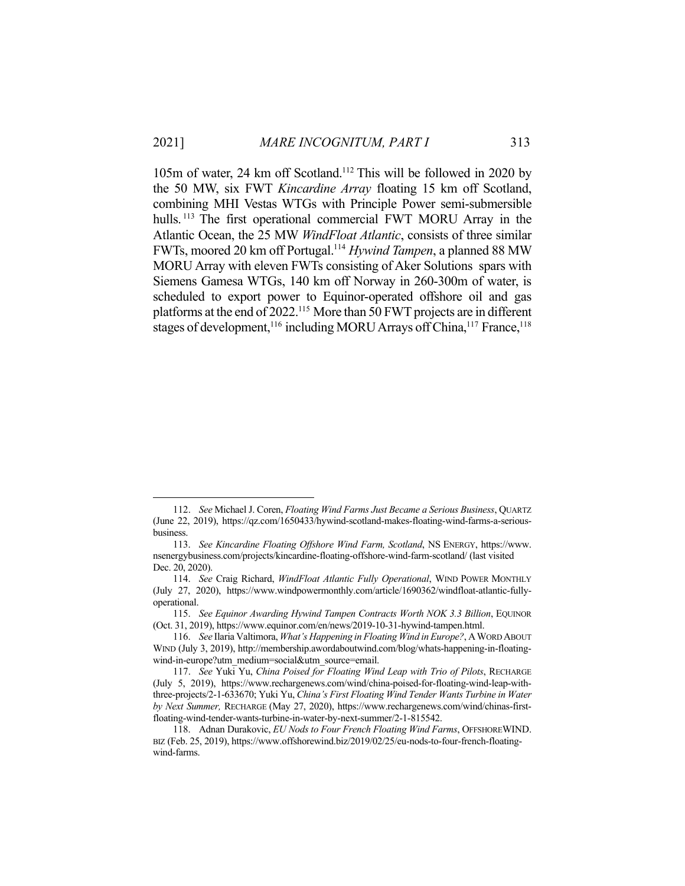105m of water, 24 km off Scotland.[112] This will be followed in 2020 by the 50 MW, six FWT *Kincardine Array* floating 15 km off Scotland, combining MHI Vestas WTGs with Principle Power semi-submersible hulls.[113] The first operational commercial FWT MORU Array in the Atlantic Ocean, the 25 MW *WindFloat Atlantic*, consists of three similar FWTs, moored 20 km off Portugal.[114] *Hywind Tampen*, a planned 88 MW MORU Array with eleven FWTs consisting of Aker Solutions spars with Siemens Gamesa WTGs, 140 km off Norway in 260-300m of water, is scheduled to export power to Equinor-operated offshore oil and gas platforms at the end of 2022.[115] More than 50 FWT projects are in different stages of development,[116] including MORU Arrays off China,[117] France,[118]

---

112. *See* Michael J. Coren, *Floating Wind Farms Just Became a Serious Business*, QUARTZ (June 22, 2019), https://qz.com/1650433/hywind-scotland-makes-floating-wind-farms-a-serious-business.

113. *See Kincardine Floating Offshore Wind Farm, Scotland*, NS ENERGY, https://www.nsenergybusiness.com/projects/kincardine-floating-offshore-wind-farm-scotland/ (last visited Dec. 20, 2020).

114. *See* Craig Richard, *WindFloat Atlantic Fully Operational*, WIND POWER MONTHLY (July 27, 2020), https://www.windpowermonthly.com/article/1690362/windfloat-atlantic-fully-operational.

115. *See Equinor Awarding Hywind Tampen Contracts Worth NOK 3.3 Billion*, EQUINOR (Oct. 31, 2019), https://www.equinor.com/en/news/2019-10-31-hywind-tampen.html.

116. *See* Ilaria Valtimora, *What's Happening in Floating Wind in Europe?*, A WORD ABOUT WIND (July 3, 2019), http://membership.awordaboutwind.com/blog/whats-happening-in-floating-wind-in-europe?utm_medium=social&utm_source=email.

117. *See* Yuki Yu, *China Poised for Floating Wind Leap with Trio of Pilots*, RECHARGE (July 5, 2019), https://www.rechargenews.com/wind/china-poised-for-floating-wind-leap-with-three-projects/2-1-633670; Yuki Yu, *China's First Floating Wind Tender Wants Turbine in Water by Next Summer,* RECHARGE (May 27, 2020), https://www.rechargenews.com/wind/chinas-first-floating-wind-tender-wants-turbine-in-water-by-next-summer/2-1-815542.

118. Adnan Durakovic, *EU Nods to Four French Floating Wind Farms*, OFFSHOREWIND.BIZ (Feb. 25, 2019), https://www.offshorewind.biz/2019/02/25/eu-nods-to-four-french-floating-wind-farms.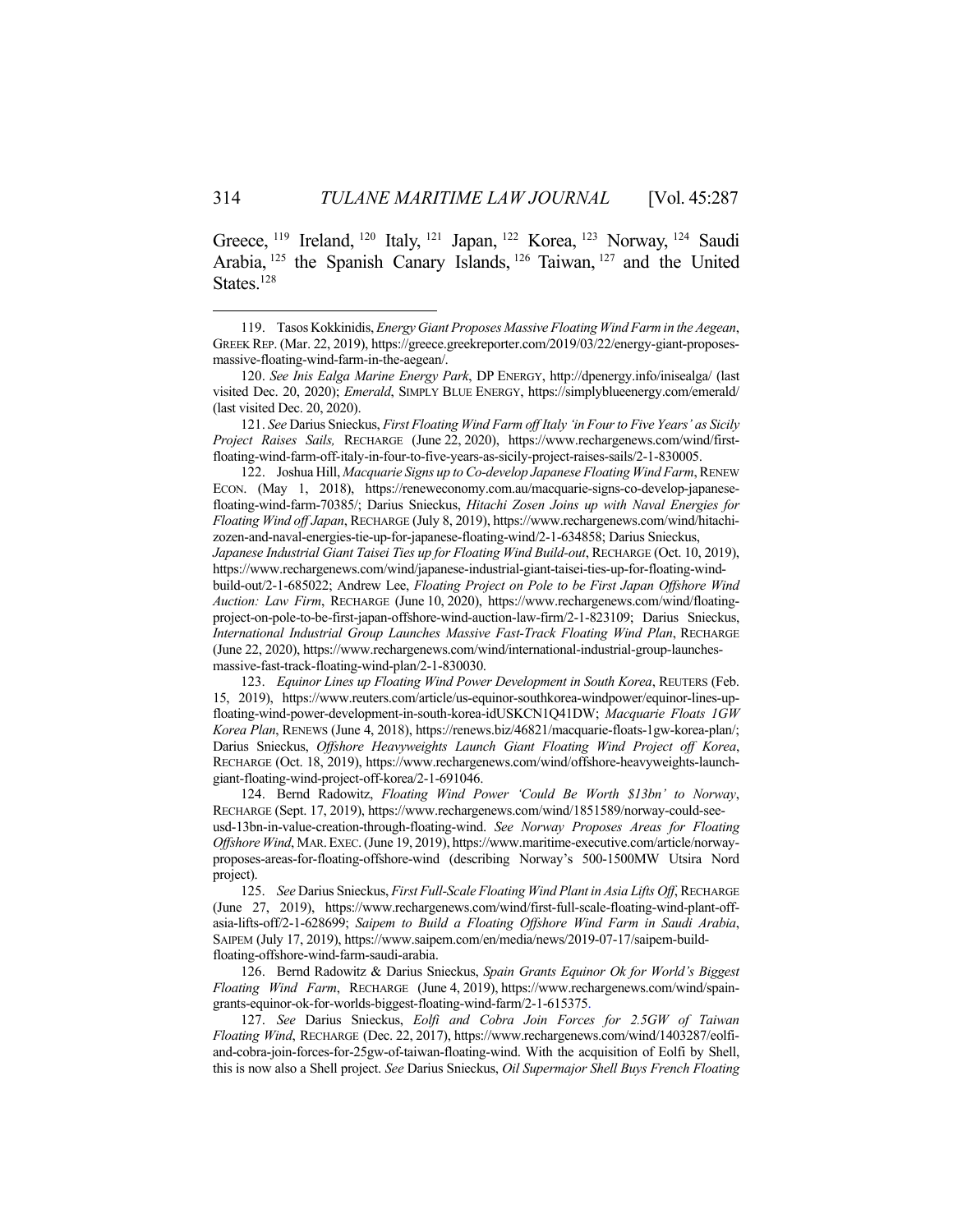Greece,[119] Ireland,[120] Italy,[121] Japan,[122] Korea,[123] Norway,[124] Saudi Arabia,[125] the Spanish Canary Islands,[126] Taiwan,[127] and the United States.[128]

---

119. Tasos Kokkinidis, *Energy Giant Proposes Massive Floating Wind Farm in the Aegean*, GREEK REP. (Mar. 22, 2019), https://greece.greekreporter.com/2019/03/22/energy-giant-proposes-massive-floating-wind-farm-in-the-aegean/.

120. *See Inis Ealga Marine Energy Park*, DP ENERGY, http://dpenergy.info/inisealga/ (last visited Dec. 20, 2020); *Emerald*, SIMPLY BLUE ENERGY, https://simplyblueenergy.com/emerald/ (last visited Dec. 20, 2020).

121. *See* Darius Snieckus, *First Floating Wind Farm off Italy 'in Four to Five Years' as Sicily Project Raises Sails,* RECHARGE (June 22, 2020), https://www.rechargenews.com/wind/first-floating-wind-farm-off-italy-in-four-to-five-years-as-sicily-project-raises-sails/2-1-830005.

122. Joshua Hill, *Macquarie Signs up to Co-develop Japanese Floating Wind Farm*, RENEW ECON. (May 1, 2018), https://reneweconomy.com.au/macquarie-signs-co-develop-japanese-floating-wind-farm-70385/; Darius Snieckus, *Hitachi Zosen Joins up with Naval Energies for Floating Wind off Japan*, RECHARGE (July 8, 2019), https://www.rechargenews.com/wind/hitachi-zozen-and-naval-energies-tie-up-for-japanese-floating-wind/2-1-634858; Darius Snieckus, *Japanese Industrial Giant Taisei Ties up for Floating Wind Build-out*, RECHARGE (Oct. 10, 2019), https://www.rechargenews.com/wind/japanese-industrial-giant-taisei-ties-up-for-floating-wind-build-out/2-1-685022; Andrew Lee, *Floating Project on Pole to be First Japan Offshore Wind Auction: Law Firm*, RECHARGE (June 10, 2020), https://www.rechargenews.com/wind/floating-project-on-pole-to-be-first-japan-offshore-wind-auction-law-firm/2-1-823109; Darius Snieckus, *International Industrial Group Launches Massive Fast-Track Floating Wind Plan*, RECHARGE (June 22, 2020), https://www.rechargenews.com/wind/international-industrial-group-launches-massive-fast-track-floating-wind-plan/2-1-830030.

123. *Equinor Lines up Floating Wind Power Development in South Korea*, REUTERS (Feb. 15, 2019), https://www.reuters.com/article/us-equinor-southkorea-windpower/equinor-lines-up-floating-wind-power-development-in-south-korea-idUSKCN1Q41DW; *Macquarie Floats 1GW Korea Plan*, RENEWS (June 4, 2018), https://renews.biz/46821/macquarie-floats-1gw-korea-plan/; Darius Snieckus, *Offshore Heavyweights Launch Giant Floating Wind Project off Korea*, RECHARGE (Oct. 18, 2019), https://www.rechargenews.com/wind/offshore-heavyweights-launch-giant-floating-wind-project-off-korea/2-1-691046.

124. Bernd Radowitz, *Floating Wind Power 'Could Be Worth $13bn' to Norway*, RECHARGE (Sept. 17, 2019), https://www.rechargenews.com/wind/1851589/norway-could-see-usd-13bn-in-value-creation-through-floating-wind. *See Norway Proposes Areas for Floating Offshore Wind*, MAR. EXEC. (June 19, 2019), https://www.maritime-executive.com/article/norway-proposes-areas-for-floating-offshore-wind (describing Norway's 500-1500MW Utsira Nord project).

125. *See* Darius Snieckus, *First Full-Scale Floating Wind Plant in Asia Lifts Off*, RECHARGE (June 27, 2019), https://www.rechargenews.com/wind/first-full-scale-floating-wind-plant-off-asia-lifts-off/2-1-628699; *Saipem to Build a Floating Offshore Wind Farm in Saudi Arabia*, SAIPEM (July 17, 2019), https://www.saipem.com/en/media/news/2019-07-17/saipem-build-floating-offshore-wind-farm-saudi-arabia.

126. Bernd Radowitz & Darius Snieckus, *Spain Grants Equinor Ok for World's Biggest Floating Wind Farm*, RECHARGE (June 4, 2019), https://www.rechargenews.com/wind/spain-grants-equinor-ok-for-worlds-biggest-floating-wind-farm/2-1-615375.

127. *See* Darius Snieckus, *Eolfi and Cobra Join Forces for 2.5GW of Taiwan Floating Wind*, RECHARGE (Dec. 22, 2017), https://www.rechargenews.com/wind/1403287/eolfi-and-cobra-join-forces-for-25gw-of-taiwan-floating-wind. With the acquisition of Eolfi by Shell, this is now also a Shell project. *See* Darius Snieckus, *Oil Supermajor Shell Buys French Floating*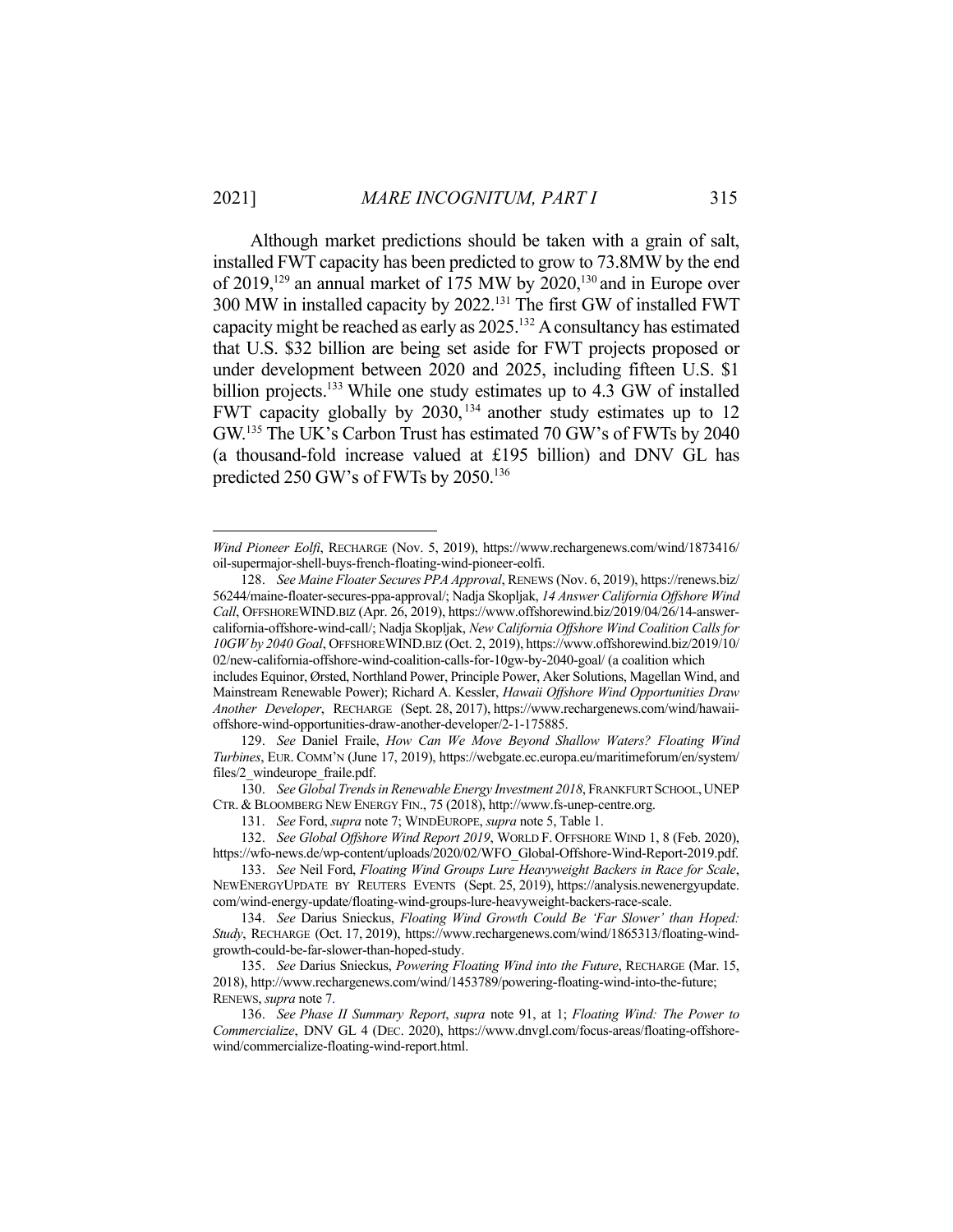Although market predictions should be taken with a grain of salt, installed FWT capacity has been predicted to grow to 73.8MW by the end of 2019,[129] an annual market of 175 MW by 2020,[130] and in Europe over 300 MW in installed capacity by 2022.[131] The first GW of installed FWT capacity might be reached as early as 2025.[132] A consultancy has estimated that U.S. $32 billion are being set aside for FWT projects proposed or under development between 2020 and 2025, including fifteen U.S. $1 billion projects.[133] While one study estimates up to 4.3 GW of installed FWT capacity globally by 2030,[134] another study estimates up to 12 GW.[135] The UK's Carbon Trust has estimated 70 GW's of FWTs by 2040 (a thousand-fold increase valued at £195 billion) and DNV GL has predicted 250 GW's of FWTs by 2050.[136]

---

*Wind Pioneer Eolfi*, RECHARGE (Nov. 5, 2019), https://www.rechargenews.com/wind/1873416/oil-supermajor-shell-buys-french-floating-wind-pioneer-eolfi.

128. *See Maine Floater Secures PPA Approval*, RENEWS (Nov. 6, 2019), https://renews.biz/56244/maine-floater-secures-ppa-approval/; Nadja Skopljak, *14 Answer California Offshore Wind Call*, OFFSHOREWIND.BIZ (Apr. 26, 2019), https://www.offshorewind.biz/2019/04/26/14-answer-california-offshore-wind-call/; Nadja Skopljak, *New California Offshore Wind Coalition Calls for 10GW by 2040 Goal*, OFFSHOREWIND.BIZ (Oct. 2, 2019), https://www.offshorewind.biz/2019/10/02/new-california-offshore-wind-coalition-calls-for-10gw-by-2040-goal/ (a coalition which includes Equinor, Ørsted, Northland Power, Principle Power, Aker Solutions, Magellan Wind, and Mainstream Renewable Power); Richard A. Kessler, *Hawaii Offshore Wind Opportunities Draw Another Developer*, RECHARGE (Sept. 28, 2017), https://www.rechargenews.com/wind/hawaii-offshore-wind-opportunities-draw-another-developer/2-1-175885.

129. *See* Daniel Fraile, *How Can We Move Beyond Shallow Waters? Floating Wind Turbines*, EUR. COMM'N (June 17, 2019), https://webgate.ec.europa.eu/maritimeforum/en/system/files/2_windeurope_fraile.pdf.

130. *See Global Trends in Renewable Energy Investment 2018*, FRANKFURT SCHOOL, UNEP CTR. & BLOOMBERG NEW ENERGY FIN., 75 (2018), http://www.fs-unep-centre.org.

131. *See* Ford, *supra* note 7; WINDEUROPE, *supra* note 5, Table 1.

132. *See Global Offshore Wind Report 2019*, WORLD F. OFFSHORE WIND 1, 8 (Feb. 2020), https://wfo-news.de/wp-content/uploads/2020/02/WFO_Global-Offshore-Wind-Report-2019.pdf.

133. *See* Neil Ford, *Floating Wind Groups Lure Heavyweight Backers in Race for Scale*, NEWENERGYUPDATE BY REUTERS EVENTS (Sept. 25, 2019), https://analysis.newenergyupdate.com/wind-energy-update/floating-wind-groups-lure-heavyweight-backers-race-scale.

134. *See* Darius Snieckus, *Floating Wind Growth Could Be 'Far Slower' than Hoped: Study*, RECHARGE (Oct. 17, 2019), https://www.rechargenews.com/wind/1865313/floating-wind-growth-could-be-far-slower-than-hoped-study.

135. *See* Darius Snieckus, *Powering Floating Wind into the Future*, RECHARGE (Mar. 15, 2018), http://www.rechargenews.com/wind/1453789/powering-floating-wind-into-the-future; RENEWS, *supra* note 7.

136. *See Phase II Summary Report*, *supra* note 91, at 1; *Floating Wind: The Power to Commercialize*, DNV GL 4 (DEC. 2020), https://www.dnvgl.com/focus-areas/floating-offshore-wind/commercialize-floating-wind-report.html.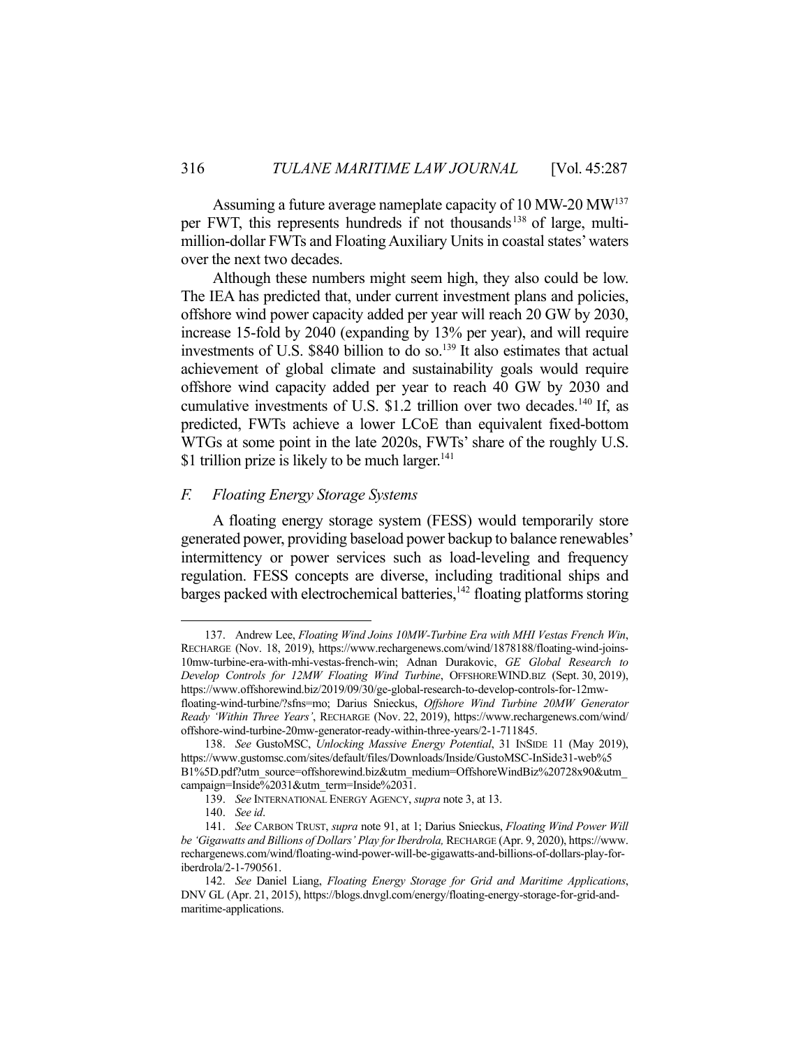Assuming a future average nameplate capacity of 10 MW-20 MW[137] per FWT, this represents hundreds if not thousands[138] of large, multi-million-dollar FWTs and Floating Auxiliary Units in coastal states' waters over the next two decades.

Although these numbers might seem high, they also could be low. The IEA has predicted that, under current investment plans and policies, offshore wind power capacity added per year will reach 20 GW by 2030, increase 15-fold by 2040 (expanding by 13% per year), and will require investments of U.S. $840 billion to do so.[139] It also estimates that actual achievement of global climate and sustainability goals would require offshore wind capacity added per year to reach 40 GW by 2030 and cumulative investments of U.S. $1.2 trillion over two decades.[140] If, as predicted, FWTs achieve a lower LCoE than equivalent fixed-bottom WTGs at some point in the late 2020s, FWTs' share of the roughly U.S. $1 trillion prize is likely to be much larger.[141]

### *F. Floating Energy Storage Systems*

A floating energy storage system (FESS) would temporarily store generated power, providing baseload power backup to balance renewables' intermittency or power services such as load-leveling and frequency regulation. FESS concepts are diverse, including traditional ships and barges packed with electrochemical batteries,[142] floating platforms storing

---

137. Andrew Lee, *Floating Wind Joins 10MW-Turbine Era with MHI Vestas French Win*, RECHARGE (Nov. 18, 2019), https://www.rechargenews.com/wind/1878188/floating-wind-joins-10mw-turbine-era-with-mhi-vestas-french-win; Adnan Durakovic, *GE Global Research to Develop Controls for 12MW Floating Wind Turbine*, OFFSHOREWIND.BIZ (Sept. 30, 2019), https://www.offshorewind.biz/2019/09/30/ge-global-research-to-develop-controls-for-12mw-floating-wind-turbine/?sfns=mo; Darius Snieckus, *Offshore Wind Turbine 20MW Generator Ready 'Within Three Years'*, RECHARGE (Nov. 22, 2019), https://www.rechargenews.com/wind/offshore-wind-turbine-20mw-generator-ready-within-three-years/2-1-711845.

138. *See* GustoMSC, *Unlocking Massive Energy Potential*, 31 INSIDE 11 (May 2019), https://www.gustomsc.com/sites/default/files/Downloads/Inside/GustoMSC-InSide31-web%5B1%5D.pdf?utm_source=offshorewind.biz&utm_medium=OffshoreWindBiz%20728x90&utm_campaign=Inside%2031&utm_term=Inside%2031.

139. *See* INTERNATIONAL ENERGY AGENCY, *supra* note 3, at 13.

140. *See id*.

141. *See* CARBON TRUST, *supra* note 91, at 1; Darius Snieckus, *Floating Wind Power Will be 'Gigawatts and Billions of Dollars' Play for Iberdrola,* RECHARGE (Apr. 9, 2020), https://www.rechargenews.com/wind/floating-wind-power-will-be-gigawatts-and-billions-of-dollars-play-for-iberdrola/2-1-790561.

142. *See* Daniel Liang, *Floating Energy Storage for Grid and Maritime Applications*, DNV GL (Apr. 21, 2015), https://blogs.dnvgl.com/energy/floating-energy-storage-for-grid-and-maritime-applications.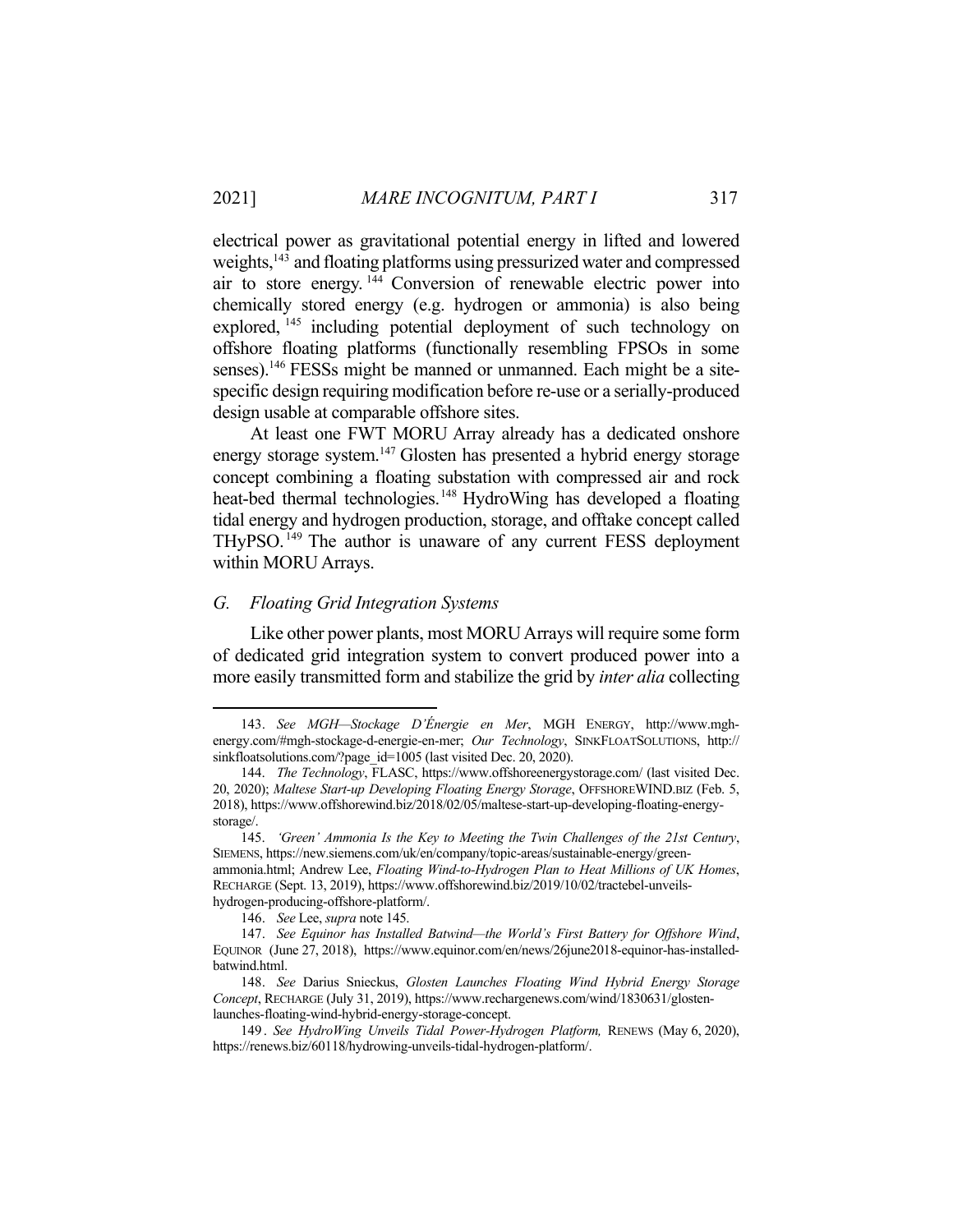electrical power as gravitational potential energy in lifted and lowered weights,[143] and floating platforms using pressurized water and compressed air to store energy.[144] Conversion of renewable electric power into chemically stored energy (e.g. hydrogen or ammonia) is also being explored,[145] including potential deployment of such technology on offshore floating platforms (functionally resembling FPSOs in some senses).[146] FESSs might be manned or unmanned. Each might be a site-specific design requiring modification before re-use or a serially-produced design usable at comparable offshore sites.

At least one FWT MORU Array already has a dedicated onshore energy storage system.[147] Glosten has presented a hybrid energy storage concept combining a floating substation with compressed air and rock heat-bed thermal technologies.[148] HydroWing has developed a floating tidal energy and hydrogen production, storage, and offtake concept called THyPSO.[149] The author is unaware of any current FESS deployment within MORU Arrays.

### *G. Floating Grid Integration Systems*

Like other power plants, most MORU Arrays will require some form of dedicated grid integration system to convert produced power into a more easily transmitted form and stabilize the grid by *inter alia* collecting

---

143. *See MGH—Stockage D'Énergie en Mer*, MGH ENERGY, http://www.mgh-energy.com/#mgh-stockage-d-energie-en-mer; *Our Technology*, SINKFLOATSOLUTIONS, http://sinkfloatsolutions.com/?page_id=1005 (last visited Dec. 20, 2020).

144. *The Technology*, FLASC, https://www.offshoreenergystorage.com/ (last visited Dec. 20, 2020); *Maltese Start-up Developing Floating Energy Storage*, OFFSHOREWIND.BIZ (Feb. 5, 2018), https://www.offshorewind.biz/2018/02/05/maltese-start-up-developing-floating-energy-storage/.

145. *'Green' Ammonia Is the Key to Meeting the Twin Challenges of the 21st Century*, SIEMENS, https://new.siemens.com/uk/en/company/topic-areas/sustainable-energy/green-ammonia.html; Andrew Lee, *Floating Wind-to-Hydrogen Plan to Heat Millions of UK Homes*, RECHARGE (Sept. 13, 2019), https://www.offshorewind.biz/2019/10/02/tractebel-unveils-hydrogen-producing-offshore-platform/.

146. *See* Lee, *supra* note 145.

147. *See Equinor has Installed Batwind—the World's First Battery for Offshore Wind*, EQUINOR (June 27, 2018), https://www.equinor.com/en/news/26june2018-equinor-has-installed-batwind.html.

148. *See* Darius Snieckus, *Glosten Launches Floating Wind Hybrid Energy Storage Concept*, RECHARGE (July 31, 2019), https://www.rechargenews.com/wind/1830631/glosten-launches-floating-wind-hybrid-energy-storage-concept.

149. *See HydroWing Unveils Tidal Power-Hydrogen Platform,* RENEWS (May 6, 2020), https://renews.biz/60118/hydrowing-unveils-tidal-hydrogen-platform/.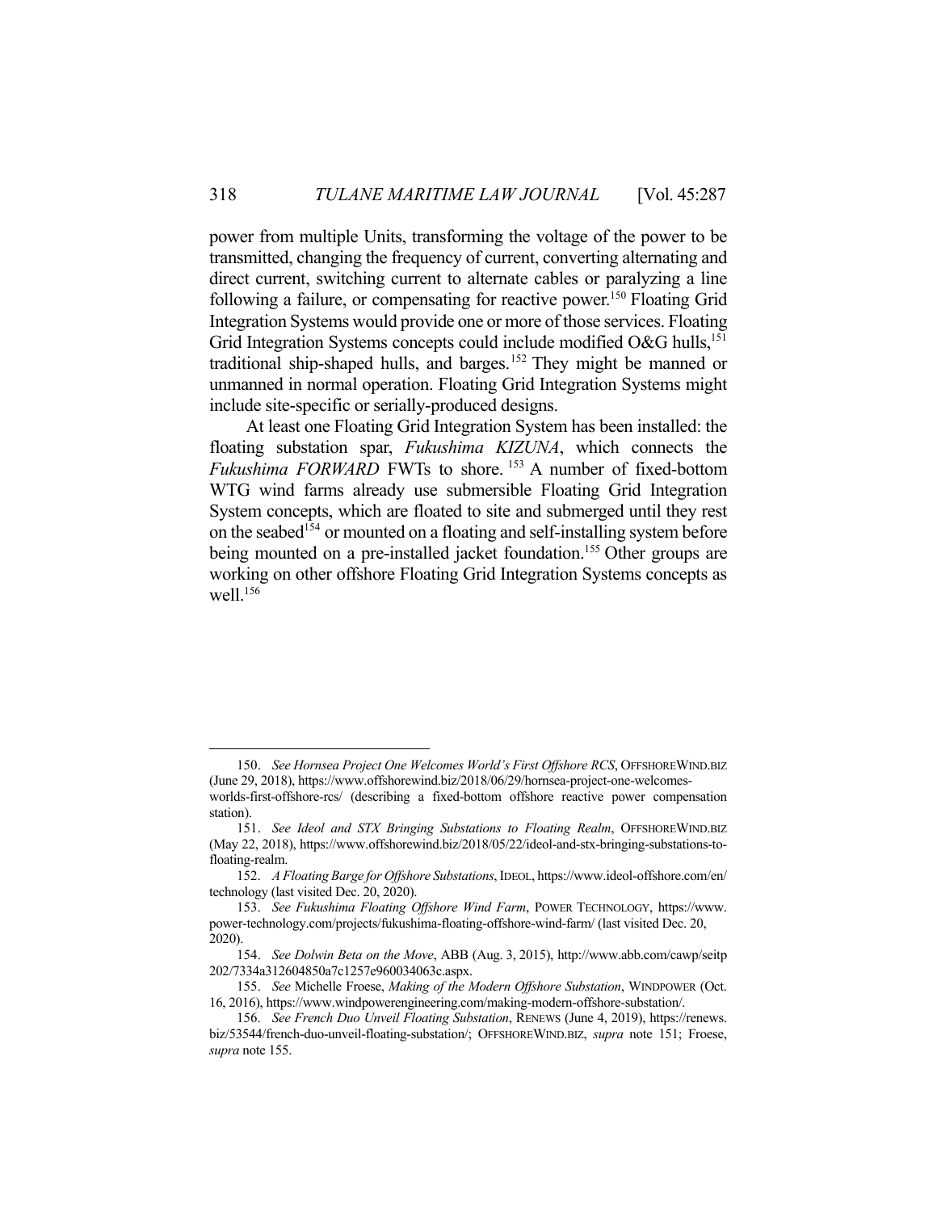power from multiple Units, transforming the voltage of the power to be transmitted, changing the frequency of current, converting alternating and direct current, switching current to alternate cables or paralyzing a line following a failure, or compensating for reactive power.[150] Floating Grid Integration Systems would provide one or more of those services. Floating Grid Integration Systems concepts could include modified O&G hulls,[151] traditional ship-shaped hulls, and barges.[152] They might be manned or unmanned in normal operation. Floating Grid Integration Systems might include site-specific or serially-produced designs.

At least one Floating Grid Integration System has been installed: the floating substation spar, *Fukushima KIZUNA*, which connects the *Fukushima FORWARD* FWTs to shore.[153] A number of fixed-bottom WTG wind farms already use submersible Floating Grid Integration System concepts, which are floated to site and submerged until they rest on the seabed[154] or mounted on a floating and self-installing system before being mounted on a pre-installed jacket foundation.[155] Other groups are working on other offshore Floating Grid Integration Systems concepts as well.[156]

---

150. *See Hornsea Project One Welcomes World's First Offshore RCS*, OFFSHOREWIND.BIZ (June 29, 2018), https://www.offshorewind.biz/2018/06/29/hornsea-project-one-welcomes-worlds-first-offshore-rcs/ (describing a fixed-bottom offshore reactive power compensation station).

151. *See Ideol and STX Bringing Substations to Floating Realm*, OFFSHOREWIND.BIZ (May 22, 2018), https://www.offshorewind.biz/2018/05/22/ideol-and-stx-bringing-substations-to-floating-realm.

152. *A Floating Barge for Offshore Substations*, IDEOL, https://www.ideol-offshore.com/en/technology (last visited Dec. 20, 2020).

153. *See Fukushima Floating Offshore Wind Farm*, POWER TECHNOLOGY, https://www.power-technology.com/projects/fukushima-floating-offshore-wind-farm/ (last visited Dec. 20, 2020).

154. *See Dolwin Beta on the Move*, ABB (Aug. 3, 2015), http://www.abb.com/cawp/seitp202/7334a312604850a7c1257e960034063c.aspx.

155. *See* Michelle Froese, *Making of the Modern Offshore Substation*, WINDPOWER (Oct. 16, 2016), https://www.windpowerengineering.com/making-modern-offshore-substation/.

156. *See French Duo Unveil Floating Substation*, RENEWS (June 4, 2019), https://renews.biz/53544/french-duo-unveil-floating-substation/; OFFSHOREWIND.BIZ, *supra* note 151; Froese, *supra* note 155.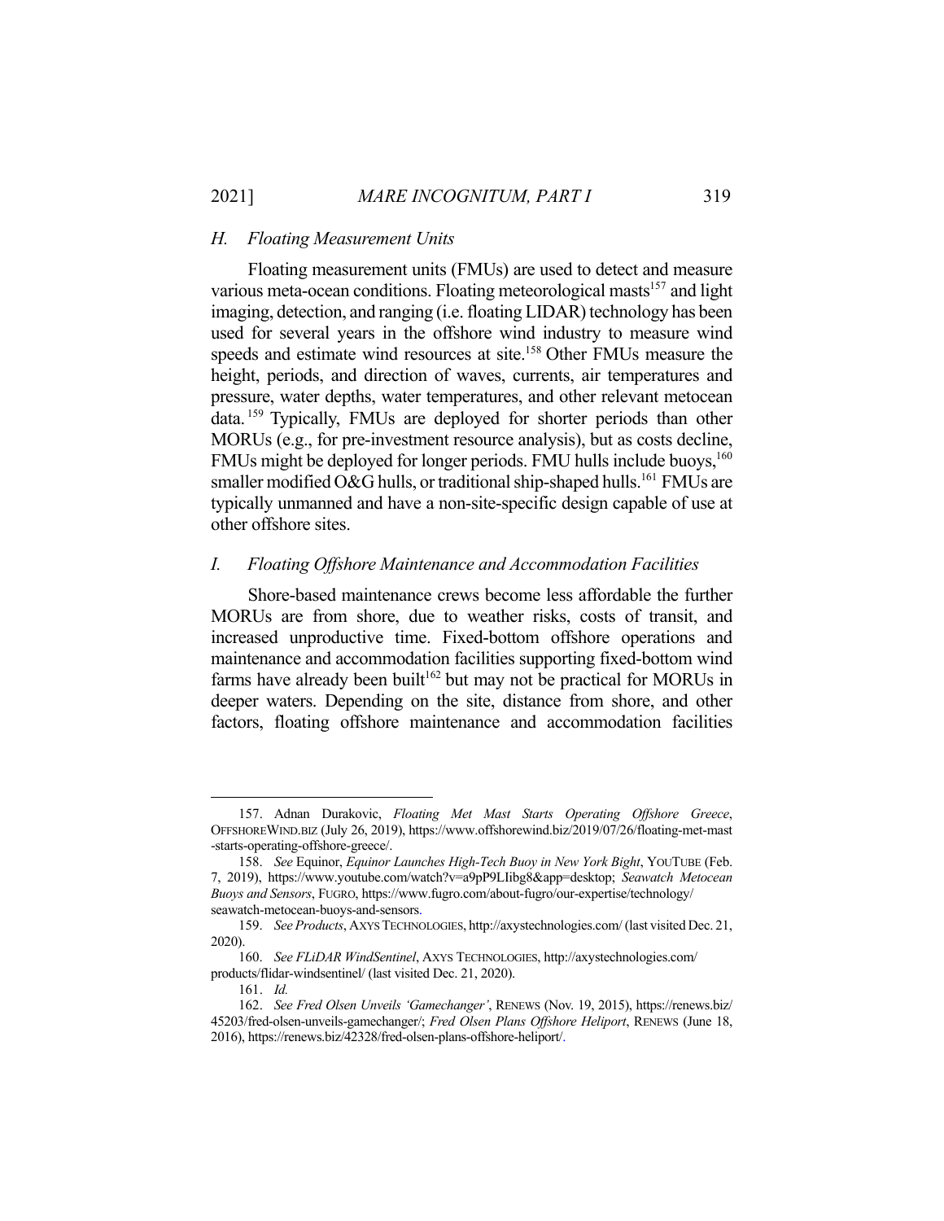### *H. Floating Measurement Units*

Floating measurement units (FMUs) are used to detect and measure various meta-ocean conditions. Floating meteorological masts[157] and light imaging, detection, and ranging (i.e. floating LIDAR) technology has been used for several years in the offshore wind industry to measure wind speeds and estimate wind resources at site.[158] Other FMUs measure the height, periods, and direction of waves, currents, air temperatures and pressure, water depths, water temperatures, and other relevant metocean data.[159] Typically, FMUs are deployed for shorter periods than other MORUs (e.g., for pre-investment resource analysis), but as costs decline, FMUs might be deployed for longer periods. FMU hulls include buoys,[160] smaller modified O&G hulls, or traditional ship-shaped hulls.[161] FMUs are typically unmanned and have a non-site-specific design capable of use at other offshore sites.

### *I. Floating Offshore Maintenance and Accommodation Facilities*

Shore-based maintenance crews become less affordable the further MORUs are from shore, due to weather risks, costs of transit, and increased unproductive time. Fixed-bottom offshore operations and maintenance and accommodation facilities supporting fixed-bottom wind farms have already been built[162] but may not be practical for MORUs in deeper waters. Depending on the site, distance from shore, and other factors, floating offshore maintenance and accommodation facilities

---

157. Adnan Durakovic, *Floating Met Mast Starts Operating Offshore Greece*, OFFSHOREWIND.BIZ (July 26, 2019), https://www.offshorewind.biz/2019/07/26/floating-met-mast-starts-operating-offshore-greece/.

158. *See* Equinor, *Equinor Launches High-Tech Buoy in New York Bight*, YOUTUBE (Feb. 7, 2019), https://www.youtube.com/watch?v=a9pP9LIibg8&app=desktop; *Seawatch Metocean Buoys and Sensors*, FUGRO, https://www.fugro.com/about-fugro/our-expertise/technology/seawatch-metocean-buoys-and-sensors.

159. *See Products*, AXYS TECHNOLOGIES, http://axystechnologies.com/ (last visited Dec. 21, 2020).

160. *See FLiDAR WindSentinel*, AXYS TECHNOLOGIES, http://axystechnologies.com/products/flidar-windsentinel/ (last visited Dec. 21, 2020).

161. *Id.*

162. *See Fred Olsen Unveils 'Gamechanger'*, RENEWS (Nov. 19, 2015), https://renews.biz/45203/fred-olsen-unveils-gamechanger/; *Fred Olsen Plans Offshore Heliport*, RENEWS (June 18, 2016), https://renews.biz/42328/fred-olsen-plans-offshore-heliport/.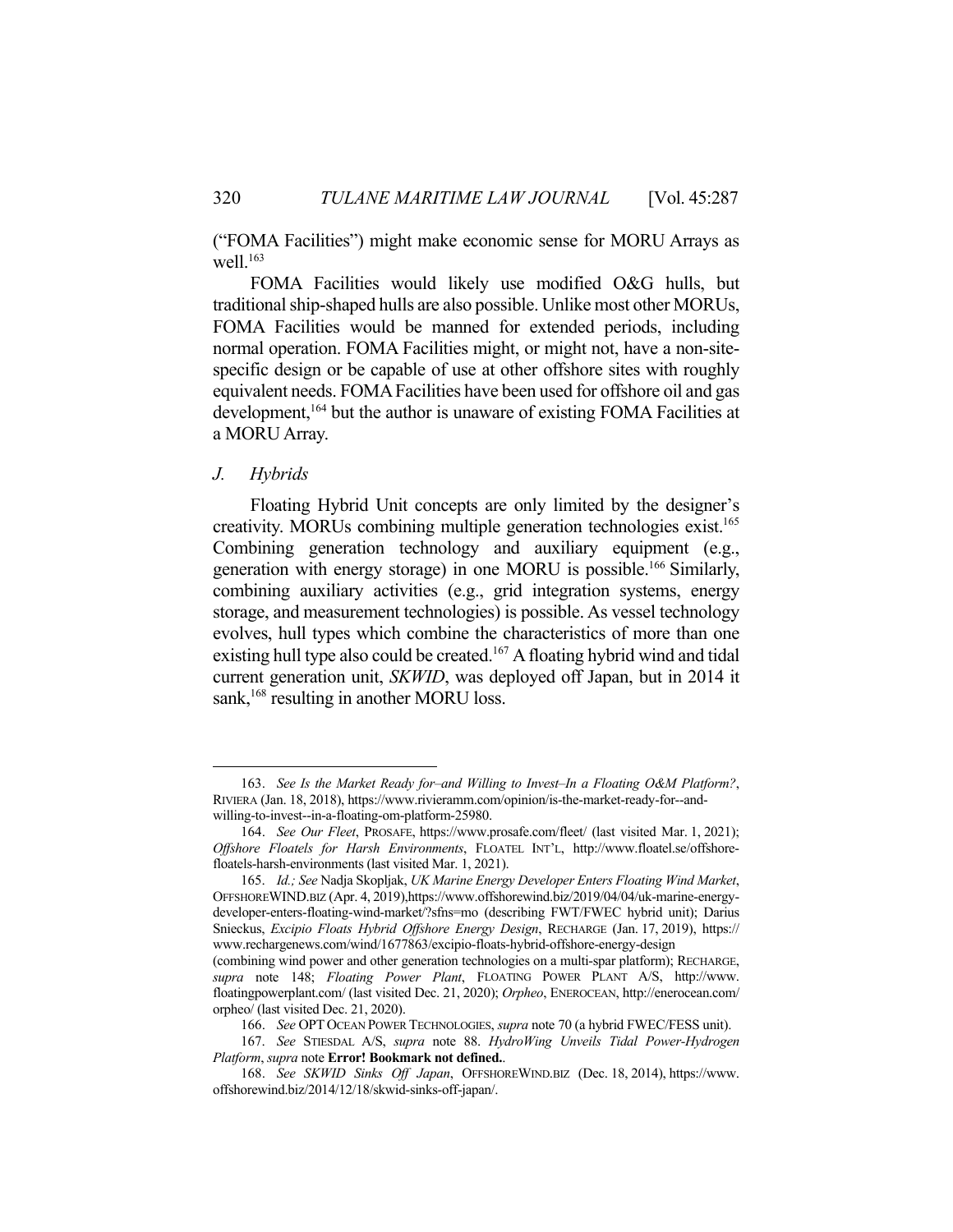("FOMA Facilities") might make economic sense for MORU Arrays as well.[163]

FOMA Facilities would likely use modified O&G hulls, but traditional ship-shaped hulls are also possible. Unlike most other MORUs, FOMA Facilities would be manned for extended periods, including normal operation. FOMA Facilities might, or might not, have a non-site-specific design or be capable of use at other offshore sites with roughly equivalent needs. FOMA Facilities have been used for offshore oil and gas development,[164] but the author is unaware of existing FOMA Facilities at a MORU Array.

### *J. Hybrids*

Floating Hybrid Unit concepts are only limited by the designer's creativity. MORUs combining multiple generation technologies exist.[165] Combining generation technology and auxiliary equipment (e.g., generation with energy storage) in one MORU is possible.[166] Similarly, combining auxiliary activities (e.g., grid integration systems, energy storage, and measurement technologies) is possible. As vessel technology evolves, hull types which combine the characteristics of more than one existing hull type also could be created.[167] A floating hybrid wind and tidal current generation unit, *SKWID*, was deployed off Japan, but in 2014 it sank,[168] resulting in another MORU loss.

---

163. *See Is the Market Ready for–and Willing to Invest–In a Floating O&M Platform?*, RIVIERA (Jan. 18, 2018), https://www.rivieramm.com/opinion/is-the-market-ready-for--and-willing-to-invest--in-a-floating-om-platform-25980.

164. *See Our Fleet*, PROSAFE, https://www.prosafe.com/fleet/ (last visited Mar. 1, 2021); *Offshore Floatels for Harsh Environments*, FLOATEL INT'L, http://www.floatel.se/offshore-floatels-harsh-environments (last visited Mar. 1, 2021).

165. *Id.; See* Nadja Skopljak, *UK Marine Energy Developer Enters Floating Wind Market*, OFFSHOREWIND.BIZ (Apr. 4, 2019),https://www.offshorewind.biz/2019/04/04/uk-marine-energy-developer-enters-floating-wind-market/?sfns=mo (describing FWT/FWEC hybrid unit); Darius Snieckus, *Excipio Floats Hybrid Offshore Energy Design*, RECHARGE (Jan. 17, 2019), https://www.rechargenews.com/wind/1677863/excipio-floats-hybrid-offshore-energy-design (combining wind power and other generation technologies on a multi-spar platform); RECHARGE, *supra* note 148; *Floating Power Plant*, FLOATING POWER PLANT A/S, http://www.floatingpowerplant.com/ (last visited Dec. 21, 2020); *Orpheo*, ENEROCEAN, http://enerocean.com/orpheo/ (last visited Dec. 21, 2020).

166. *See* OPT OCEAN POWER TECHNOLOGIES, *supra* note 70 (a hybrid FWEC/FESS unit).

167. *See* STIESDAL A/S, *supra* note 88. *HydroWing Unveils Tidal Power-Hydrogen Platform*, *supra* note **Error! Bookmark not defined.**.

168. *See SKWID Sinks Off Japan*, OFFSHOREWIND.BIZ (Dec. 18, 2014), https://www.offshorewind.biz/2014/12/18/skwid-sinks-off-japan/.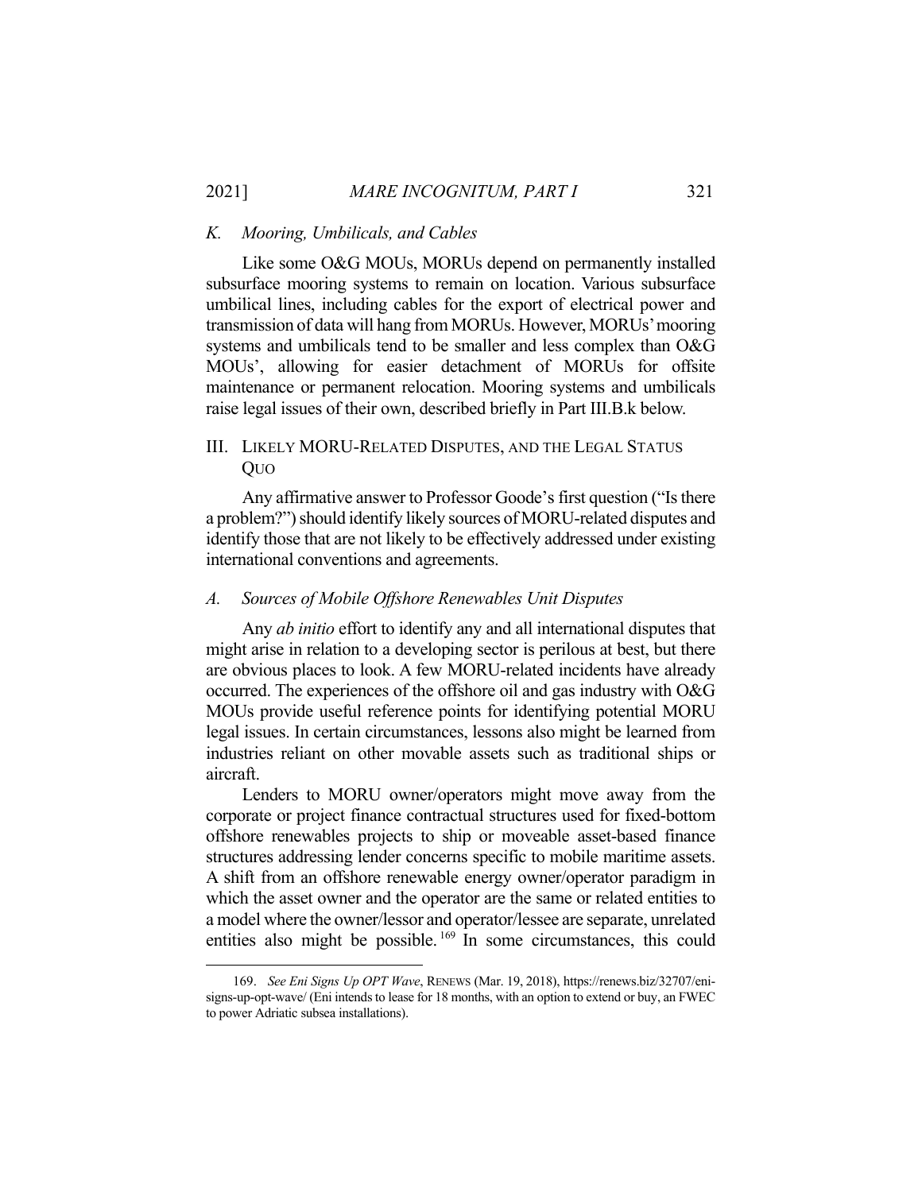### K. *Mooring, Umbilicals, and Cables*

Like some O&G MOUs, MORUs depend on permanently installed subsurface mooring systems to remain on location. Various subsurface umbilical lines, including cables for the export of electrical power and transmission of data will hang from MORUs. However, MORUs' mooring systems and umbilicals tend to be smaller and less complex than O&G MOUs', allowing for easier detachment of MORUs for offsite maintenance or permanent relocation. Mooring systems and umbilicals raise legal issues of their own, described briefly in Part III.B.k below.

## III. LIKELY MORU-RELATED DISPUTES, AND THE LEGAL STATUS QUO

Any affirmative answer to Professor Goode's first question ("Is there a problem?") should identify likely sources of MORU-related disputes and identify those that are not likely to be effectively addressed under existing international conventions and agreements.

### A. *Sources of Mobile Offshore Renewables Unit Disputes*

Any *ab initio* effort to identify any and all international disputes that might arise in relation to a developing sector is perilous at best, but there are obvious places to look. A few MORU-related incidents have already occurred. The experiences of the offshore oil and gas industry with O&G MOUs provide useful reference points for identifying potential MORU legal issues. In certain circumstances, lessons also might be learned from industries reliant on other movable assets such as traditional ships or aircraft.

Lenders to MORU owner/operators might move away from the corporate or project finance contractual structures used for fixed-bottom offshore renewables projects to ship or moveable asset-based finance structures addressing lender concerns specific to mobile maritime assets. A shift from an offshore renewable energy owner/operator paradigm in which the asset owner and the operator are the same or related entities to a model where the owner/lessor and operator/lessee are separate, unrelated entities also might be possible.[169] In some circumstances, this could

---

169. *See Eni Signs Up OPT Wave*, RENEWS (Mar. 19, 2018), https://renews.biz/32707/eni-signs-up-opt-wave/ (Eni intends to lease for 18 months, with an option to extend or buy, an FWEC to power Adriatic subsea installations).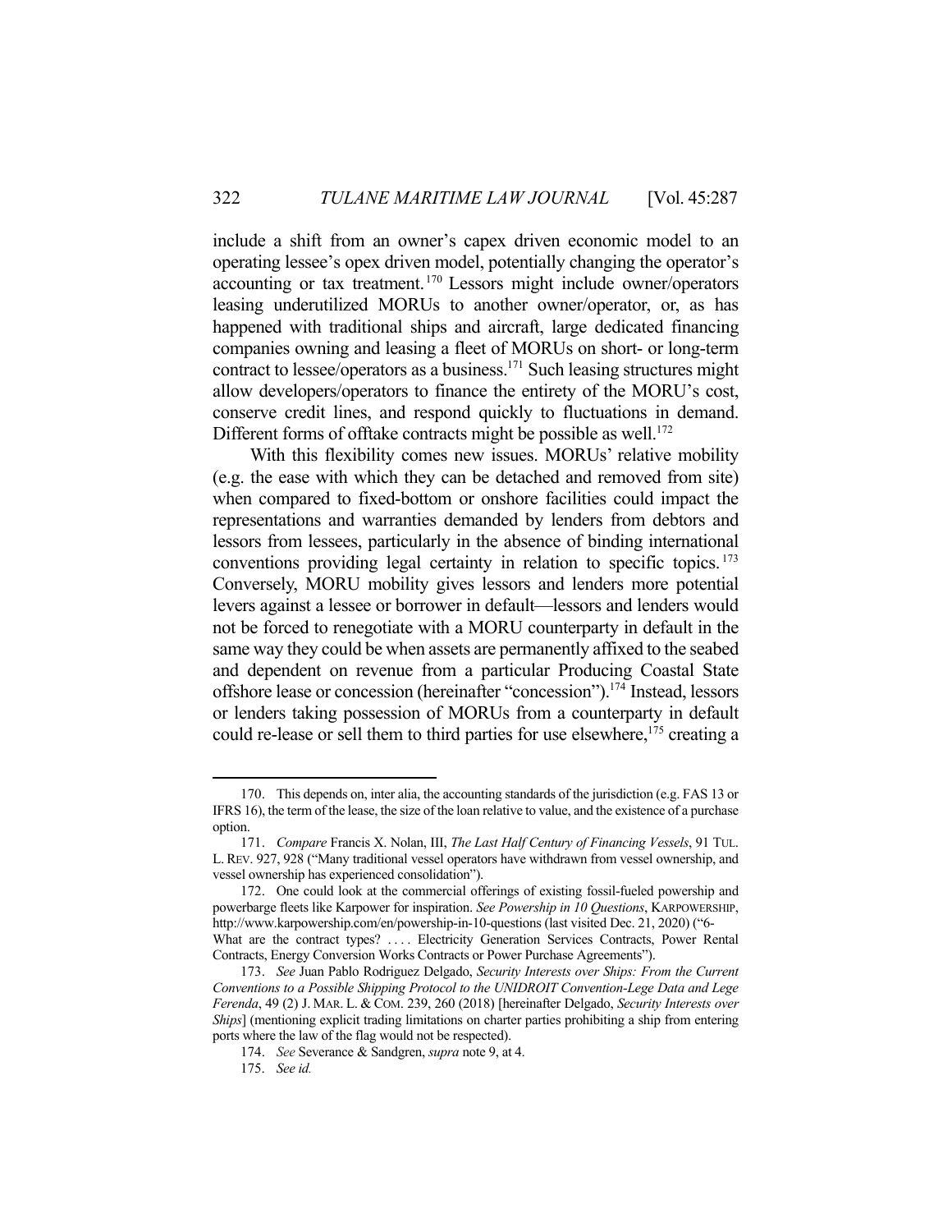include a shift from an owner's capex driven economic model to an operating lessee's opex driven model, potentially changing the operator's accounting or tax treatment.[170] Lessors might include owner/operators leasing underutilized MORUs to another owner/operator, or, as has happened with traditional ships and aircraft, large dedicated financing companies owning and leasing a fleet of MORUs on short- or long-term contract to lessee/operators as a business.[171] Such leasing structures might allow developers/operators to finance the entirety of the MORU's cost, conserve credit lines, and respond quickly to fluctuations in demand. Different forms of offtake contracts might be possible as well.[172]

With this flexibility comes new issues. MORUs' relative mobility (e.g. the ease with which they can be detached and removed from site) when compared to fixed-bottom or onshore facilities could impact the representations and warranties demanded by lenders from debtors and lessors from lessees, particularly in the absence of binding international conventions providing legal certainty in relation to specific topics.[173] Conversely, MORU mobility gives lessors and lenders more potential levers against a lessee or borrower in default—lessors and lenders would not be forced to renegotiate with a MORU counterparty in default in the same way they could be when assets are permanently affixed to the seabed and dependent on revenue from a particular Producing Coastal State offshore lease or concession (hereinafter "concession").[174] Instead, lessors or lenders taking possession of MORUs from a counterparty in default could re-lease or sell them to third parties for use elsewhere,[175] creating a

---

170. This depends on, inter alia, the accounting standards of the jurisdiction (e.g. FAS 13 or IFRS 16), the term of the lease, the size of the loan relative to value, and the existence of a purchase option.

171. *Compare* Francis X. Nolan, III, *The Last Half Century of Financing Vessels*, 91 TUL. L. REV. 927, 928 ("Many traditional vessel operators have withdrawn from vessel ownership, and vessel ownership has experienced consolidation").

172. One could look at the commercial offerings of existing fossil-fueled powership and powerbarge fleets like Karpower for inspiration. *See Powership in 10 Questions*, KARPOWERSHIP, http://www.karpowership.com/en/powership-in-10-questions (last visited Dec. 21, 2020) ("6- What are the contract types? . . . . Electricity Generation Services Contracts, Power Rental Contracts, Energy Conversion Works Contracts or Power Purchase Agreements").

173. *See* Juan Pablo Rodriguez Delgado, *Security Interests over Ships: From the Current Conventions to a Possible Shipping Protocol to the UNIDROIT Convention-Lege Data and Lege Ferenda*, 49 (2) J. MAR. L. & COM. 239, 260 (2018) [hereinafter Delgado, *Security Interests over Ships*] (mentioning explicit trading limitations on charter parties prohibiting a ship from entering ports where the law of the flag would not be respected).

174. *See* Severance & Sandgren, *supra* note 9, at 4.

175. *See id.*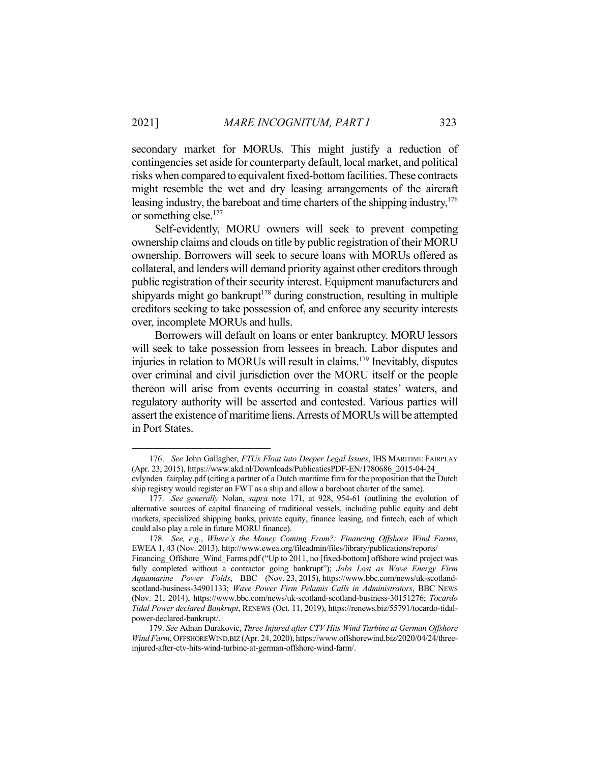secondary market for MORUs. This might justify a reduction of contingencies set aside for counterparty default, local market, and political risks when compared to equivalent fixed-bottom facilities. These contracts might resemble the wet and dry leasing arrangements of the aircraft leasing industry, the bareboat and time charters of the shipping industry,[176] or something else.[177]

Self-evidently, MORU owners will seek to prevent competing ownership claims and clouds on title by public registration of their MORU ownership. Borrowers will seek to secure loans with MORUs offered as collateral, and lenders will demand priority against other creditors through public registration of their security interest. Equipment manufacturers and shipyards might go bankrupt[178] during construction, resulting in multiple creditors seeking to take possession of, and enforce any security interests over, incomplete MORUs and hulls.

Borrowers will default on loans or enter bankruptcy. MORU lessors will seek to take possession from lessees in breach. Labor disputes and injuries in relation to MORUs will result in claims.[179] Inevitably, disputes over criminal and civil jurisdiction over the MORU itself or the people thereon will arise from events occurring in coastal states' waters, and regulatory authority will be asserted and contested. Various parties will assert the existence of maritime liens. Arrests of MORUs will be attempted in Port States.

---

176. *See* John Gallagher, *FTUs Float into Deeper Legal Issues*, IHS MARITIME FAIRPLAY (Apr. 23, 2015), https://www.akd.nl/Downloads/PublicatiesPDF-EN/1780686_2015-04-24_cvlynden_fairplay.pdf (citing a partner of a Dutch maritime firm for the proposition that the Dutch ship registry would register an FWT as a ship and allow a bareboat charter of the same).

177. *See generally* Nolan, *supra* note 171, at 928, 954-61 (outlining the evolution of alternative sources of capital financing of traditional vessels, including public equity and debt markets, specialized shipping banks, private equity, finance leasing, and fintech, each of which could also play a role in future MORU finance).

178. *See, e.g.*, *Where's the Money Coming From?: Financing Offshore Wind Farms*, EWEA 1, 43 (Nov. 2013), http://www.ewea.org/fileadmin/files/library/publications/reports/Financing_Offshore_Wind_Farms.pdf ("Up to 2011, no [fixed-bottom] offshore wind project was fully completed without a contractor going bankrupt"); *Jobs Lost as Wave Energy Firm Aquamarine Power Folds*, BBC (Nov. 23, 2015), https://www.bbc.com/news/uk-scotland-scotland-business-34901133; *Wave Power Firm Pelamis Calls in Administrators*, BBC NEWS (Nov. 21, 2014), https://www.bbc.com/news/uk-scotland-scotland-business-30151276; *Tocardo Tidal Power declared Bankrupt*, RENEWS (Oct. 11, 2019), https://renews.biz/55791/tocardo-tidal-power-declared-bankrupt/.

179. *See* Adnan Durakovic, *Three Injured after CTV Hits Wind Turbine at German Offshore Wind Farm*, OFFSHOREWIND.BIZ (Apr. 24, 2020), https://www.offshorewind.biz/2020/04/24/three-injured-after-ctv-hits-wind-turbine-at-german-offshore-wind-farm/.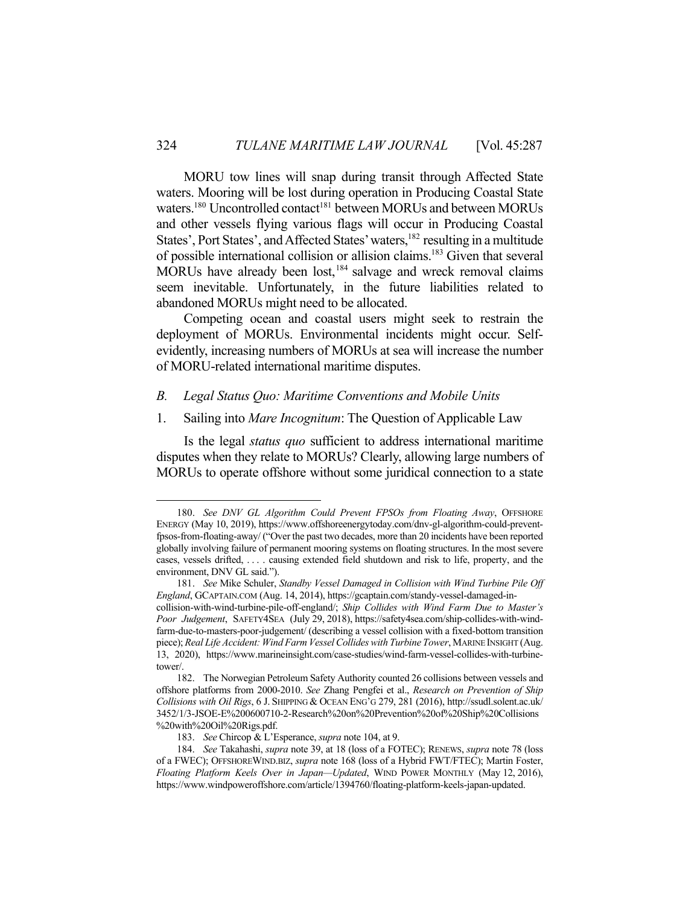MORU tow lines will snap during transit through Affected State waters. Mooring will be lost during operation in Producing Coastal State waters.[180] Uncontrolled contact[181] between MORUs and between MORUs and other vessels flying various flags will occur in Producing Coastal States', Port States', and Affected States' waters,[182] resulting in a multitude of possible international collision or allision claims.[183] Given that several MORUs have already been lost,[184] salvage and wreck removal claims seem inevitable. Unfortunately, in the future liabilities related to abandoned MORUs might need to be allocated.

Competing ocean and coastal users might seek to restrain the deployment of MORUs. Environmental incidents might occur. Self-evidently, increasing numbers of MORUs at sea will increase the number of MORU-related international maritime disputes.

### *B. Legal Status Quo: Maritime Conventions and Mobile Units*

#### 1. Sailing into *Mare Incognitum*: The Question of Applicable Law

Is the legal *status quo* sufficient to address international maritime disputes when they relate to MORUs? Clearly, allowing large numbers of MORUs to operate offshore without some juridical connection to a state

---

180. *See DNV GL Algorithm Could Prevent FPSOs from Floating Away*, OFFSHORE ENERGY (May 10, 2019), https://www.offshoreenergytoday.com/dnv-gl-algorithm-could-prevent-fpsos-from-floating-away/ ("Over the past two decades, more than 20 incidents have been reported globally involving failure of permanent mooring systems on floating structures. In the most severe cases, vessels drifted, . . . . causing extended field shutdown and risk to life, property, and the environment, DNV GL said.").

181. *See* Mike Schuler, *Standby Vessel Damaged in Collision with Wind Turbine Pile Off England*, GCAPTAIN.COM (Aug. 14, 2014), https://gcaptain.com/standy-vessel-damaged-in-collision-with-wind-turbine-pile-off-england/; *Ship Collides with Wind Farm Due to Master's Poor Judgement*, SAFETY4SEA (July 29, 2018), https://safety4sea.com/ship-collides-with-wind-farm-due-to-masters-poor-judgement/ (describing a vessel collision with a fixed-bottom transition piece); *Real Life Accident: Wind Farm Vessel Collides with Turbine Tower*, MARINE INSIGHT (Aug. 13, 2020), https://www.marineinsight.com/case-studies/wind-farm-vessel-collides-with-turbine-tower/.

182. The Norwegian Petroleum Safety Authority counted 26 collisions between vessels and offshore platforms from 2000-2010. *See* Zhang Pengfei et al., *Research on Prevention of Ship Collisions with Oil Rigs*, 6 J. SHIPPING & OCEAN ENG'G 279, 281 (2016), http://ssudl.solent.ac.uk/3452/1/3-JSOE-E%200600710-2-Research%20on%20Prevention%20of%20Ship%20Collisions%20with%20Oil%20Rigs.pdf.

183. *See* Chircop & L'Esperance, *supra* note 104, at 9.

184. *See* Takahashi, *supra* note 39, at 18 (loss of a FOTEC); RENEWS, *supra* note 78 (loss of a FWEC); OFFSHOREWIND.BIZ, *supra* note 168 (loss of a Hybrid FWT/FTEC); Martin Foster, *Floating Platform Keels Over in Japan—Updated*, WIND POWER MONTHLY (May 12, 2016), https://www.windpoweroffshore.com/article/1394760/floating-platform-keels-japan-updated.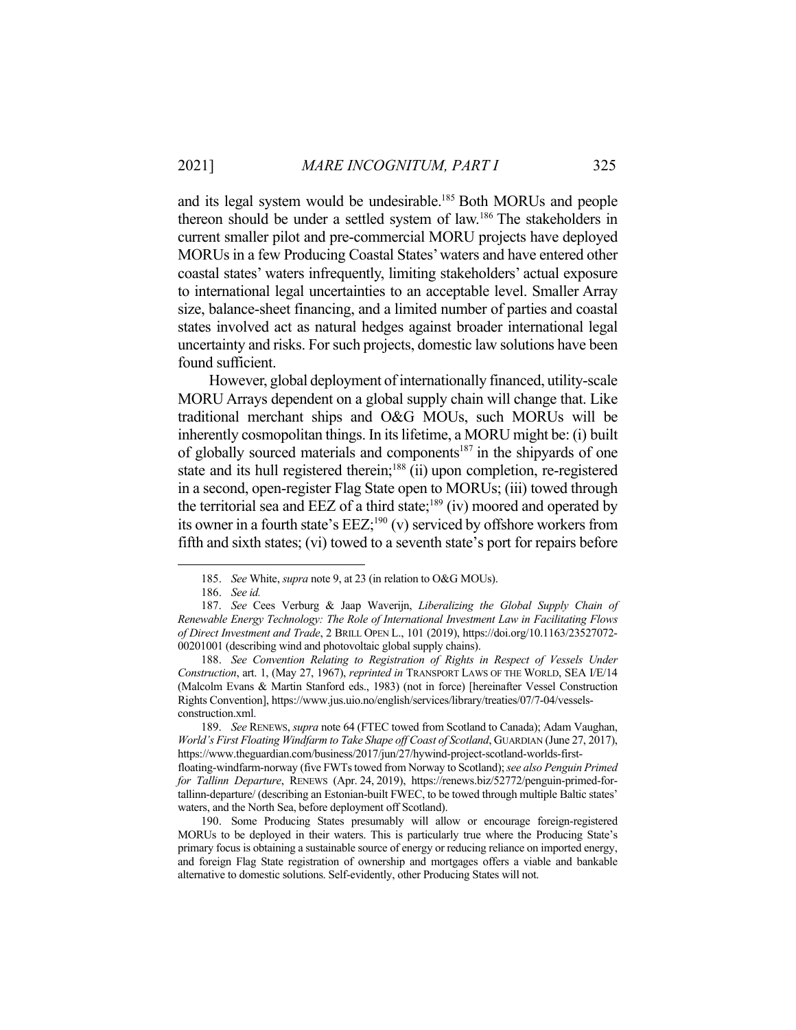and its legal system would be undesirable.[185] Both MORUs and people thereon should be under a settled system of law.[186] The stakeholders in current smaller pilot and pre-commercial MORU projects have deployed MORUs in a few Producing Coastal States' waters and have entered other coastal states' waters infrequently, limiting stakeholders' actual exposure to international legal uncertainties to an acceptable level. Smaller Array size, balance-sheet financing, and a limited number of parties and coastal states involved act as natural hedges against broader international legal uncertainty and risks. For such projects, domestic law solutions have been found sufficient.

However, global deployment of internationally financed, utility-scale MORU Arrays dependent on a global supply chain will change that. Like traditional merchant ships and O&G MOUs, such MORUs will be inherently cosmopolitan things. In its lifetime, a MORU might be: (i) built of globally sourced materials and components[187] in the shipyards of one state and its hull registered therein;[188] (ii) upon completion, re-registered in a second, open-register Flag State open to MORUs; (iii) towed through the territorial sea and EEZ of a third state;[189] (iv) moored and operated by its owner in a fourth state's EEZ;[190] (v) serviced by offshore workers from fifth and sixth states; (vi) towed to a seventh state's port for repairs before

---

185. *See* White, *supra* note 9, at 23 (in relation to O&G MOUs).

186. *See id.*

187. *See* Cees Verburg & Jaap Waverijn, *Liberalizing the Global Supply Chain of Renewable Energy Technology: The Role of International Investment Law in Facilitating Flows of Direct Investment and Trade*, 2 BRILL OPEN L., 101 (2019), https://doi.org/10.1163/23527072-00201001 (describing wind and photovoltaic global supply chains).

188. *See Convention Relating to Registration of Rights in Respect of Vessels Under Construction*, art. 1, (May 27, 1967), *reprinted in* TRANSPORT LAWS OF THE WORLD, SEA I/E/14 (Malcolm Evans & Martin Stanford eds., 1983) (not in force) [hereinafter Vessel Construction Rights Convention], https://www.jus.uio.no/english/services/library/treaties/07/7-04/vessels-construction.xml.

189. *See* RENEWS, *supra* note 64 (FTEC towed from Scotland to Canada); Adam Vaughan, *World's First Floating Windfarm to Take Shape off Coast of Scotland*, GUARDIAN (June 27, 2017), https://www.theguardian.com/business/2017/jun/27/hywind-project-scotland-worlds-first-floating-windfarm-norway (five FWTs towed from Norway to Scotland); *see also Penguin Primed for Tallinn Departure*, RENEWS (Apr. 24, 2019), https://renews.biz/52772/penguin-primed-for-tallinn-departure/ (describing an Estonian-built FWEC, to be towed through multiple Baltic states' waters, and the North Sea, before deployment off Scotland).

190. Some Producing States presumably will allow or encourage foreign-registered MORUs to be deployed in their waters. This is particularly true where the Producing State's primary focus is obtaining a sustainable source of energy or reducing reliance on imported energy, and foreign Flag State registration of ownership and mortgages offers a viable and bankable alternative to domestic solutions. Self-evidently, other Producing States will not.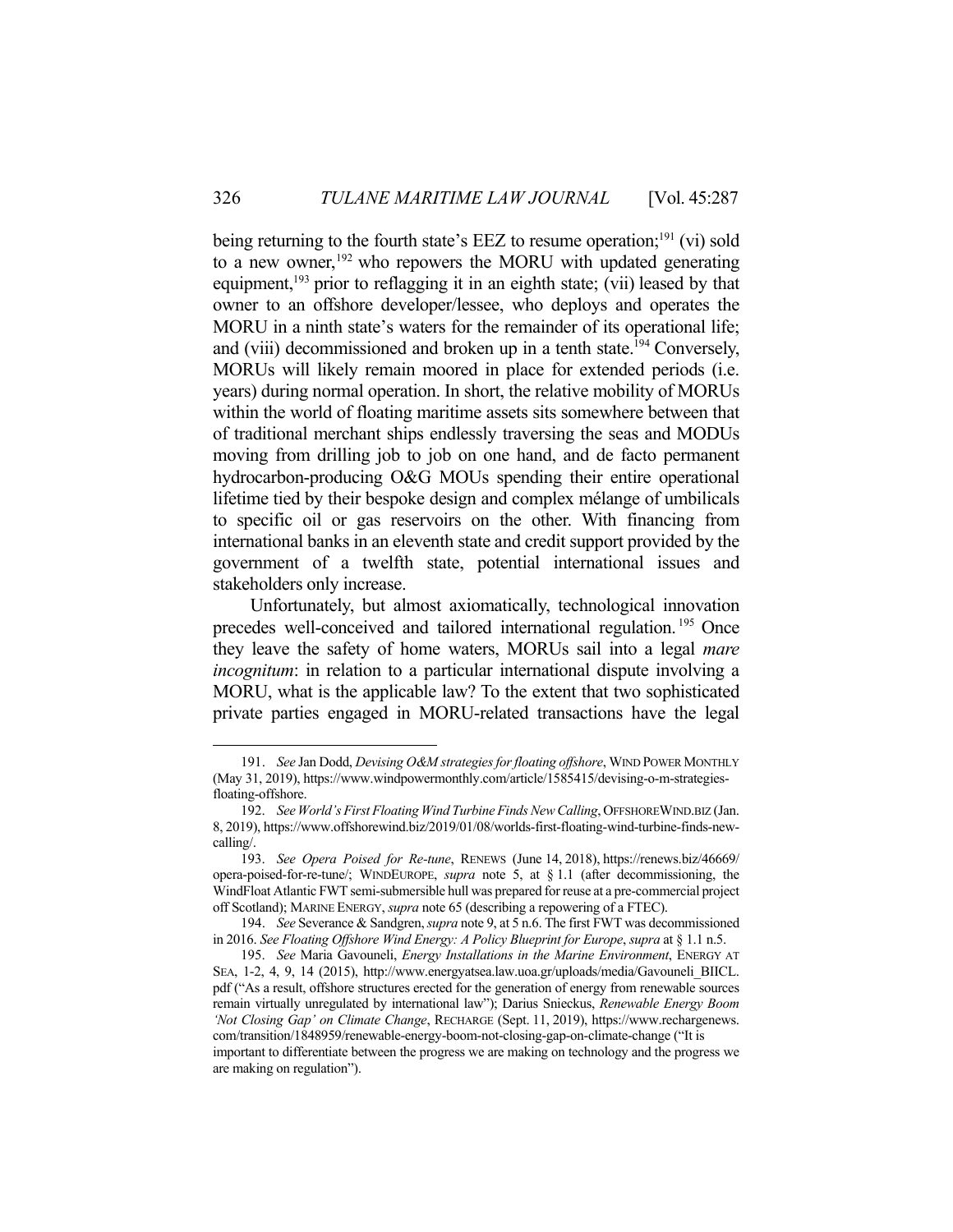being returning to the fourth state's EEZ to resume operation;[191] (vi) sold to a new owner,[192] who repowers the MORU with updated generating equipment,[193] prior to reflagging it in an eighth state; (vii) leased by that owner to an offshore developer/lessee, who deploys and operates the MORU in a ninth state's waters for the remainder of its operational life; and (viii) decommissioned and broken up in a tenth state.[194] Conversely, MORUs will likely remain moored in place for extended periods (i.e. years) during normal operation. In short, the relative mobility of MORUs within the world of floating maritime assets sits somewhere between that of traditional merchant ships endlessly traversing the seas and MODUs moving from drilling job to job on one hand, and de facto permanent hydrocarbon-producing O&G MOUs spending their entire operational lifetime tied by their bespoke design and complex mélange of umbilicals to specific oil or gas reservoirs on the other. With financing from international banks in an eleventh state and credit support provided by the government of a twelfth state, potential international issues and stakeholders only increase.

Unfortunately, but almost axiomatically, technological innovation precedes well-conceived and tailored international regulation.[195] Once they leave the safety of home waters, MORUs sail into a legal *mare incognitum*: in relation to a particular international dispute involving a MORU, what is the applicable law? To the extent that two sophisticated private parties engaged in MORU-related transactions have the legal

---

191. *See* Jan Dodd, *Devising O&M strategies for floating offshore*, WIND POWER MONTHLY (May 31, 2019), https://www.windpowermonthly.com/article/1585415/devising-o-m-strategies-floating-offshore.

192. *See World's First Floating Wind Turbine Finds New Calling*, OFFSHOREWIND.BIZ (Jan. 8, 2019), https://www.offshorewind.biz/2019/01/08/worlds-first-floating-wind-turbine-finds-new-calling/.

193. *See Opera Poised for Re-tune*, RENEWS (June 14, 2018), https://renews.biz/46669/opera-poised-for-re-tune/; WINDEUROPE, *supra* note 5, at § 1.1 (after decommissioning, the WindFloat Atlantic FWT semi-submersible hull was prepared for reuse at a pre-commercial project off Scotland); MARINE ENERGY, *supra* note 65 (describing a repowering of a FTEC).

194. *See* Severance & Sandgren, *supra* note 9, at 5 n.6. The first FWT was decommissioned in 2016. *See Floating Offshore Wind Energy: A Policy Blueprint for Europe*, *supra* at § 1.1 n.5.

195. *See* Maria Gavouneli, *Energy Installations in the Marine Environment*, ENERGY AT SEA, 1-2, 4, 9, 14 (2015), http://www.energyatsea.law.uoa.gr/uploads/media/Gavouneli_BIICL.pdf ("As a result, offshore structures erected for the generation of energy from renewable sources remain virtually unregulated by international law"); Darius Snieckus, *Renewable Energy Boom 'Not Closing Gap' on Climate Change*, RECHARGE (Sept. 11, 2019), https://www.rechargenews.com/transition/1848959/renewable-energy-boom-not-closing-gap-on-climate-change ("It is important to differentiate between the progress we are making on technology and the progress we are making on regulation").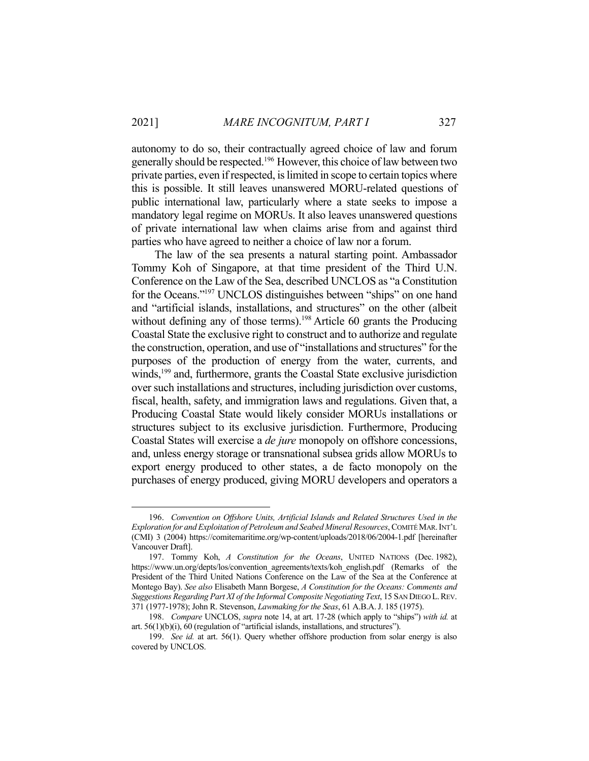autonomy to do so, their contractually agreed choice of law and forum generally should be respected.[196] However, this choice of law between two private parties, even if respected, is limited in scope to certain topics where this is possible. It still leaves unanswered MORU-related questions of public international law, particularly where a state seeks to impose a mandatory legal regime on MORUs. It also leaves unanswered questions of private international law when claims arise from and against third parties who have agreed to neither a choice of law nor a forum.

The law of the sea presents a natural starting point. Ambassador Tommy Koh of Singapore, at that time president of the Third U.N. Conference on the Law of the Sea, described UNCLOS as "a Constitution for the Oceans."[197] UNCLOS distinguishes between "ships" on one hand and "artificial islands, installations, and structures" on the other (albeit without defining any of those terms).[198] Article 60 grants the Producing Coastal State the exclusive right to construct and to authorize and regulate the construction, operation, and use of "installations and structures" for the purposes of the production of energy from the water, currents, and winds,[199] and, furthermore, grants the Coastal State exclusive jurisdiction over such installations and structures, including jurisdiction over customs, fiscal, health, safety, and immigration laws and regulations. Given that, a Producing Coastal State would likely consider MORUs installations or structures subject to its exclusive jurisdiction. Furthermore, Producing Coastal States will exercise a *de jure* monopoly on offshore concessions, and, unless energy storage or transnational subsea grids allow MORUs to export energy produced to other states, a de facto monopoly on the purchases of energy produced, giving MORU developers and operators a

---

196. *Convention on Offshore Units, Artificial Islands and Related Structures Used in the Exploration for and Exploitation of Petroleum and Seabed Mineral Resources*, COMITÉ MAR. INT'L (CMI) 3 (2004) https://comitemaritime.org/wp-content/uploads/2018/06/2004-1.pdf [hereinafter Vancouver Draft].

197. Tommy Koh, *A Constitution for the Oceans*, UNITED NATIONS (Dec. 1982), https://www.un.org/depts/los/convention_agreements/texts/koh_english.pdf (Remarks of the President of the Third United Nations Conference on the Law of the Sea at the Conference at Montego Bay). *See also* Elisabeth Mann Borgese, *A Constitution for the Oceans: Comments and Suggestions Regarding Part XI of the Informal Composite Negotiating Text*, 15 SAN DIEGO L. REV. 371 (1977-1978); John R. Stevenson, *Lawmaking for the Seas*, 61 A.B.A. J. 185 (1975).

198. *Compare* UNCLOS, *supra* note 14, at art. 17-28 (which apply to "ships") *with id.* at art. 56(1)(b)(i), 60 (regulation of "artificial islands, installations, and structures").

199. *See id.* at art. 56(1). Query whether offshore production from solar energy is also covered by UNCLOS.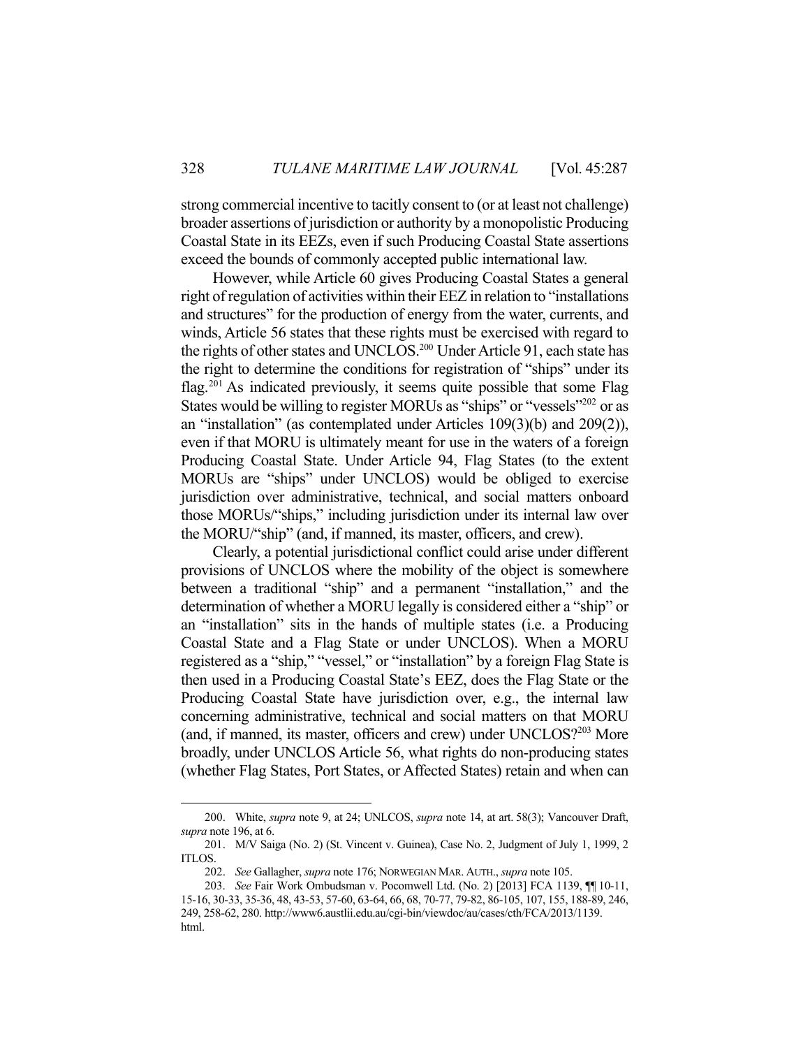strong commercial incentive to tacitly consent to (or at least not challenge) broader assertions of jurisdiction or authority by a monopolistic Producing Coastal State in its EEZs, even if such Producing Coastal State assertions exceed the bounds of commonly accepted public international law.

However, while Article 60 gives Producing Coastal States a general right of regulation of activities within their EEZ in relation to "installations and structures" for the production of energy from the water, currents, and winds, Article 56 states that these rights must be exercised with regard to the rights of other states and UNCLOS.[200] Under Article 91, each state has the right to determine the conditions for registration of "ships" under its flag.[201] As indicated previously, it seems quite possible that some Flag States would be willing to register MORUs as "ships" or "vessels"[202] or as an "installation" (as contemplated under Articles 109(3)(b) and 209(2)), even if that MORU is ultimately meant for use in the waters of a foreign Producing Coastal State. Under Article 94, Flag States (to the extent MORUs are "ships" under UNCLOS) would be obliged to exercise jurisdiction over administrative, technical, and social matters onboard those MORUs/"ships," including jurisdiction under its internal law over the MORU/"ship" (and, if manned, its master, officers, and crew).

Clearly, a potential jurisdictional conflict could arise under different provisions of UNCLOS where the mobility of the object is somewhere between a traditional "ship" and a permanent "installation," and the determination of whether a MORU legally is considered either a "ship" or an "installation" sits in the hands of multiple states (i.e. a Producing Coastal State and a Flag State or under UNCLOS). When a MORU registered as a "ship," "vessel," or "installation" by a foreign Flag State is then used in a Producing Coastal State's EEZ, does the Flag State or the Producing Coastal State have jurisdiction over, e.g., the internal law concerning administrative, technical and social matters on that MORU (and, if manned, its master, officers and crew) under UNCLOS?[203] More broadly, under UNCLOS Article 56, what rights do non-producing states (whether Flag States, Port States, or Affected States) retain and when can

---

200. White, *supra* note 9, at 24; UNLCOS, *supra* note 14, at art. 58(3); Vancouver Draft, *supra* note 196, at 6.

201. M/V Saiga (No. 2) (St. Vincent v. Guinea), Case No. 2, Judgment of July 1, 1999, 2 ITLOS.

202. *See* Gallagher, *supra* note 176; NORWEGIAN MAR. AUTH., *supra* note 105.

203. *See* Fair Work Ombudsman v. Pocomwell Ltd. (No. 2) [2013] FCA 1139, ¶¶ 10-11, 15-16, 30-33, 35-36, 48, 43-53, 57-60, 63-64, 66, 68, 70-77, 79-82, 86-105, 107, 155, 188-89, 246, 249, 258-62, 280. http://www6.austlii.edu.au/cgi-bin/viewdoc/au/cases/cth/FCA/2013/1139.html.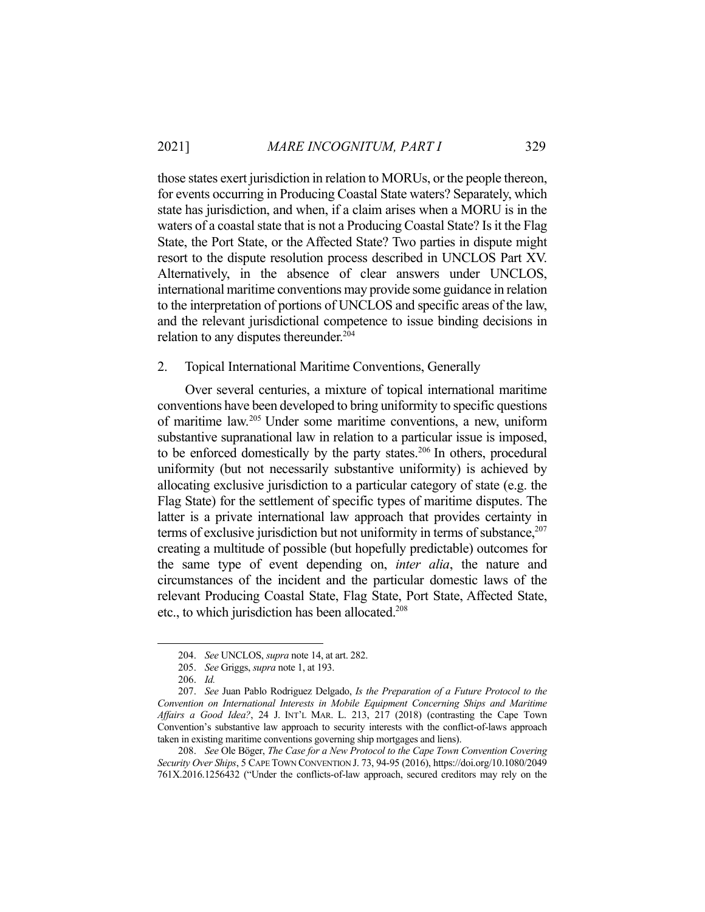those states exert jurisdiction in relation to MORUs, or the people thereon, for events occurring in Producing Coastal State waters? Separately, which state has jurisdiction, and when, if a claim arises when a MORU is in the waters of a coastal state that is not a Producing Coastal State? Is it the Flag State, the Port State, or the Affected State? Two parties in dispute might resort to the dispute resolution process described in UNCLOS Part XV. Alternatively, in the absence of clear answers under UNCLOS, international maritime conventions may provide some guidance in relation to the interpretation of portions of UNCLOS and specific areas of the law, and the relevant jurisdictional competence to issue binding decisions in relation to any disputes thereunder.[204]

2. Topical International Maritime Conventions, Generally

Over several centuries, a mixture of topical international maritime conventions have been developed to bring uniformity to specific questions of maritime law.[205] Under some maritime conventions, a new, uniform substantive supranational law in relation to a particular issue is imposed, to be enforced domestically by the party states.[206] In others, procedural uniformity (but not necessarily substantive uniformity) is achieved by allocating exclusive jurisdiction to a particular category of state (e.g. the Flag State) for the settlement of specific types of maritime disputes. The latter is a private international law approach that provides certainty in terms of exclusive jurisdiction but not uniformity in terms of substance,[207] creating a multitude of possible (but hopefully predictable) outcomes for the same type of event depending on, *inter alia*, the nature and circumstances of the incident and the particular domestic laws of the relevant Producing Coastal State, Flag State, Port State, Affected State, etc., to which jurisdiction has been allocated.[208]

---

204. *See* UNCLOS, *supra* note 14, at art. 282.

205. *See* Griggs, *supra* note 1, at 193.

206. *Id.*

207. *See* Juan Pablo Rodriguez Delgado, *Is the Preparation of a Future Protocol to the Convention on International Interests in Mobile Equipment Concerning Ships and Maritime Affairs a Good Idea?*, 24 J. INT'L MAR. L. 213, 217 (2018) (contrasting the Cape Town Convention's substantive law approach to security interests with the conflict-of-laws approach taken in existing maritime conventions governing ship mortgages and liens).

208. *See* Ole Böger, *The Case for a New Protocol to the Cape Town Convention Covering Security Over Ships*, 5 CAPE TOWN CONVENTION J. 73, 94-95 (2016), https://doi.org/10.1080/2049761X.2016.1256432 ("Under the conflicts-of-law approach, secured creditors may rely on the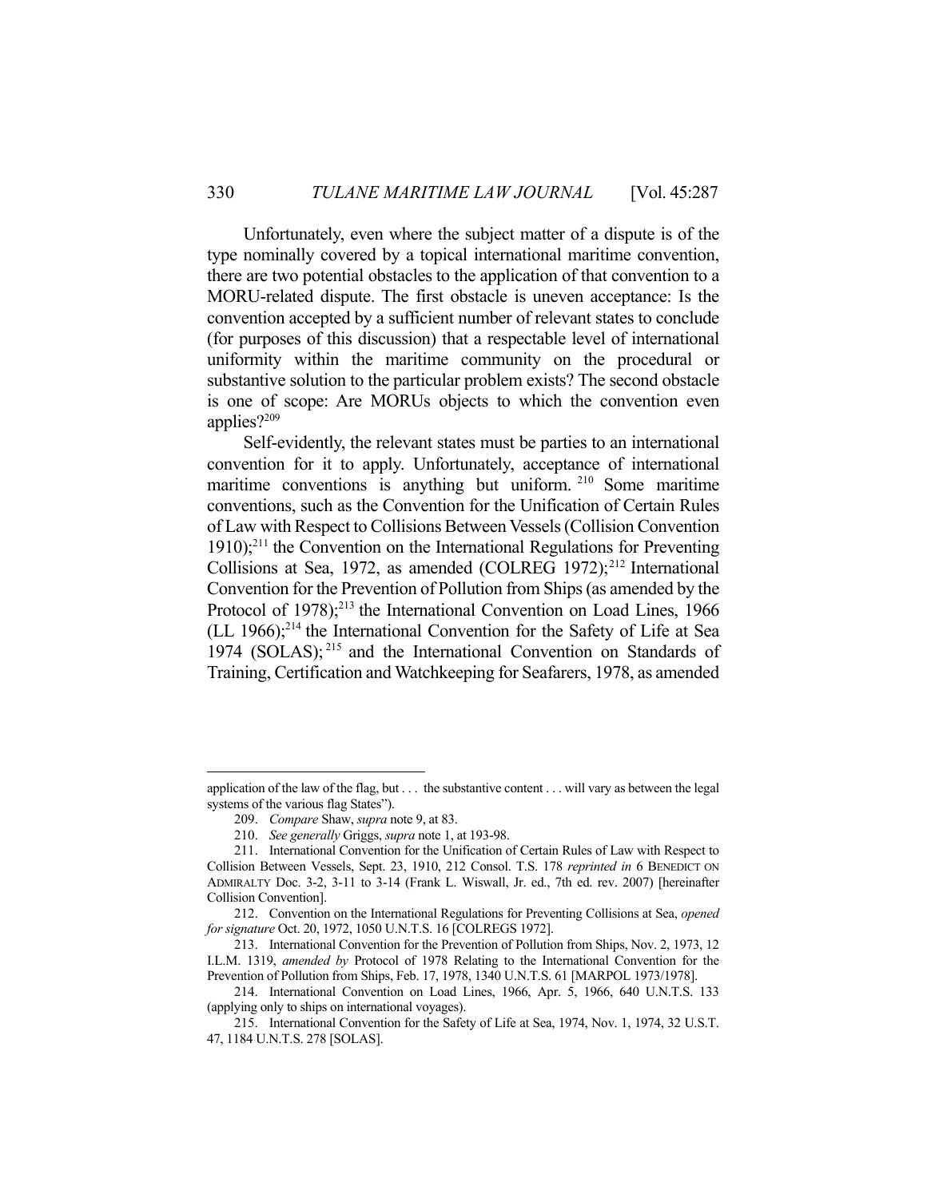Unfortunately, even where the subject matter of a dispute is of the type nominally covered by a topical international maritime convention, there are two potential obstacles to the application of that convention to a MORU-related dispute. The first obstacle is uneven acceptance: Is the convention accepted by a sufficient number of relevant states to conclude (for purposes of this discussion) that a respectable level of international uniformity within the maritime community on the procedural or substantive solution to the particular problem exists? The second obstacle is one of scope: Are MORUs objects to which the convention even applies?[209]

Self-evidently, the relevant states must be parties to an international convention for it to apply. Unfortunately, acceptance of international maritime conventions is anything but uniform.[210] Some maritime conventions, such as the Convention for the Unification of Certain Rules of Law with Respect to Collisions Between Vessels (Collision Convention 1910);[211] the Convention on the International Regulations for Preventing Collisions at Sea, 1972, as amended (COLREG 1972);[212] International Convention for the Prevention of Pollution from Ships (as amended by the Protocol of 1978);[213] the International Convention on Load Lines, 1966 (LL 1966);[214] the International Convention for the Safety of Life at Sea 1974 (SOLAS);[215] and the International Convention on Standards of Training, Certification and Watchkeeping for Seafarers, 1978, as amended

---

application of the law of the flag, but . . . the substantive content . . . will vary as between the legal systems of the various flag States").

209. *Compare* Shaw, *supra* note 9, at 83.

210. *See generally* Griggs, *supra* note 1, at 193-98.

211. International Convention for the Unification of Certain Rules of Law with Respect to Collision Between Vessels, Sept. 23, 1910, 212 Consol. T.S. 178 *reprinted in* 6 BENEDICT ON ADMIRALTY Doc. 3-2, 3-11 to 3-14 (Frank L. Wiswall, Jr. ed., 7th ed. rev. 2007) [hereinafter Collision Convention].

212. Convention on the International Regulations for Preventing Collisions at Sea, *opened for signature* Oct. 20, 1972, 1050 U.N.T.S. 16 [COLREGS 1972].

213. International Convention for the Prevention of Pollution from Ships, Nov. 2, 1973, 12 I.L.M. 1319, *amended by* Protocol of 1978 Relating to the International Convention for the Prevention of Pollution from Ships, Feb. 17, 1978, 1340 U.N.T.S. 61 [MARPOL 1973/1978].

214. International Convention on Load Lines, 1966, Apr. 5, 1966, 640 U.N.T.S. 133 (applying only to ships on international voyages).

215. International Convention for the Safety of Life at Sea, 1974, Nov. 1, 1974, 32 U.S.T. 47, 1184 U.N.T.S. 278 [SOLAS].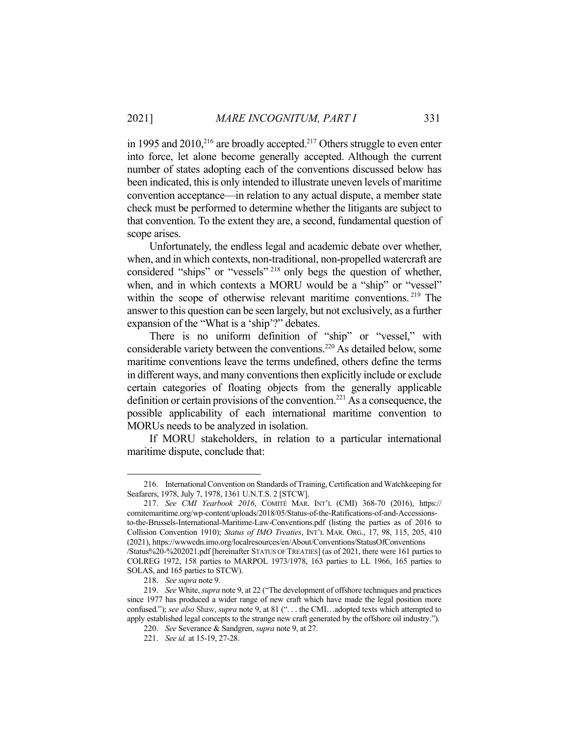in 1995 and 2010,[216] are broadly accepted.[217] Others struggle to even enter into force, let alone become generally accepted. Although the current number of states adopting each of the conventions discussed below has been indicated, this is only intended to illustrate uneven levels of maritime convention acceptance—in relation to any actual dispute, a member state check must be performed to determine whether the litigants are subject to that convention. To the extent they are, a second, fundamental question of scope arises.

Unfortunately, the endless legal and academic debate over whether, when, and in which contexts, non-traditional, non-propelled watercraft are considered "ships" or "vessels"[218] only begs the question of whether, when, and in which contexts a MORU would be a "ship" or "vessel" within the scope of otherwise relevant maritime conventions.[219] The answer to this question can be seen largely, but not exclusively, as a further expansion of the "What is a 'ship'?" debates.

There is no uniform definition of "ship" or "vessel," with considerable variety between the conventions.[220] As detailed below, some maritime conventions leave the terms undefined, others define the terms in different ways, and many conventions then explicitly include or exclude certain categories of floating objects from the generally applicable definition or certain provisions of the convention.[221] As a consequence, the possible applicability of each international maritime convention to MORUs needs to be analyzed in isolation.

If MORU stakeholders, in relation to a particular international maritime dispute, conclude that:

---

216. International Convention on Standards of Training, Certification and Watchkeeping for Seafarers, 1978, July 7, 1978, 1361 U.N.T.S. 2 [STCW].

217. *See CMI Yearbook 2016*, COMITÉ MAR. INT'L (CMI) 368-70 (2016), https://comitemaritime.org/wp-content/uploads/2018/05/Status-of-the-Ratifications-of-and-Accessions-to-the-Brussels-International-Maritime-Law-Conventions.pdf (listing the parties as of 2016 to Collision Convention 1910); *Status of IMO Treaties*, INT'L MAR. ORG., 17, 98, 115, 205, 410 (2021), https://wwwcdn.imo.org/localresources/en/About/Conventions/StatusOfConventions/Status%20-%202021.pdf [hereinafter STATUS OF TREATIES] (as of 2021, there were 161 parties to COLREG 1972, 158 parties to MARPOL 1973/1978, 163 parties to LL 1966, 165 parties to SOLAS, and 165 parties to STCW).

218. *See supra* note 9.

219. *See* White, *supra* note 9, at 22 ("The development of offshore techniques and practices since 1977 has produced a wider range of new craft which have made the legal position more confused."); *see also* Shaw, *supra* note 9, at 81 (". . . the CMI…adopted texts which attempted to apply established legal concepts to the strange new craft generated by the offshore oil industry.").

220. *See* Severance & Sandgren, *supra* note 9, at 27.

221. *See id.* at 15-19, 27-28.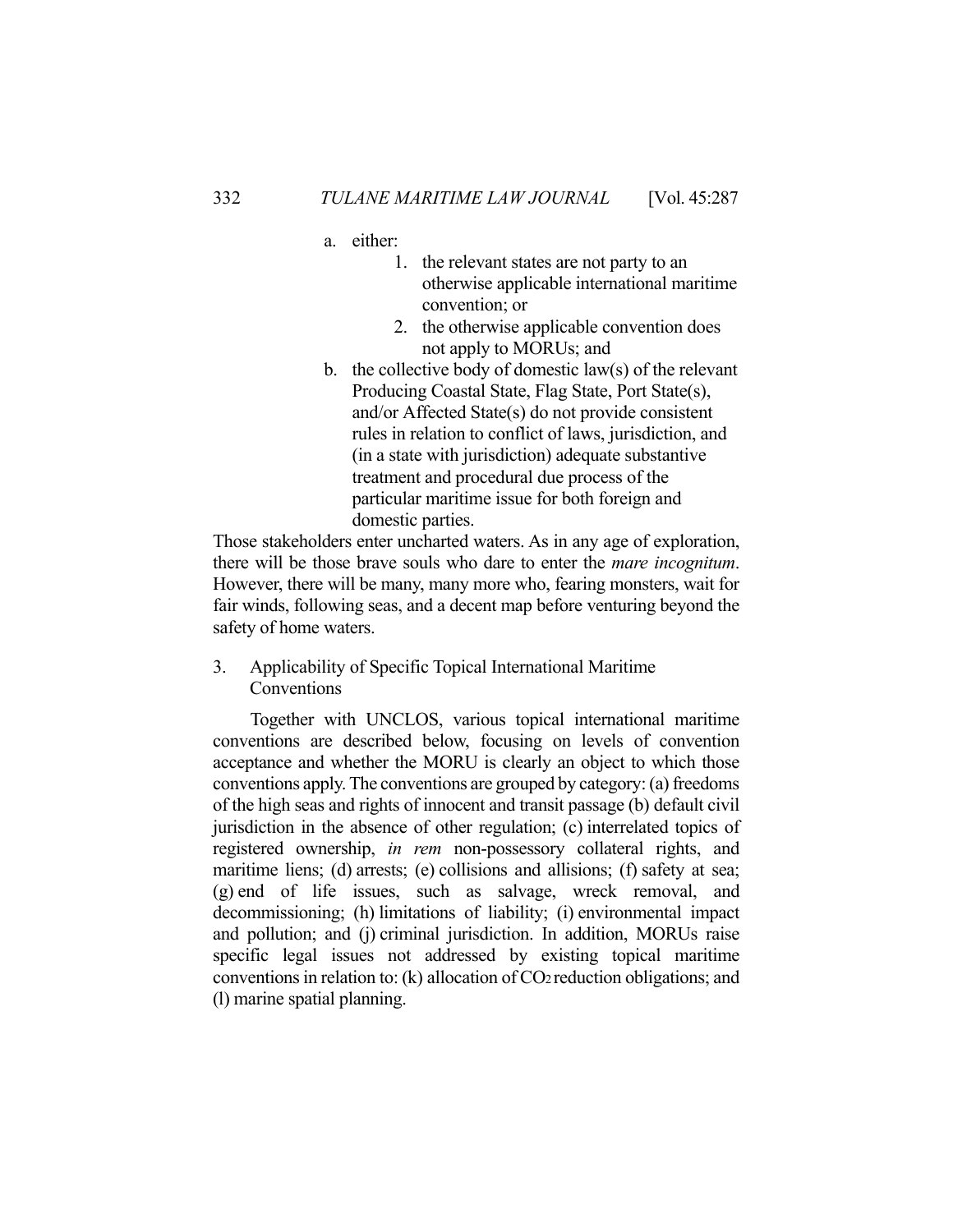a. either:
    1. the relevant states are not party to an otherwise applicable international maritime convention; or
    2. the otherwise applicable convention does not apply to MORUs; and
b. the collective body of domestic law(s) of the relevant Producing Coastal State, Flag State, Port State(s), and/or Affected State(s) do not provide consistent rules in relation to conflict of laws, jurisdiction, and (in a state with jurisdiction) adequate substantive treatment and procedural due process of the particular maritime issue for both foreign and domestic parties.

Those stakeholders enter uncharted waters. As in any age of exploration, there will be those brave souls who dare to enter the *mare incognitum*. However, there will be many, many more who, fearing monsters, wait for fair winds, following seas, and a decent map before venturing beyond the safety of home waters.

3. Applicability of Specific Topical International Maritime Conventions

Together with UNCLOS, various topical international maritime conventions are described below, focusing on levels of convention acceptance and whether the MORU is clearly an object to which those conventions apply. The conventions are grouped by category: (a) freedoms of the high seas and rights of innocent and transit passage (b) default civil jurisdiction in the absence of other regulation; (c) interrelated topics of registered ownership, *in rem* non-possessory collateral rights, and maritime liens; (d) arrests; (e) collisions and allisions; (f) safety at sea; (g) end of life issues, such as salvage, wreck removal, and decommissioning; (h) limitations of liability; (i) environmental impact and pollution; and (j) criminal jurisdiction. In addition, MORUs raise specific legal issues not addressed by existing topical maritime conventions in relation to: (k) allocation of $CO_2$ reduction obligations; and (l) marine spatial planning.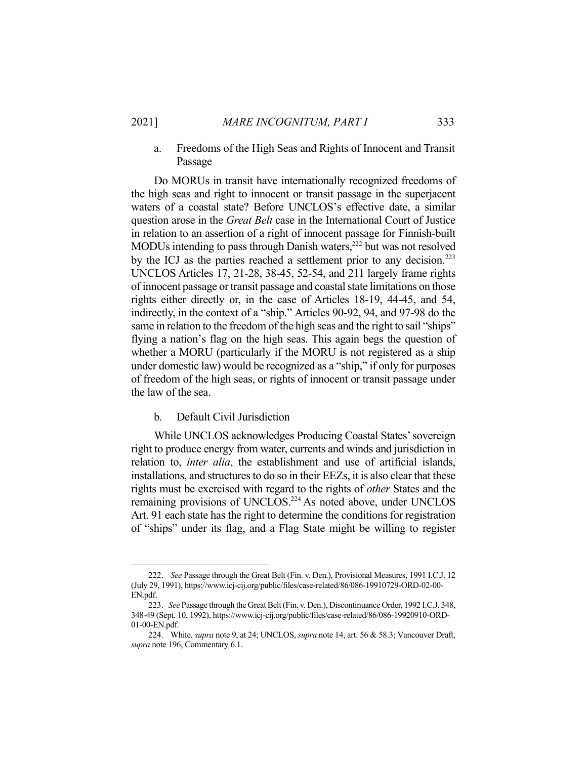#### a. Freedoms of the High Seas and Rights of Innocent and Transit Passage

Do MORUs in transit have internationally recognized freedoms of the high seas and right to innocent or transit passage in the superjacent waters of a coastal state? Before UNCLOS's effective date, a similar question arose in the *Great Belt* case in the International Court of Justice in relation to an assertion of a right of innocent passage for Finnish-built MODUs intending to pass through Danish waters,[222] but was not resolved by the ICJ as the parties reached a settlement prior to any decision.[223] UNCLOS Articles 17, 21-28, 38-45, 52-54, and 211 largely frame rights of innocent passage or transit passage and coastal state limitations on those rights either directly or, in the case of Articles 18-19, 44-45, and 54, indirectly, in the context of a "ship." Articles 90-92, 94, and 97-98 do the same in relation to the freedom of the high seas and the right to sail "ships" flying a nation's flag on the high seas. This again begs the question of whether a MORU (particularly if the MORU is not registered as a ship under domestic law) would be recognized as a "ship," if only for purposes of freedom of the high seas, or rights of innocent or transit passage under the law of the sea.

#### b. Default Civil Jurisdiction

While UNCLOS acknowledges Producing Coastal States' sovereign right to produce energy from water, currents and winds and jurisdiction in relation to, *inter alia*, the establishment and use of artificial islands, installations, and structures to do so in their EEZs, it is also clear that these rights must be exercised with regard to the rights of *other* States and the remaining provisions of UNCLOS.[224] As noted above, under UNCLOS Art. 91 each state has the right to determine the conditions for registration of "ships" under its flag, and a Flag State might be willing to register

---

222. *See* Passage through the Great Belt (Fin. v. Den.), Provisional Measures, 1991 I.C.J. 12 (July 29, 1991), https://www.icj-cij.org/public/files/case-related/86/086-19910729-ORD-02-00-EN.pdf.

223. *See* Passage through the Great Belt (Fin. v. Den.), Discontinuance Order, 1992 I.C.J. 348, 348-49 (Sept. 10, 1992), https://www.icj-cij.org/public/files/case-related/86/086-19920910-ORD-01-00-EN.pdf.

224. White, *supra* note 9, at 24; UNCLOS, *supra* note 14, art. 56 & 58.3; Vancouver Draft, *supra* note 196, Commentary 6.1.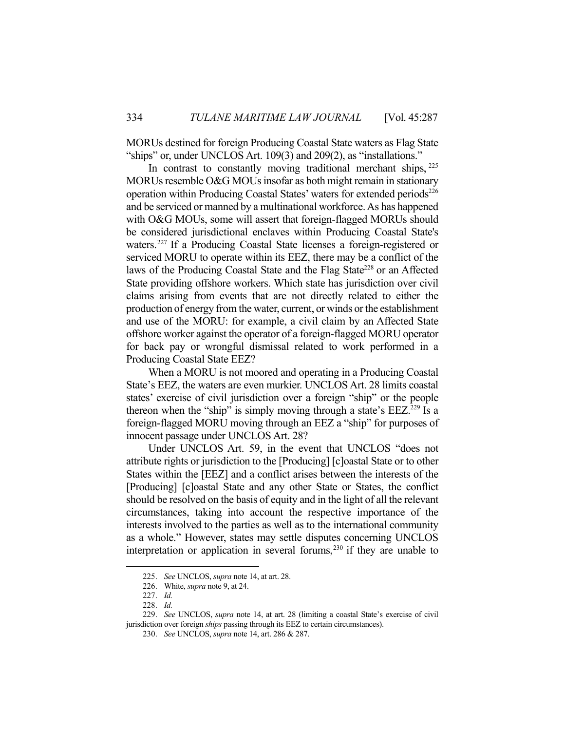MORUs destined for foreign Producing Coastal State waters as Flag State "ships" or, under UNCLOS Art. 109(3) and 209(2), as "installations."

In contrast to constantly moving traditional merchant ships,[225] MORUs resemble O&G MOUs insofar as both might remain in stationary operation within Producing Coastal States' waters for extended periods[226] and be serviced or manned by a multinational workforce. As has happened with O&G MOUs, some will assert that foreign-flagged MORUs should be considered jurisdictional enclaves within Producing Coastal State's waters.[227] If a Producing Coastal State licenses a foreign-registered or serviced MORU to operate within its EEZ, there may be a conflict of the laws of the Producing Coastal State and the Flag State[228] or an Affected State providing offshore workers. Which state has jurisdiction over civil claims arising from events that are not directly related to either the production of energy from the water, current, or winds or the establishment and use of the MORU: for example, a civil claim by an Affected State offshore worker against the operator of a foreign-flagged MORU operator for back pay or wrongful dismissal related to work performed in a Producing Coastal State EEZ?

When a MORU is not moored and operating in a Producing Coastal State's EEZ, the waters are even murkier. UNCLOS Art. 28 limits coastal states' exercise of civil jurisdiction over a foreign "ship" or the people thereon when the "ship" is simply moving through a state's EEZ.[229] Is a foreign-flagged MORU moving through an EEZ a "ship" for purposes of innocent passage under UNCLOS Art. 28?

Under UNCLOS Art. 59, in the event that UNCLOS "does not attribute rights or jurisdiction to the [Producing] [c]oastal State or to other States within the [EEZ] and a conflict arises between the interests of the [Producing] [c]oastal State and any other State or States, the conflict should be resolved on the basis of equity and in the light of all the relevant circumstances, taking into account the respective importance of the interests involved to the parties as well as to the international community as a whole." However, states may settle disputes concerning UNCLOS interpretation or application in several forums,[230] if they are unable to

---

225. *See* UNCLOS, *supra* note 14, at art. 28.

226. White, *supra* note 9, at 24.

227. *Id.*

228. *Id.*

229. *See* UNCLOS, *supra* note 14, at art. 28 (limiting a coastal State's exercise of civil jurisdiction over foreign *ships* passing through its EEZ to certain circumstances).

230. *See* UNCLOS, *supra* note 14, art. 286 & 287.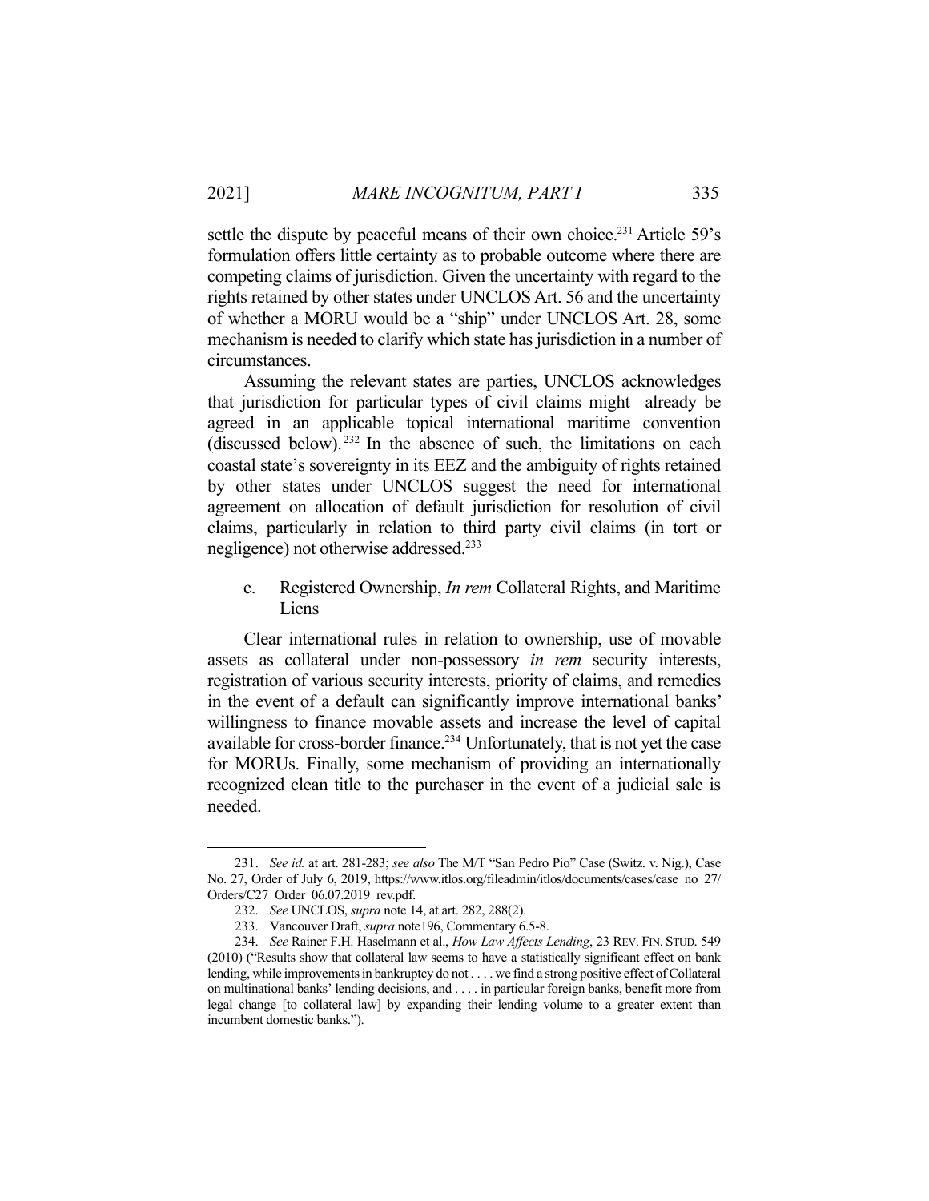settle the dispute by peaceful means of their own choice.[231] Article 59's formulation offers little certainty as to probable outcome where there are competing claims of jurisdiction. Given the uncertainty with regard to the rights retained by other states under UNCLOS Art. 56 and the uncertainty of whether a MORU would be a "ship" under UNCLOS Art. 28, some mechanism is needed to clarify which state has jurisdiction in a number of circumstances.

Assuming the relevant states are parties, UNCLOS acknowledges that jurisdiction for particular types of civil claims might already be agreed in an applicable topical international maritime convention (discussed below).[232] In the absence of such, the limitations on each coastal state's sovereignty in its EEZ and the ambiguity of rights retained by other states under UNCLOS suggest the need for international agreement on allocation of default jurisdiction for resolution of civil claims, particularly in relation to third party civil claims (in tort or negligence) not otherwise addressed.[233]

c. Registered Ownership, *In rem* Collateral Rights, and Maritime Liens

Clear international rules in relation to ownership, use of movable assets as collateral under non-possessory *in rem* security interests, registration of various security interests, priority of claims, and remedies in the event of a default can significantly improve international banks' willingness to finance movable assets and increase the level of capital available for cross-border finance.[234] Unfortunately, that is not yet the case for MORUs. Finally, some mechanism of providing an internationally recognized clean title to the purchaser in the event of a judicial sale is needed.

---

231. *See id.* at art. 281-283; *see also* The M/T "San Pedro Pio" Case (Switz. v. Nig.), Case No. 27, Order of July 6, 2019, https://www.itlos.org/fileadmin/itlos/documents/cases/case_no_27/Orders/C27_Order_06.07.2019_rev.pdf.

232. *See* UNCLOS, *supra* note 14, at art. 282, 288(2).

233. Vancouver Draft, *supra* note196, Commentary 6.5-8.

234. *See* Rainer F.H. Haselmann et al., *How Law Affects Lending*, 23 REV. FIN. STUD. 549 (2010) ("Results show that collateral law seems to have a statistically significant effect on bank lending, while improvements in bankruptcy do not . . . . we find a strong positive effect of Collateral on multinational banks' lending decisions, and . . . . in particular foreign banks, benefit more from legal change [to collateral law] by expanding their lending volume to a greater extent than incumbent domestic banks.").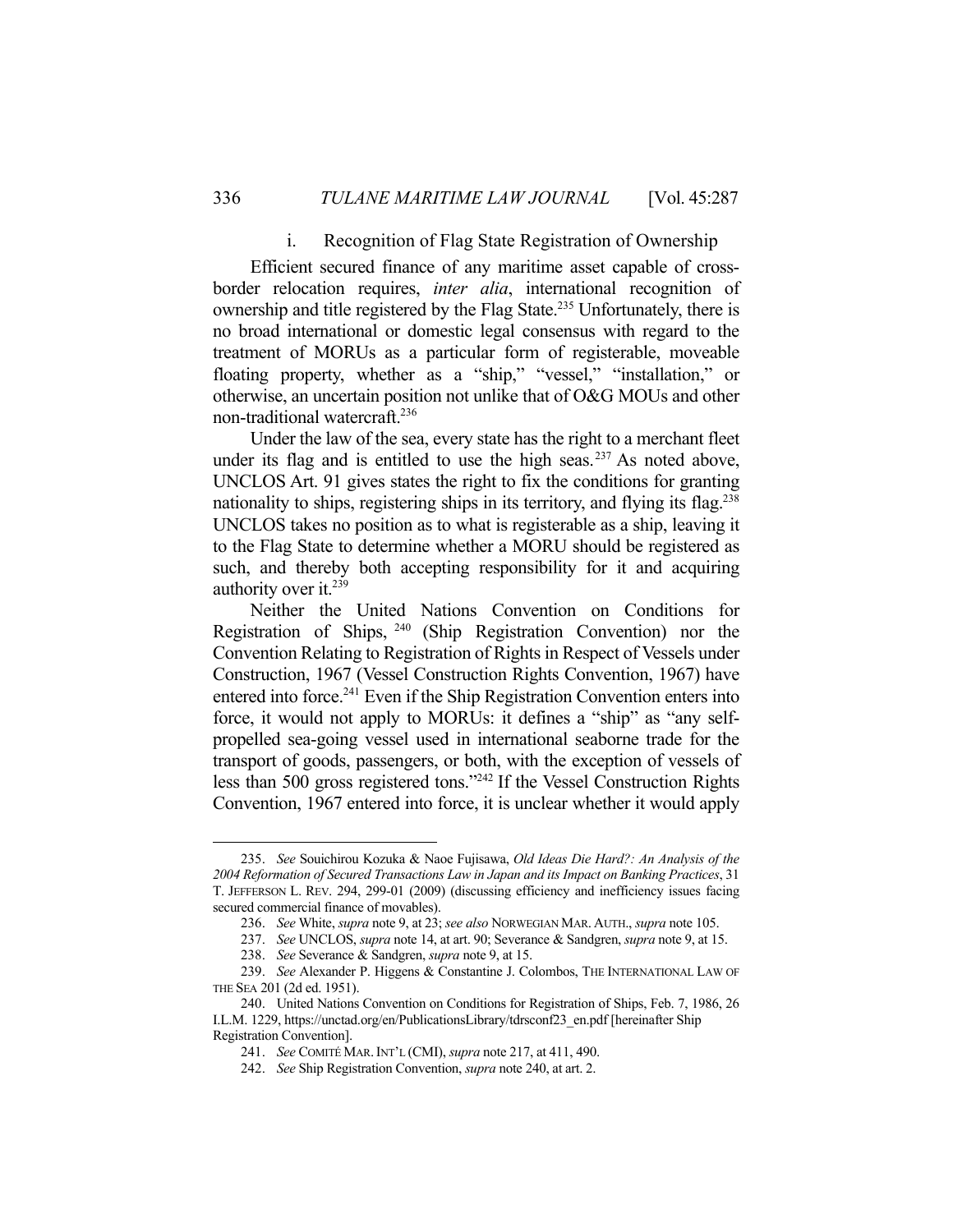#### i. Recognition of Flag State Registration of Ownership

Efficient secured finance of any maritime asset capable of cross-border relocation requires, *inter alia*, international recognition of ownership and title registered by the Flag State.[235] Unfortunately, there is no broad international or domestic legal consensus with regard to the treatment of MORUs as a particular form of registerable, moveable floating property, whether as a "ship," "vessel," "installation," or otherwise, an uncertain position not unlike that of O&G MOUs and other non-traditional watercraft.[236]

Under the law of the sea, every state has the right to a merchant fleet under its flag and is entitled to use the high seas.[237] As noted above, UNCLOS Art. 91 gives states the right to fix the conditions for granting nationality to ships, registering ships in its territory, and flying its flag.[238] UNCLOS takes no position as to what is registerable as a ship, leaving it to the Flag State to determine whether a MORU should be registered as such, and thereby both accepting responsibility for it and acquiring authority over it.[239]

Neither the United Nations Convention on Conditions for Registration of Ships,[240] (Ship Registration Convention) nor the Convention Relating to Registration of Rights in Respect of Vessels under Construction, 1967 (Vessel Construction Rights Convention, 1967) have entered into force.[241] Even if the Ship Registration Convention enters into force, it would not apply to MORUs: it defines a "ship" as "any self-propelled sea-going vessel used in international seaborne trade for the transport of goods, passengers, or both, with the exception of vessels of less than 500 gross registered tons."[242] If the Vessel Construction Rights Convention, 1967 entered into force, it is unclear whether it would apply

---

235. *See* Souichirou Kozuka & Naoe Fujisawa, *Old Ideas Die Hard?: An Analysis of the 2004 Reformation of Secured Transactions Law in Japan and its Impact on Banking Practices*, 31 T. JEFFERSON L. REV. 294, 299-01 (2009) (discussing efficiency and inefficiency issues facing secured commercial finance of movables).

236. *See* White, *supra* note 9, at 23; *see also* NORWEGIAN MAR. AUTH., *supra* note 105.

237. *See* UNCLOS, *supra* note 14, at art. 90; Severance & Sandgren, *supra* note 9, at 15.

238. *See* Severance & Sandgren, *supra* note 9, at 15.

239. *See* Alexander P. Higgens & Constantine J. Colombos, THE INTERNATIONAL LAW OF THE SEA 201 (2d ed. 1951).

240. United Nations Convention on Conditions for Registration of Ships, Feb. 7, 1986, 26 I.L.M. 1229, https://unctad.org/en/PublicationsLibrary/tdrsconf23_en.pdf [hereinafter Ship Registration Convention].

241. *See* COMITÉ MAR. INT'L (CMI), *supra* note 217, at 411, 490.

242. *See* Ship Registration Convention, *supra* note 240, at art. 2.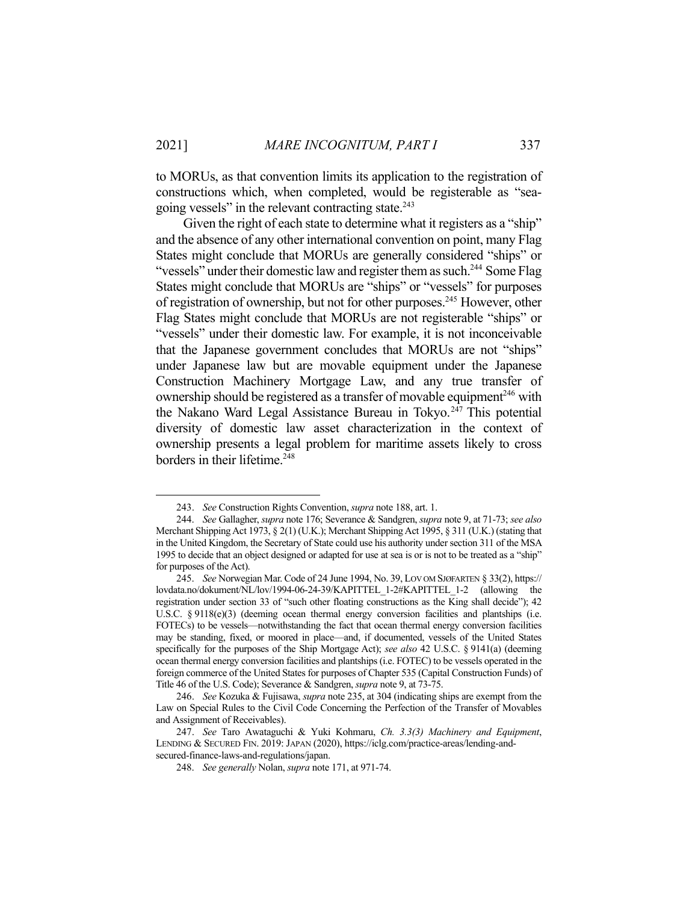to MORUs, as that convention limits its application to the registration of constructions which, when completed, would be registerable as "sea-going vessels" in the relevant contracting state.[243]

Given the right of each state to determine what it registers as a "ship" and the absence of any other international convention on point, many Flag States might conclude that MORUs are generally considered "ships" or "vessels" under their domestic law and register them as such.[244] Some Flag States might conclude that MORUs are "ships" or "vessels" for purposes of registration of ownership, but not for other purposes.[245] However, other Flag States might conclude that MORUs are not registerable "ships" or "vessels" under their domestic law. For example, it is not inconceivable that the Japanese government concludes that MORUs are not "ships" under Japanese law but are movable equipment under the Japanese Construction Machinery Mortgage Law, and any true transfer of ownership should be registered as a transfer of movable equipment[246] with the Nakano Ward Legal Assistance Bureau in Tokyo.[247] This potential diversity of domestic law asset characterization in the context of ownership presents a legal problem for maritime assets likely to cross borders in their lifetime.[248]

---

243. *See* Construction Rights Convention, *supra* note 188, art. 1.

244. *See* Gallagher, *supra* note 176; Severance & Sandgren, *supra* note 9, at 71-73; *see also* Merchant Shipping Act 1973, § 2(1) (U.K.); Merchant Shipping Act 1995, § 311 (U.K.) (stating that in the United Kingdom, the Secretary of State could use his authority under section 311 of the MSA 1995 to decide that an object designed or adapted for use at sea is or is not to be treated as a "ship" for purposes of the Act).

245. *See* Norwegian Mar. Code of 24 June 1994, No. 39, LOV OM SJØFARTEN § 33(2), https://lovdata.no/dokument/NL/lov/1994-06-24-39/KAPITTEL_1-2#KAPITTEL_1-2 (allowing the registration under section 33 of "such other floating constructions as the King shall decide"); 42 U.S.C. § 9118(e)(3) (deeming ocean thermal energy conversion facilities and plantships (i.e. FOTECs) to be vessels—notwithstanding the fact that ocean thermal energy conversion facilities may be standing, fixed, or moored in place—and, if documented, vessels of the United States specifically for the purposes of the Ship Mortgage Act); *see also* 42 U.S.C. § 9141(a) (deeming ocean thermal energy conversion facilities and plantships (i.e. FOTEC) to be vessels operated in the foreign commerce of the United States for purposes of Chapter 535 (Capital Construction Funds) of Title 46 of the U.S. Code); Severance & Sandgren, *supra* note 9, at 73-75.

246. *See* Kozuka & Fujisawa, *supra* note 235, at 304 (indicating ships are exempt from the Law on Special Rules to the Civil Code Concerning the Perfection of the Transfer of Movables and Assignment of Receivables).

247. *See* Taro Awataguchi & Yuki Kohmaru, *Ch. 3.3(3) Machinery and Equipment*, LENDING & SECURED FIN. 2019: JAPAN (2020), https://iclg.com/practice-areas/lending-and-secured-finance-laws-and-regulations/japan.

248. *See generally* Nolan, *supra* note 171, at 971-74.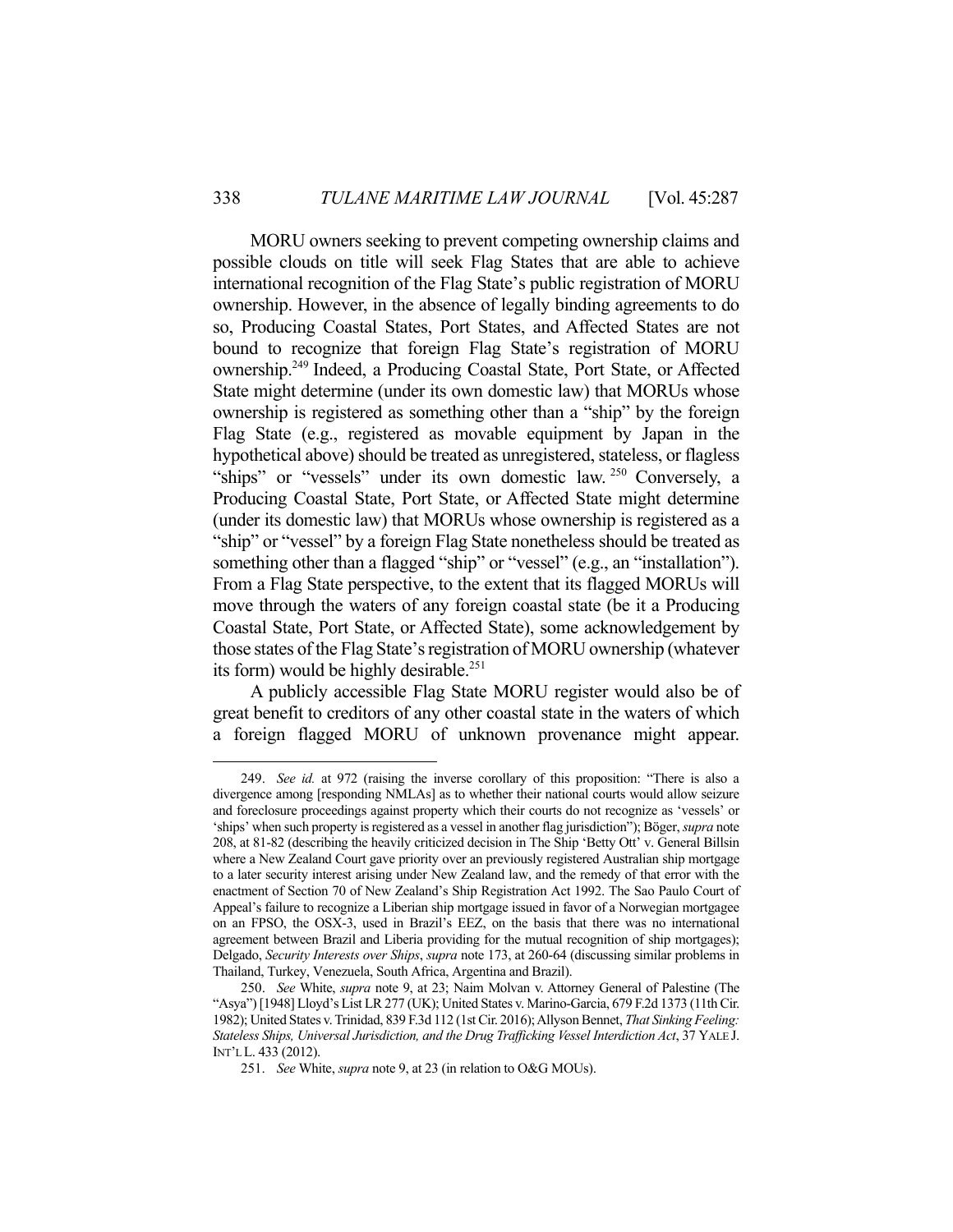MORU owners seeking to prevent competing ownership claims and possible clouds on title will seek Flag States that are able to achieve international recognition of the Flag State's public registration of MORU ownership. However, in the absence of legally binding agreements to do so, Producing Coastal States, Port States, and Affected States are not bound to recognize that foreign Flag State's registration of MORU ownership.[249] Indeed, a Producing Coastal State, Port State, or Affected State might determine (under its own domestic law) that MORUs whose ownership is registered as something other than a "ship" by the foreign Flag State (e.g., registered as movable equipment by Japan in the hypothetical above) should be treated as unregistered, stateless, or flagless "ships" or "vessels" under its own domestic law.[250] Conversely, a Producing Coastal State, Port State, or Affected State might determine (under its domestic law) that MORUs whose ownership is registered as a "ship" or "vessel" by a foreign Flag State nonetheless should be treated as something other than a flagged "ship" or "vessel" (e.g., an "installation"). From a Flag State perspective, to the extent that its flagged MORUs will move through the waters of any foreign coastal state (be it a Producing Coastal State, Port State, or Affected State), some acknowledgement by those states of the Flag State's registration of MORU ownership (whatever its form) would be highly desirable.[251]

A publicly accessible Flag State MORU register would also be of great benefit to creditors of any other coastal state in the waters of which a foreign flagged MORU of unknown provenance might appear.

---

249. *See id.* at 972 (raising the inverse corollary of this proposition: "There is also a divergence among [responding NMLAs] as to whether their national courts would allow seizure and foreclosure proceedings against property which their courts do not recognize as 'vessels' or 'ships' when such property is registered as a vessel in another flag jurisdiction"); Böger, *supra* note 208, at 81-82 (describing the heavily criticized decision in The Ship 'Betty Ott' v. General Billsin where a New Zealand Court gave priority over an previously registered Australian ship mortgage to a later security interest arising under New Zealand law, and the remedy of that error with the enactment of Section 70 of New Zealand's Ship Registration Act 1992. The Sao Paulo Court of Appeal's failure to recognize a Liberian ship mortgage issued in favor of a Norwegian mortgagee on an FPSO, the OSX-3, used in Brazil's EEZ, on the basis that there was no international agreement between Brazil and Liberia providing for the mutual recognition of ship mortgages); Delgado, *Security Interests over Ships*, *supra* note 173, at 260-64 (discussing similar problems in Thailand, Turkey, Venezuela, South Africa, Argentina and Brazil).

250. *See* White, *supra* note 9, at 23; Naim Molvan v. Attorney General of Palestine (The "Asya") [1948] Lloyd's List LR 277 (UK); United States v. Marino-Garcia, 679 F.2d 1373 (11th Cir. 1982); United States v. Trinidad, 839 F.3d 112 (1st Cir. 2016); Allyson Bennet, *That Sinking Feeling: Stateless Ships, Universal Jurisdiction, and the Drug Trafficking Vessel Interdiction Act*, 37 YALE J. INT'L L. 433 (2012).

251. *See* White, *supra* note 9, at 23 (in relation to O&G MOUs).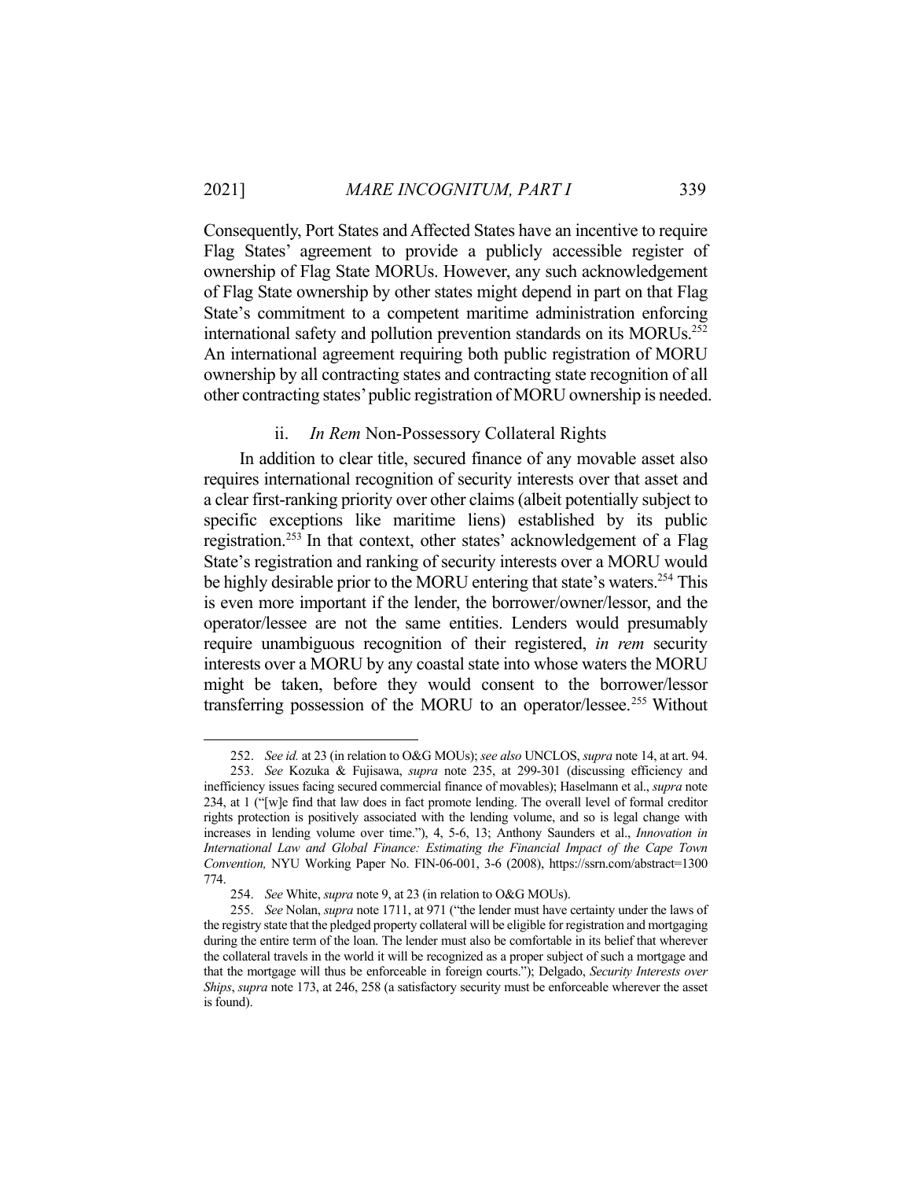Consequently, Port States and Affected States have an incentive to require Flag States' agreement to provide a publicly accessible register of ownership of Flag State MORUs. However, any such acknowledgement of Flag State ownership by other states might depend in part on that Flag State's commitment to a competent maritime administration enforcing international safety and pollution prevention standards on its MORUs.[252] An international agreement requiring both public registration of MORU ownership by all contracting states and contracting state recognition of all other contracting states' public registration of MORU ownership is needed.

### ii. *In Rem* Non-Possessory Collateral Rights

In addition to clear title, secured finance of any movable asset also requires international recognition of security interests over that asset and a clear first-ranking priority over other claims (albeit potentially subject to specific exceptions like maritime liens) established by its public registration.[253] In that context, other states' acknowledgement of a Flag State's registration and ranking of security interests over a MORU would be highly desirable prior to the MORU entering that state's waters.[254] This is even more important if the lender, the borrower/owner/lessor, and the operator/lessee are not the same entities. Lenders would presumably require unambiguous recognition of their registered, *in rem* security interests over a MORU by any coastal state into whose waters the MORU might be taken, before they would consent to the borrower/lessor transferring possession of the MORU to an operator/lessee.[255] Without

---

252. *See id.* at 23 (in relation to O&G MOUs); *see also* UNCLOS, *supra* note 14, at art. 94.

253. *See* Kozuka & Fujisawa, *supra* note 235, at 299-301 (discussing efficiency and inefficiency issues facing secured commercial finance of movables); Haselmann et al., *supra* note 234, at 1 ("[w]e find that law does in fact promote lending. The overall level of formal creditor rights protection is positively associated with the lending volume, and so is legal change with increases in lending volume over time."), 4, 5-6, 13; Anthony Saunders et al., *Innovation in International Law and Global Finance: Estimating the Financial Impact of the Cape Town Convention,* NYU Working Paper No. FIN-06-001, 3-6 (2008), https://ssrn.com/abstract=1300774.

254. *See* White, *supra* note 9, at 23 (in relation to O&G MOUs).

255. *See* Nolan, *supra* note 1711, at 971 ("the lender must have certainty under the laws of the registry state that the pledged property collateral will be eligible for registration and mortgaging during the entire term of the loan. The lender must also be comfortable in its belief that wherever the collateral travels in the world it will be recognized as a proper subject of such a mortgage and that the mortgage will thus be enforceable in foreign courts."); Delgado, *Security Interests over Ships*, *supra* note 173, at 246, 258 (a satisfactory security must be enforceable wherever the asset is found).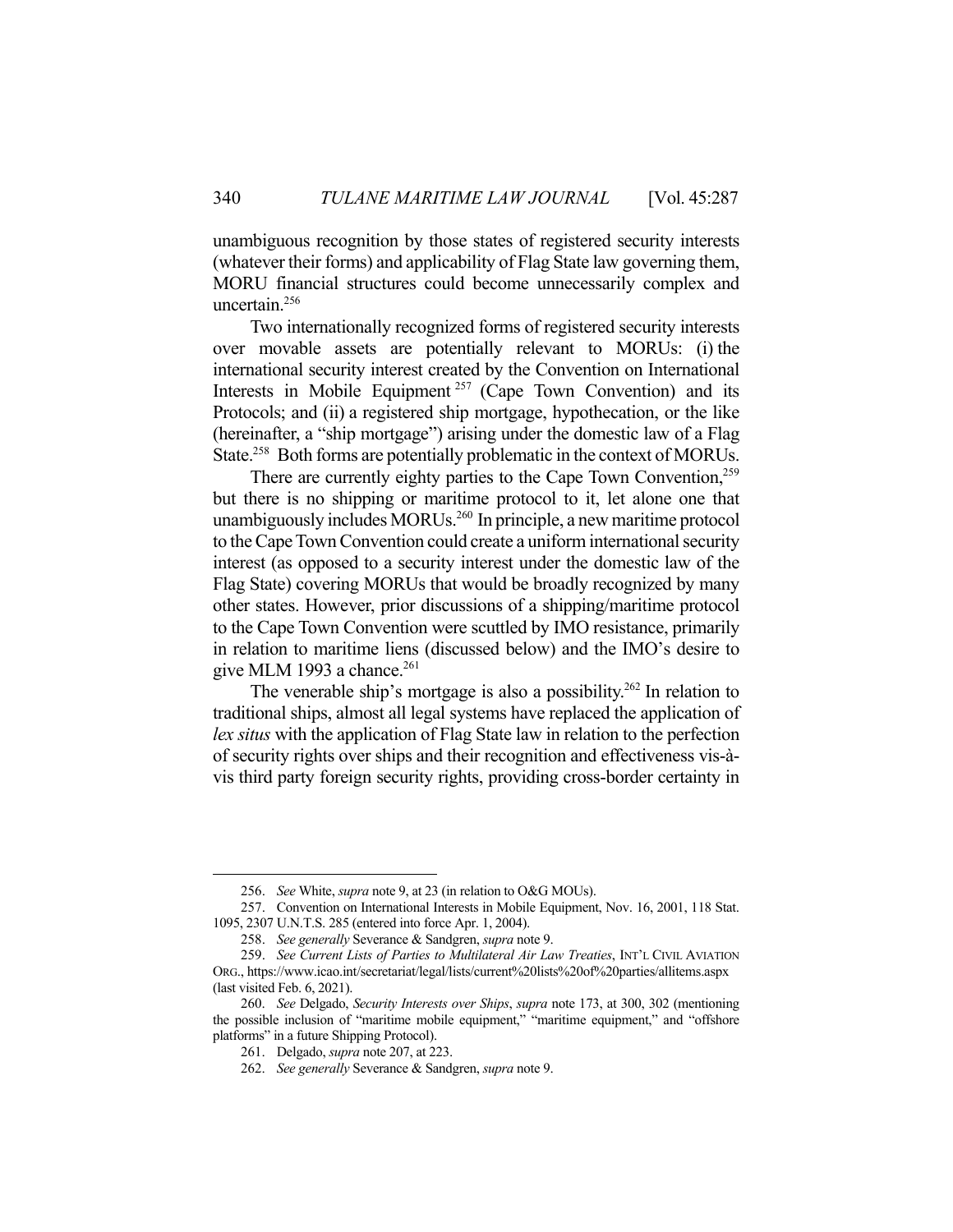unambiguous recognition by those states of registered security interests (whatever their forms) and applicability of Flag State law governing them, MORU financial structures could become unnecessarily complex and uncertain.[256]

Two internationally recognized forms of registered security interests over movable assets are potentially relevant to MORUs: (i) the international security interest created by the Convention on International Interests in Mobile Equipment[257] (Cape Town Convention) and its Protocols; and (ii) a registered ship mortgage, hypothecation, or the like (hereinafter, a "ship mortgage") arising under the domestic law of a Flag State.[258] Both forms are potentially problematic in the context of MORUs.

There are currently eighty parties to the Cape Town Convention,[259] but there is no shipping or maritime protocol to it, let alone one that unambiguously includes MORUs.[260] In principle, a new maritime protocol to the Cape Town Convention could create a uniform international security interest (as opposed to a security interest under the domestic law of the Flag State) covering MORUs that would be broadly recognized by many other states. However, prior discussions of a shipping/maritime protocol to the Cape Town Convention were scuttled by IMO resistance, primarily in relation to maritime liens (discussed below) and the IMO's desire to give MLM 1993 a chance.[261]

The venerable ship's mortgage is also a possibility.[262] In relation to traditional ships, almost all legal systems have replaced the application of *lex situs* with the application of Flag State law in relation to the perfection of security rights over ships and their recognition and effectiveness vis-à-vis third party foreign security rights, providing cross-border certainty in

---

256. *See* White, *supra* note 9, at 23 (in relation to O&G MOUs).

257. Convention on International Interests in Mobile Equipment, Nov. 16, 2001, 118 Stat. 1095, 2307 U.N.T.S. 285 (entered into force Apr. 1, 2004).

258. *See generally* Severance & Sandgren, *supra* note 9.

259. *See Current Lists of Parties to Multilateral Air Law Treaties*, INT'L CIVIL AVIATION ORG., https://www.icao.int/secretariat/legal/lists/current%20lists%20of%20parties/allitems.aspx (last visited Feb. 6, 2021).

260. *See* Delgado, *Security Interests over Ships*, *supra* note 173, at 300, 302 (mentioning the possible inclusion of "maritime mobile equipment," "maritime equipment," and "offshore platforms" in a future Shipping Protocol).

261. Delgado, *supra* note 207, at 223.

262. *See generally* Severance & Sandgren, *supra* note 9.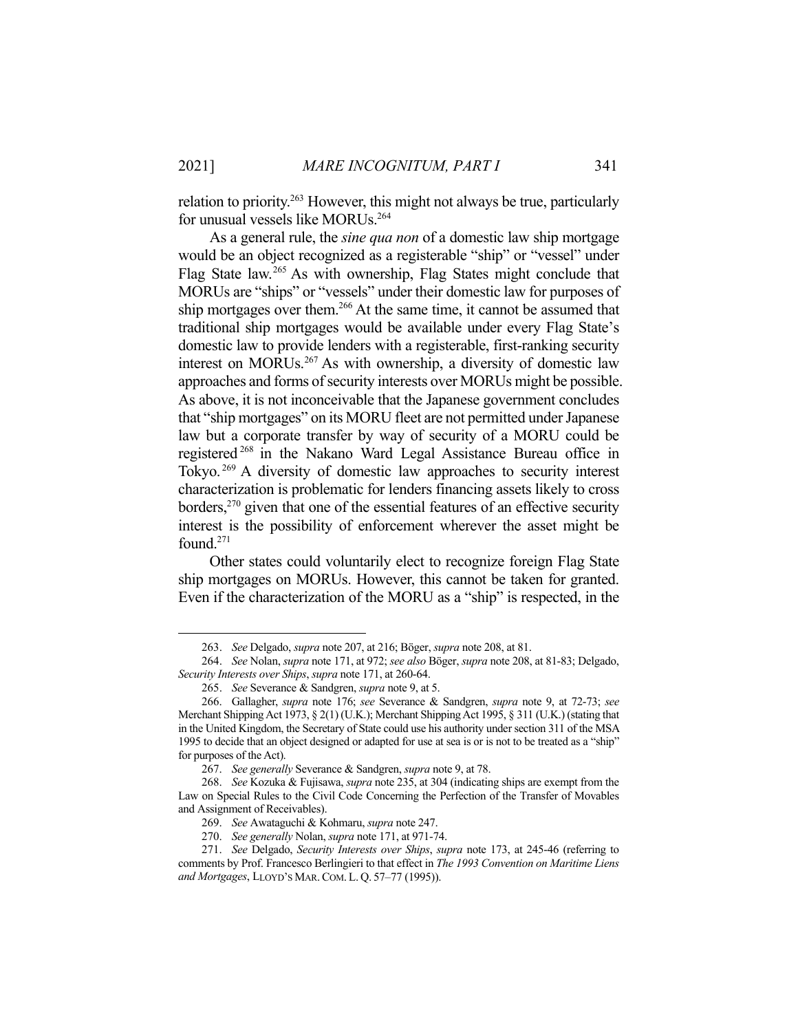relation to priority.[263] However, this might not always be true, particularly for unusual vessels like MORUs.[264]

As a general rule, the *sine qua non* of a domestic law ship mortgage would be an object recognized as a registerable "ship" or "vessel" under Flag State law.[265] As with ownership, Flag States might conclude that MORUs are "ships" or "vessels" under their domestic law for purposes of ship mortgages over them.[266] At the same time, it cannot be assumed that traditional ship mortgages would be available under every Flag State's domestic law to provide lenders with a registerable, first-ranking security interest on MORUs.[267] As with ownership, a diversity of domestic law approaches and forms of security interests over MORUs might be possible. As above, it is not inconceivable that the Japanese government concludes that "ship mortgages" on its MORU fleet are not permitted under Japanese law but a corporate transfer by way of security of a MORU could be registered[268] in the Nakano Ward Legal Assistance Bureau office in Tokyo.[269] A diversity of domestic law approaches to security interest characterization is problematic for lenders financing assets likely to cross borders,[270] given that one of the essential features of an effective security interest is the possibility of enforcement wherever the asset might be found.[271]

Other states could voluntarily elect to recognize foreign Flag State ship mortgages on MORUs. However, this cannot be taken for granted. Even if the characterization of the MORU as a "ship" is respected, in the

---

263. *See* Delgado, *supra* note 207, at 216; Böger, *supra* note 208, at 81.

264. *See* Nolan, *supra* note 171, at 972; *see also* Böger, *supra* note 208, at 81-83; Delgado, *Security Interests over Ships*, *supra* note 171, at 260-64.

265. *See* Severance & Sandgren, *supra* note 9, at 5.

266. Gallagher, *supra* note 176; *see* Severance & Sandgren, *supra* note 9, at 72-73; *see* Merchant Shipping Act 1973, § 2(1) (U.K.); Merchant Shipping Act 1995, § 311 (U.K.) (stating that in the United Kingdom, the Secretary of State could use his authority under section 311 of the MSA 1995 to decide that an object designed or adapted for use at sea is or is not to be treated as a "ship" for purposes of the Act).

267. *See generally* Severance & Sandgren, *supra* note 9, at 78.

268. *See* Kozuka & Fujisawa, *supra* note 235, at 304 (indicating ships are exempt from the Law on Special Rules to the Civil Code Concerning the Perfection of the Transfer of Movables and Assignment of Receivables).

269. *See* Awataguchi & Kohmaru, *supra* note 247.

270. *See generally* Nolan, *supra* note 171, at 971-74.

271. *See* Delgado, *Security Interests over Ships*, *supra* note 173, at 245-46 (referring to comments by Prof. Francesco Berlingieri to that effect in *The 1993 Convention on Maritime Liens and Mortgages*, LLOYD'S MAR. COM. L. Q. 57–77 (1995)).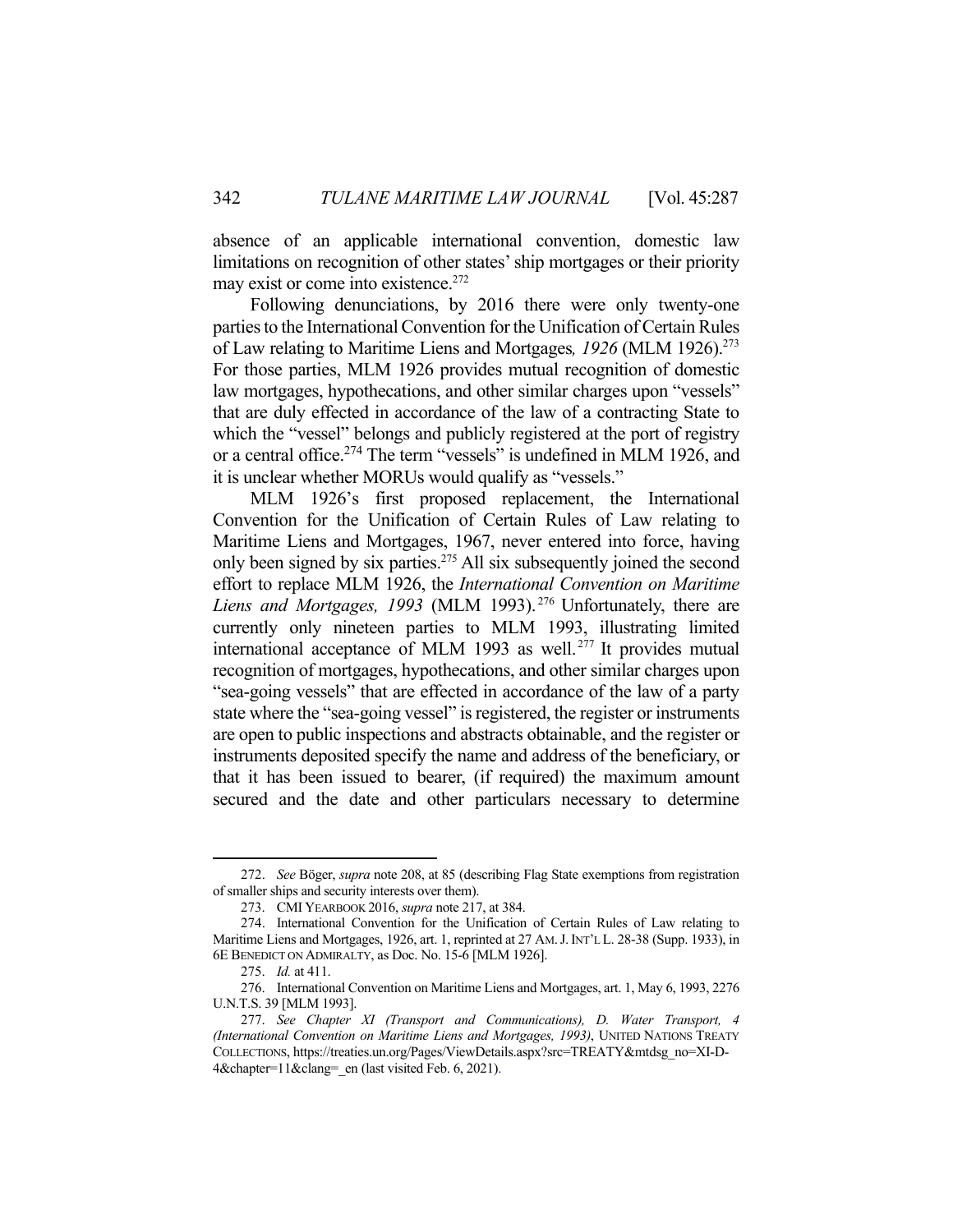absence of an applicable international convention, domestic law limitations on recognition of other states' ship mortgages or their priority may exist or come into existence.[272]

Following denunciations, by 2016 there were only twenty-one parties to the International Convention for the Unification of Certain Rules of Law relating to Maritime Liens and Mortgages*, 1926* (MLM 1926).[273] For those parties, MLM 1926 provides mutual recognition of domestic law mortgages, hypothecations, and other similar charges upon "vessels" that are duly effected in accordance of the law of a contracting State to which the "vessel" belongs and publicly registered at the port of registry or a central office.[274] The term "vessels" is undefined in MLM 1926, and it is unclear whether MORUs would qualify as "vessels."

MLM 1926's first proposed replacement, the International Convention for the Unification of Certain Rules of Law relating to Maritime Liens and Mortgages, 1967, never entered into force, having only been signed by six parties.[275] All six subsequently joined the second effort to replace MLM 1926, the *International Convention on Maritime Liens and Mortgages, 1993* (MLM 1993).[276] Unfortunately, there are currently only nineteen parties to MLM 1993, illustrating limited international acceptance of MLM 1993 as well.[277] It provides mutual recognition of mortgages, hypothecations, and other similar charges upon "sea-going vessels" that are effected in accordance of the law of a party state where the "sea-going vessel" is registered, the register or instruments are open to public inspections and abstracts obtainable, and the register or instruments deposited specify the name and address of the beneficiary, or that it has been issued to bearer, (if required) the maximum amount secured and the date and other particulars necessary to determine

---

272. *See* Böger, *supra* note 208, at 85 (describing Flag State exemptions from registration of smaller ships and security interests over them).

273. CMI YEARBOOK 2016, *supra* note 217, at 384.

274. International Convention for the Unification of Certain Rules of Law relating to Maritime Liens and Mortgages, 1926, art. 1, reprinted at 27 AM. J. INT'L L. 28-38 (Supp. 1933), in 6E BENEDICT ON ADMIRALTY, as Doc. No. 15-6 [MLM 1926].

275. *Id.* at 411.

276. International Convention on Maritime Liens and Mortgages, art. 1, May 6, 1993, 2276 U.N.T.S. 39 [MLM 1993].

277. *See Chapter XI (Transport and Communications), D. Water Transport, 4 (International Convention on Maritime Liens and Mortgages, 1993)*, UNITED NATIONS TREATY COLLECTIONS, https://treaties.un.org/Pages/ViewDetails.aspx?src=TREATY&mtdsg_no=XI-D-4&chapter=11&clang=_en (last visited Feb. 6, 2021).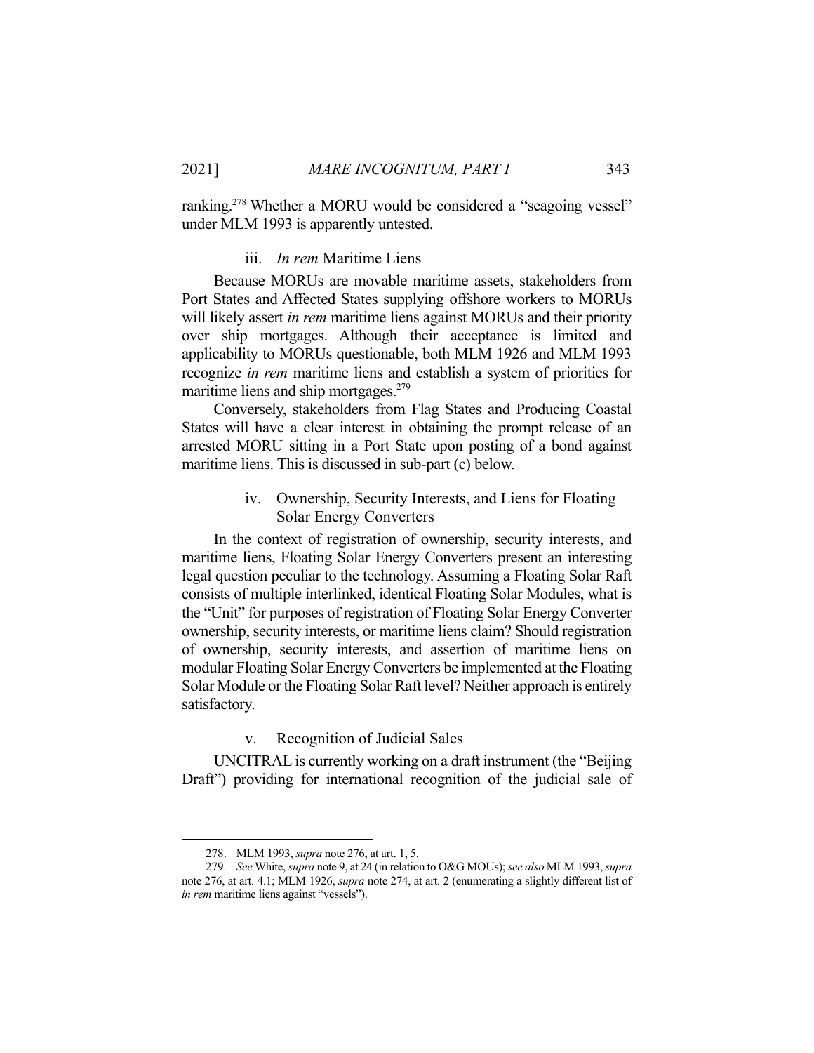ranking.[278] Whether a MORU would be considered a "seagoing vessel" under MLM 1993 is apparently untested.

#### iii. *In rem* Maritime Liens

Because MORUs are movable maritime assets, stakeholders from Port States and Affected States supplying offshore workers to MORUs will likely assert *in rem* maritime liens against MORUs and their priority over ship mortgages. Although their acceptance is limited and applicability to MORUs questionable, both MLM 1926 and MLM 1993 recognize *in rem* maritime liens and establish a system of priorities for maritime liens and ship mortgages.[279]

Conversely, stakeholders from Flag States and Producing Coastal States will have a clear interest in obtaining the prompt release of an arrested MORU sitting in a Port State upon posting of a bond against maritime liens. This is discussed in sub-part (c) below.

#### iv. Ownership, Security Interests, and Liens for Floating Solar Energy Converters

In the context of registration of ownership, security interests, and maritime liens, Floating Solar Energy Converters present an interesting legal question peculiar to the technology. Assuming a Floating Solar Raft consists of multiple interlinked, identical Floating Solar Modules, what is the "Unit" for purposes of registration of Floating Solar Energy Converter ownership, security interests, or maritime liens claim? Should registration of ownership, security interests, and assertion of maritime liens on modular Floating Solar Energy Converters be implemented at the Floating Solar Module or the Floating Solar Raft level? Neither approach is entirely satisfactory.

#### v. Recognition of Judicial Sales

UNCITRAL is currently working on a draft instrument (the "Beijing Draft") providing for international recognition of the judicial sale of

---

278. MLM 1993, *supra* note 276, at art. 1, 5.

279. *See* White, *supra* note 9, at 24 (in relation to O&G MOUs); *see also* MLM 1993, *supra* note 276, at art. 4.1; MLM 1926, *supra* note 274, at art. 2 (enumerating a slightly different list of *in rem* maritime liens against "vessels").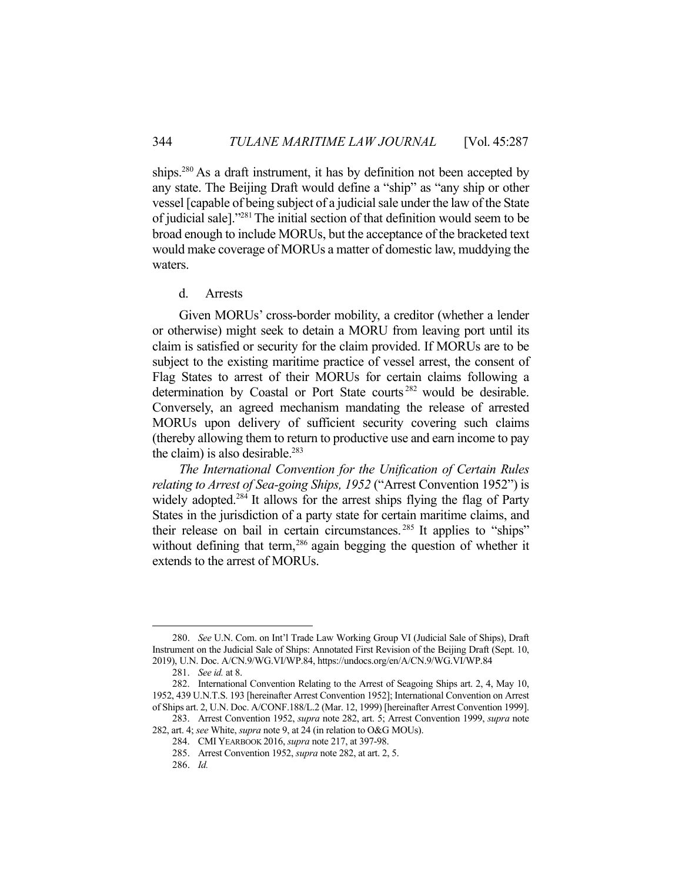ships.[280] As a draft instrument, it has by definition not been accepted by any state. The Beijing Draft would define a "ship" as "any ship or other vessel [capable of being subject of a judicial sale under the law of the State of judicial sale]."[281] The initial section of that definition would seem to be broad enough to include MORUs, but the acceptance of the bracketed text would make coverage of MORUs a matter of domestic law, muddying the waters.

d. Arrests

Given MORUs' cross-border mobility, a creditor (whether a lender or otherwise) might seek to detain a MORU from leaving port until its claim is satisfied or security for the claim provided. If MORUs are to be subject to the existing maritime practice of vessel arrest, the consent of Flag States to arrest of their MORUs for certain claims following a determination by Coastal or Port State courts[282] would be desirable. Conversely, an agreed mechanism mandating the release of arrested MORUs upon delivery of sufficient security covering such claims (thereby allowing them to return to productive use and earn income to pay the claim) is also desirable.[283]

*The International Convention for the Unification of Certain Rules relating to Arrest of Sea-going Ships, 1952* ("Arrest Convention 1952") is widely adopted.[284] It allows for the arrest ships flying the flag of Party States in the jurisdiction of a party state for certain maritime claims, and their release on bail in certain circumstances.[285] It applies to "ships" without defining that term,[286] again begging the question of whether it extends to the arrest of MORUs.

---

280. *See* U.N. Com. on Int'l Trade Law Working Group VI (Judicial Sale of Ships), Draft Instrument on the Judicial Sale of Ships: Annotated First Revision of the Beijing Draft (Sept. 10, 2019), U.N. Doc. A/CN.9/WG.VI/WP.84, https://undocs.org/en/A/CN.9/WG.VI/WP.84

281. *See id.* at 8.

282. International Convention Relating to the Arrest of Seagoing Ships art. 2, 4, May 10, 1952, 439 U.N.T.S. 193 [hereinafter Arrest Convention 1952]; International Convention on Arrest of Ships art. 2, U.N. Doc. A/CONF.188/L.2 (Mar. 12, 1999) [hereinafter Arrest Convention 1999].

283. Arrest Convention 1952, *supra* note 282, art. 5; Arrest Convention 1999, *supra* note 282, art. 4; *see* White, *supra* note 9, at 24 (in relation to O&G MOUs).

284. CMI YEARBOOK 2016, *supra* note 217, at 397-98.

285. Arrest Convention 1952, *supra* note 282, at art. 2, 5.

286. *Id.*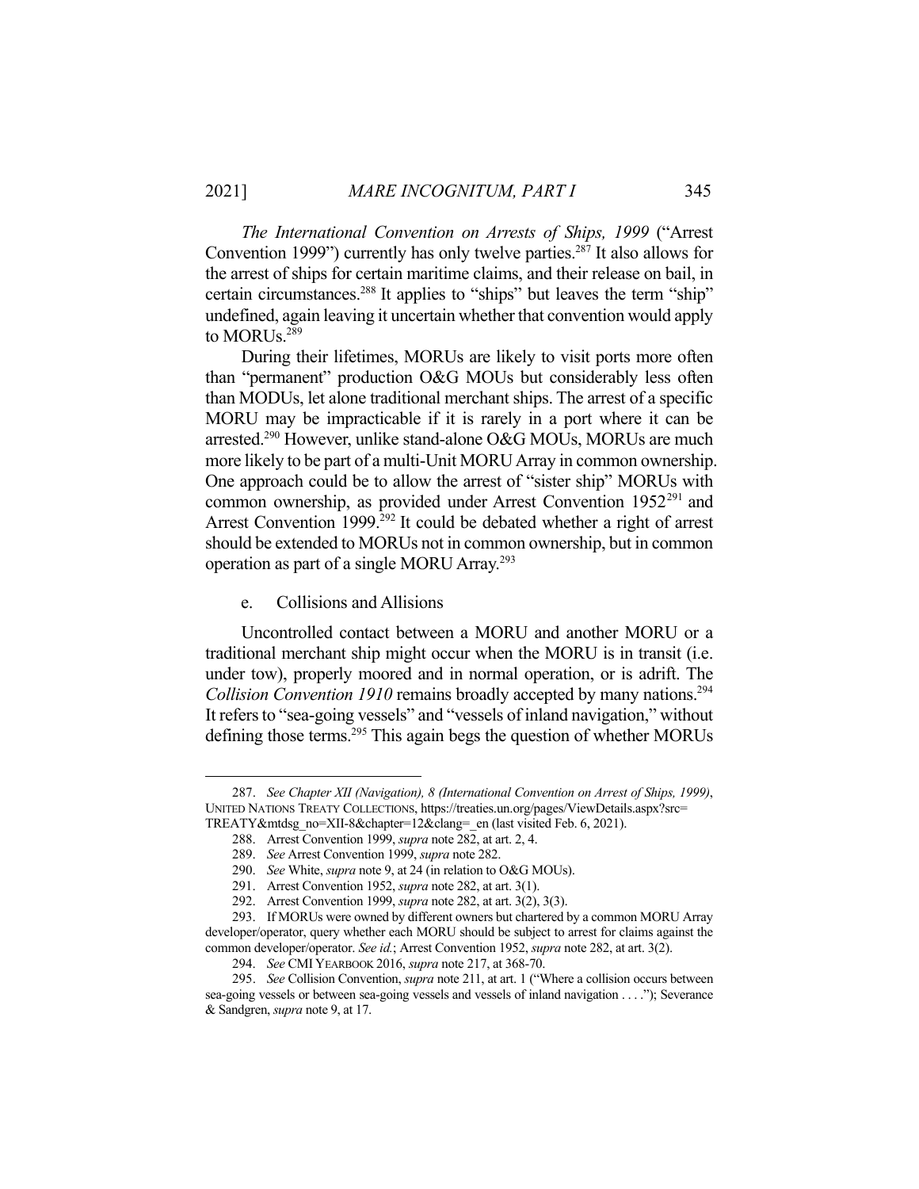*The International Convention on Arrests of Ships, 1999* ("Arrest Convention 1999") currently has only twelve parties.[287] It also allows for the arrest of ships for certain maritime claims, and their release on bail, in certain circumstances.[288] It applies to "ships" but leaves the term "ship" undefined, again leaving it uncertain whether that convention would apply to MORUs.[289]

During their lifetimes, MORUs are likely to visit ports more often than "permanent" production O&G MOUs but considerably less often than MODUs, let alone traditional merchant ships. The arrest of a specific MORU may be impracticable if it is rarely in a port where it can be arrested.[290] However, unlike stand-alone O&G MOUs, MORUs are much more likely to be part of a multi-Unit MORU Array in common ownership. One approach could be to allow the arrest of "sister ship" MORUs with common ownership, as provided under Arrest Convention 1952[291] and Arrest Convention 1999.[292] It could be debated whether a right of arrest should be extended to MORUs not in common ownership, but in common operation as part of a single MORU Array.[293]

e. Collisions and Allisions

Uncontrolled contact between a MORU and another MORU or a traditional merchant ship might occur when the MORU is in transit (i.e. under tow), properly moored and in normal operation, or is adrift. The *Collision Convention 1910* remains broadly accepted by many nations.[294] It refers to "sea-going vessels" and "vessels of inland navigation," without defining those terms.[295] This again begs the question of whether MORUs

---

287. *See Chapter XII (Navigation), 8 (International Convention on Arrest of Ships, 1999)*, UNITED NATIONS TREATY COLLECTIONS, https://treaties.un.org/pages/ViewDetails.aspx?src=TREATY&mtdsg_no=XII-8&chapter=12&clang=_en (last visited Feb. 6, 2021).

288. Arrest Convention 1999, *supra* note 282, at art. 2, 4.

289. *See* Arrest Convention 1999, *supra* note 282.

290. *See* White, *supra* note 9, at 24 (in relation to O&G MOUs).

291. Arrest Convention 1952, *supra* note 282, at art. 3(1).

292. Arrest Convention 1999, *supra* note 282, at art. 3(2), 3(3).

293. If MORUs were owned by different owners but chartered by a common MORU Array developer/operator, query whether each MORU should be subject to arrest for claims against the common developer/operator. *See id.*; Arrest Convention 1952, *supra* note 282, at art. 3(2).

294. *See* CMI YEARBOOK 2016, *supra* note 217, at 368-70.

295. *See* Collision Convention, *supra* note 211, at art. 1 ("Where a collision occurs between sea-going vessels or between sea-going vessels and vessels of inland navigation . . . ."); Severance & Sandgren, *supra* note 9, at 17.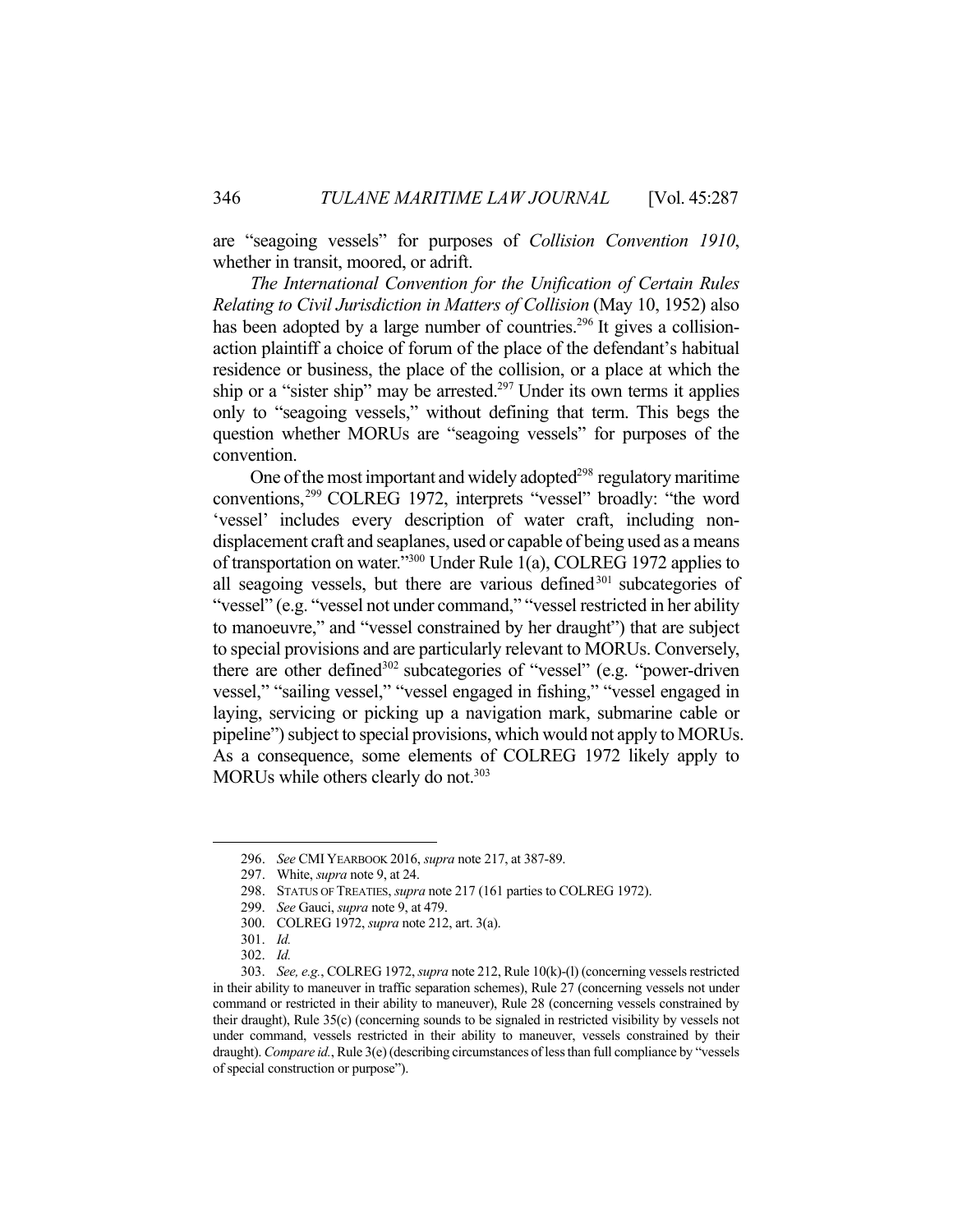are "seagoing vessels" for purposes of *Collision Convention 1910*, whether in transit, moored, or adrift.

*The International Convention for the Unification of Certain Rules Relating to Civil Jurisdiction in Matters of Collision* (May 10, 1952) also has been adopted by a large number of countries.[296] It gives a collision-action plaintiff a choice of forum of the place of the defendant's habitual residence or business, the place of the collision, or a place at which the ship or a "sister ship" may be arrested.[297] Under its own terms it applies only to "seagoing vessels," without defining that term. This begs the question whether MORUs are "seagoing vessels" for purposes of the convention.

One of the most important and widely adopted[298] regulatory maritime conventions,[299] COLREG 1972, interprets "vessel" broadly: "the word 'vessel' includes every description of water craft, including non-displacement craft and seaplanes, used or capable of being used as a means of transportation on water."[300] Under Rule 1(a), COLREG 1972 applies to all seagoing vessels, but there are various defined[301] subcategories of "vessel" (e.g. "vessel not under command," "vessel restricted in her ability to manoeuvre," and "vessel constrained by her draught") that are subject to special provisions and are particularly relevant to MORUs. Conversely, there are other defined[302] subcategories of "vessel" (e.g. "power-driven vessel," "sailing vessel," "vessel engaged in fishing," "vessel engaged in laying, servicing or picking up a navigation mark, submarine cable or pipeline") subject to special provisions, which would not apply to MORUs. As a consequence, some elements of COLREG 1972 likely apply to MORUs while others clearly do not.[303]

---

296. *See* CMI YEARBOOK 2016, *supra* note 217, at 387-89.

297. White, *supra* note 9, at 24.

298. STATUS OF TREATIES, *supra* note 217 (161 parties to COLREG 1972).

299. *See* Gauci, *supra* note 9, at 479.

300. COLREG 1972, *supra* note 212, art. 3(a).

301. *Id.*

302. *Id.*

303. *See, e.g.*, COLREG 1972, *supra* note 212, Rule 10(k)-(l) (concerning vessels restricted in their ability to maneuver in traffic separation schemes), Rule 27 (concerning vessels not under command or restricted in their ability to maneuver), Rule 28 (concerning vessels constrained by their draught), Rule 35(c) (concerning sounds to be signaled in restricted visibility by vessels not under command, vessels restricted in their ability to maneuver, vessels constrained by their draught). *Compare id.*, Rule 3(e) (describing circumstances of less than full compliance by "vessels of special construction or purpose").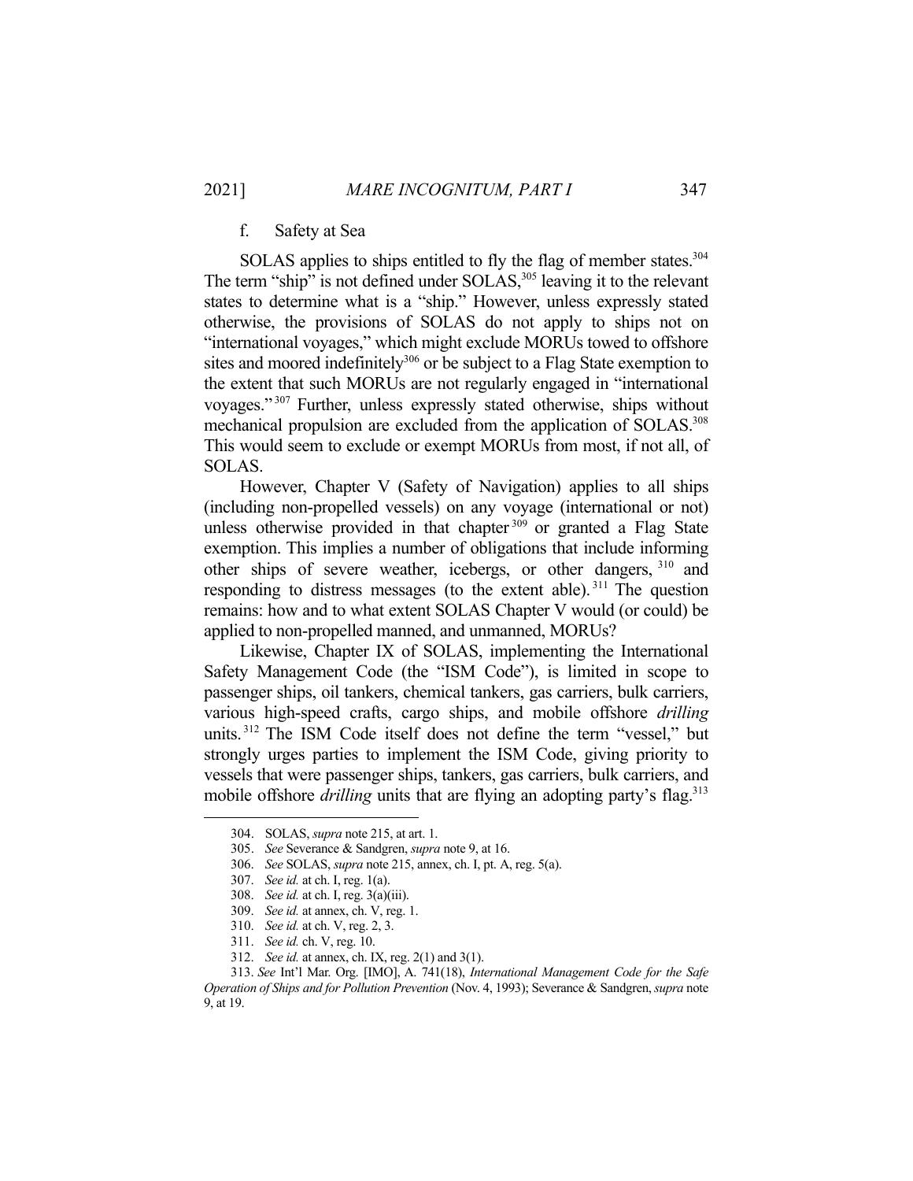f. Safety at Sea

SOLAS applies to ships entitled to fly the flag of member states.[304] The term "ship" is not defined under SOLAS,[305] leaving it to the relevant states to determine what is a "ship." However, unless expressly stated otherwise, the provisions of SOLAS do not apply to ships not on "international voyages," which might exclude MORUs towed to offshore sites and moored indefinitely[306] or be subject to a Flag State exemption to the extent that such MORUs are not regularly engaged in "international voyages."[307] Further, unless expressly stated otherwise, ships without mechanical propulsion are excluded from the application of SOLAS.[308] This would seem to exclude or exempt MORUs from most, if not all, of SOLAS.

However, Chapter V (Safety of Navigation) applies to all ships (including non-propelled vessels) on any voyage (international or not) unless otherwise provided in that chapter[309] or granted a Flag State exemption. This implies a number of obligations that include informing other ships of severe weather, icebergs, or other dangers,[310] and responding to distress messages (to the extent able).[311] The question remains: how and to what extent SOLAS Chapter V would (or could) be applied to non-propelled manned, and unmanned, MORUs?

Likewise, Chapter IX of SOLAS, implementing the International Safety Management Code (the "ISM Code"), is limited in scope to passenger ships, oil tankers, chemical tankers, gas carriers, bulk carriers, various high-speed crafts, cargo ships, and mobile offshore *drilling* units.[312] The ISM Code itself does not define the term "vessel," but strongly urges parties to implement the ISM Code, giving priority to vessels that were passenger ships, tankers, gas carriers, bulk carriers, and mobile offshore *drilling* units that are flying an adopting party's flag.[313]

---

304. SOLAS, *supra* note 215, at art. 1.

305. *See* Severance & Sandgren, *supra* note 9, at 16.

306. *See* SOLAS, *supra* note 215, annex, ch. I, pt. A, reg. 5(a).

307. *See id.* at ch. I, reg. 1(a).

308. *See id.* at ch. I, reg. 3(a)(iii).

309. *See id.* at annex, ch. V, reg. 1.

310. *See id.* at ch. V, reg. 2, 3.

311. *See id.* ch. V, reg. 10.

312. *See id.* at annex, ch. IX, reg. 2(1) and 3(1).

313. *See* Int'l Mar. Org. [IMO], A. 741(18), *International Management Code for the Safe Operation of Ships and for Pollution Prevention* (Nov. 4, 1993); Severance & Sandgren, *supra* note 9, at 19.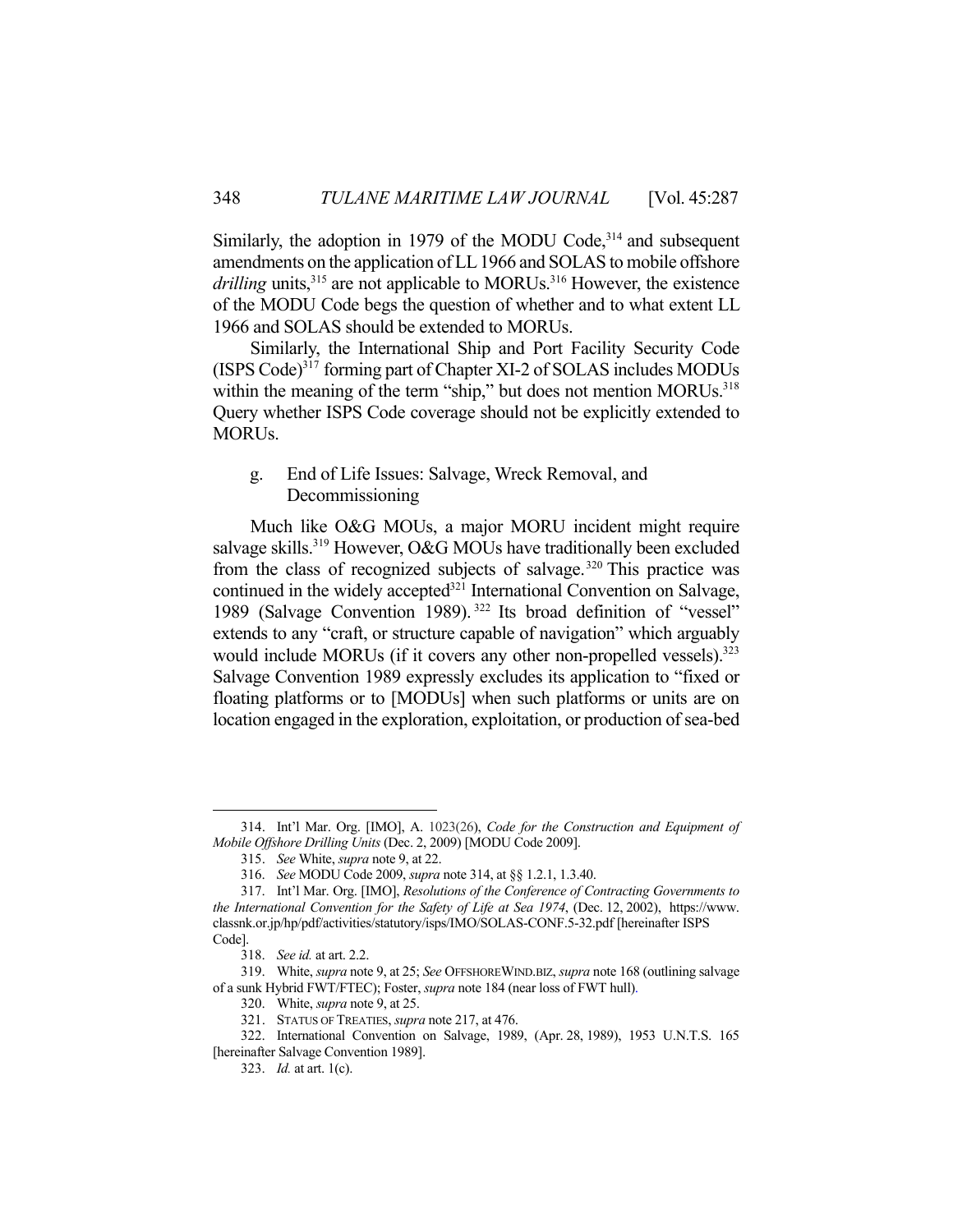Similarly, the adoption in 1979 of the MODU Code,[314] and subsequent amendments on the application of LL 1966 and SOLAS to mobile offshore *drilling* units,[315] are not applicable to MORUs.[316] However, the existence of the MODU Code begs the question of whether and to what extent LL 1966 and SOLAS should be extended to MORUs.

Similarly, the International Ship and Port Facility Security Code (ISPS Code)[317] forming part of Chapter XI-2 of SOLAS includes MODUs within the meaning of the term "ship," but does not mention MORUs.[318] Query whether ISPS Code coverage should not be explicitly extended to MORUs.

g. End of Life Issues: Salvage, Wreck Removal, and Decommissioning

Much like O&G MOUs, a major MORU incident might require salvage skills.[319] However, O&G MOUs have traditionally been excluded from the class of recognized subjects of salvage.[320] This practice was continued in the widely accepted[321] International Convention on Salvage, 1989 (Salvage Convention 1989).[322] Its broad definition of "vessel" extends to any "craft, or structure capable of navigation" which arguably would include MORUs (if it covers any other non-propelled vessels).[323] Salvage Convention 1989 expressly excludes its application to "fixed or floating platforms or to [MODUs] when such platforms or units are on location engaged in the exploration, exploitation, or production of sea-bed

---

314. Int'l Mar. Org. [IMO], A. 1023(26), *Code for the Construction and Equipment of Mobile Offshore Drilling Units* (Dec. 2, 2009) [MODU Code 2009].

315. *See* White, *supra* note 9, at 22.

316. *See* MODU Code 2009, *supra* note 314, at §§ 1.2.1, 1.3.40.

317. Int'l Mar. Org. [IMO], *Resolutions of the Conference of Contracting Governments to the International Convention for the Safety of Life at Sea 1974*, (Dec. 12, 2002), https://www.classnk.or.jp/hp/pdf/activities/statutory/isps/IMO/SOLAS-CONF.5-32.pdf [hereinafter ISPS Code].

318. *See id.* at art. 2.2.

319. White, *supra* note 9, at 25; *See* OFFSHOREWIND.BIZ, *supra* note 168 (outlining salvage of a sunk Hybrid FWT/FTEC); Foster, *supra* note 184 (near loss of FWT hull).

320. White, *supra* note 9, at 25.

321. STATUS OF TREATIES, *supra* note 217, at 476.

322. International Convention on Salvage, 1989, (Apr. 28, 1989), 1953 U.N.T.S. 165 [hereinafter Salvage Convention 1989].

323. *Id.* at art. 1(c).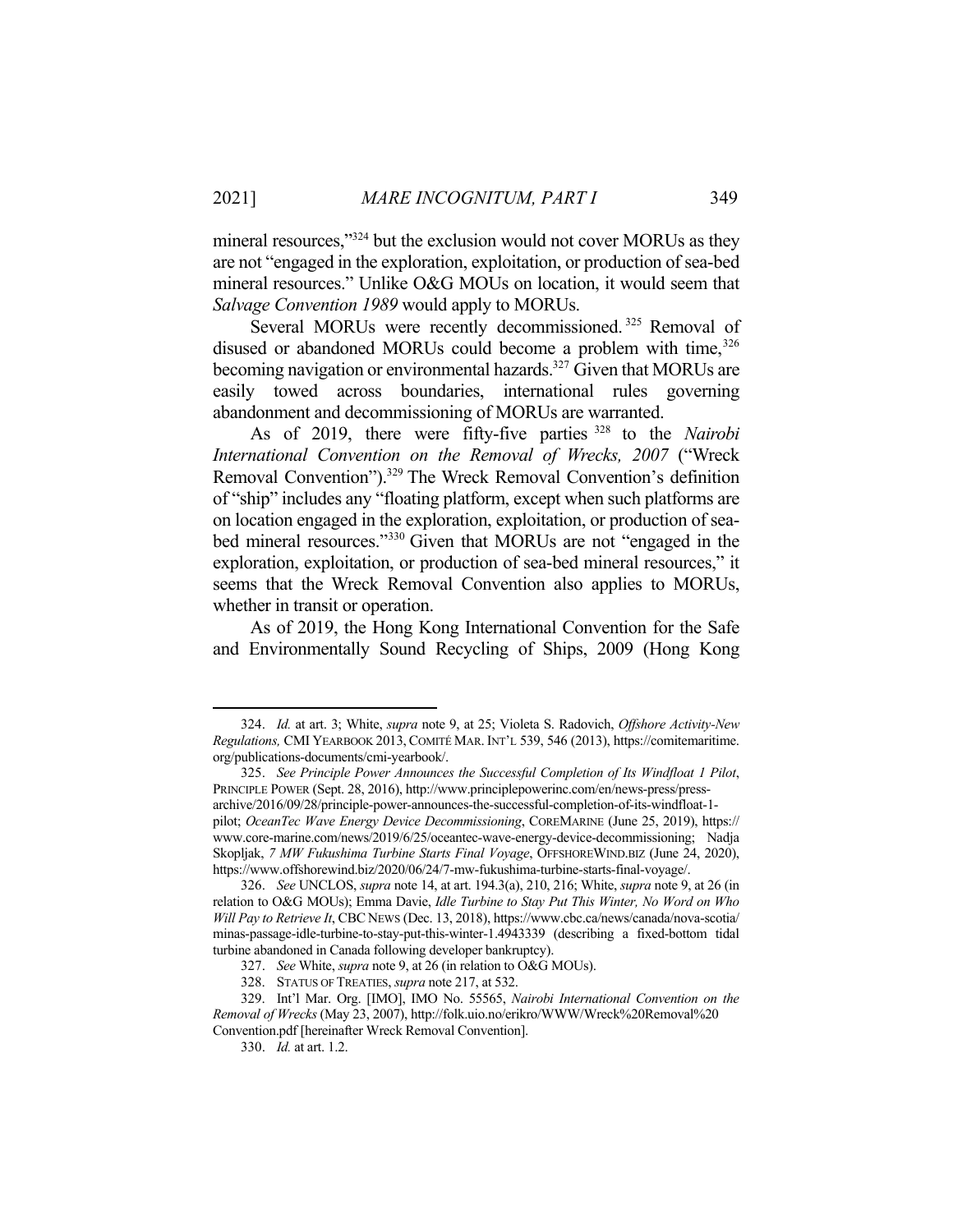mineral resources,"[324] but the exclusion would not cover MORUs as they are not "engaged in the exploration, exploitation, or production of sea-bed mineral resources." Unlike O&G MOUs on location, it would seem that *Salvage Convention 1989* would apply to MORUs.

Several MORUs were recently decommissioned.[325] Removal of disused or abandoned MORUs could become a problem with time,[326] becoming navigation or environmental hazards.[327] Given that MORUs are easily towed across boundaries, international rules governing abandonment and decommissioning of MORUs are warranted.

As of 2019, there were fifty-five parties[328] to the *Nairobi International Convention on the Removal of Wrecks, 2007* ("Wreck Removal Convention").[329] The Wreck Removal Convention's definition of "ship" includes any "floating platform, except when such platforms are on location engaged in the exploration, exploitation, or production of sea-bed mineral resources."[330] Given that MORUs are not "engaged in the exploration, exploitation, or production of sea-bed mineral resources," it seems that the Wreck Removal Convention also applies to MORUs, whether in transit or operation.

As of 2019, the Hong Kong International Convention for the Safe and Environmentally Sound Recycling of Ships, 2009 (Hong Kong

---

324. *Id.* at art. 3; White, *supra* note 9, at 25; Violeta S. Radovich, *Offshore Activity-New Regulations,* CMI YEARBOOK 2013, COMITÉ MAR. INT'L 539, 546 (2013), https://comitemaritime.org/publications-documents/cmi-yearbook/.

325. *See Principle Power Announces the Successful Completion of Its Windfloat 1 Pilot*, PRINCIPLE POWER (Sept. 28, 2016), http://www.principlepowerinc.com/en/news-press/press-archive/2016/09/28/principle-power-announces-the-successful-completion-of-its-windfloat-1-pilot; *OceanTec Wave Energy Device Decommissioning*, COREMARINE (June 25, 2019), https://www.core-marine.com/news/2019/6/25/oceantec-wave-energy-device-decommissioning; Nadja Skopljak, *7 MW Fukushima Turbine Starts Final Voyage*, OFFSHOREWIND.BIZ (June 24, 2020), https://www.offshorewind.biz/2020/06/24/7-mw-fukushima-turbine-starts-final-voyage/.

326. *See* UNCLOS, *supra* note 14, at art. 194.3(a), 210, 216; White, *supra* note 9, at 26 (in relation to O&G MOUs); Emma Davie, *Idle Turbine to Stay Put This Winter, No Word on Who Will Pay to Retrieve It*, CBC NEWS (Dec. 13, 2018), https://www.cbc.ca/news/canada/nova-scotia/minas-passage-idle-turbine-to-stay-put-this-winter-1.4943339 (describing a fixed-bottom tidal turbine abandoned in Canada following developer bankruptcy).

327. *See* White, *supra* note 9, at 26 (in relation to O&G MOUs).

328. STATUS OF TREATIES, *supra* note 217, at 532.

329. Int'l Mar. Org. [IMO], IMO No. 55565, *Nairobi International Convention on the Removal of Wrecks* (May 23, 2007), http://folk.uio.no/erikro/WWW/Wreck%20Removal%20Convention.pdf [hereinafter Wreck Removal Convention].

330. *Id.* at art. 1.2.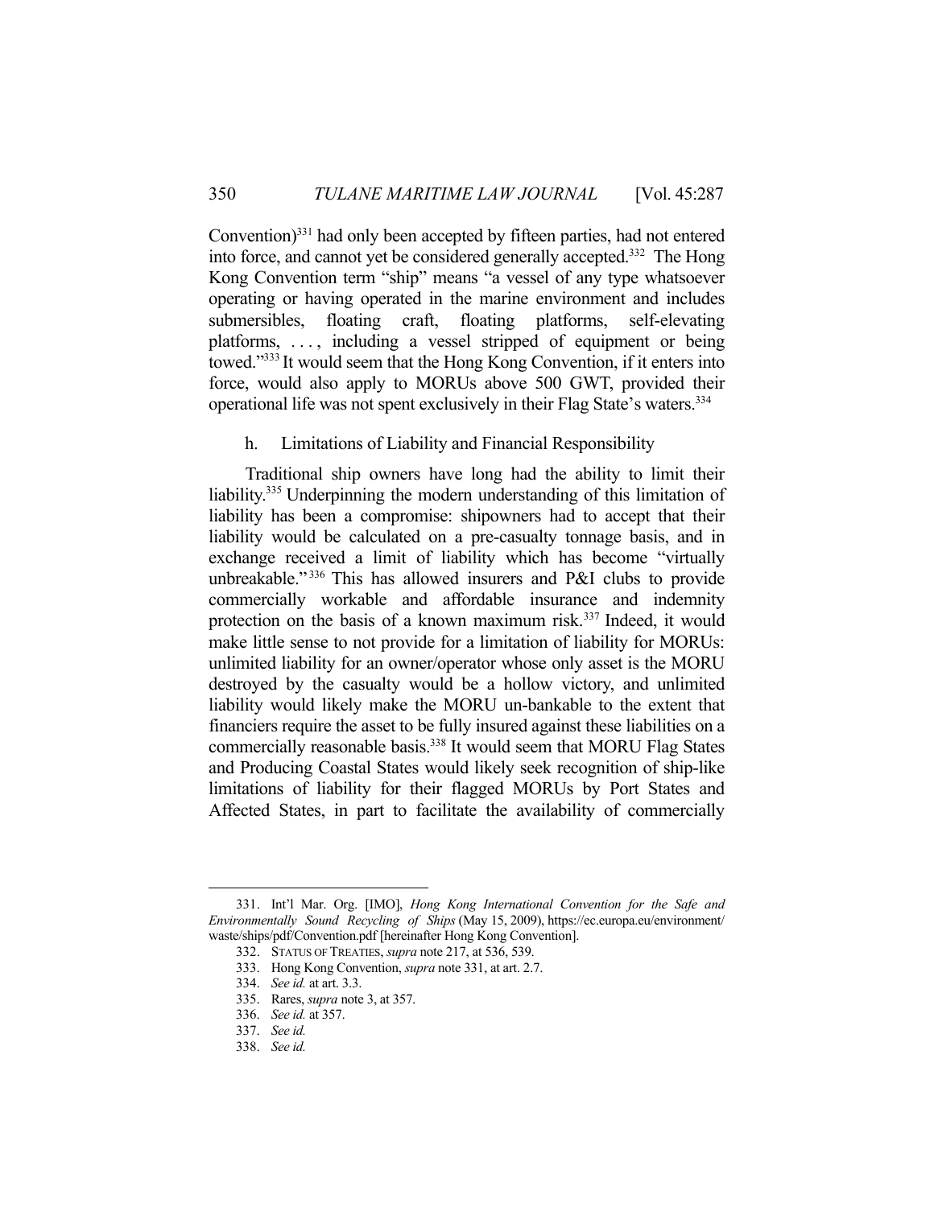Convention)[331] had only been accepted by fifteen parties, had not entered into force, and cannot yet be considered generally accepted.[332] The Hong Kong Convention term "ship" means "a vessel of any type whatsoever operating or having operated in the marine environment and includes submersibles, floating craft, floating platforms, self-elevating platforms, . . . , including a vessel stripped of equipment or being towed."[333] It would seem that the Hong Kong Convention, if it enters into force, would also apply to MORUs above 500 GWT, provided their operational life was not spent exclusively in their Flag State's waters.[334]

#### h. Limitations of Liability and Financial Responsibility

Traditional ship owners have long had the ability to limit their liability.[335] Underpinning the modern understanding of this limitation of liability has been a compromise: shipowners had to accept that their liability would be calculated on a pre-casualty tonnage basis, and in exchange received a limit of liability which has become "virtually unbreakable."[336] This has allowed insurers and P&I clubs to provide commercially workable and affordable insurance and indemnity protection on the basis of a known maximum risk.[337] Indeed, it would make little sense to not provide for a limitation of liability for MORUs: unlimited liability for an owner/operator whose only asset is the MORU destroyed by the casualty would be a hollow victory, and unlimited liability would likely make the MORU un-bankable to the extent that financiers require the asset to be fully insured against these liabilities on a commercially reasonable basis.[338] It would seem that MORU Flag States and Producing Coastal States would likely seek recognition of ship-like limitations of liability for their flagged MORUs by Port States and Affected States, in part to facilitate the availability of commercially

---

331. Int'l Mar. Org. [IMO], *Hong Kong International Convention for the Safe and Environmentally Sound Recycling of Ships* (May 15, 2009), https://ec.europa.eu/environment/waste/ships/pdf/Convention.pdf [hereinafter Hong Kong Convention].

332. STATUS OF TREATIES, *supra* note 217, at 536, 539.

333. Hong Kong Convention, *supra* note 331, at art. 2.7.

334. *See id.* at art. 3.3.

335. Rares, *supra* note 3, at 357.

336. *See id.* at 357.

337. *See id.*

338. *See id.*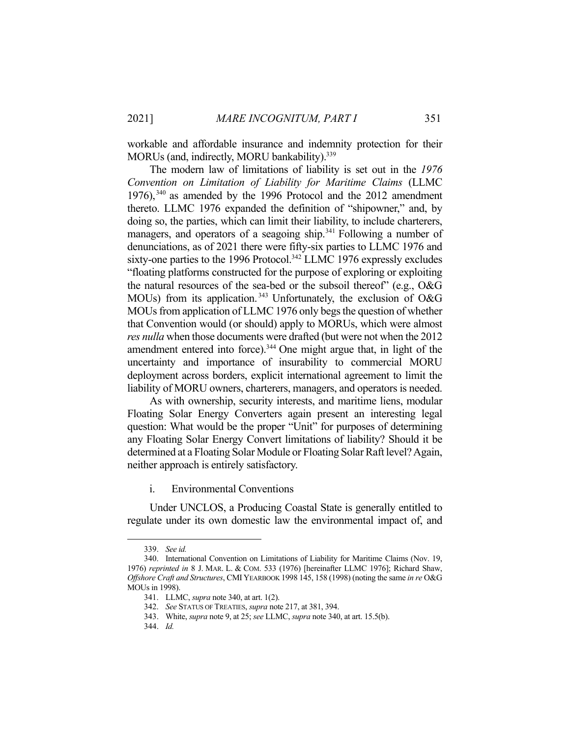workable and affordable insurance and indemnity protection for their MORUs (and, indirectly, MORU bankability).[339]

The modern law of limitations of liability is set out in the *1976 Convention on Limitation of Liability for Maritime Claims* (LLMC 1976),[340] as amended by the 1996 Protocol and the 2012 amendment thereto. LLMC 1976 expanded the definition of "shipowner," and, by doing so, the parties, which can limit their liability, to include charterers, managers, and operators of a seagoing ship.[341] Following a number of denunciations, as of 2021 there were fifty-six parties to LLMC 1976 and sixty-one parties to the 1996 Protocol.[342] LLMC 1976 expressly excludes "floating platforms constructed for the purpose of exploring or exploiting the natural resources of the sea-bed or the subsoil thereof" (e.g., O&G MOUs) from its application.[343] Unfortunately, the exclusion of O&G MOUs from application of LLMC 1976 only begs the question of whether that Convention would (or should) apply to MORUs, which were almost *res nulla* when those documents were drafted (but were not when the 2012 amendment entered into force).[344] One might argue that, in light of the uncertainty and importance of insurability to commercial MORU deployment across borders, explicit international agreement to limit the liability of MORU owners, charterers, managers, and operators is needed.

As with ownership, security interests, and maritime liens, modular Floating Solar Energy Converters again present an interesting legal question: What would be the proper "Unit" for purposes of determining any Floating Solar Energy Convert limitations of liability? Should it be determined at a Floating Solar Module or Floating Solar Raft level? Again, neither approach is entirely satisfactory.

### i. Environmental Conventions

Under UNCLOS, a Producing Coastal State is generally entitled to regulate under its own domestic law the environmental impact of, and

---

339. *See id.*

340. International Convention on Limitations of Liability for Maritime Claims (Nov. 19, 1976) *reprinted in* 8 J. MAR. L. & COM. 533 (1976) [hereinafter LLMC 1976]; Richard Shaw, *Offshore Craft and Structures*, CMI YEARBOOK 1998 145, 158 (1998) (noting the same *in re* O&G MOUs in 1998).

341. LLMC, *supra* note 340, at art. 1(2).

342. *See* STATUS OF TREATIES, *supra* note 217, at 381, 394.

343. White, *supra* note 9, at 25; *see* LLMC, *supra* note 340, at art. 15.5(b).

344. *Id.*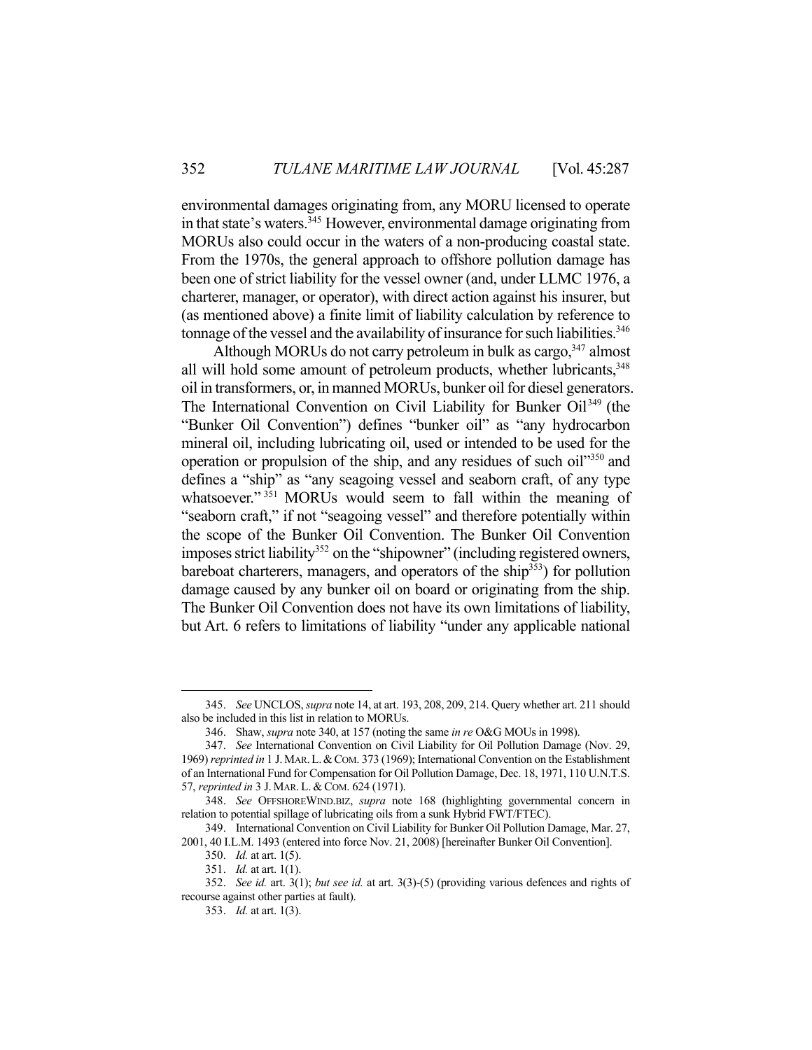environmental damages originating from, any MORU licensed to operate in that state's waters.[345] However, environmental damage originating from MORUs also could occur in the waters of a non-producing coastal state. From the 1970s, the general approach to offshore pollution damage has been one of strict liability for the vessel owner (and, under LLMC 1976, a charterer, manager, or operator), with direct action against his insurer, but (as mentioned above) a finite limit of liability calculation by reference to tonnage of the vessel and the availability of insurance for such liabilities.[346]

Although MORUs do not carry petroleum in bulk as cargo,[347] almost all will hold some amount of petroleum products, whether lubricants,[348] oil in transformers, or, in manned MORUs, bunker oil for diesel generators. The International Convention on Civil Liability for Bunker Oil[349] (the "Bunker Oil Convention") defines "bunker oil" as "any hydrocarbon mineral oil, including lubricating oil, used or intended to be used for the operation or propulsion of the ship, and any residues of such oil"[350] and defines a "ship" as "any seagoing vessel and seaborn craft, of any type whatsoever."[351] MORUs would seem to fall within the meaning of "seaborn craft," if not "seagoing vessel" and therefore potentially within the scope of the Bunker Oil Convention. The Bunker Oil Convention imposes strict liability[352] on the "shipowner" (including registered owners, bareboat charterers, managers, and operators of the ship[353]) for pollution damage caused by any bunker oil on board or originating from the ship. The Bunker Oil Convention does not have its own limitations of liability, but Art. 6 refers to limitations of liability "under any applicable national

---

345. *See* UNCLOS, *supra* note 14, at art. 193, 208, 209, 214. Query whether art. 211 should also be included in this list in relation to MORUs.

346. Shaw, *supra* note 340, at 157 (noting the same *in re* O&G MOUs in 1998).

347. *See* International Convention on Civil Liability for Oil Pollution Damage (Nov. 29, 1969) *reprinted in* 1 J. MAR. L. & COM. 373 (1969); International Convention on the Establishment of an International Fund for Compensation for Oil Pollution Damage, Dec. 18, 1971, 110 U.N.T.S. 57, *reprinted in* 3 J. MAR. L. & COM. 624 (1971).

348. *See* OFFSHOREWIND.BIZ, *supra* note 168 (highlighting governmental concern in relation to potential spillage of lubricating oils from a sunk Hybrid FWT/FTEC).

349. International Convention on Civil Liability for Bunker Oil Pollution Damage, Mar. 27, 2001, 40 I.L.M. 1493 (entered into force Nov. 21, 2008) [hereinafter Bunker Oil Convention].

350. *Id.* at art. 1(5).

351. *Id.* at art. 1(1).

352. *See id.* art. 3(1); *but see id.* at art. 3(3)-(5) (providing various defences and rights of recourse against other parties at fault).

353. *Id.* at art. 1(3).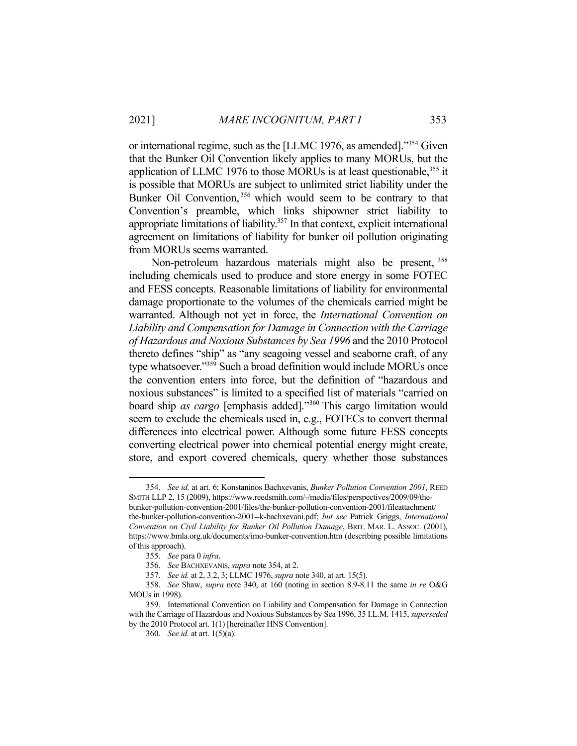or international regime, such as the [LLMC 1976, as amended]."[354] Given that the Bunker Oil Convention likely applies to many MORUs, but the application of LLMC 1976 to those MORUs is at least questionable,[355] it is possible that MORUs are subject to unlimited strict liability under the Bunker Oil Convention,[356] which would seem to be contrary to that Convention's preamble, which links shipowner strict liability to appropriate limitations of liability.[357] In that context, explicit international agreement on limitations of liability for bunker oil pollution originating from MORUs seems warranted.

Non-petroleum hazardous materials might also be present,[358] including chemicals used to produce and store energy in some FOTEC and FESS concepts. Reasonable limitations of liability for environmental damage proportionate to the volumes of the chemicals carried might be warranted. Although not yet in force, the *International Convention on Liability and Compensation for Damage in Connection with the Carriage of Hazardous and Noxious Substances by Sea 1996* and the 2010 Protocol thereto defines "ship" as "any seagoing vessel and seaborne craft, of any type whatsoever."[359] Such a broad definition would include MORUs once the convention enters into force, but the definition of "hazardous and noxious substances" is limited to a specified list of materials "carried on board ship *as cargo* [emphasis added]."[360] This cargo limitation would seem to exclude the chemicals used in, e.g., FOTECs to convert thermal differences into electrical power. Although some future FESS concepts converting electrical power into chemical potential energy might create, store, and export covered chemicals, query whether those substances

---

354. *See id.* at art. 6; Konstaninos Bachxevanis, *Bunker Pollution Convention 2001*, REED SMITH LLP 2, 15 (2009), https://www.reedsmith.com/-/media/files/perspectives/2009/09/the-bunker-pollution-convention-2001/files/the-bunker-pollution-convention-2001/fileattachment/the-bunker-pollution-convention-2001--k-bachxevani.pdf; *but see* Patrick Griggs, *International Convention on Civil Liability for Bunker Oil Pollution Damage*, BRIT. MAR. L. ASSOC. (2001), https://www.bmla.org.uk/documents/imo-bunker-convention.htm (describing possible limitations of this approach).

355. *See* para 0 *infra*.

356. *See* BACHXEVANIS, *supra* note 354, at 2.

357. *See id.* at 2, 3.2, 3; LLMC 1976, *supra* note 340, at art. 15(5).

358. *See* Shaw, *supra* note 340, at 160 (noting in section 8.9-8.11 the same *in re* O&G MOUs in 1998).

359. International Convention on Liability and Compensation for Damage in Connection with the Carriage of Hazardous and Noxious Substances by Sea 1996, 35 I.L.M. 1415, *superseded* by the 2010 Protocol art. 1(1) [hereinafter HNS Convention].

360. *See id.* at art. 1(5)(a).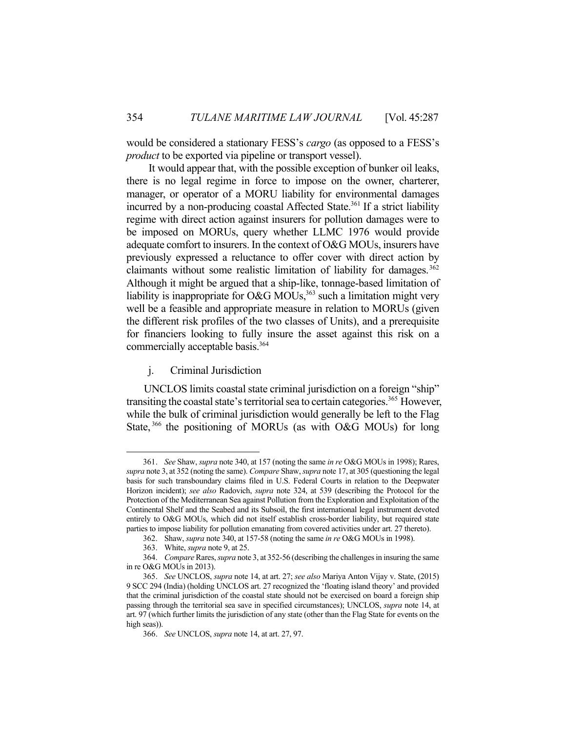would be considered a stationary FESS's *cargo* (as opposed to a FESS's *product* to be exported via pipeline or transport vessel).

It would appear that, with the possible exception of bunker oil leaks, there is no legal regime in force to impose on the owner, charterer, manager, or operator of a MORU liability for environmental damages incurred by a non-producing coastal Affected State.[361] If a strict liability regime with direct action against insurers for pollution damages were to be imposed on MORUs, query whether LLMC 1976 would provide adequate comfort to insurers. In the context of O&G MOUs, insurers have previously expressed a reluctance to offer cover with direct action by claimants without some realistic limitation of liability for damages.[362] Although it might be argued that a ship-like, tonnage-based limitation of liability is inappropriate for O&G MOUs,[363] such a limitation might very well be a feasible and appropriate measure in relation to MORUs (given the different risk profiles of the two classes of Units), and a prerequisite for financiers looking to fully insure the asset against this risk on a commercially acceptable basis.[364]

### j. Criminal Jurisdiction

UNCLOS limits coastal state criminal jurisdiction on a foreign "ship" transiting the coastal state's territorial sea to certain categories.[365] However, while the bulk of criminal jurisdiction would generally be left to the Flag State,[366] the positioning of MORUs (as with O&G MOUs) for long

---

361. *See* Shaw, *supra* note 340, at 157 (noting the same *in re* O&G MOUs in 1998); Rares, *supra* note 3, at 352 (noting the same). *Compare* Shaw, *supra* note 17, at 305 (questioning the legal basis for such transboundary claims filed in U.S. Federal Courts in relation to the Deepwater Horizon incident); *see also* Radovich, *supra* note 324, at 539 (describing the Protocol for the Protection of the Mediterranean Sea against Pollution from the Exploration and Exploitation of the Continental Shelf and the Seabed and its Subsoil, the first international legal instrument devoted entirely to O&G MOUs, which did not itself establish cross-border liability, but required state parties to impose liability for pollution emanating from covered activities under art. 27 thereto).

362. Shaw, *supra* note 340, at 157-58 (noting the same *in re* O&G MOUs in 1998).

363. White, *supra* note 9, at 25.

364. *Compare* Rares, *supra* note 3, at 352-56 (describing the challenges in insuring the same in re O&G MOUs in 2013).

365. *See* UNCLOS, *supra* note 14, at art. 27; *see also* Mariya Anton Vijay v. State, (2015) 9 SCC 294 (India) (holding UNCLOS art. 27 recognized the 'floating island theory' and provided that the criminal jurisdiction of the coastal state should not be exercised on board a foreign ship passing through the territorial sea save in specified circumstances); UNCLOS, *supra* note 14, at art. 97 (which further limits the jurisdiction of any state (other than the Flag State for events on the high seas)).

366. *See* UNCLOS, *supra* note 14, at art. 27, 97.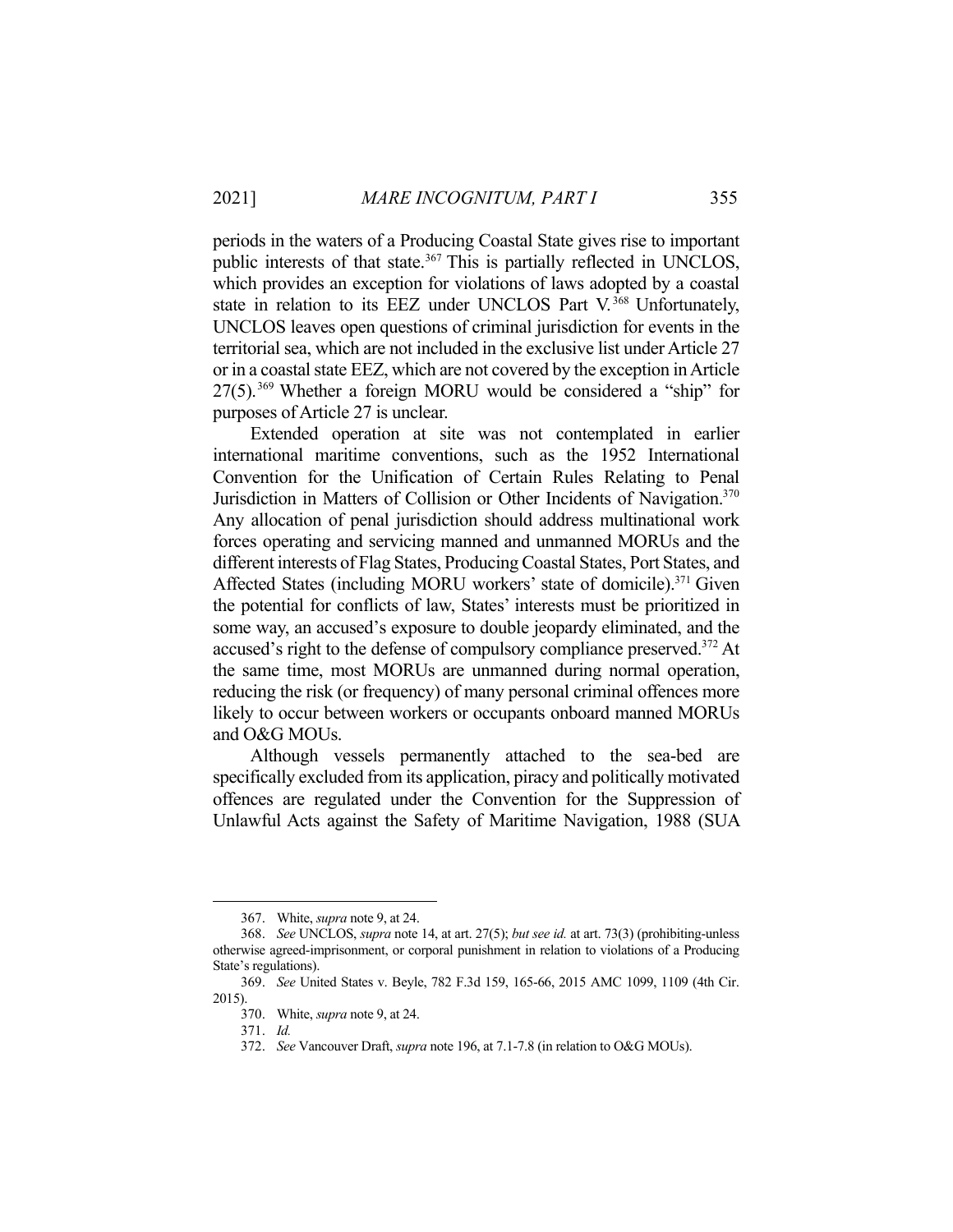periods in the waters of a Producing Coastal State gives rise to important public interests of that state.[367] This is partially reflected in UNCLOS, which provides an exception for violations of laws adopted by a coastal state in relation to its EEZ under UNCLOS Part V.[368] Unfortunately, UNCLOS leaves open questions of criminal jurisdiction for events in the territorial sea, which are not included in the exclusive list under Article 27 or in a coastal state EEZ, which are not covered by the exception in Article 27(5).[369] Whether a foreign MORU would be considered a "ship" for purposes of Article 27 is unclear.

Extended operation at site was not contemplated in earlier international maritime conventions, such as the 1952 International Convention for the Unification of Certain Rules Relating to Penal Jurisdiction in Matters of Collision or Other Incidents of Navigation.[370] Any allocation of penal jurisdiction should address multinational work forces operating and servicing manned and unmanned MORUs and the different interests of Flag States, Producing Coastal States, Port States, and Affected States (including MORU workers' state of domicile).[371] Given the potential for conflicts of law, States' interests must be prioritized in some way, an accused's exposure to double jeopardy eliminated, and the accused's right to the defense of compulsory compliance preserved.[372] At the same time, most MORUs are unmanned during normal operation, reducing the risk (or frequency) of many personal criminal offences more likely to occur between workers or occupants onboard manned MORUs and O&G MOUs.

Although vessels permanently attached to the sea-bed are specifically excluded from its application, piracy and politically motivated offences are regulated under the Convention for the Suppression of Unlawful Acts against the Safety of Maritime Navigation, 1988 (SUA

---

367. White, *supra* note 9, at 24.

368. *See* UNCLOS, *supra* note 14, at art. 27(5); *but see id.* at art. 73(3) (prohibiting-unless otherwise agreed-imprisonment, or corporal punishment in relation to violations of a Producing State's regulations).

369. *See* United States v. Beyle, 782 F.3d 159, 165-66, 2015 AMC 1099, 1109 (4th Cir. 2015).

370. White, *supra* note 9, at 24.

371. *Id.*

372. *See* Vancouver Draft, *supra* note 196, at 7.1-7.8 (in relation to O&G MOUs).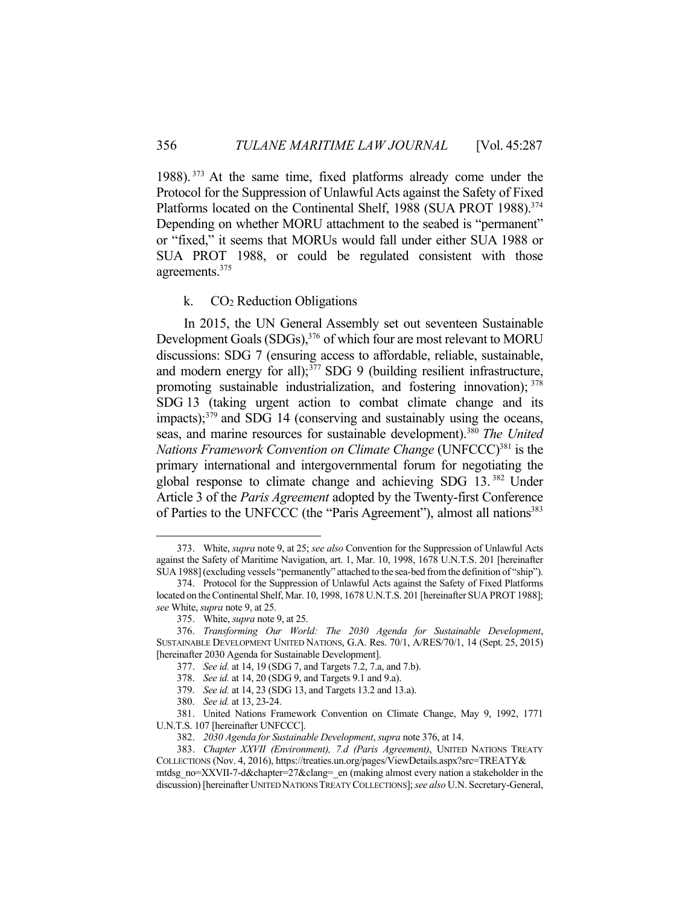1988).[373] At the same time, fixed platforms already come under the Protocol for the Suppression of Unlawful Acts against the Safety of Fixed Platforms located on the Continental Shelf, 1988 (SUA PROT 1988).[374] Depending on whether MORU attachment to the seabed is "permanent" or "fixed," it seems that MORUs would fall under either SUA 1988 or SUA PROT 1988, or could be regulated consistent with those agreements.[375]

### k. $CO_2$ Reduction Obligations

In 2015, the UN General Assembly set out seventeen Sustainable Development Goals (SDGs),[376] of which four are most relevant to MORU discussions: SDG 7 (ensuring access to affordable, reliable, sustainable, and modern energy for all);[377] SDG 9 (building resilient infrastructure, promoting sustainable industrialization, and fostering innovation);[378] SDG 13 (taking urgent action to combat climate change and its impacts);[379] and SDG 14 (conserving and sustainably using the oceans, seas, and marine resources for sustainable development).[380] *The United Nations Framework Convention on Climate Change* (UNFCCC)[381] is the primary international and intergovernmental forum for negotiating the global response to climate change and achieving SDG 13.[382] Under Article 3 of the *Paris Agreement* adopted by the Twenty-first Conference of Parties to the UNFCCC (the "Paris Agreement"), almost all nations[383]

---

373. White, *supra* note 9, at 25; *see also* Convention for the Suppression of Unlawful Acts against the Safety of Maritime Navigation, art. 1, Mar. 10, 1998, 1678 U.N.T.S. 201 [hereinafter SUA 1988] (excluding vessels "permanently" attached to the sea-bed from the definition of "ship").

374. Protocol for the Suppression of Unlawful Acts against the Safety of Fixed Platforms located on the Continental Shelf, Mar. 10, 1998, 1678 U.N.T.S. 201 [hereinafter SUA PROT 1988]; *see* White, *supra* note 9, at 25.

375. White, *supra* note 9, at 25.

376. *Transforming Our World: The 2030 Agenda for Sustainable Development*, SUSTAINABLE DEVELOPMENT UNITED NATIONS, G.A. Res. 70/1, A/RES/70/1, 14 (Sept. 25, 2015) [hereinafter 2030 Agenda for Sustainable Development].

377. *See id.* at 14, 19 (SDG 7, and Targets 7.2, 7.a, and 7.b).

378. *See id.* at 14, 20 (SDG 9, and Targets 9.1 and 9.a).

379. *See id.* at 14, 23 (SDG 13, and Targets 13.2 and 13.a).

380. *See id.* at 13, 23-24.

381. United Nations Framework Convention on Climate Change, May 9, 1992, 1771 U.N.T.S. 107 [hereinafter UNFCCC].

382. *2030 Agenda for Sustainable Development*, *supra* note 376, at 14.

383. *Chapter XXVII (Environment), 7.d (Paris Agreement)*, UNITED NATIONS TREATY COLLECTIONS (Nov. 4, 2016), https://treaties.un.org/pages/ViewDetails.aspx?src=TREATY&mtdsg_no=XXVII-7-d&chapter=27&clang=_en (making almost every nation a stakeholder in the discussion) [hereinafter UNITED NATIONS TREATY COLLECTIONS]; *see also* U.N. Secretary-General,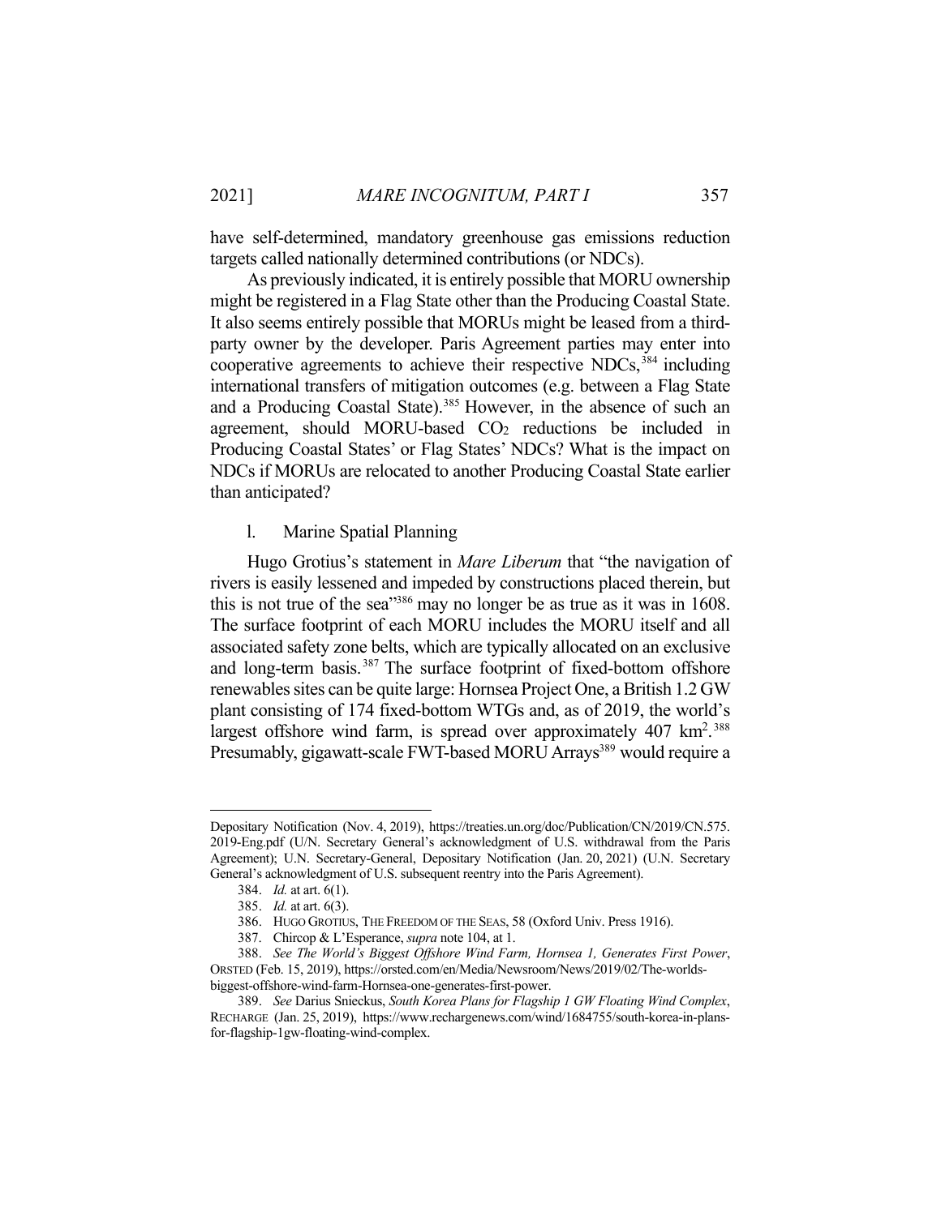have self-determined, mandatory greenhouse gas emissions reduction targets called nationally determined contributions (or NDCs).

As previously indicated, it is entirely possible that MORU ownership might be registered in a Flag State other than the Producing Coastal State. It also seems entirely possible that MORUs might be leased from a third-party owner by the developer. Paris Agreement parties may enter into cooperative agreements to achieve their respective NDCs,[384] including international transfers of mitigation outcomes (e.g. between a Flag State and a Producing Coastal State).[385] However, in the absence of such an agreement, should MORU-based $CO_2$ reductions be included in Producing Coastal States' or Flag States' NDCs? What is the impact on NDCs if MORUs are relocated to another Producing Coastal State earlier than anticipated?

#### l. Marine Spatial Planning

Hugo Grotius's statement in *Mare Liberum* that "the navigation of rivers is easily lessened and impeded by constructions placed therein, but this is not true of the sea"[386] may no longer be as true as it was in 1608. The surface footprint of each MORU includes the MORU itself and all associated safety zone belts, which are typically allocated on an exclusive and long-term basis.[387] The surface footprint of fixed-bottom offshore renewables sites can be quite large: Hornsea Project One, a British 1.2 GW plant consisting of 174 fixed-bottom WTGs and, as of 2019, the world's largest offshore wind farm, is spread over approximately 407 km$^2$.[388] Presumably, gigawatt-scale FWT-based MORU Arrays[389] would require a

---

Depositary Notification (Nov. 4, 2019), https://treaties.un.org/doc/Publication/CN/2019/CN.575.2019-Eng.pdf (U/N. Secretary General's acknowledgment of U.S. withdrawal from the Paris Agreement); U.N. Secretary-General, Depositary Notification (Jan. 20, 2021) (U.N. Secretary General's acknowledgment of U.S. subsequent reentry into the Paris Agreement).

384. *Id.* at art. 6(1).

385. *Id.* at art. 6(3).

386. HUGO GROTIUS, THE FREEDOM OF THE SEAS, 58 (Oxford Univ. Press 1916).

387. Chircop & L'Esperance, *supra* note 104, at 1.

388. *See The World's Biggest Offshore Wind Farm, Hornsea 1, Generates First Power*, ORSTED (Feb. 15, 2019), https://orsted.com/en/Media/Newsroom/News/2019/02/The-worlds-biggest-offshore-wind-farm-Hornsea-one-generates-first-power.

389. *See* Darius Snieckus, *South Korea Plans for Flagship 1 GW Floating Wind Complex*, RECHARGE (Jan. 25, 2019), https://www.rechargenews.com/wind/1684755/south-korea-in-plans-for-flagship-1gw-floating-wind-complex.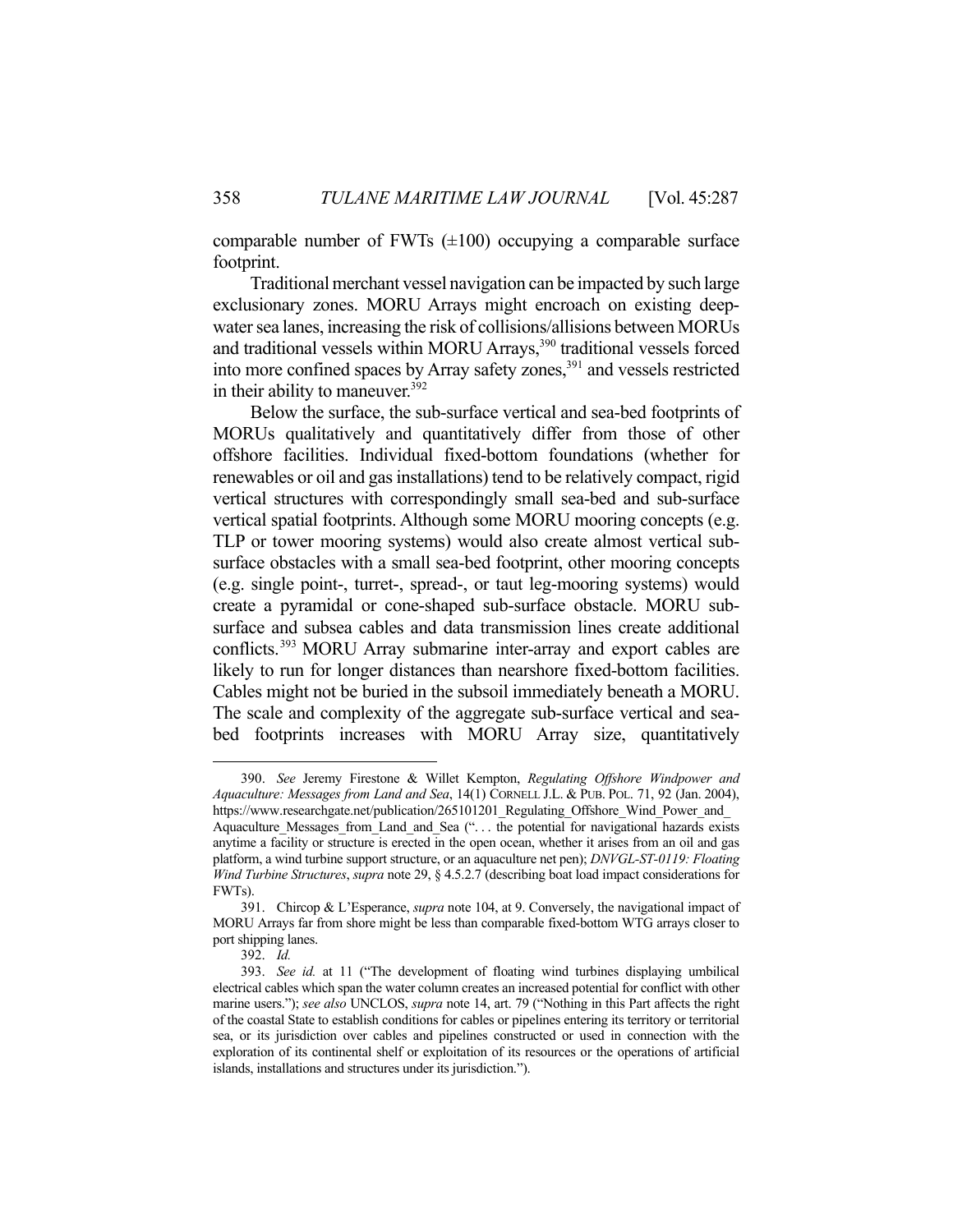comparable number of FWTs (±100) occupying a comparable surface footprint.

Traditional merchant vessel navigation can be impacted by such large exclusionary zones. MORU Arrays might encroach on existing deep-water sea lanes, increasing the risk of collisions/allisions between MORUs and traditional vessels within MORU Arrays,[390] traditional vessels forced into more confined spaces by Array safety zones,[391] and vessels restricted in their ability to maneuver.[392]

Below the surface, the sub-surface vertical and sea-bed footprints of MORUs qualitatively and quantitatively differ from those of other offshore facilities. Individual fixed-bottom foundations (whether for renewables or oil and gas installations) tend to be relatively compact, rigid vertical structures with correspondingly small sea-bed and sub-surface vertical spatial footprints. Although some MORU mooring concepts (e.g. TLP or tower mooring systems) would also create almost vertical sub-surface obstacles with a small sea-bed footprint, other mooring concepts (e.g. single point-, turret-, spread-, or taut leg-mooring systems) would create a pyramidal or cone-shaped sub-surface obstacle. MORU sub-surface and subsea cables and data transmission lines create additional conflicts.[393] MORU Array submarine inter-array and export cables are likely to run for longer distances than nearshore fixed-bottom facilities. Cables might not be buried in the subsoil immediately beneath a MORU. The scale and complexity of the aggregate sub-surface vertical and sea-bed footprints increases with MORU Array size, quantitatively

---

390. *See* Jeremy Firestone & Willet Kempton, *Regulating Offshore Windpower and Aquaculture: Messages from Land and Sea*, 14(1) CORNELL J.L. & PUB. POL. 71, 92 (Jan. 2004), https://www.researchgate.net/publication/265101201_Regulating_Offshore_Wind_Power_and_Aquaculture_Messages_from_Land_and_Sea (". . . the potential for navigational hazards exists anytime a facility or structure is erected in the open ocean, whether it arises from an oil and gas platform, a wind turbine support structure, or an aquaculture net pen); *DNVGL-ST-0119: Floating Wind Turbine Structures*, *supra* note 29, § 4.5.2.7 (describing boat load impact considerations for FWTs).

391. Chircop & L'Esperance, *supra* note 104, at 9. Conversely, the navigational impact of MORU Arrays far from shore might be less than comparable fixed-bottom WTG arrays closer to port shipping lanes.

392. *Id.*

393. *See id.* at 11 ("The development of floating wind turbines displaying umbilical electrical cables which span the water column creates an increased potential for conflict with other marine users."); *see also* UNCLOS, *supra* note 14, art. 79 ("Nothing in this Part affects the right of the coastal State to establish conditions for cables or pipelines entering its territory or territorial sea, or its jurisdiction over cables and pipelines constructed or used in connection with the exploration of its continental shelf or exploitation of its resources or the operations of artificial islands, installations and structures under its jurisdiction.").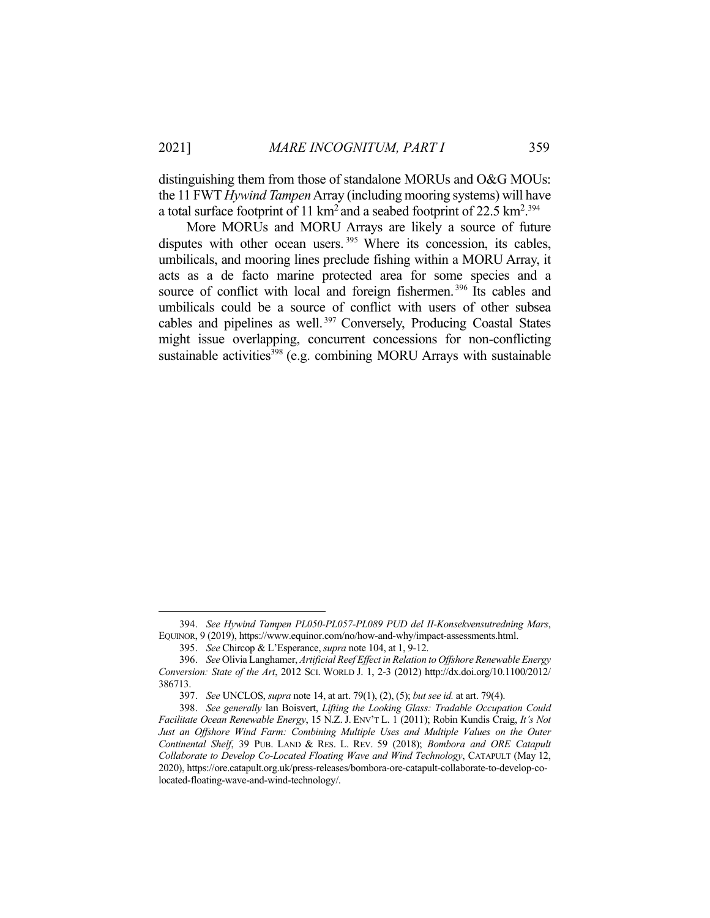distinguishing them from those of standalone MORUs and O&G MOUs: the 11 FWT *Hywind Tampen* Array (including mooring systems) will have a total surface footprint of 11 km$^2$ and a seabed footprint of 22.5 km$^2$.[394]

More MORUs and MORU Arrays are likely a source of future disputes with other ocean users.[395] Where its concession, its cables, umbilicals, and mooring lines preclude fishing within a MORU Array, it acts as a de facto marine protected area for some species and a source of conflict with local and foreign fishermen.[396] Its cables and umbilicals could be a source of conflict with users of other subsea cables and pipelines as well.[397] Conversely, Producing Coastal States might issue overlapping, concurrent concessions for non-conflicting sustainable activities[398] (e.g. combining MORU Arrays with sustainable

---

394. *See Hywind Tampen PL050-PL057-PL089 PUD del II-Konsekvensutredning Mars*, EQUINOR, 9 (2019), https://www.equinor.com/no/how-and-why/impact-assessments.html.

395. *See* Chircop & L'Esperance, *supra* note 104, at 1, 9-12.

396. *See* Olivia Langhamer, *Artificial Reef Effect in Relation to Offshore Renewable Energy Conversion: State of the Art*, 2012 SCI. WORLD J. 1, 2-3 (2012) http://dx.doi.org/10.1100/2012/386713.

397. *See* UNCLOS, *supra* note 14, at art. 79(1), (2), (5); *but see id.* at art. 79(4).

398. *See generally* Ian Boisvert, *Lifting the Looking Glass: Tradable Occupation Could Facilitate Ocean Renewable Energy*, 15 N.Z. J. ENV'T L. 1 (2011); Robin Kundis Craig, *It's Not Just an Offshore Wind Farm: Combining Multiple Uses and Multiple Values on the Outer Continental Shelf*, 39 PUB. LAND & RES. L. REV. 59 (2018); *Bombora and ORE Catapult Collaborate to Develop Co-Located Floating Wave and Wind Technology*, CATAPULT (May 12, 2020), https://ore.catapult.org.uk/press-releases/bombora-ore-catapult-collaborate-to-develop-co-located-floating-wave-and-wind-technology/.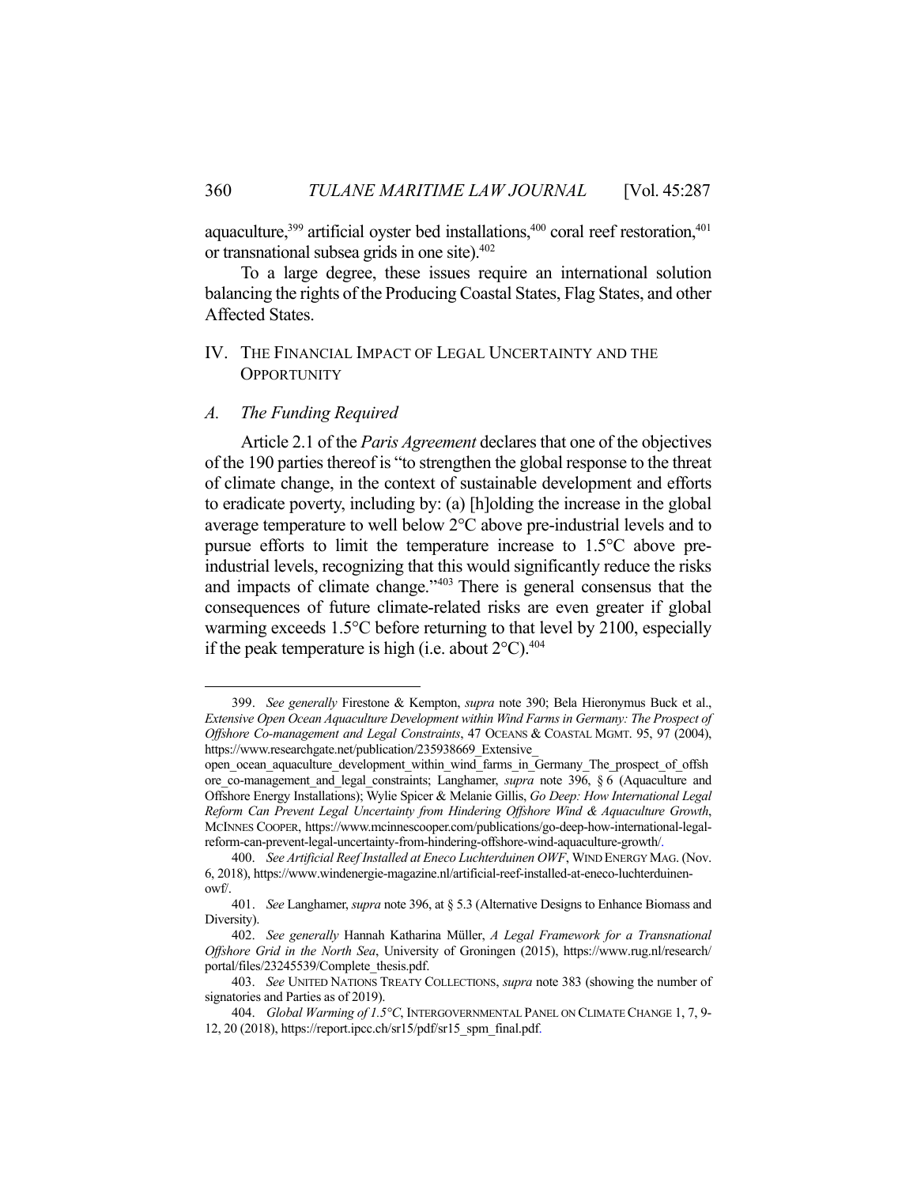aquaculture,[399] artificial oyster bed installations,[400] coral reef restoration,[401] or transnational subsea grids in one site).[402]

To a large degree, these issues require an international solution balancing the rights of the Producing Coastal States, Flag States, and other Affected States.

## IV. THE FINANCIAL IMPACT OF LEGAL UNCERTAINTY AND THE OPPORTUNITY

### A. *The Funding Required*

Article 2.1 of the *Paris Agreement* declares that one of the objectives of the 190 parties thereof is "to strengthen the global response to the threat of climate change, in the context of sustainable development and efforts to eradicate poverty, including by: (a) [h]olding the increase in the global average temperature to well below 2°C above pre-industrial levels and to pursue efforts to limit the temperature increase to 1.5°C above pre-industrial levels, recognizing that this would significantly reduce the risks and impacts of climate change."[403] There is general consensus that the consequences of future climate-related risks are even greater if global warming exceeds 1.5°C before returning to that level by 2100, especially if the peak temperature is high (i.e. about 2°C).[404]

---

399. *See generally* Firestone & Kempton, *supra* note 390; Bela Hieronymus Buck et al., *Extensive Open Ocean Aquaculture Development within Wind Farms in Germany: The Prospect of Offshore Co-management and Legal Constraints*, 47 OCEANS & COASTAL MGMT. 95, 97 (2004), https://www.researchgate.net/publication/235938669_Extensive_open_ocean_aquaculture_development_within_wind_farms_in_Germany_The_prospect_of_offshore_co-management_and_legal_constraints; Langhamer, *supra* note 396, § 6 (Aquaculture and Offshore Energy Installations); Wylie Spicer & Melanie Gillis, *Go Deep: How International Legal Reform Can Prevent Legal Uncertainty from Hindering Offshore Wind & Aquaculture Growth*, MCINNES COOPER, https://www.mcinnescooper.com/publications/go-deep-how-international-legal-reform-can-prevent-legal-uncertainty-from-hindering-offshore-wind-aquaculture-growth/.

400. *See Artificial Reef Installed at Eneco Luchterduinen OWF*, WIND ENERGY MAG. (Nov. 6, 2018), https://www.windenergie-magazine.nl/artificial-reef-installed-at-eneco-luchterduinen-owf/.

401. *See* Langhamer, *supra* note 396, at § 5.3 (Alternative Designs to Enhance Biomass and Diversity).

402. *See generally* Hannah Katharina Müller, *A Legal Framework for a Transnational Offshore Grid in the North Sea*, University of Groningen (2015), https://www.rug.nl/research/portal/files/23245539/Complete_thesis.pdf.

403. *See* UNITED NATIONS TREATY COLLECTIONS, *supra* note 383 (showing the number of signatories and Parties as of 2019).

404. *Global Warming of 1.5°C*, INTERGOVERNMENTAL PANEL ON CLIMATE CHANGE 1, 7, 9-12, 20 (2018), https://report.ipcc.ch/sr15/pdf/sr15_spm_final.pdf.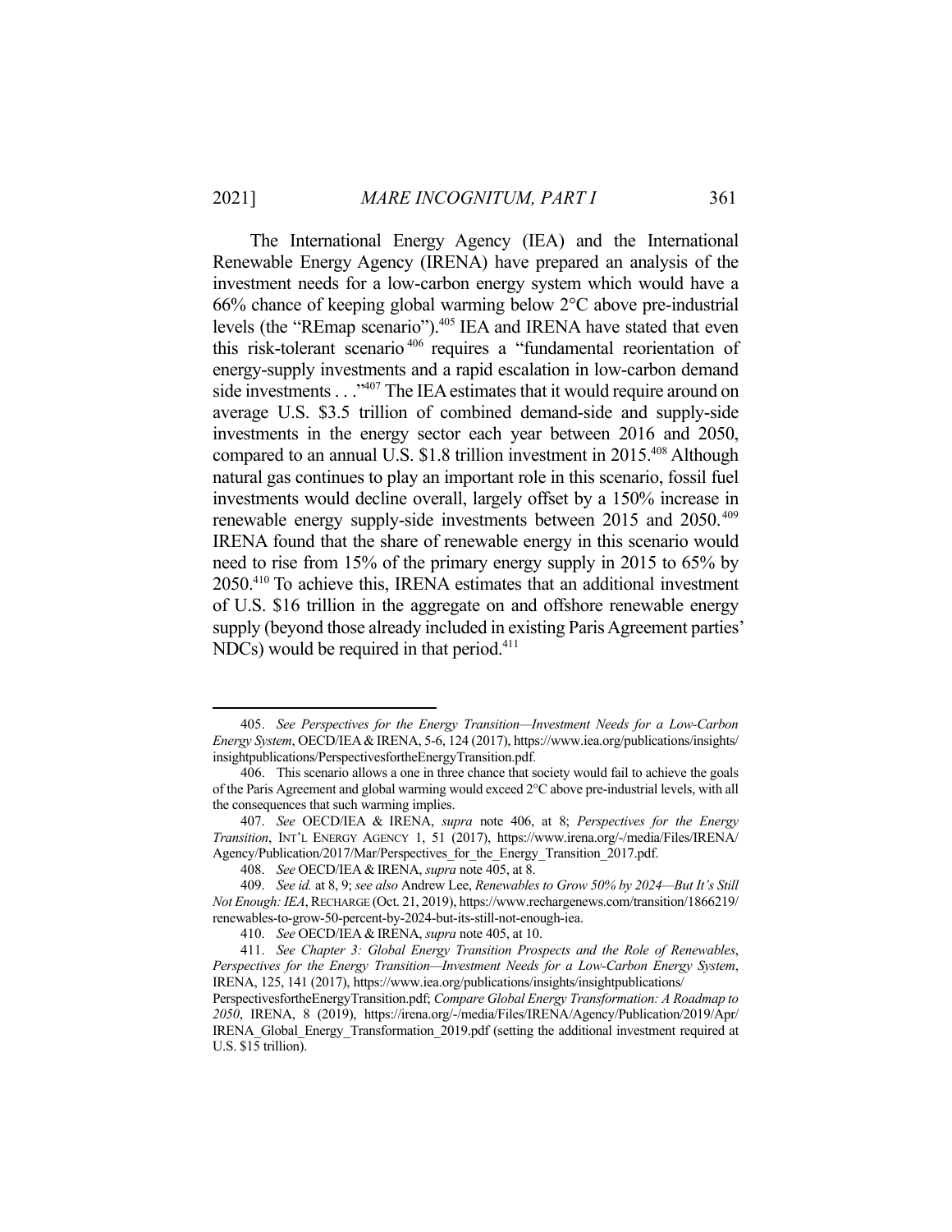The International Energy Agency (IEA) and the International Renewable Energy Agency (IRENA) have prepared an analysis of the investment needs for a low-carbon energy system which would have a 66% chance of keeping global warming below 2°C above pre-industrial levels (the "REmap scenario").[405] IEA and IRENA have stated that even this risk-tolerant scenario[406] requires a "fundamental reorientation of energy-supply investments and a rapid escalation in low-carbon demand side investments . . ."[407] The IEA estimates that it would require around on average U.S. $3.5 trillion of combined demand-side and supply-side investments in the energy sector each year between 2016 and 2050, compared to an annual U.S. $1.8 trillion investment in 2015.[408] Although natural gas continues to play an important role in this scenario, fossil fuel investments would decline overall, largely offset by a 150% increase in renewable energy supply-side investments between 2015 and 2050.[409] IRENA found that the share of renewable energy in this scenario would need to rise from 15% of the primary energy supply in 2015 to 65% by 2050.[410] To achieve this, IRENA estimates that an additional investment of U.S. $16 trillion in the aggregate on and offshore renewable energy supply (beyond those already included in existing Paris Agreement parties' NDCs) would be required in that period.[411]

---

405. *See Perspectives for the Energy Transition—Investment Needs for a Low-Carbon Energy System*, OECD/IEA & IRENA, 5-6, 124 (2017), https://www.iea.org/publications/insights/insightpublications/PerspectivesfortheEnergyTransition.pdf.

406. This scenario allows a one in three chance that society would fail to achieve the goals of the Paris Agreement and global warming would exceed 2°C above pre-industrial levels, with all the consequences that such warming implies.

407. *See* OECD/IEA & IRENA, *supra* note 406, at 8; *Perspectives for the Energy Transition*, INT'L ENERGY AGENCY 1, 51 (2017), https://www.irena.org/-/media/Files/IRENA/Agency/Publication/2017/Mar/Perspectives_for_the_Energy_Transition_2017.pdf.

408. *See* OECD/IEA & IRENA, *supra* note 405, at 8.

409. *See id.* at 8, 9; *see also* Andrew Lee, *Renewables to Grow 50% by 2024—But It's Still Not Enough: IEA*, RECHARGE (Oct. 21, 2019), https://www.rechargenews.com/transition/1866219/renewables-to-grow-50-percent-by-2024-but-its-still-not-enough-iea.

410. *See* OECD/IEA & IRENA, *supra* note 405, at 10.

411. *See Chapter 3: Global Energy Transition Prospects and the Role of Renewables*, *Perspectives for the Energy Transition—Investment Needs for a Low-Carbon Energy System*, IRENA, 125, 141 (2017), https://www.iea.org/publications/insights/insightpublications/PerspectivesfortheEnergyTransition.pdf; *Compare Global Energy Transformation: A Roadmap to 2050*, IRENA, 8 (2019), https://irena.org/-/media/Files/IRENA/Agency/Publication/2019/Apr/IRENA_Global_Energy_Transformation_2019.pdf (setting the additional investment required at U.S. $15 trillion).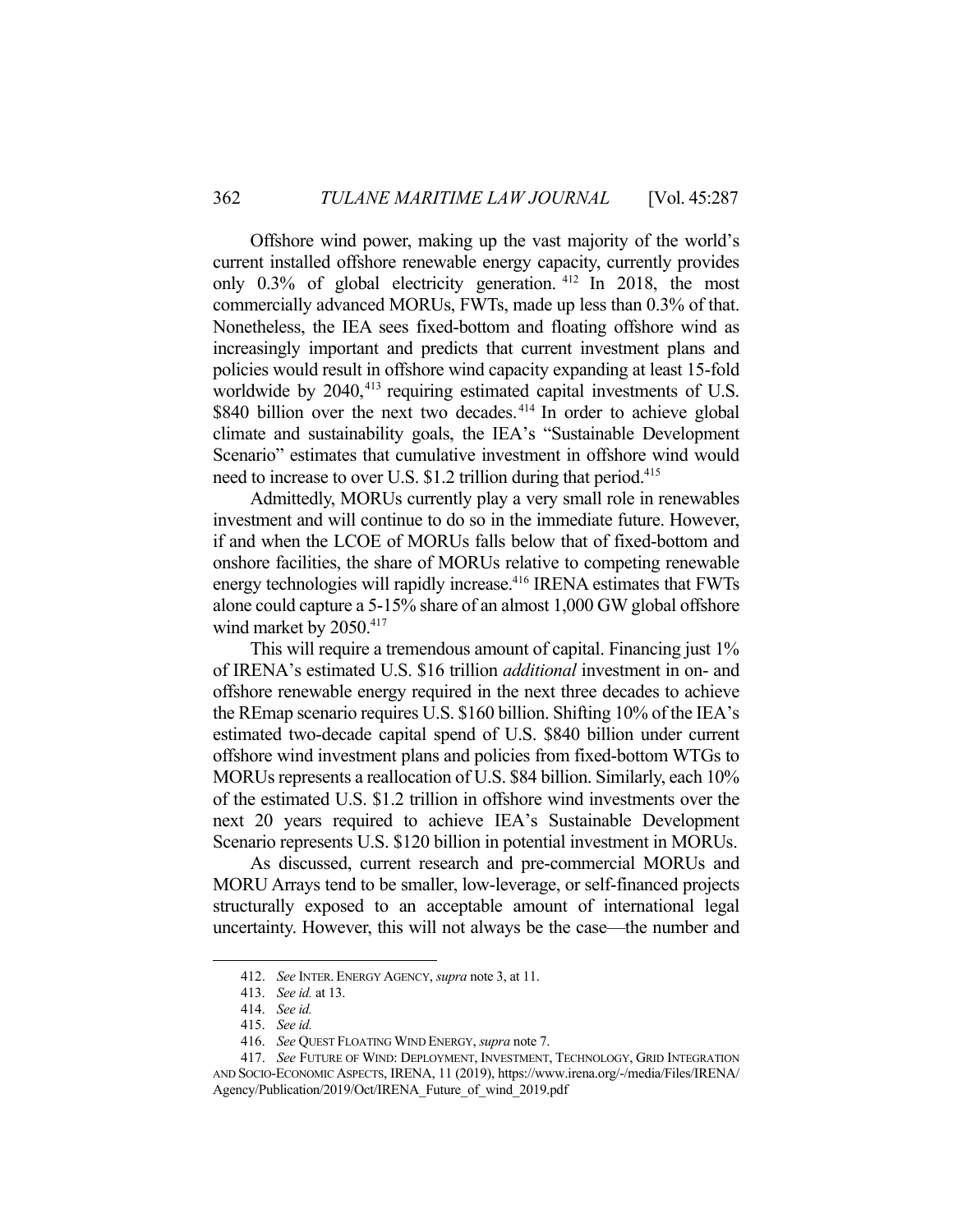Offshore wind power, making up the vast majority of the world's current installed offshore renewable energy capacity, currently provides only 0.3% of global electricity generation.[412] In 2018, the most commercially advanced MORUs, FWTs, made up less than 0.3% of that. Nonetheless, the IEA sees fixed-bottom and floating offshore wind as increasingly important and predicts that current investment plans and policies would result in offshore wind capacity expanding at least 15-fold worldwide by 2040,[413] requiring estimated capital investments of U.S. $840 billion over the next two decades.[414] In order to achieve global climate and sustainability goals, the IEA's "Sustainable Development Scenario" estimates that cumulative investment in offshore wind would need to increase to over U.S. $1.2 trillion during that period.[415]

Admittedly, MORUs currently play a very small role in renewables investment and will continue to do so in the immediate future. However, if and when the LCOE of MORUs falls below that of fixed-bottom and onshore facilities, the share of MORUs relative to competing renewable energy technologies will rapidly increase.[416] IRENA estimates that FWTs alone could capture a 5-15% share of an almost 1,000 GW global offshore wind market by 2050.[417]

This will require a tremendous amount of capital. Financing just 1% of IRENA's estimated U.S. $16 trillion *additional* investment in on- and offshore renewable energy required in the next three decades to achieve the REmap scenario requires U.S. $160 billion. Shifting 10% of the IEA's estimated two-decade capital spend of U.S. $840 billion under current offshore wind investment plans and policies from fixed-bottom WTGs to MORUs represents a reallocation of U.S. $84 billion. Similarly, each 10% of the estimated U.S. $1.2 trillion in offshore wind investments over the next 20 years required to achieve IEA's Sustainable Development Scenario represents U.S. $120 billion in potential investment in MORUs.

As discussed, current research and pre-commercial MORUs and MORU Arrays tend to be smaller, low-leverage, or self-financed projects structurally exposed to an acceptable amount of international legal uncertainty. However, this will not always be the case—the number and

---

412. *See* INTER. ENERGY AGENCY, *supra* note 3, at 11.

413. *See id.* at 13.

414. *See id.*

415. *See id.*

416. *See* QUEST FLOATING WIND ENERGY, *supra* note 7.

417. *See* FUTURE OF WIND: DEPLOYMENT, INVESTMENT, TECHNOLOGY, GRID INTEGRATION AND SOCIO-ECONOMIC ASPECTS, IRENA, 11 (2019), https://www.irena.org/-/media/Files/IRENA/Agency/Publication/2019/Oct/IRENA_Future_of_wind_2019.pdf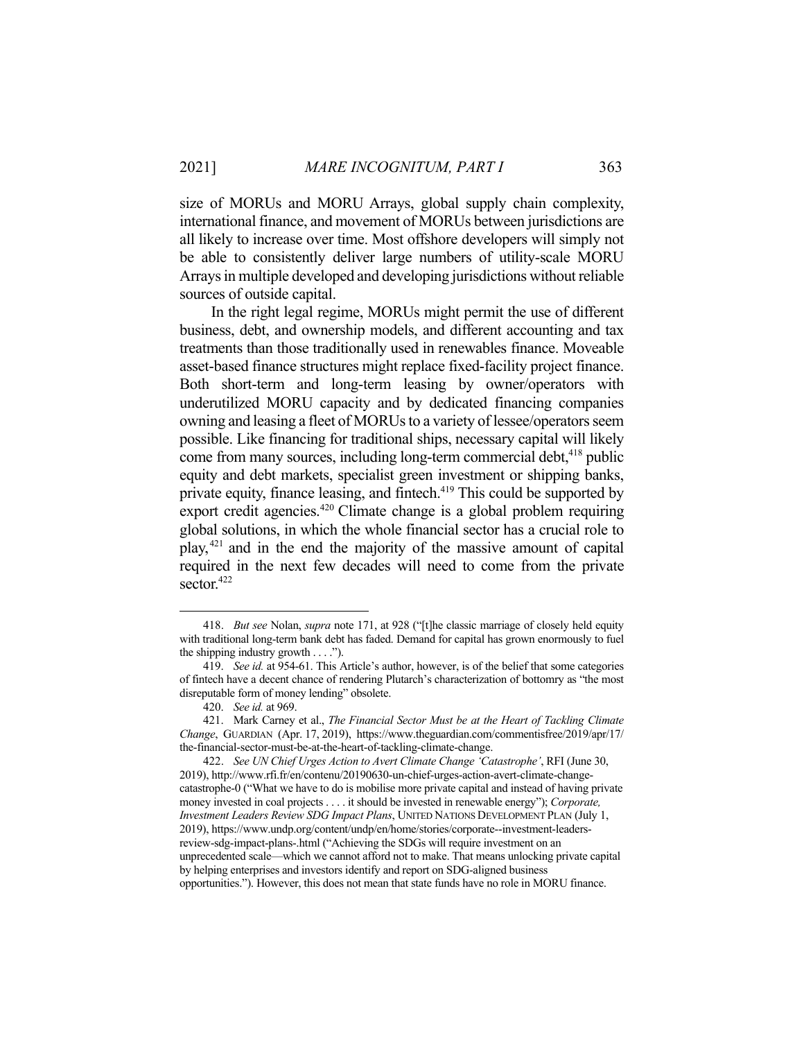size of MORUs and MORU Arrays, global supply chain complexity, international finance, and movement of MORUs between jurisdictions are all likely to increase over time. Most offshore developers will simply not be able to consistently deliver large numbers of utility-scale MORU Arrays in multiple developed and developing jurisdictions without reliable sources of outside capital.

In the right legal regime, MORUs might permit the use of different business, debt, and ownership models, and different accounting and tax treatments than those traditionally used in renewables finance. Moveable asset-based finance structures might replace fixed-facility project finance. Both short-term and long-term leasing by owner/operators with underutilized MORU capacity and by dedicated financing companies owning and leasing a fleet of MORUs to a variety of lessee/operators seem possible. Like financing for traditional ships, necessary capital will likely come from many sources, including long-term commercial debt,[418] public equity and debt markets, specialist green investment or shipping banks, private equity, finance leasing, and fintech.[419] This could be supported by export credit agencies.[420] Climate change is a global problem requiring global solutions, in which the whole financial sector has a crucial role to play,[421] and in the end the majority of the massive amount of capital required in the next few decades will need to come from the private sector.[422]

---

418. *But see* Nolan, *supra* note 171, at 928 ("[t]he classic marriage of closely held equity with traditional long-term bank debt has faded. Demand for capital has grown enormously to fuel the shipping industry growth . . . .").

419. *See id.* at 954-61. This Article's author, however, is of the belief that some categories of fintech have a decent chance of rendering Plutarch's characterization of bottomry as "the most disreputable form of money lending" obsolete.

420. *See id.* at 969.

421. Mark Carney et al., *The Financial Sector Must be at the Heart of Tackling Climate Change*, GUARDIAN (Apr. 17, 2019), https://www.theguardian.com/commentisfree/2019/apr/17/the-financial-sector-must-be-at-the-heart-of-tackling-climate-change.

422. *See UN Chief Urges Action to Avert Climate Change 'Catastrophe'*, RFI (June 30, 2019), http://www.rfi.fr/en/contenu/20190630-un-chief-urges-action-avert-climate-change-catastrophe-0 ("What we have to do is mobilise more private capital and instead of having private money invested in coal projects . . . . it should be invested in renewable energy"); *Corporate, Investment Leaders Review SDG Impact Plans*, UNITED NATIONS DEVELOPMENT PLAN (July 1, 2019), https://www.undp.org/content/undp/en/home/stories/corporate--investment-leaders-review-sdg-impact-plans-.html ("Achieving the SDGs will require investment on an unprecedented scale—which we cannot afford not to make. That means unlocking private capital by helping enterprises and investors identify and report on SDG-aligned business opportunities."). However, this does not mean that state funds have no role in MORU finance.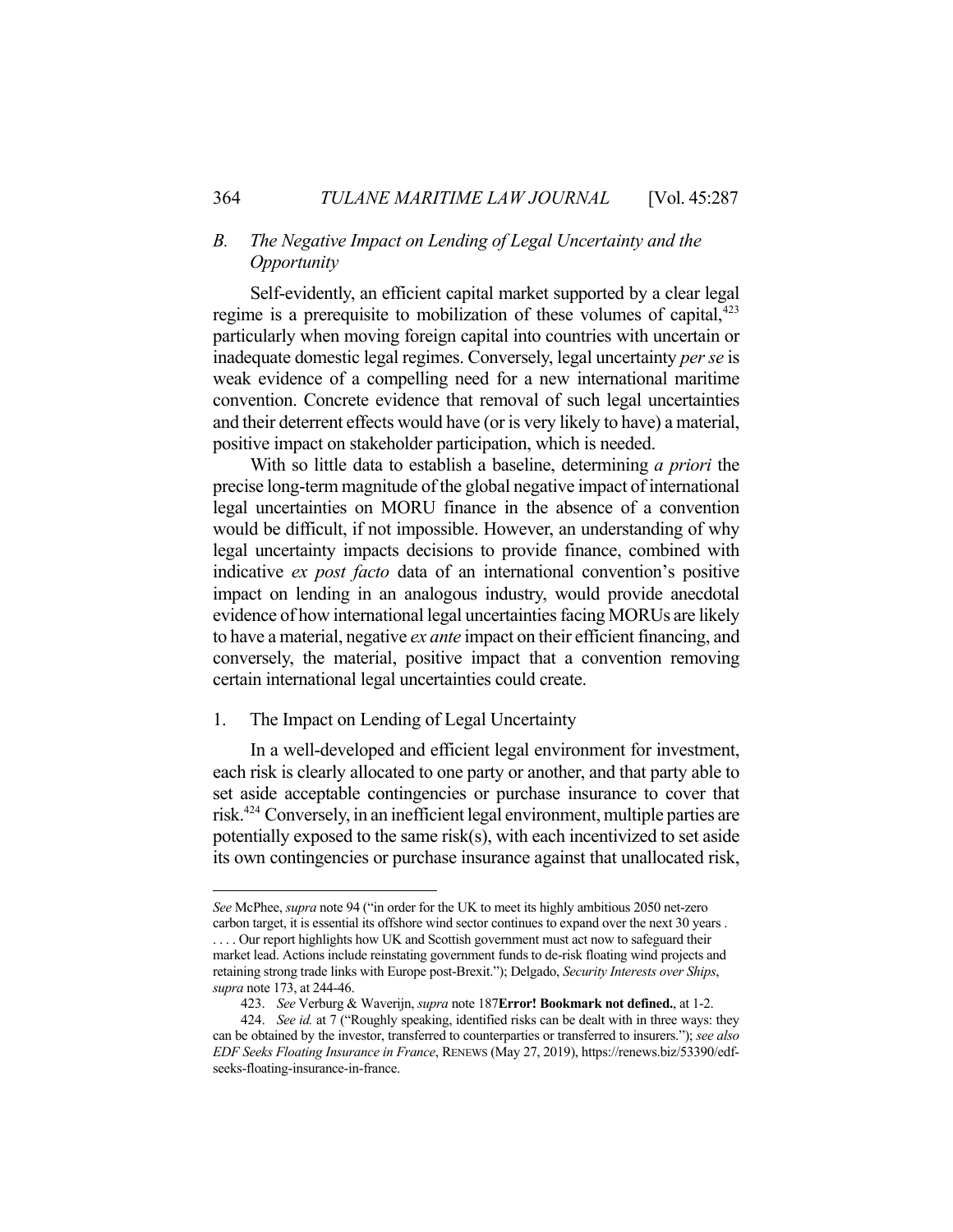### *B. The Negative Impact on Lending of Legal Uncertainty and the Opportunity*

Self-evidently, an efficient capital market supported by a clear legal regime is a prerequisite to mobilization of these volumes of capital,[423] particularly when moving foreign capital into countries with uncertain or inadequate domestic legal regimes. Conversely, legal uncertainty *per se* is weak evidence of a compelling need for a new international maritime convention. Concrete evidence that removal of such legal uncertainties and their deterrent effects would have (or is very likely to have) a material, positive impact on stakeholder participation, which is needed.

With so little data to establish a baseline, determining *a priori* the precise long-term magnitude of the global negative impact of international legal uncertainties on MORU finance in the absence of a convention would be difficult, if not impossible. However, an understanding of why legal uncertainty impacts decisions to provide finance, combined with indicative *ex post facto* data of an international convention's positive impact on lending in an analogous industry, would provide anecdotal evidence of how international legal uncertainties facing MORUs are likely to have a material, negative *ex ante* impact on their efficient financing, and conversely, the material, positive impact that a convention removing certain international legal uncertainties could create.

#### 1. The Impact on Lending of Legal Uncertainty

In a well-developed and efficient legal environment for investment, each risk is clearly allocated to one party or another, and that party able to set aside acceptable contingencies or purchase insurance to cover that risk.[424] Conversely, in an inefficient legal environment, multiple parties are potentially exposed to the same risk(s), with each incentivized to set aside its own contingencies or purchase insurance against that unallocated risk,

---

*See* McPhee, *supra* note 94 ("in order for the UK to meet its highly ambitious 2050 net-zero carbon target, it is essential its offshore wind sector continues to expand over the next 30 years . . . . Our report highlights how UK and Scottish government must act now to safeguard their market lead. Actions include reinstating government funds to de-risk floating wind projects and retaining strong trade links with Europe post-Brexit."); Delgado, *Security Interests over Ships*, *supra* note 173, at 244-46.

423. *See* Verburg & Waverijn, *supra* note 187**Error! Bookmark not defined.**, at 1-2.

424. *See id.* at 7 ("Roughly speaking, identified risks can be dealt with in three ways: they can be obtained by the investor, transferred to counterparties or transferred to insurers."); *see also* *EDF Seeks Floating Insurance in France*, RENEWS (May 27, 2019), https://renews.biz/53390/edf-seeks-floating-insurance-in-france.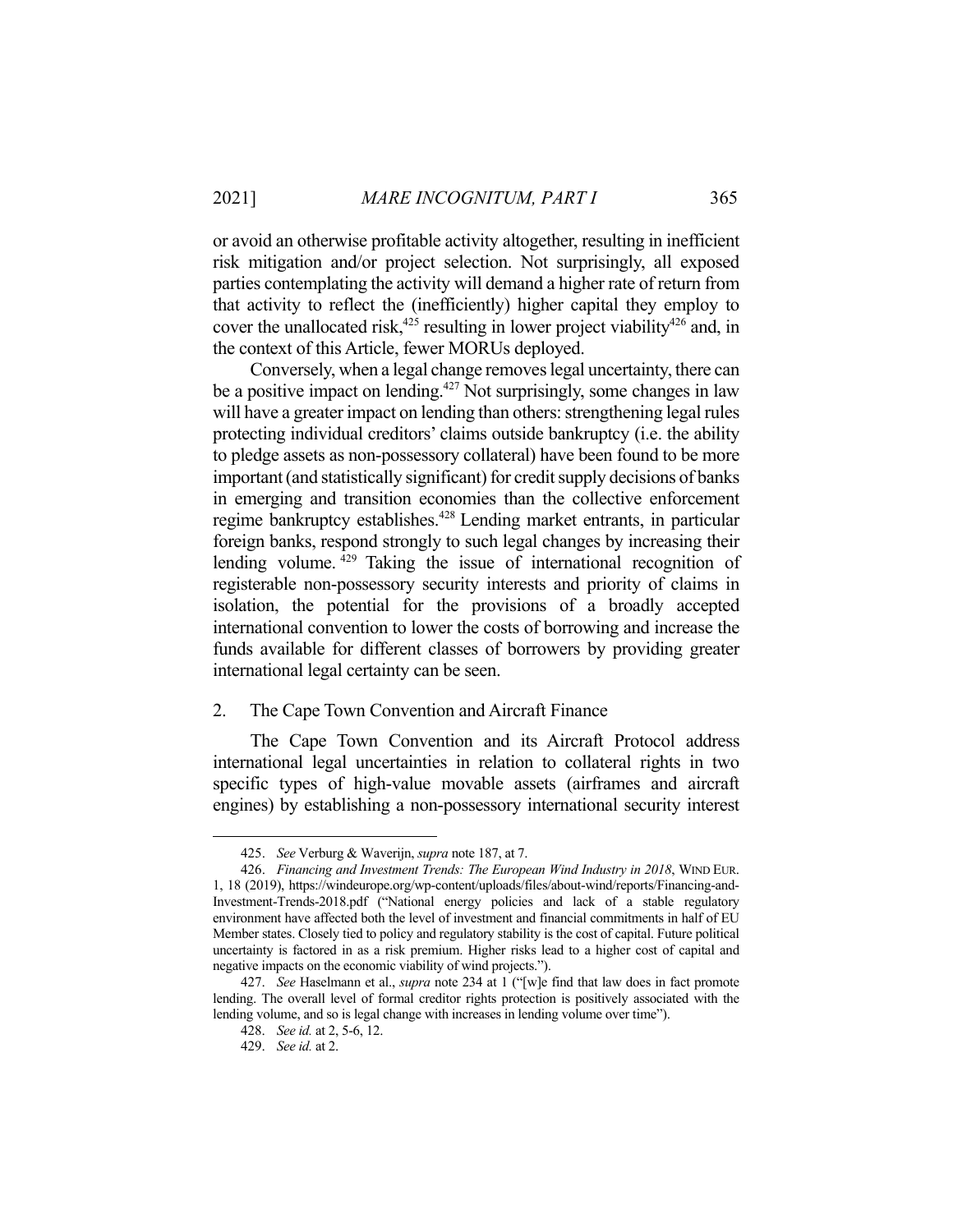or avoid an otherwise profitable activity altogether, resulting in inefficient risk mitigation and/or project selection. Not surprisingly, all exposed parties contemplating the activity will demand a higher rate of return from that activity to reflect the (inefficiently) higher capital they employ to cover the unallocated risk,[425] resulting in lower project viability[426] and, in the context of this Article, fewer MORUs deployed.

Conversely, when a legal change removes legal uncertainty, there can be a positive impact on lending.[427] Not surprisingly, some changes in law will have a greater impact on lending than others: strengthening legal rules protecting individual creditors' claims outside bankruptcy (i.e. the ability to pledge assets as non-possessory collateral) have been found to be more important (and statistically significant) for credit supply decisions of banks in emerging and transition economies than the collective enforcement regime bankruptcy establishes.[428] Lending market entrants, in particular foreign banks, respond strongly to such legal changes by increasing their lending volume.[429] Taking the issue of international recognition of registerable non-possessory security interests and priority of claims in isolation, the potential for the provisions of a broadly accepted international convention to lower the costs of borrowing and increase the funds available for different classes of borrowers by providing greater international legal certainty can be seen.

## 2. The Cape Town Convention and Aircraft Finance

The Cape Town Convention and its Aircraft Protocol address international legal uncertainties in relation to collateral rights in two specific types of high-value movable assets (airframes and aircraft engines) by establishing a non-possessory international security interest

---

425. *See* Verburg & Waverijn, *supra* note 187, at 7.

426. *Financing and Investment Trends: The European Wind Industry in 2018*, WIND EUR. 1, 18 (2019), https://windeurope.org/wp-content/uploads/files/about-wind/reports/Financing-and-Investment-Trends-2018.pdf ("National energy policies and lack of a stable regulatory environment have affected both the level of investment and financial commitments in half of EU Member states. Closely tied to policy and regulatory stability is the cost of capital. Future political uncertainty is factored in as a risk premium. Higher risks lead to a higher cost of capital and negative impacts on the economic viability of wind projects.").

427. *See* Haselmann et al., *supra* note 234 at 1 ("[w]e find that law does in fact promote lending. The overall level of formal creditor rights protection is positively associated with the lending volume, and so is legal change with increases in lending volume over time").

428. *See id.* at 2, 5-6, 12.

429. *See id.* at 2.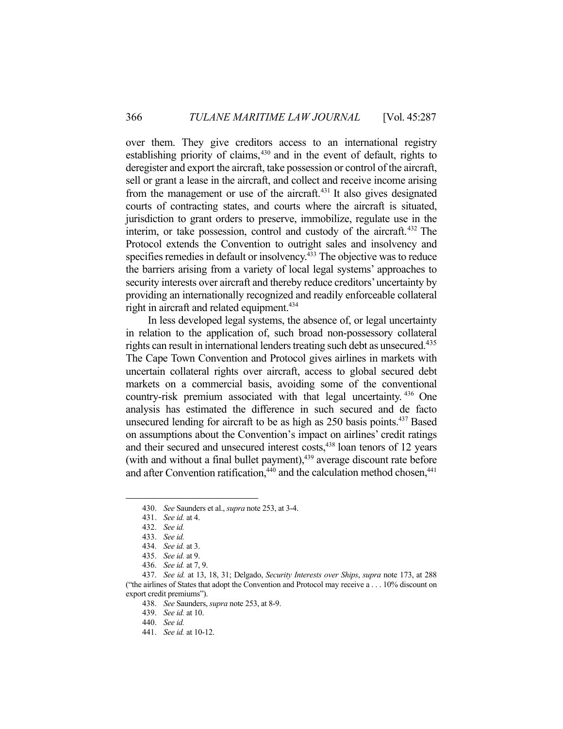over them. They give creditors access to an international registry establishing priority of claims,[430] and in the event of default, rights to deregister and export the aircraft, take possession or control of the aircraft, sell or grant a lease in the aircraft, and collect and receive income arising from the management or use of the aircraft.[431] It also gives designated courts of contracting states, and courts where the aircraft is situated, jurisdiction to grant orders to preserve, immobilize, regulate use in the interim, or take possession, control and custody of the aircraft.[432] The Protocol extends the Convention to outright sales and insolvency and specifies remedies in default or insolvency.[433] The objective was to reduce the barriers arising from a variety of local legal systems' approaches to security interests over aircraft and thereby reduce creditors' uncertainty by providing an internationally recognized and readily enforceable collateral right in aircraft and related equipment.[434]

In less developed legal systems, the absence of, or legal uncertainty in relation to the application of, such broad non-possessory collateral rights can result in international lenders treating such debt as unsecured.[435] The Cape Town Convention and Protocol gives airlines in markets with uncertain collateral rights over aircraft, access to global secured debt markets on a commercial basis, avoiding some of the conventional country-risk premium associated with that legal uncertainty.[436] One analysis has estimated the difference in such secured and de facto unsecured lending for aircraft to be as high as 250 basis points.[437] Based on assumptions about the Convention's impact on airlines' credit ratings and their secured and unsecured interest costs,[438] loan tenors of 12 years (with and without a final bullet payment),[439] average discount rate before and after Convention ratification,[440] and the calculation method chosen,[441]

---

430. *See* Saunders et al., *supra* note 253, at 3-4.

431. *See id.* at 4.

432. *See id.*

433. *See id.*

434. *See id.* at 3.

435. *See id.* at 9.

436. *See id.* at 7, 9.

437. *See id.* at 13, 18, 31; Delgado, *Security Interests over Ships*, *supra* note 173, at 288 ("the airlines of States that adopt the Convention and Protocol may receive a . . . 10% discount on export credit premiums").

438. *See* Saunders, *supra* note 253, at 8-9.

439. *See id.* at 10.

440. *See id.*

441. *See id.* at 10-12.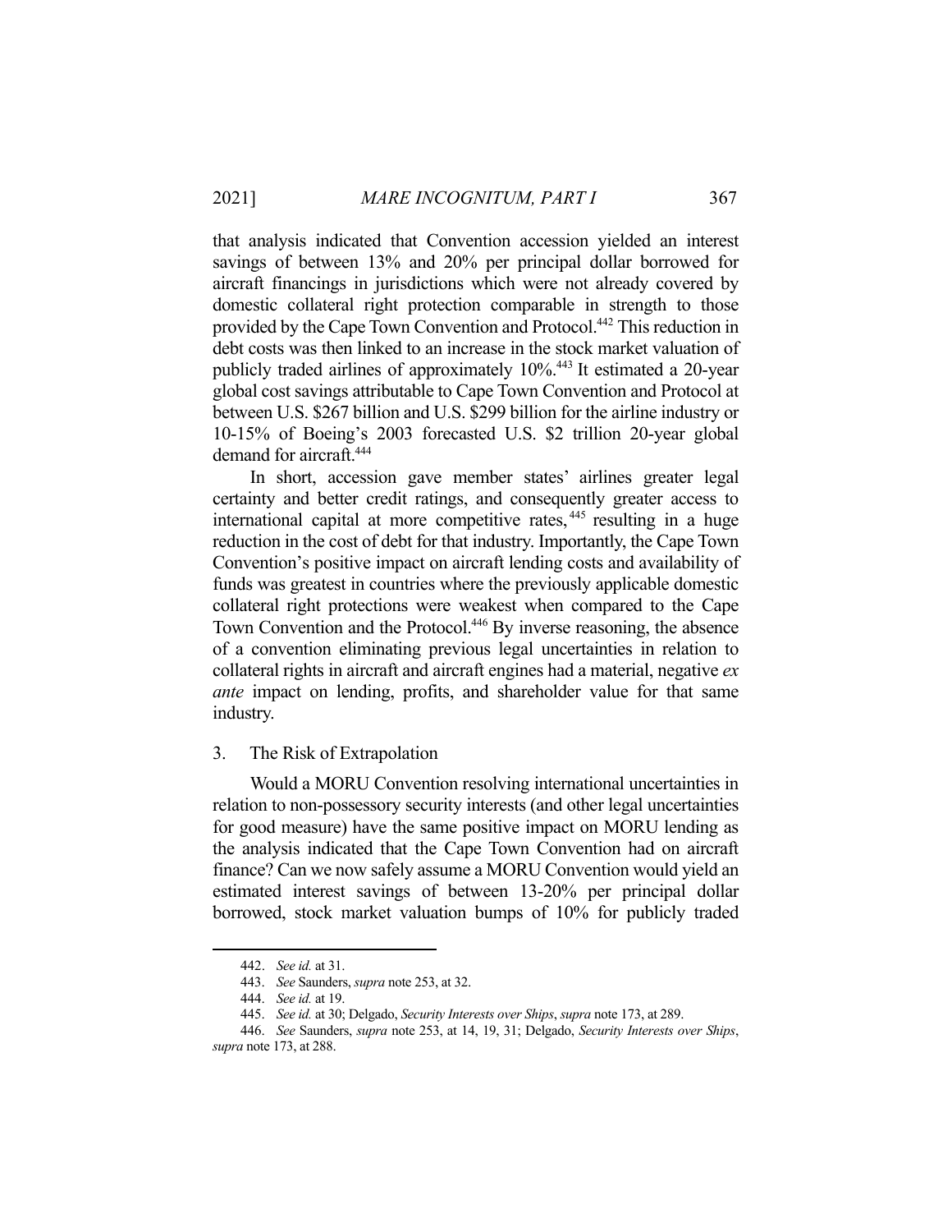that analysis indicated that Convention accession yielded an interest savings of between 13% and 20% per principal dollar borrowed for aircraft financings in jurisdictions which were not already covered by domestic collateral right protection comparable in strength to those provided by the Cape Town Convention and Protocol.[442] This reduction in debt costs was then linked to an increase in the stock market valuation of publicly traded airlines of approximately 10%.[443] It estimated a 20-year global cost savings attributable to Cape Town Convention and Protocol at between U.S. $267 billion and U.S. $299 billion for the airline industry or 10-15% of Boeing's 2003 forecasted U.S. $2 trillion 20-year global demand for aircraft.[444]

In short, accession gave member states' airlines greater legal certainty and better credit ratings, and consequently greater access to international capital at more competitive rates,[445] resulting in a huge reduction in the cost of debt for that industry. Importantly, the Cape Town Convention's positive impact on aircraft lending costs and availability of funds was greatest in countries where the previously applicable domestic collateral right protections were weakest when compared to the Cape Town Convention and the Protocol.[446] By inverse reasoning, the absence of a convention eliminating previous legal uncertainties in relation to collateral rights in aircraft and aircraft engines had a material, negative *ex ante* impact on lending, profits, and shareholder value for that same industry.

### 3. The Risk of Extrapolation

Would a MORU Convention resolving international uncertainties in relation to non-possessory security interests (and other legal uncertainties for good measure) have the same positive impact on MORU lending as the analysis indicated that the Cape Town Convention had on aircraft finance? Can we now safely assume a MORU Convention would yield an estimated interest savings of between 13-20% per principal dollar borrowed, stock market valuation bumps of 10% for publicly traded

---

442. *See id.* at 31.

443. *See* Saunders, *supra* note 253, at 32.

444. *See id.* at 19.

445. *See id.* at 30; Delgado, *Security Interests over Ships*, *supra* note 173, at 289.

446. *See* Saunders, *supra* note 253, at 14, 19, 31; Delgado, *Security Interests over Ships*, *supra* note 173, at 288.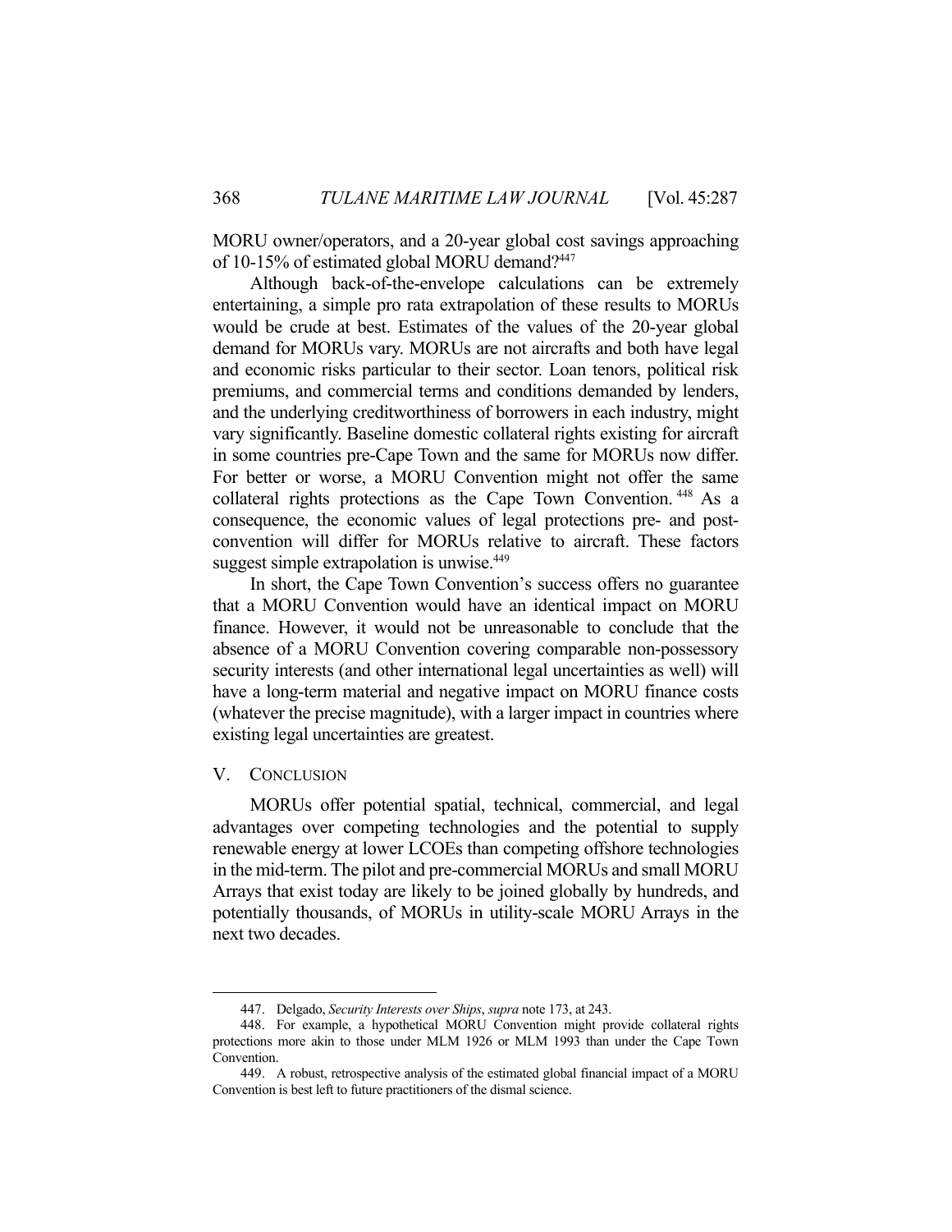MORU owner/operators, and a 20-year global cost savings approaching of 10-15% of estimated global MORU demand?[447]

Although back-of-the-envelope calculations can be extremely entertaining, a simple pro rata extrapolation of these results to MORUs would be crude at best. Estimates of the values of the 20-year global demand for MORUs vary. MORUs are not aircrafts and both have legal and economic risks particular to their sector. Loan tenors, political risk premiums, and commercial terms and conditions demanded by lenders, and the underlying creditworthiness of borrowers in each industry, might vary significantly. Baseline domestic collateral rights existing for aircraft in some countries pre-Cape Town and the same for MORUs now differ. For better or worse, a MORU Convention might not offer the same collateral rights protections as the Cape Town Convention.[448] As a consequence, the economic values of legal protections pre- and post-convention will differ for MORUs relative to aircraft. These factors suggest simple extrapolation is unwise.[449]

In short, the Cape Town Convention's success offers no guarantee that a MORU Convention would have an identical impact on MORU finance. However, it would not be unreasonable to conclude that the absence of a MORU Convention covering comparable non-possessory security interests (and other international legal uncertainties as well) will have a long-term material and negative impact on MORU finance costs (whatever the precise magnitude), with a larger impact in countries where existing legal uncertainties are greatest.

## V. Conclusion

MORUs offer potential spatial, technical, commercial, and legal advantages over competing technologies and the potential to supply renewable energy at lower LCOEs than competing offshore technologies in the mid-term. The pilot and pre-commercial MORUs and small MORU Arrays that exist today are likely to be joined globally by hundreds, and potentially thousands, of MORUs in utility-scale MORU Arrays in the next two decades.

---

447. Delgado, *Security Interests over Ships*, *supra* note 173, at 243.

448. For example, a hypothetical MORU Convention might provide collateral rights protections more akin to those under MLM 1926 or MLM 1993 than under the Cape Town Convention.

449. A robust, retrospective analysis of the estimated global financial impact of a MORU Convention is best left to future practitioners of the dismal science.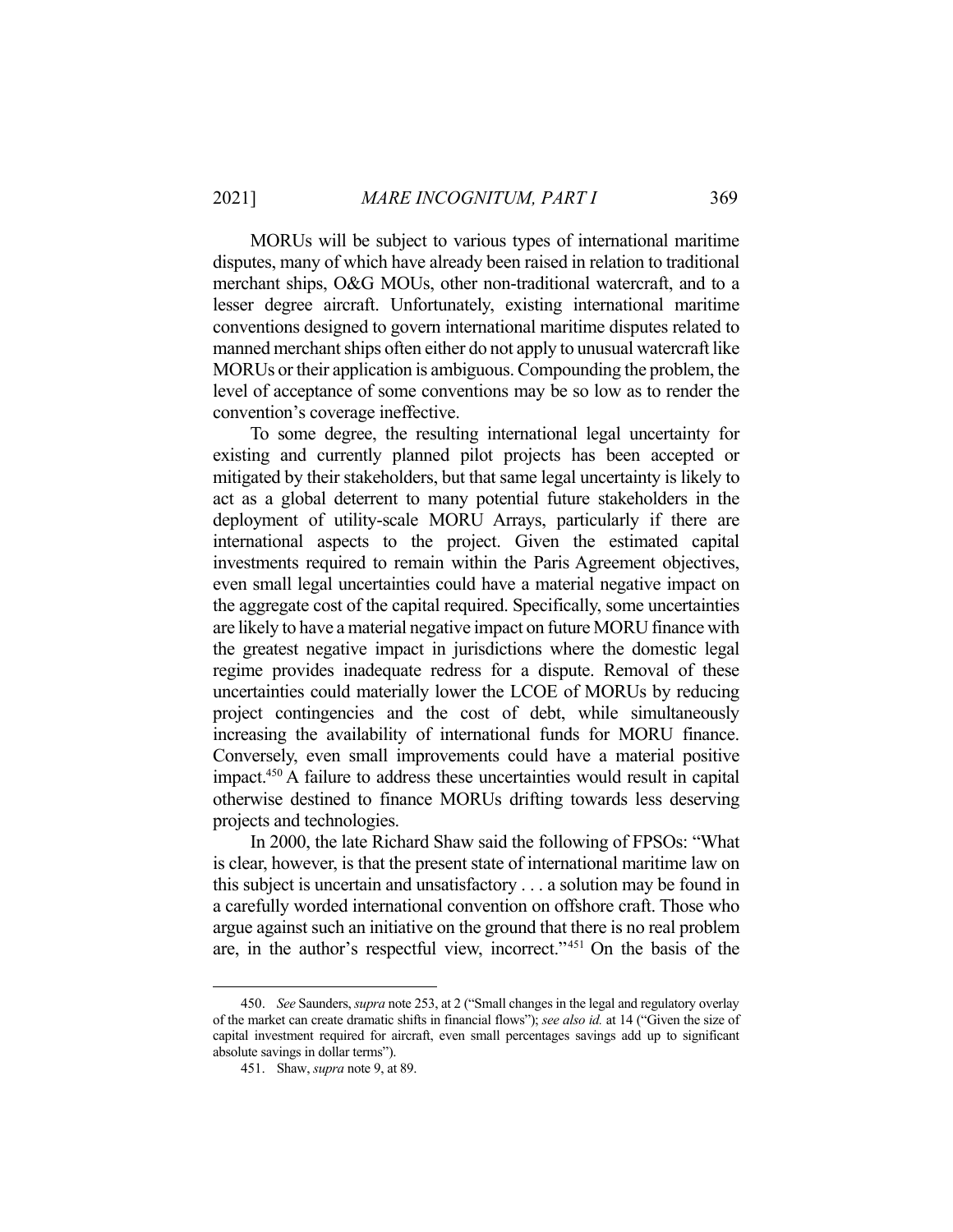MORUs will be subject to various types of international maritime disputes, many of which have already been raised in relation to traditional merchant ships, O&G MOUs, other non-traditional watercraft, and to a lesser degree aircraft. Unfortunately, existing international maritime conventions designed to govern international maritime disputes related to manned merchant ships often either do not apply to unusual watercraft like MORUs or their application is ambiguous. Compounding the problem, the level of acceptance of some conventions may be so low as to render the convention's coverage ineffective.

To some degree, the resulting international legal uncertainty for existing and currently planned pilot projects has been accepted or mitigated by their stakeholders, but that same legal uncertainty is likely to act as a global deterrent to many potential future stakeholders in the deployment of utility-scale MORU Arrays, particularly if there are international aspects to the project. Given the estimated capital investments required to remain within the Paris Agreement objectives, even small legal uncertainties could have a material negative impact on the aggregate cost of the capital required. Specifically, some uncertainties are likely to have a material negative impact on future MORU finance with the greatest negative impact in jurisdictions where the domestic legal regime provides inadequate redress for a dispute. Removal of these uncertainties could materially lower the LCOE of MORUs by reducing project contingencies and the cost of debt, while simultaneously increasing the availability of international funds for MORU finance. Conversely, even small improvements could have a material positive impact.[450] A failure to address these uncertainties would result in capital otherwise destined to finance MORUs drifting towards less deserving projects and technologies.

In 2000, the late Richard Shaw said the following of FPSOs: "What is clear, however, is that the present state of international maritime law on this subject is uncertain and unsatisfactory . . . a solution may be found in a carefully worded international convention on offshore craft. Those who argue against such an initiative on the ground that there is no real problem are, in the author's respectful view, incorrect."[451] On the basis of the

---

450. *See* Saunders, *supra* note 253, at 2 ("Small changes in the legal and regulatory overlay of the market can create dramatic shifts in financial flows"); *see also id.* at 14 ("Given the size of capital investment required for aircraft, even small percentages savings add up to significant absolute savings in dollar terms").

451. Shaw, *supra* note 9, at 89.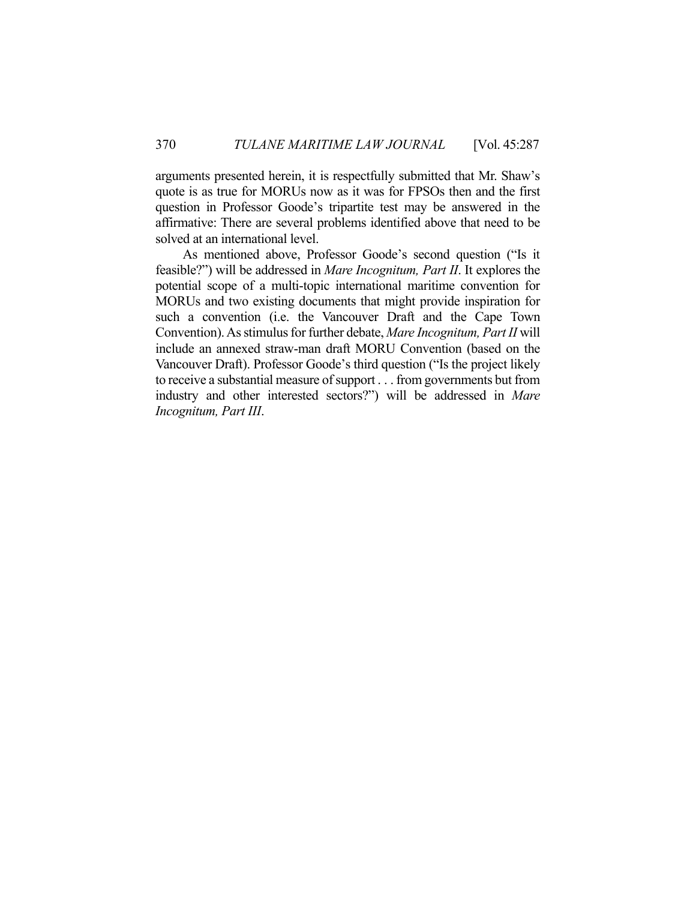arguments presented herein, it is respectfully submitted that Mr. Shaw's quote is as true for MORUs now as it was for FPSOs then and the first question in Professor Goode's tripartite test may be answered in the affirmative: There are several problems identified above that need to be solved at an international level.

As mentioned above, Professor Goode's second question ("Is it feasible?") will be addressed in *Mare Incognitum, Part II*. It explores the potential scope of a multi-topic international maritime convention for MORUs and two existing documents that might provide inspiration for such a convention (i.e. the Vancouver Draft and the Cape Town Convention). As stimulus for further debate, *Mare Incognitum, Part II* will include an annexed straw-man draft MORU Convention (based on the Vancouver Draft). Professor Goode's third question ("Is the project likely to receive a substantial measure of support . . . from governments but from industry and other interested sectors?") will be addressed in *Mare Incognitum, Part III*.